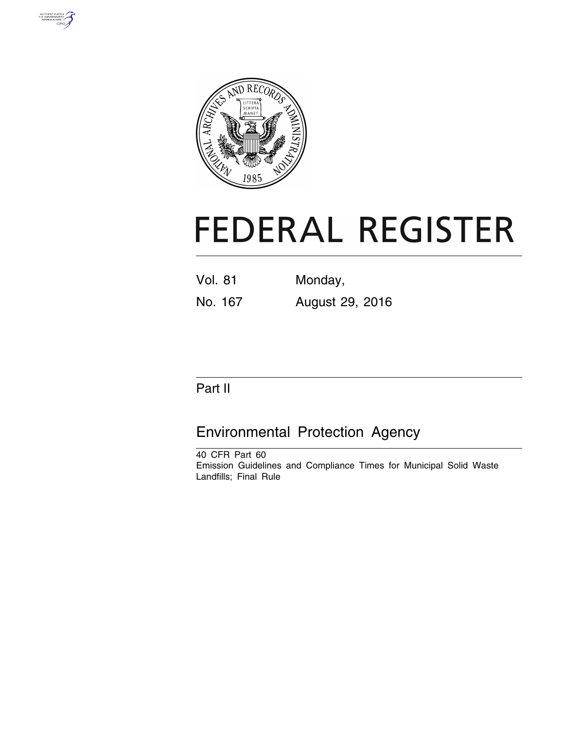# FEDERAL REGISTER

Vol. 81 Monday,

No. 167 August 29, 2016

## Part II

## Environmental Protection Agency

40 CFR Part 60

Emission Guidelines and Compliance Times for Municipal Solid Waste Landfills; Final Rule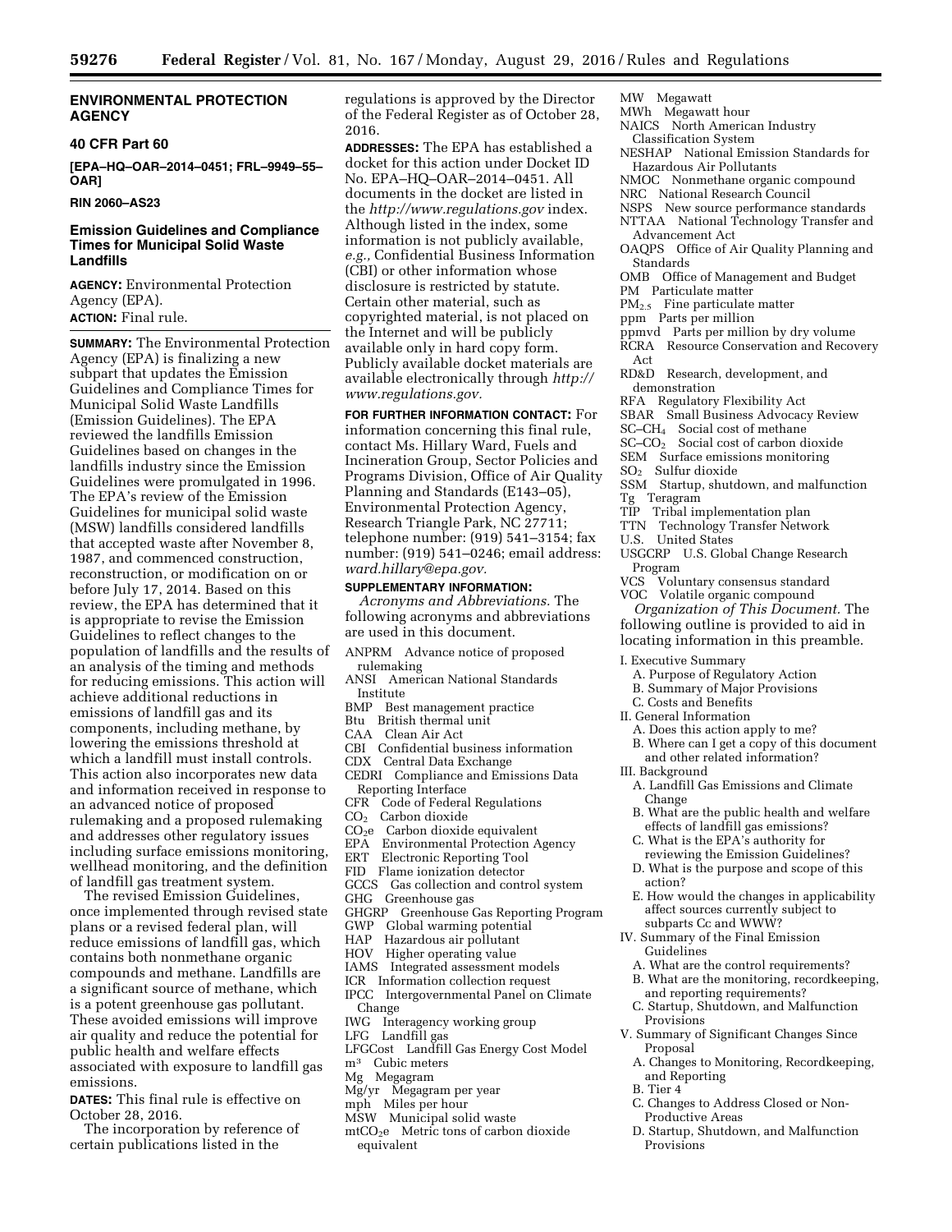## ENVIRONMENTAL PROTECTION AGENCY

### 40 CFR Part 60

**[EPA–HQ–OAR–2014–0451; FRL–9949–55–OAR]**

**RIN 2060–AS23**

### Emission Guidelines and Compliance Times for Municipal Solid Waste Landfills

**AGENCY:** Environmental Protection Agency (EPA).

**ACTION:** Final rule.

**SUMMARY:** The Environmental Protection Agency (EPA) is finalizing a new subpart that updates the Emission Guidelines and Compliance Times for Municipal Solid Waste Landfills (Emission Guidelines). The EPA reviewed the landfills Emission Guidelines based on changes in the landfills industry since the Emission Guidelines were promulgated in 1996. The EPA's review of the Emission Guidelines for municipal solid waste (MSW) landfills considered landfills that accepted waste after November 8, 1987, and commenced construction, reconstruction, or modification on or before July 17, 2014. Based on this review, the EPA has determined that it is appropriate to revise the Emission Guidelines to reflect changes to the population of landfills and the results of an analysis of the timing and methods for reducing emissions. This action will achieve additional reductions in emissions of landfill gas and its components, including methane, by lowering the emissions threshold at which a landfill must install controls. This action also incorporates new data and information received in response to an advanced notice of proposed rulemaking and a proposed rulemaking and addresses other regulatory issues including surface emissions monitoring, wellhead monitoring, and the definition of landfill gas treatment system.

The revised Emission Guidelines, once implemented through revised state plans or a revised federal plan, will reduce emissions of landfill gas, which contains both nonmethane organic compounds and methane. Landfills are a significant source of methane, which is a potent greenhouse gas pollutant. These avoided emissions will improve air quality and reduce the potential for public health and welfare effects associated with exposure to landfill gas emissions.

**DATES:** This final rule is effective on October 28, 2016.

The incorporation by reference of certain publications listed in the regulations is approved by the Director of the Federal Register as of October 28, 2016.

**ADDRESSES:** The EPA has established a docket for this action under Docket ID No. EPA–HQ–OAR–2014–0451. All documents in the docket are listed in the *http://www.regulations.gov* index. Although listed in the index, some information is not publicly available, *e.g.,* Confidential Business Information (CBI) or other information whose disclosure is restricted by statute. Certain other material, such as copyrighted material, is not placed on the Internet and will be publicly available only in hard copy form. Publicly available docket materials are available electronically through *http://www.regulations.gov.*

**FOR FURTHER INFORMATION CONTACT:** For information concerning this final rule, contact Ms. Hillary Ward, Fuels and Incineration Group, Sector Policies and Programs Division, Office of Air Quality Planning and Standards (E143–05), Environmental Protection Agency, Research Triangle Park, NC 27711; telephone number: (919) 541–3154; fax number: (919) 541–0246; email address: *ward.hillary@epa.gov.*

**SUPPLEMENTARY INFORMATION:**

*Acronyms and Abbreviations.* The following acronyms and abbreviations are used in this document.

ANPRM Advance notice of proposed rulemaking
ANSI American National Standards Institute
BMP Best management practice
Btu British thermal unit
CAA Clean Air Act
CBI Confidential business information
CDX Central Data Exchange
CEDRI Compliance and Emissions Data Reporting Interface
CFR Code of Federal Regulations
$CO_2$ Carbon dioxide
$CO_2e$ Carbon dioxide equivalent
EPA Environmental Protection Agency
ERT Electronic Reporting Tool
FID Flame ionization detector
GCCS Gas collection and control system
GHG Greenhouse gas
GHGRP Greenhouse Gas Reporting Program
GWP Global warming potential
HAP Hazardous air pollutant
HOV Higher operating value
IAMS Integrated assessment models
ICR Information collection request
IPCC Intergovernmental Panel on Climate Change
IWG Interagency working group
LFG Landfill gas
LFGCost Landfill Gas Energy Cost Model
$m^3$ Cubic meters
Mg Megagram
Mg/yr Megagram per year
mph Miles per hour
MSW Municipal solid waste
$mtCO_2e$ Metric tons of carbon dioxide equivalent
MW Megawatt
MWh Megawatt hour
NAICS North American Industry Classification System
NESHAP National Emission Standards for Hazardous Air Pollutants
NMOC Nonmethane organic compound
NRC National Research Council
NSPS New source performance standards
NTTAA National Technology Transfer and Advancement Act
OAQPS Office of Air Quality Planning and Standards
OMB Office of Management and Budget
PM Particulate matter
$PM_{2.5}$ Fine particulate matter
ppm Parts per million
ppmvd Parts per million by dry volume
RCRA Resource Conservation and Recovery Act
RD&D Research, development, and demonstration
RFA Regulatory Flexibility Act
SBAR Small Business Advocacy Review
$SC–CH_4$ Social cost of methane
$SC–CO_2$ Social cost of carbon dioxide
SEM Surface emissions monitoring
$SO_2$ Sulfur dioxide
SSM Startup, shutdown, and malfunction
Tg Teragram
TIP Tribal implementation plan
TTN Technology Transfer Network
U.S. United States
USGCRP U.S. Global Change Research Program
VCS Voluntary consensus standard
VOC Volatile organic compound

*Organization of This Document.* The following outline is provided to aid in locating information in this preamble.

I. Executive Summary
  A. Purpose of Regulatory Action
  B. Summary of Major Provisions
  C. Costs and Benefits
II. General Information
  A. Does this action apply to me?
  B. Where can I get a copy of this document and other related information?
III. Background
  A. Landfill Gas Emissions and Climate Change
  B. What are the public health and welfare effects of landfill gas emissions?
  C. What is the EPA's authority for reviewing the Emission Guidelines?
  D. What is the purpose and scope of this action?
  E. How would the changes in applicability affect sources currently subject to subparts Cc and WWW?
IV. Summary of the Final Emission Guidelines
  A. What are the control requirements?
  B. What are the monitoring, recordkeeping, and reporting requirements?
  C. Startup, Shutdown, and Malfunction Provisions
V. Summary of Significant Changes Since Proposal
  A. Changes to Monitoring, Recordkeeping, and Reporting
  B. Tier 4
  C. Changes to Address Closed or Non-Productive Areas
  D. Startup, Shutdown, and Malfunction Provisions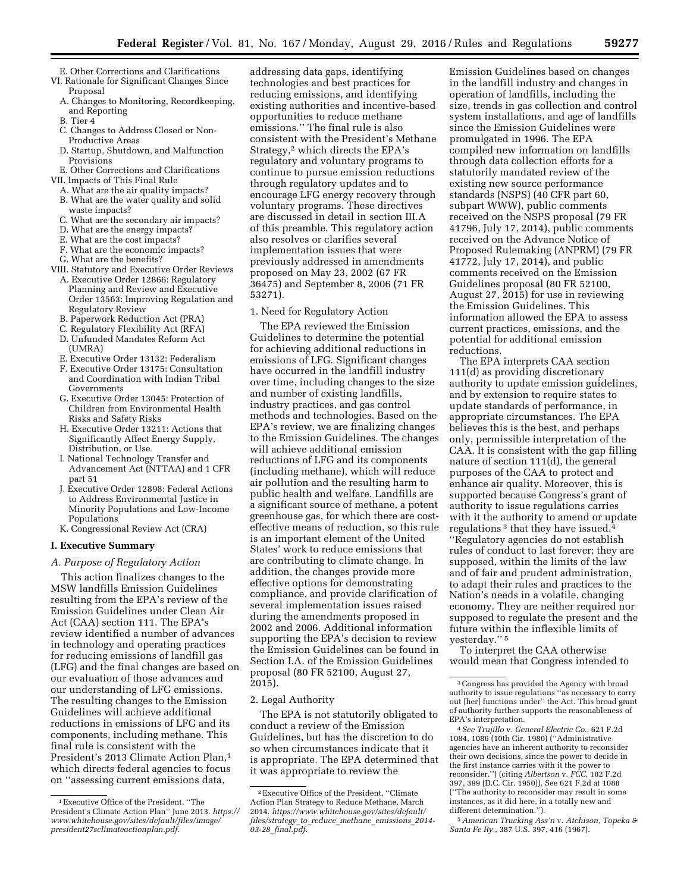E. Other Corrections and Clarifications

VI. Rationale for Significant Changes Since Proposal

A. Changes to Monitoring, Recordkeeping, and Reporting

B. Tier 4

C. Changes to Address Closed or Non-Productive Areas

D. Startup, Shutdown, and Malfunction Provisions

E. Other Corrections and Clarifications

VII. Impacts of This Final Rule

A. What are the air quality impacts?

B. What are the water quality and solid waste impacts?

C. What are the secondary air impacts?

D. What are the energy impacts?

E. What are the cost impacts?

F. What are the economic impacts?

G. What are the benefits?

VIII. Statutory and Executive Order Reviews

A. Executive Order 12866: Regulatory Planning and Review and Executive Order 13563: Improving Regulation and Regulatory Review

B. Paperwork Reduction Act (PRA)

C. Regulatory Flexibility Act (RFA)

D. Unfunded Mandates Reform Act (UMRA)

E. Executive Order 13132: Federalism

F. Executive Order 13175: Consultation and Coordination with Indian Tribal Governments

G. Executive Order 13045: Protection of Children from Environmental Health Risks and Safety Risks

H. Executive Order 13211: Actions that Significantly Affect Energy Supply, Distribution, or Use

I. National Technology Transfer and Advancement Act (NTTAA) and 1 CFR part 51

J. Executive Order 12898: Federal Actions to Address Environmental Justice in Minority Populations and Low-Income Populations

K. Congressional Review Act (CRA)

## I. Executive Summary

### A. Purpose of Regulatory Action

This action finalizes changes to the MSW landfills Emission Guidelines resulting from the EPA's review of the Emission Guidelines under Clean Air Act (CAA) section 111. The EPA's review identified a number of advances in technology and operating practices for reducing emissions of landfill gas (LFG) and the final changes are based on our evaluation of those advances and our understanding of LFG emissions. The resulting changes to the Emission Guidelines will achieve additional reductions in emissions of LFG and its components, including methane. This final rule is consistent with the President's 2013 Climate Action Plan,[1] which directs federal agencies to focus on ''assessing current emissions data, addressing data gaps, identifying technologies and best practices for reducing emissions, and identifying existing authorities and incentive-based opportunities to reduce methane emissions.'' The final rule is also consistent with the President's Methane Strategy,[2] which directs the EPA's regulatory and voluntary programs to continue to pursue emission reductions through regulatory updates and to encourage LFG energy recovery through voluntary programs. These directives are discussed in detail in section III.A of this preamble. This regulatory action also resolves or clarifies several implementation issues that were previously addressed in amendments proposed on May 23, 2002 (67 FR 36475) and September 8, 2006 (71 FR 53271).

1. Need for Regulatory Action

The EPA reviewed the Emission Guidelines to determine the potential for achieving additional reductions in emissions of LFG. Significant changes have occurred in the landfill industry over time, including changes to the size and number of existing landfills, industry practices, and gas control methods and technologies. Based on the EPA's review, we are finalizing changes to the Emission Guidelines. The changes will achieve additional emission reductions of LFG and its components (including methane), which will reduce air pollution and the resulting harm to public health and welfare. Landfills are a significant source of methane, a potent greenhouse gas, for which there are cost-effective means of reduction, so this rule is an important element of the United States' work to reduce emissions that are contributing to climate change. In addition, the changes provide more effective options for demonstrating compliance, and provide clarification of several implementation issues raised during the amendments proposed in 2002 and 2006. Additional information supporting the EPA's decision to review the Emission Guidelines can be found in Section I.A. of the Emission Guidelines proposal (80 FR 52100, August 27, 2015).

2. Legal Authority

The EPA is not statutorily obligated to conduct a review of the Emission Guidelines, but has the discretion to do so when circumstances indicate that it is appropriate. The EPA determined that it was appropriate to review the Emission Guidelines based on changes in the landfill industry and changes in operation of landfills, including the size, trends in gas collection and control system installations, and age of landfills since the Emission Guidelines were promulgated in 1996. The EPA compiled new information on landfills through data collection efforts for a statutorily mandated review of the existing new source performance standards (NSPS) (40 CFR part 60, subpart WWW), public comments received on the NSPS proposal (79 FR 41796, July 17, 2014), public comments received on the Advance Notice of Proposed Rulemaking (ANPRM) (79 FR 41772, July 17, 2014), and public comments received on the Emission Guidelines proposal (80 FR 52100, August 27, 2015) for use in reviewing the Emission Guidelines. This information allowed the EPA to assess current practices, emissions, and the potential for additional emission reductions.

The EPA interprets CAA section 111(d) as providing discretionary authority to update emission guidelines, and by extension to require states to update standards of performance, in appropriate circumstances. The EPA believes this is the best, and perhaps only, permissible interpretation of the CAA. It is consistent with the gap filling nature of section 111(d), the general purposes of the CAA to protect and enhance air quality. Moreover, this is supported because Congress's grant of authority to issue regulations carries with it the authority to amend or update regulations[3] that they have issued.[4] ''Regulatory agencies do not establish rules of conduct to last forever; they are supposed, within the limits of the law and of fair and prudent administration, to adapt their rules and practices to the Nation's needs in a volatile, changing economy. They are neither required nor supposed to regulate the present and the future within the inflexible limits of yesterday.''[5]

To interpret the CAA otherwise would mean that Congress intended to

---

[1] Executive Office of the President, ''The President's Climate Action Plan'' June 2013. *https://www.whitehouse.gov/sites/default/files/image/president27sclimateactionplan.pdf.*

[2] Executive Office of the President, ''Climate Action Plan Strategy to Reduce Methane, March 2014. *https://www.whitehouse.gov/sites/default/files/strategy_to_reduce_methane_emissions_2014-03-28_final.pdf.*

[3] Congress has provided the Agency with broad authority to issue regulations ''as necessary to carry out [her] functions under'' the Act. This broad grant of authority further supports the reasonableness of EPA's interpretation.

[4] *See Trujillo* v. *General Electric Co.,* 621 F.2d 1084, 1086 (10th Cir. 1980) (''Administrative agencies have an inherent authority to reconsider their own decisions, since the power to decide in the first instance carries with it the power to reconsider.'') (citing *Albertson* v. *FCC,* 182 F.2d 397, 399 (D.C. Cir. 1950)). See 621 F.2d at 1088 (''The authority to reconsider may result in some instances, as it did here, in a totally new and different determination.'').

[5] *American Trucking Ass'n* v. *Atchison, Topeka & Santa Fe Ry.,* 387 U.S. 397, 416 (1967).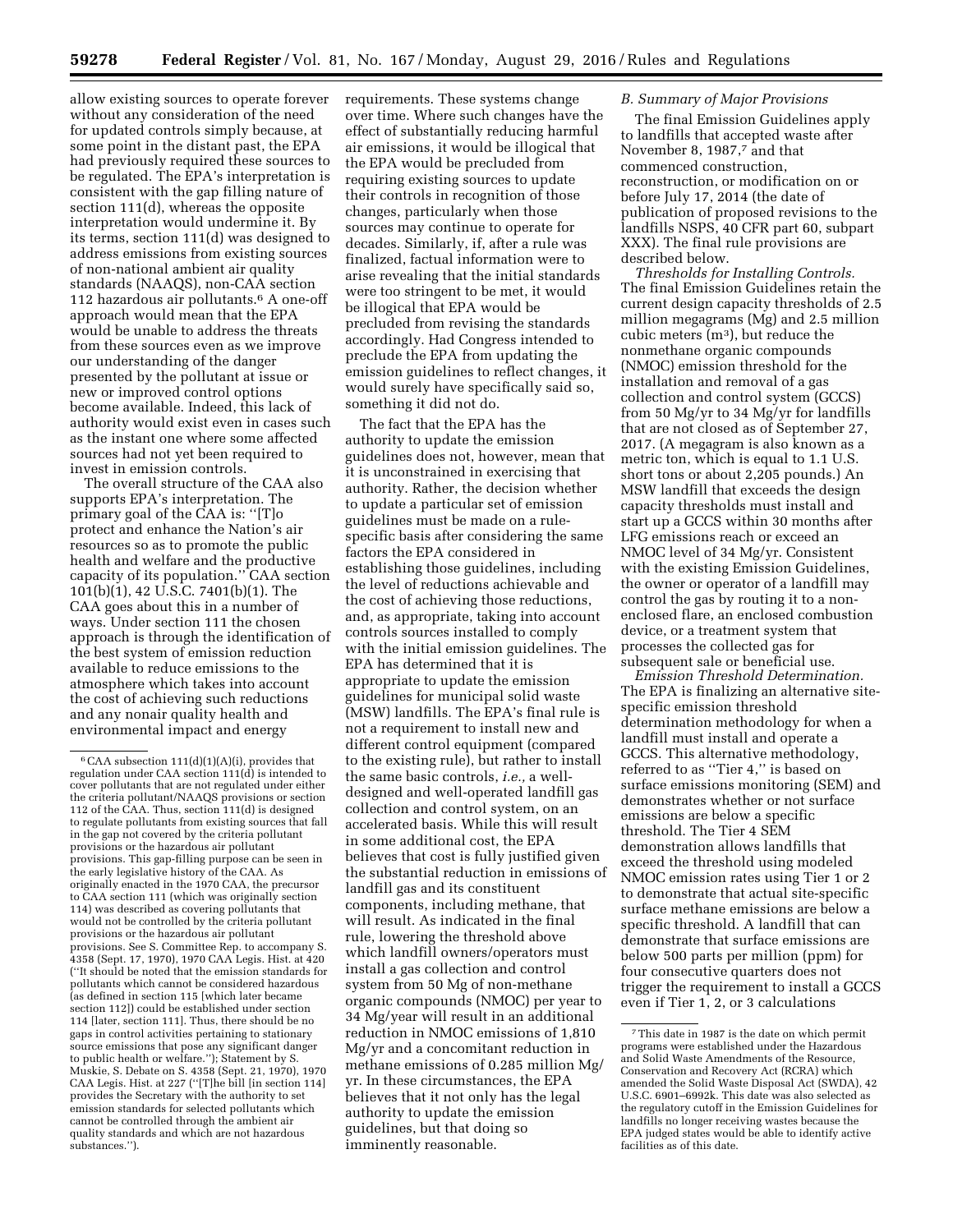allow existing sources to operate forever without any consideration of the need for updated controls simply because, at some point in the distant past, the EPA had previously required these sources to be regulated. The EPA's interpretation is consistent with the gap filling nature of section 111(d), whereas the opposite interpretation would undermine it. By its terms, section 111(d) was designed to address emissions from existing sources of non-national ambient air quality standards (NAAQS), non-CAA section 112 hazardous air pollutants.[6] A one-off approach would mean that the EPA would be unable to address the threats from these sources even as we improve our understanding of the danger presented by the pollutant at issue or new or improved control options become available. Indeed, this lack of authority would exist even in cases such as the instant one where some affected sources had not yet been required to invest in emission controls.

The overall structure of the CAA also supports EPA's interpretation. The primary goal of the CAA is: ''[T]o protect and enhance the Nation's air resources so as to promote the public health and welfare and the productive capacity of its population.'' CAA section 101(b)(1), 42 U.S.C. 7401(b)(1). The CAA goes about this in a number of ways. Under section 111 the chosen approach is through the identification of the best system of emission reduction available to reduce emissions to the atmosphere which takes into account the cost of achieving such reductions and any nonair quality health and environmental impact and energy requirements. These systems change over time. Where such changes have the effect of substantially reducing harmful air emissions, it would be illogical that the EPA would be precluded from requiring existing sources to update their controls in recognition of those changes, particularly when those sources may continue to operate for decades. Similarly, if, after a rule was finalized, factual information were to arise revealing that the initial standards were too stringent to be met, it would be illogical that EPA would be precluded from revising the standards accordingly. Had Congress intended to preclude the EPA from updating the emission guidelines to reflect changes, it would surely have specifically said so, something it did not do.

The fact that the EPA has the authority to update the emission guidelines does not, however, mean that it is unconstrained in exercising that authority. Rather, the decision whether to update a particular set of emission guidelines must be made on a rule-specific basis after considering the same factors the EPA considered in establishing those guidelines, including the level of reductions achievable and the cost of achieving those reductions, and, as appropriate, taking into account controls sources installed to comply with the initial emission guidelines. The EPA has determined that it is appropriate to update the emission guidelines for municipal solid waste (MSW) landfills. The EPA's final rule is not a requirement to install new and different control equipment (compared to the existing rule), but rather to install the same basic controls, *i.e.,* a well-designed and well-operated landfill gas collection and control system, on an accelerated basis. While this will result in some additional cost, the EPA believes that cost is fully justified given the substantial reduction in emissions of landfill gas and its constituent components, including methane, that will result. As indicated in the final rule, lowering the threshold above which landfill owners/operators must install a gas collection and control system from 50 Mg of non-methane organic compounds (NMOC) per year to 34 Mg/year will result in an additional reduction in NMOC emissions of 1,810 Mg/yr and a concomitant reduction in methane emissions of 0.285 million Mg/yr. In these circumstances, the EPA believes that it not only has the legal authority to update the emission guidelines, but that doing so imminently reasonable.

### B. Summary of Major Provisions

The final Emission Guidelines apply to landfills that accepted waste after November 8, 1987,[7] and that commenced construction, reconstruction, or modification on or before July 17, 2014 (the date of publication of proposed revisions to the landfills NSPS, 40 CFR part 60, subpart XXX). The final rule provisions are described below.

*Thresholds for Installing Controls.* The final Emission Guidelines retain the current design capacity thresholds of 2.5 million megagrams (Mg) and 2.5 million cubic meters ($m^3$), but reduce the nonmethane organic compounds (NMOC) emission threshold for the installation and removal of a gas collection and control system (GCCS) from 50 Mg/yr to 34 Mg/yr for landfills that are not closed as of September 27, 2017. (A megagram is also known as a metric ton, which is equal to 1.1 U.S. short tons or about 2,205 pounds.) An MSW landfill that exceeds the design capacity thresholds must install and start up a GCCS within 30 months after LFG emissions reach or exceed an NMOC level of 34 Mg/yr. Consistent with the existing Emission Guidelines, the owner or operator of a landfill may control the gas by routing it to a non-enclosed flare, an enclosed combustion device, or a treatment system that processes the collected gas for subsequent sale or beneficial use.

*Emission Threshold Determination.* The EPA is finalizing an alternative site-specific emission threshold determination methodology for when a landfill must install and operate a GCCS. This alternative methodology, referred to as ''Tier 4,'' is based on surface emissions monitoring (SEM) and demonstrates whether or not surface emissions are below a specific threshold. The Tier 4 SEM demonstration allows landfills that exceed the threshold using modeled NMOC emission rates using Tier 1 or 2 to demonstrate that actual site-specific surface methane emissions are below a specific threshold. A landfill that can demonstrate that surface emissions are below 500 parts per million (ppm) for four consecutive quarters does not trigger the requirement to install a GCCS even if Tier 1, 2, or 3 calculations

---

[6] CAA subsection 111(d)(1)(A)(i), provides that regulation under CAA section 111(d) is intended to cover pollutants that are not regulated under either the criteria pollutant/NAAQS provisions or section 112 of the CAA. Thus, section 111(d) is designed to regulate pollutants from existing sources that fall in the gap not covered by the criteria pollutant provisions or the hazardous air pollutant provisions. This gap-filling purpose can be seen in the early legislative history of the CAA. As originally enacted in the 1970 CAA, the precursor to CAA section 111 (which was originally section 114) was described as covering pollutants that would not be controlled by the criteria pollutant provisions or the hazardous air pollutant provisions. See S. Committee Rep. to accompany S. 4358 (Sept. 17, 1970), 1970 CAA Legis. Hist. at 420 (''It should be noted that the emission standards for pollutants which cannot be considered hazardous (as defined in section 115 [which later became section 112]) could be established under section 114 [later, section 111]. Thus, there should be no gaps in control activities pertaining to stationary source emissions that pose any significant danger to public health or welfare.''); Statement by S. Muskie, S. Debate on S. 4358 (Sept. 21, 1970), 1970 CAA Legis. Hist. at 227 (''[T]he bill [in section 114] provides the Secretary with the authority to set emission standards for selected pollutants which cannot be controlled through the ambient air quality standards and which are not hazardous substances.'').

[7] This date in 1987 is the date on which permit programs were established under the Hazardous and Solid Waste Amendments of the Resource, Conservation and Recovery Act (RCRA) which amended the Solid Waste Disposal Act (SWDA), 42 U.S.C. 6901–6992k. This date was also selected as the regulatory cutoff in the Emission Guidelines for landfills no longer receiving wastes because the EPA judged states would be able to identify active facilities as of this date.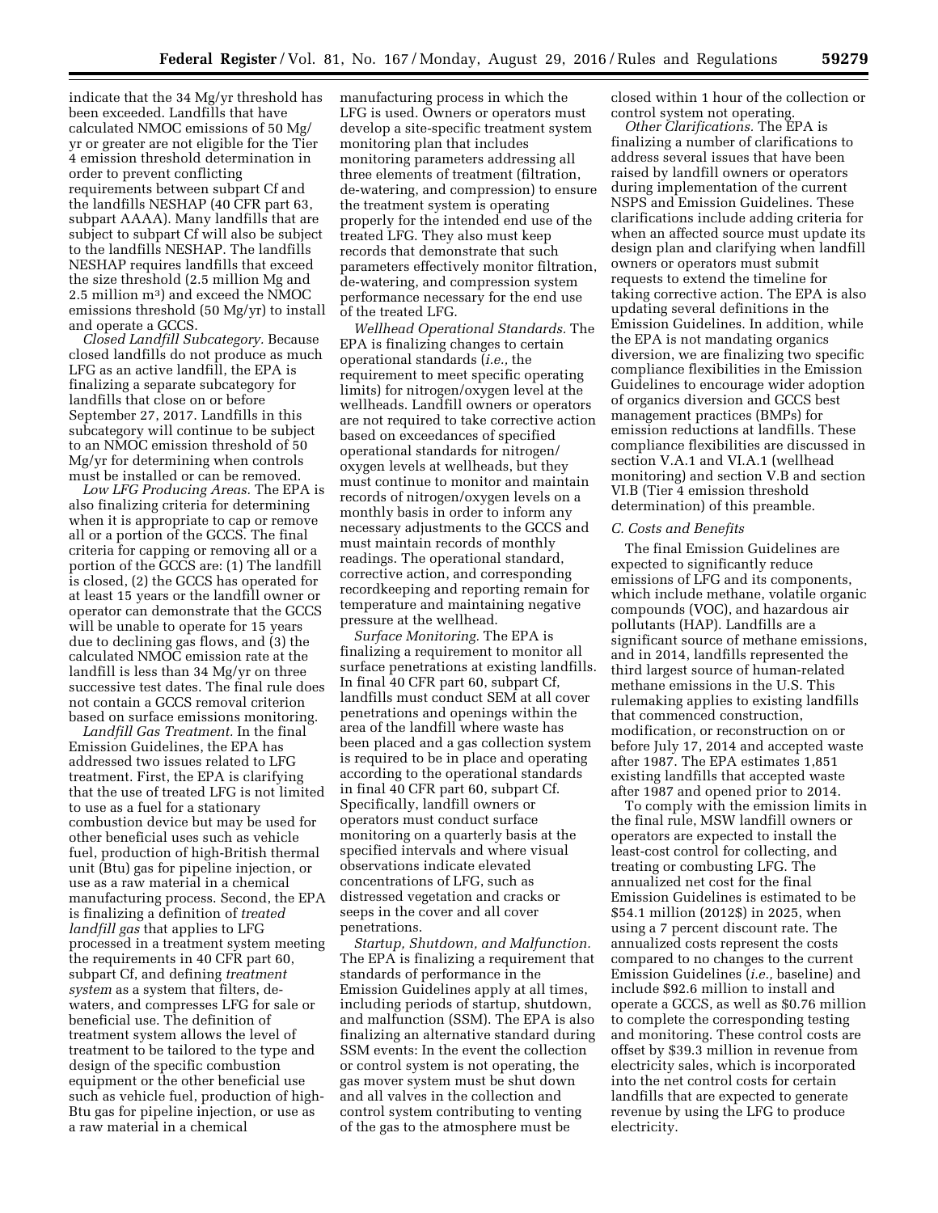indicate that the 34 Mg/yr threshold has been exceeded. Landfills that have calculated NMOC emissions of 50 Mg/yr or greater are not eligible for the Tier 4 emission threshold determination in order to prevent conflicting requirements between subpart Cf and the landfills NESHAP (40 CFR part 63, subpart AAAA). Many landfills that are subject to subpart Cf will also be subject to the landfills NESHAP. The landfills NESHAP requires landfills that exceed the size threshold (2.5 million Mg and 2.5 million $m^3$) and exceed the NMOC emissions threshold (50 Mg/yr) to install and operate a GCCS.

*Closed Landfill Subcategory.* Because closed landfills do not produce as much LFG as an active landfill, the EPA is finalizing a separate subcategory for landfills that close on or before September 27, 2017. Landfills in this subcategory will continue to be subject to an NMOC emission threshold of 50 Mg/yr for determining when controls must be installed or can be removed.

*Low LFG Producing Areas.* The EPA is also finalizing criteria for determining when it is appropriate to cap or remove all or a portion of the GCCS. The final criteria for capping or removing all or a portion of the GCCS are: (1) The landfill is closed, (2) the GCCS has operated for at least 15 years or the landfill owner or operator can demonstrate that the GCCS will be unable to operate for 15 years due to declining gas flows, and (3) the calculated NMOC emission rate at the landfill is less than 34 Mg/yr on three successive test dates. The final rule does not contain a GCCS removal criterion based on surface emissions monitoring.

*Landfill Gas Treatment.* In the final Emission Guidelines, the EPA has addressed two issues related to LFG treatment. First, the EPA is clarifying that the use of treated LFG is not limited to use as a fuel for a stationary combustion device but may be used for other beneficial uses such as vehicle fuel, production of high-British thermal unit (Btu) gas for pipeline injection, or use as a raw material in a chemical manufacturing process. Second, the EPA is finalizing a definition of *treated landfill gas* that applies to LFG processed in a treatment system meeting the requirements in 40 CFR part 60, subpart Cf, and defining *treatment system* as a system that filters, de-waters, and compresses LFG for sale or beneficial use. The definition of treatment system allows the level of treatment to be tailored to the type and design of the specific combustion equipment or the other beneficial use such as vehicle fuel, production of high-Btu gas for pipeline injection, or use as a raw material in a chemical manufacturing process in which the LFG is used. Owners or operators must develop a site-specific treatment system monitoring plan that includes monitoring parameters addressing all three elements of treatment (filtration, de-watering, and compression) to ensure the treatment system is operating properly for the intended end use of the treated LFG. They also must keep records that demonstrate that such parameters effectively monitor filtration, de-watering, and compression system performance necessary for the end use of the treated LFG.

*Wellhead Operational Standards.* The EPA is finalizing changes to certain operational standards (*i.e.,* the requirement to meet specific operating limits) for nitrogen/oxygen level at the wellheads. Landfill owners or operators are not required to take corrective action based on exceedances of specified operational standards for nitrogen/oxygen levels at wellheads, but they must continue to monitor and maintain records of nitrogen/oxygen levels on a monthly basis in order to inform any necessary adjustments to the GCCS and must maintain records of monthly readings. The operational standard, corrective action, and corresponding recordkeeping and reporting remain for temperature and maintaining negative pressure at the wellhead.

*Surface Monitoring.* The EPA is finalizing a requirement to monitor all surface penetrations at existing landfills. In final 40 CFR part 60, subpart Cf, landfills must conduct SEM at all cover penetrations and openings within the area of the landfill where waste has been placed and a gas collection system is required to be in place and operating according to the operational standards in final 40 CFR part 60, subpart Cf. Specifically, landfill owners or operators must conduct surface monitoring on a quarterly basis at the specified intervals and where visual observations indicate elevated concentrations of LFG, such as distressed vegetation and cracks or seeps in the cover and all cover penetrations.

*Startup, Shutdown, and Malfunction.* The EPA is finalizing a requirement that standards of performance in the Emission Guidelines apply at all times, including periods of startup, shutdown, and malfunction (SSM). The EPA is also finalizing an alternative standard during SSM events: In the event the collection or control system is not operating, the gas mover system must be shut down and all valves in the collection and control system contributing to venting of the gas to the atmosphere must be closed within 1 hour of the collection or control system not operating.

*Other Clarifications.* The EPA is finalizing a number of clarifications to address several issues that have been raised by landfill owners or operators during implementation of the current NSPS and Emission Guidelines. These clarifications include adding criteria for when an affected source must update its design plan and clarifying when landfill owners or operators must submit requests to extend the timeline for taking corrective action. The EPA is also updating several definitions in the Emission Guidelines. In addition, while the EPA is not mandating organics diversion, we are finalizing two specific compliance flexibilities in the Emission Guidelines to encourage wider adoption of organics diversion and GCCS best management practices (BMPs) for emission reductions at landfills. These compliance flexibilities are discussed in section V.A.1 and VI.A.1 (wellhead monitoring) and section V.B and section VI.B (Tier 4 emission threshold determination) of this preamble.

### C. Costs and Benefits

The final Emission Guidelines are expected to significantly reduce emissions of LFG and its components, which include methane, volatile organic compounds (VOC), and hazardous air pollutants (HAP). Landfills are a significant source of methane emissions, and in 2014, landfills represented the third largest source of human-related methane emissions in the U.S. This rulemaking applies to existing landfills that commenced construction, modification, or reconstruction on or before July 17, 2014 and accepted waste after 1987. The EPA estimates 1,851 existing landfills that accepted waste after 1987 and opened prior to 2014.

To comply with the emission limits in the final rule, MSW landfill owners or operators are expected to install the least-cost control for collecting, and treating or combusting LFG. The annualized net cost for the final Emission Guidelines is estimated to be $54.1 million (2012$) in 2025, when using a 7 percent discount rate. The annualized costs represent the costs compared to no changes to the current Emission Guidelines (*i.e.,* baseline) and include $92.6 million to install and operate a GCCS, as well as $0.76 million to complete the corresponding testing and monitoring. These control costs are offset by $39.3 million in revenue from electricity sales, which is incorporated into the net control costs for certain landfills that are expected to generate revenue by using the LFG to produce electricity.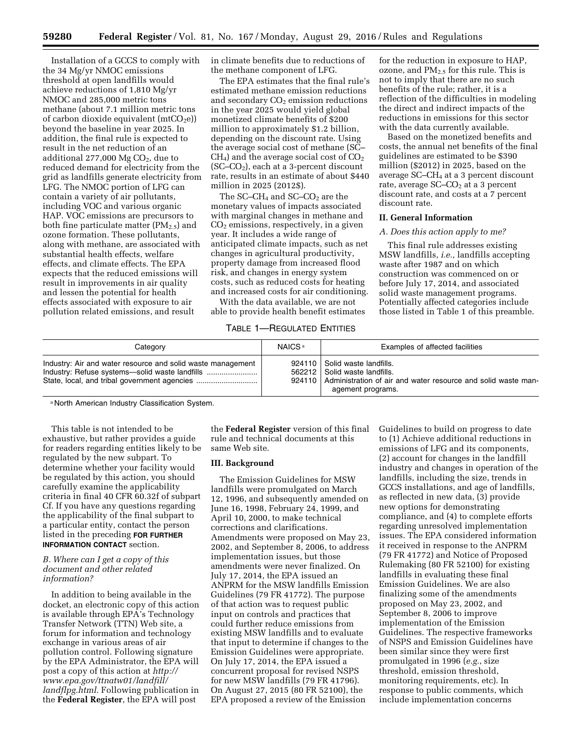Installation of a GCCS to comply with the 34 Mg/yr NMOC emissions threshold at open landfills would achieve reductions of 1,810 Mg/yr NMOC and 285,000 metric tons methane (about 7.1 million metric tons of carbon dioxide equivalent ($mtCO_2e$)) beyond the baseline in year 2025. In addition, the final rule is expected to result in the net reduction of an additional 277,000 Mg $CO_2$, due to reduced demand for electricity from the grid as landfills generate electricity from LFG. The NMOC portion of LFG can contain a variety of air pollutants, including VOC and various organic HAP. VOC emissions are precursors to both fine particulate matter ($PM_{2.5}$) and ozone formation. These pollutants, along with methane, are associated with substantial health effects, welfare effects, and climate effects. The EPA expects that the reduced emissions will result in improvements in air quality and lessen the potential for health effects associated with exposure to air pollution related emissions, and result in climate benefits due to reductions of the methane component of LFG.

The EPA estimates that the final rule's estimated methane emission reductions and secondary $CO_2$ emission reductions in the year 2025 would yield global monetized climate benefits of $200 million to approximately $1.2 billion, depending on the discount rate. Using the average social cost of methane (SC–$CH_4$) and the average social cost of $CO_2$ (SC–$CO_2$), each at a 3-percent discount rate, results in an estimate of about $440 million in 2025 (2012$).

The SC–$CH_4$ and SC–$CO_2$ are the monetary values of impacts associated with marginal changes in methane and $CO_2$ emissions, respectively, in a given year. It includes a wide range of anticipated climate impacts, such as net changes in agricultural productivity, property damage from increased flood risk, and changes in energy system costs, such as reduced costs for heating and increased costs for air conditioning.

With the data available, we are not able to provide health benefit estimates for the reduction in exposure to HAP, ozone, and $PM_{2.5}$ for this rule. This is not to imply that there are no such benefits of the rule; rather, it is a reflection of the difficulties in modeling the direct and indirect impacts of the reductions in emissions for this sector with the data currently available.

Based on the monetized benefits and costs, the annual net benefits of the final guidelines are estimated to be $390 million ($2012) in 2025, based on the average SC–$CH_4$ at a 3 percent discount rate, average SC–$CO_2$ at a 3 percent discount rate, and costs at a 7 percent discount rate.

## II. General Information

### A. Does this action apply to me?

This final rule addresses existing MSW landfills, *i.e.,* landfills accepting waste after 1987 and on which construction was commenced on or before July 17, 2014, and associated solid waste management programs. Potentially affected categories include those listed in Table 1 of this preamble.

TABLE 1—REGULATED ENTITIES

| Category | NAICS [a] | Examples of affected facilities |
|---|---|---|
| Industry: Air and water resource and solid waste management | 924110 | Solid waste landfills. |
| Industry: Refuse systems—solid waste landfills | 562212 | Solid waste landfills. |
| State, local, and tribal government agencies | 924110 | Administration of air and water resource and solid waste management programs. |

[a] North American Industry Classification System.

This table is not intended to be exhaustive, but rather provides a guide for readers regarding entities likely to be regulated by the new subpart. To determine whether your facility would be regulated by this action, you should carefully examine the applicability criteria in final 40 CFR 60.32f of subpart Cf. If you have any questions regarding the applicability of the final subpart to a particular entity, contact the person listed in the preceding **FOR FURTHER INFORMATION CONTACT** section.

### B. Where can I get a copy of this document and other related information?

In addition to being available in the docket, an electronic copy of this action is available through EPA's Technology Transfer Network (TTN) Web site, a forum for information and technology exchange in various areas of air pollution control. Following signature by the EPA Administrator, the EPA will post a copy of this action at *http://www.epa.gov/ttnatw01/landfill/landflpg.html.* Following publication in the **Federal Register**, the EPA will post the **Federal Register** version of this final rule and technical documents at this same Web site.

## III. Background

The Emission Guidelines for MSW landfills were promulgated on March 12, 1996, and subsequently amended on June 16, 1998, February 24, 1999, and April 10, 2000, to make technical corrections and clarifications. Amendments were proposed on May 23, 2002, and September 8, 2006, to address implementation issues, but those amendments were never finalized. On July 17, 2014, the EPA issued an ANPRM for the MSW landfills Emission Guidelines (79 FR 41772). The purpose of that action was to request public input on controls and practices that could further reduce emissions from existing MSW landfills and to evaluate that input to determine if changes to the Emission Guidelines were appropriate. On July 17, 2014, the EPA issued a concurrent proposal for revised NSPS for new MSW landfills (79 FR 41796). On August 27, 2015 (80 FR 52100), the EPA proposed a review of the Emission Guidelines to build on progress to date to (1) Achieve additional reductions in emissions of LFG and its components, (2) account for changes in the landfill industry and changes in operation of the landfills, including the size, trends in GCCS installations, and age of landfills, as reflected in new data, (3) provide new options for demonstrating compliance, and (4) to complete efforts regarding unresolved implementation issues. The EPA considered information it received in response to the ANPRM (79 FR 41772) and Notice of Proposed Rulemaking (80 FR 52100) for existing landfills in evaluating these final Emission Guidelines. We are also finalizing some of the amendments proposed on May 23, 2002, and September 8, 2006 to improve implementation of the Emission Guidelines. The respective frameworks of NSPS and Emission Guidelines have been similar since they were first promulgated in 1996 (*e.g.*, size threshold, emission threshold, monitoring requirements, etc). In response to public comments, which include implementation concerns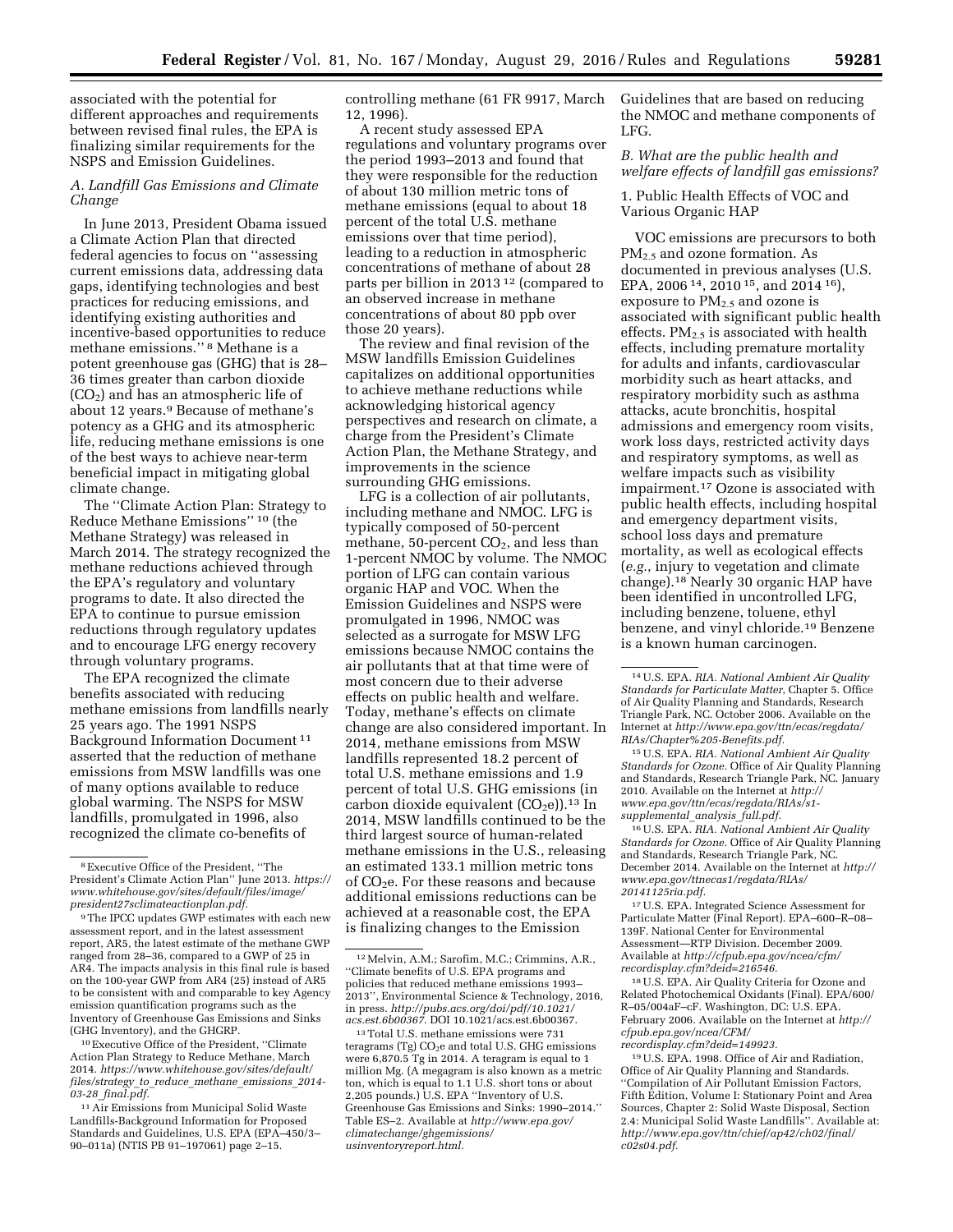associated with the potential for different approaches and requirements between revised final rules, the EPA is finalizing similar requirements for the NSPS and Emission Guidelines.

### A. Landfill Gas Emissions and Climate Change

In June 2013, President Obama issued a Climate Action Plan that directed federal agencies to focus on ''assessing current emissions data, addressing data gaps, identifying technologies and best practices for reducing emissions, and identifying existing authorities and incentive-based opportunities to reduce methane emissions.'' [8] Methane is a potent greenhouse gas (GHG) that is 28–36 times greater than carbon dioxide ($CO_2$) and has an atmospheric life of about 12 years.[9] Because of methane's potency as a GHG and its atmospheric life, reducing methane emissions is one of the best ways to achieve near-term beneficial impact in mitigating global climate change.

The ''Climate Action Plan: Strategy to Reduce Methane Emissions'' [10] (the Methane Strategy) was released in March 2014. The strategy recognized the methane reductions achieved through the EPA's regulatory and voluntary programs to date. It also directed the EPA to continue to pursue emission reductions through regulatory updates and to encourage LFG energy recovery through voluntary programs.

The EPA recognized the climate benefits associated with reducing methane emissions from landfills nearly 25 years ago. The 1991 NSPS Background Information Document [11] asserted that the reduction of methane emissions from MSW landfills was one of many options available to reduce global warming. The NSPS for MSW landfills, promulgated in 1996, also recognized the climate co-benefits of controlling methane (61 FR 9917, March 12, 1996).

A recent study assessed EPA regulations and voluntary programs over the period 1993–2013 and found that they were responsible for the reduction of about 130 million metric tons of methane emissions (equal to about 18 percent of the total U.S. methane emissions over that time period), leading to a reduction in atmospheric concentrations of methane of about 28 parts per billion in 2013 [12] (compared to an observed increase in methane concentrations of about 80 ppb over those 20 years).

The review and final revision of the MSW landfills Emission Guidelines capitalizes on additional opportunities to achieve methane reductions while acknowledging historical agency perspectives and research on climate, a charge from the President's Climate Action Plan, the Methane Strategy, and improvements in the science surrounding GHG emissions.

LFG is a collection of air pollutants, including methane and NMOC. LFG is typically composed of 50-percent methane, 50-percent $CO_2$, and less than 1-percent NMOC by volume. The NMOC portion of LFG can contain various organic HAP and VOC. When the Emission Guidelines and NSPS were promulgated in 1996, NMOC was selected as a surrogate for MSW LFG emissions because NMOC contains the air pollutants that at that time were of most concern due to their adverse effects on public health and welfare. Today, methane's effects on climate change are also considered important. In 2014, methane emissions from MSW landfills represented 18.2 percent of total U.S. methane emissions and 1.9 percent of total U.S. GHG emissions (in carbon dioxide equivalent ($CO_2e$)).[13] In 2014, MSW landfills continued to be the third largest source of human-related methane emissions in the U.S., releasing an estimated 133.1 million metric tons of $CO_2e$. For these reasons and because additional emissions reductions can be achieved at a reasonable cost, the EPA is finalizing changes to the Emission Guidelines that are based on reducing the NMOC and methane components of LFG.

### B. What are the public health and welfare effects of landfill gas emissions?

#### 1. Public Health Effects of VOC and Various Organic HAP

VOC emissions are precursors to both $PM_{2.5}$ and ozone formation. As documented in previous analyses (U.S. EPA, 2006 [14], 2010 [15], and 2014 [16]), exposure to $PM_{2.5}$ and ozone is associated with significant public health effects. $PM_{2.5}$ is associated with health effects, including premature mortality for adults and infants, cardiovascular morbidity such as heart attacks, and respiratory morbidity such as asthma attacks, acute bronchitis, hospital admissions and emergency room visits, work loss days, restricted activity days and respiratory symptoms, as well as welfare impacts such as visibility impairment.[17] Ozone is associated with public health effects, including hospital and emergency department visits, school loss days and premature mortality, as well as ecological effects (*e.g.*, injury to vegetation and climate change).[18] Nearly 30 organic HAP have been identified in uncontrolled LFG, including benzene, toluene, ethyl benzene, and vinyl chloride.[19] Benzene is a known human carcinogen.

---

[8] Executive Office of the President, ''The President's Climate Action Plan'' June 2013. *https://www.whitehouse.gov/sites/default/files/image/president27sclimateactionplan.pdf.*

[9] The IPCC updates GWP estimates with each new assessment report, and in the latest assessment report, AR5, the latest estimate of the methane GWP ranged from 28–36, compared to a GWP of 25 in AR4. The impacts analysis in this final rule is based on the 100-year GWP from AR4 (25) instead of AR5 to be consistent with and comparable to key Agency emission quantification programs such as the Inventory of Greenhouse Gas Emissions and Sinks (GHG Inventory), and the GHGRP.

[10] Executive Office of the President, ''Climate Action Plan Strategy to Reduce Methane, March 2014. *https://www.whitehouse.gov/sites/default/files/strategy_to_reduce_methane_emissions_2014-03-28_final.pdf.*

[11] Air Emissions from Municipal Solid Waste Landfills-Background Information for Proposed Standards and Guidelines, U.S. EPA (EPA–450/3–90–011a) (NTIS PB 91–197061) page 2–15.

[12] Melvin, A.M.; Sarofim, M.C.; Crimmins, A.R., ''Climate benefits of U.S. EPA programs and policies that reduced methane emissions 1993–2013'', Environmental Science & Technology, 2016, in press. *http://pubs.acs.org/doi/pdf/10.1021/acs.est.6b00367.* DOI 10.1021/acs.est.6b00367.

[13] Total U.S. methane emissions were 731 teragrams (Tg) $CO_2e$ and total U.S. GHG emissions were 6,870.5 Tg in 2014. A teragram is equal to 1 million Mg. (A megagram is also known as a metric ton, which is equal to 1.1 U.S. short tons or about 2,205 pounds.) U.S. EPA ''Inventory of U.S. Greenhouse Gas Emissions and Sinks: 1990–2014.'' Table ES–2. Available at *http://www.epa.gov/climatechange/ghgemissions/usinventoryreport.html.*

[14] U.S. EPA. *RIA. National Ambient Air Quality Standards for Particulate Matter,* Chapter 5. Office of Air Quality Planning and Standards, Research Triangle Park, NC. October 2006. Available on the Internet at *http://www.epa.gov/ttn/ecas/regdata/RIAs/Chapter%205-Benefits.pdf.*

[15] U.S. EPA. *RIA. National Ambient Air Quality Standards for Ozone.* Office of Air Quality Planning and Standards, Research Triangle Park, NC. January 2010. Available on the Internet at *http://www.epa.gov/ttn/ecas/regdata/RIAs/s1-supplemental_analysis_full.pdf.*

[16] U.S. EPA. *RIA. National Ambient Air Quality Standards for Ozone.* Office of Air Quality Planning and Standards, Research Triangle Park, NC. December 2014. Available on the Internet at *http://www.epa.gov/ttnecas1/regdata/RIAs/20141125ria.pdf.*

[17] U.S. EPA. Integrated Science Assessment for Particulate Matter (Final Report). EPA–600–R–08–139F. National Center for Environmental Assessment—RTP Division. December 2009. Available at *http://cfpub.epa.gov/ncea/cfm/recordisplay.cfm?deid=216546.*

[18] U.S. EPA. Air Quality Criteria for Ozone and Related Photochemical Oxidants (Final). EPA/600/R–05/004aF–cF. Washington, DC: U.S. EPA. February 2006. Available on the Internet at *http://cfpub.epa.gov/ncea/CFM/recordisplay.cfm?deid=149923.*

[19] U.S. EPA. 1998. Office of Air and Radiation, Office of Air Quality Planning and Standards. ''Compilation of Air Pollutant Emission Factors, Fifth Edition, Volume I: Stationary Point and Area Sources, Chapter 2: Solid Waste Disposal, Section 2.4: Municipal Solid Waste Landfills''. Available at: *http://www.epa.gov/ttn/chief/ap42/ch02/final/c02s04.pdf.*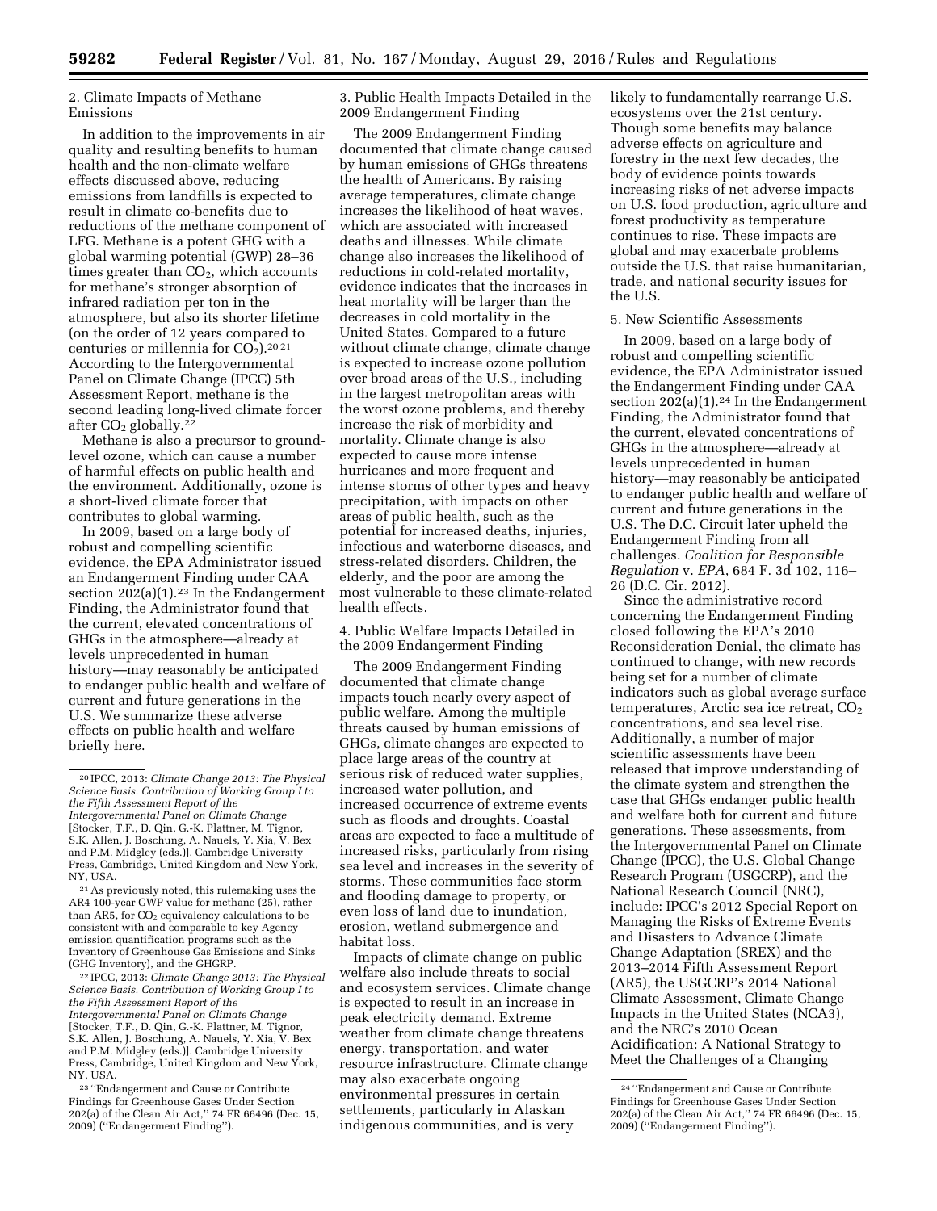### 2. Climate Impacts of Methane Emissions

In addition to the improvements in air quality and resulting benefits to human health and the non-climate welfare effects discussed above, reducing emissions from landfills is expected to result in climate co-benefits due to reductions of the methane component of LFG. Methane is a potent GHG with a global warming potential (GWP) 28–36 times greater than $CO_2$, which accounts for methane's stronger absorption of infrared radiation per ton in the atmosphere, but also its shorter lifetime (on the order of 12 years compared to centuries or millennia for $CO_2$).[20] [21] According to the Intergovernmental Panel on Climate Change (IPCC) 5th Assessment Report, methane is the second leading long-lived climate forcer after $CO_2$ globally.[22]

Methane is also a precursor to ground-level ozone, which can cause a number of harmful effects on public health and the environment. Additionally, ozone is a short-lived climate forcer that contributes to global warming.

In 2009, based on a large body of robust and compelling scientific evidence, the EPA Administrator issued an Endangerment Finding under CAA section 202(a)(1).[23] In the Endangerment Finding, the Administrator found that the current, elevated concentrations of GHGs in the atmosphere—already at levels unprecedented in human history—may reasonably be anticipated to endanger public health and welfare of current and future generations in the U.S. We summarize these adverse effects on public health and welfare briefly here.

### 3. Public Health Impacts Detailed in the 2009 Endangerment Finding

The 2009 Endangerment Finding documented that climate change caused by human emissions of GHGs threatens the health of Americans. By raising average temperatures, climate change increases the likelihood of heat waves, which are associated with increased deaths and illnesses. While climate change also increases the likelihood of reductions in cold-related mortality, evidence indicates that the increases in heat mortality will be larger than the decreases in cold mortality in the United States. Compared to a future without climate change, climate change is expected to increase ozone pollution over broad areas of the U.S., including in the largest metropolitan areas with the worst ozone problems, and thereby increase the risk of morbidity and mortality. Climate change is also expected to cause more intense hurricanes and more frequent and intense storms of other types and heavy precipitation, with impacts on other areas of public health, such as the potential for increased deaths, injuries, infectious and waterborne diseases, and stress-related disorders. Children, the elderly, and the poor are among the most vulnerable to these climate-related health effects.

### 4. Public Welfare Impacts Detailed in the 2009 Endangerment Finding

The 2009 Endangerment Finding documented that climate change impacts touch nearly every aspect of public welfare. Among the multiple threats caused by human emissions of GHGs, climate changes are expected to place large areas of the country at serious risk of reduced water supplies, increased water pollution, and increased occurrence of extreme events such as floods and droughts. Coastal areas are expected to face a multitude of increased risks, particularly from rising sea level and increases in the severity of storms. These communities face storm and flooding damage to property, or even loss of land due to inundation, erosion, wetland submergence and habitat loss.

Impacts of climate change on public welfare also include threats to social and ecosystem services. Climate change is expected to result in an increase in peak electricity demand. Extreme weather from climate change threatens energy, transportation, and water resource infrastructure. Climate change may also exacerbate ongoing environmental pressures in certain settlements, particularly in Alaskan indigenous communities, and is very likely to fundamentally rearrange U.S. ecosystems over the 21st century. Though some benefits may balance adverse effects on agriculture and forestry in the next few decades, the body of evidence points towards increasing risks of net adverse impacts on U.S. food production, agriculture and forest productivity as temperature continues to rise. These impacts are global and may exacerbate problems outside the U.S. that raise humanitarian, trade, and national security issues for the U.S.

### 5. New Scientific Assessments

In 2009, based on a large body of robust and compelling scientific evidence, the EPA Administrator issued the Endangerment Finding under CAA section 202(a)(1).[24] In the Endangerment Finding, the Administrator found that the current, elevated concentrations of GHGs in the atmosphere—already at levels unprecedented in human history—may reasonably be anticipated to endanger public health and welfare of current and future generations in the U.S. The D.C. Circuit later upheld the Endangerment Finding from all challenges. *Coalition for Responsible Regulation* v. *EPA*, 684 F. 3d 102, 116–26 (D.C. Cir. 2012).

Since the administrative record concerning the Endangerment Finding closed following the EPA's 2010 Reconsideration Denial, the climate has continued to change, with new records being set for a number of climate indicators such as global average surface temperatures, Arctic sea ice retreat, $CO_2$ concentrations, and sea level rise. Additionally, a number of major scientific assessments have been released that improve understanding of the climate system and strengthen the case that GHGs endanger public health and welfare both for current and future generations. These assessments, from the Intergovernmental Panel on Climate Change (IPCC), the U.S. Global Change Research Program (USGCRP), and the National Research Council (NRC), include: IPCC's 2012 Special Report on Managing the Risks of Extreme Events and Disasters to Advance Climate Change Adaptation (SREX) and the 2013–2014 Fifth Assessment Report (AR5), the USGCRP's 2014 National Climate Assessment, Climate Change Impacts in the United States (NCA3), and the NRC's 2010 Ocean Acidification: A National Strategy to Meet the Challenges of a Changing

---

[20] IPCC, 2013: *Climate Change 2013: The Physical Science Basis. Contribution of Working Group I to the Fifth Assessment Report of the Intergovernmental Panel on Climate Change* [Stocker, T.F., D. Qin, G.-K. Plattner, M. Tignor, S.K. Allen, J. Boschung, A. Nauels, Y. Xia, V. Bex and P.M. Midgley (eds.)]. Cambridge University Press, Cambridge, United Kingdom and New York, NY, USA.

[21] As previously noted, this rulemaking uses the AR4 100-year GWP value for methane (25), rather than AR5, for $CO_2$ equivalency calculations to be consistent with and comparable to key Agency emission quantification programs such as the Inventory of Greenhouse Gas Emissions and Sinks (GHG Inventory), and the GHGRP.

[22] IPCC, 2013: *Climate Change 2013: The Physical Science Basis. Contribution of Working Group I to the Fifth Assessment Report of the Intergovernmental Panel on Climate Change* [Stocker, T.F., D. Qin, G.-K. Plattner, M. Tignor, S.K. Allen, J. Boschung, A. Nauels, Y. Xia, V. Bex and P.M. Midgley (eds.)]. Cambridge University Press, Cambridge, United Kingdom and New York, NY, USA.

[23] ''Endangerment and Cause or Contribute Findings for Greenhouse Gases Under Section 202(a) of the Clean Air Act,'' 74 FR 66496 (Dec. 15, 2009) (''Endangerment Finding'').

[24] ''Endangerment and Cause or Contribute Findings for Greenhouse Gases Under Section 202(a) of the Clean Air Act,'' 74 FR 66496 (Dec. 15, 2009) (''Endangerment Finding'').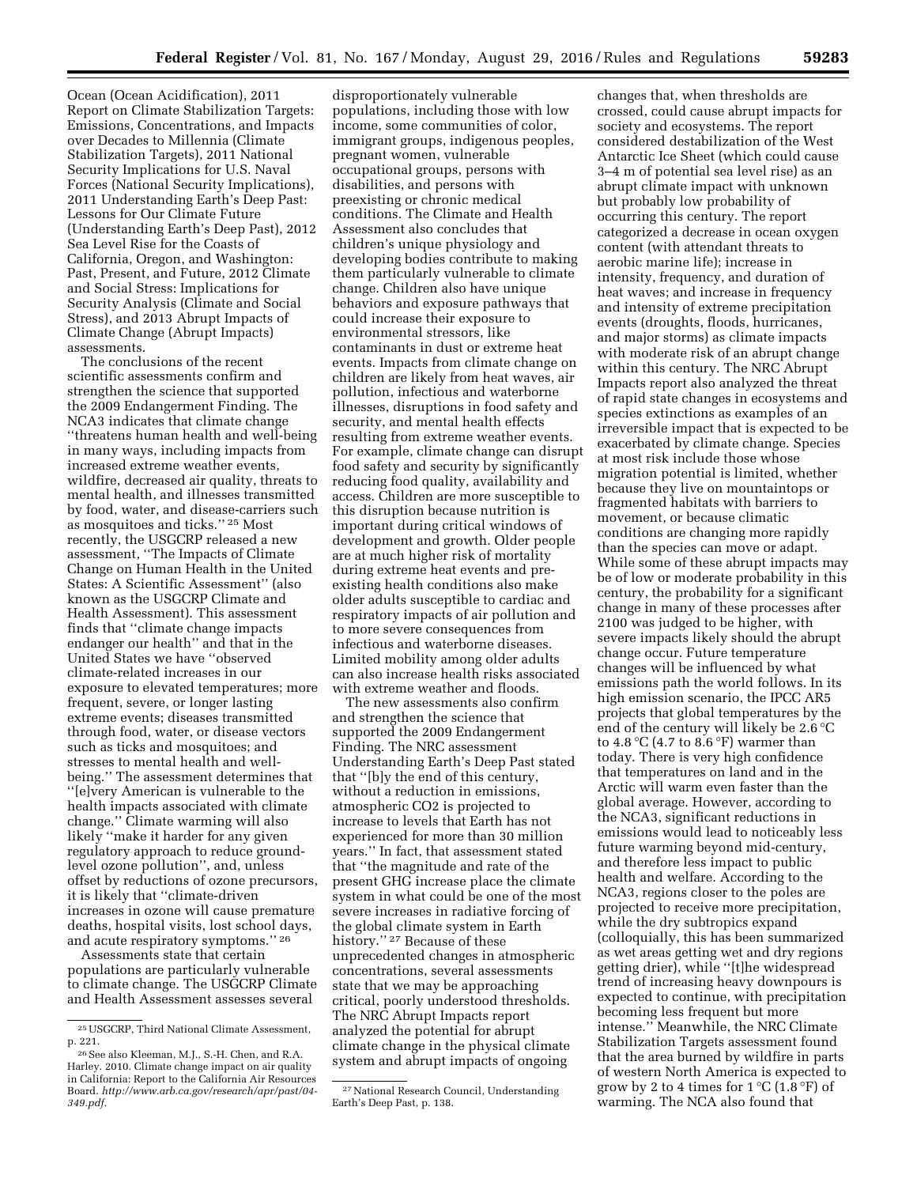Ocean (Ocean Acidification), 2011 Report on Climate Stabilization Targets: Emissions, Concentrations, and Impacts over Decades to Millennia (Climate Stabilization Targets), 2011 National Security Implications for U.S. Naval Forces (National Security Implications), 2011 Understanding Earth's Deep Past: Lessons for Our Climate Future (Understanding Earth's Deep Past), 2012 Sea Level Rise for the Coasts of California, Oregon, and Washington: Past, Present, and Future, 2012 Climate and Social Stress: Implications for Security Analysis (Climate and Social Stress), and 2013 Abrupt Impacts of Climate Change (Abrupt Impacts) assessments.

The conclusions of the recent scientific assessments confirm and strengthen the science that supported the 2009 Endangerment Finding. The NCA3 indicates that climate change "threatens human health and well-being in many ways, including impacts from increased extreme weather events, wildfire, decreased air quality, threats to mental health, and illnesses transmitted by food, water, and disease-carriers such as mosquitoes and ticks." [25] Most recently, the USGCRP released a new assessment, "The Impacts of Climate Change on Human Health in the United States: A Scientific Assessment" (also known as the USGCRP Climate and Health Assessment). This assessment finds that "climate change impacts endanger our health" and that in the United States we have "observed climate-related increases in our exposure to elevated temperatures; more frequent, severe, or longer lasting extreme events; diseases transmitted through food, water, or disease vectors such as ticks and mosquitoes; and stresses to mental health and well-being." The assessment determines that "[e]very American is vulnerable to the health impacts associated with climate change." Climate warming will also likely "make it harder for any given regulatory approach to reduce ground-level ozone pollution", and, unless offset by reductions of ozone precursors, it is likely that "climate-driven increases in ozone will cause premature deaths, hospital visits, lost school days, and acute respiratory symptoms." [26]

Assessments state that certain populations are particularly vulnerable to climate change. The USGCRP Climate and Health Assessment assesses several disproportionately vulnerable populations, including those with low income, some communities of color, immigrant groups, indigenous peoples, pregnant women, vulnerable occupational groups, persons with disabilities, and persons with preexisting or chronic medical conditions. The Climate and Health Assessment also concludes that children's unique physiology and developing bodies contribute to making them particularly vulnerable to climate change. Children also have unique behaviors and exposure pathways that could increase their exposure to environmental stressors, like contaminants in dust or extreme heat events. Impacts from climate change on children are likely from heat waves, air pollution, infectious and waterborne illnesses, disruptions in food safety and security, and mental health effects resulting from extreme weather events. For example, climate change can disrupt food safety and security by significantly reducing food quality, availability and access. Children are more susceptible to this disruption because nutrition is important during critical windows of development and growth. Older people are at much higher risk of mortality during extreme heat events and pre-existing health conditions also make older adults susceptible to cardiac and respiratory impacts of air pollution and to more severe consequences from infectious and waterborne diseases. Limited mobility among older adults can also increase health risks associated with extreme weather and floods.

The new assessments also confirm and strengthen the science that supported the 2009 Endangerment Finding. The NRC assessment Understanding Earth's Deep Past stated that "[b]y the end of this century, without a reduction in emissions, atmospheric CO2 is projected to increase to levels that Earth has not experienced for more than 30 million years." In fact, that assessment stated that "the magnitude and rate of the present GHG increase place the climate system in what could be one of the most severe increases in radiative forcing of the global climate system in Earth history." [27] Because of these unprecedented changes in atmospheric concentrations, several assessments state that we may be approaching critical, poorly understood thresholds. The NRC Abrupt Impacts report analyzed the potential for abrupt climate change in the physical climate system and abrupt impacts of ongoing changes that, when thresholds are crossed, could cause abrupt impacts for society and ecosystems. The report considered destabilization of the West Antarctic Ice Sheet (which could cause 3–4 m of potential sea level rise) as an abrupt climate impact with unknown but probably low probability of occurring this century. The report categorized a decrease in ocean oxygen content (with attendant threats to aerobic marine life); increase in intensity, frequency, and duration of heat waves; and increase in frequency and intensity of extreme precipitation events (droughts, floods, hurricanes, and major storms) as climate impacts with moderate risk of an abrupt change within this century. The NRC Abrupt Impacts report also analyzed the threat of rapid state changes in ecosystems and species extinctions as examples of an irreversible impact that is expected to be exacerbated by climate change. Species at most risk include those whose migration potential is limited, whether because they live on mountaintops or fragmented habitats with barriers to movement, or because climatic conditions are changing more rapidly than the species can move or adapt. While some of these abrupt impacts may be of low or moderate probability in this century, the probability for a significant change in many of these processes after 2100 was judged to be higher, with severe impacts likely should the abrupt change occur. Future temperature changes will be influenced by what emissions path the world follows. In its high emission scenario, the IPCC AR5 projects that global temperatures by the end of the century will likely be 2.6 °C to 4.8 °C (4.7 to 8.6 °F) warmer than today. There is very high confidence that temperatures on land and in the Arctic will warm even faster than the global average. However, according to the NCA3, significant reductions in emissions would lead to noticeably less future warming beyond mid-century, and therefore less impact to public health and welfare. According to the NCA3, regions closer to the poles are projected to receive more precipitation, while the dry subtropics expand (colloquially, this has been summarized as wet areas getting wet and dry regions getting drier), while "[t]he widespread trend of increasing heavy downpours is expected to continue, with precipitation becoming less frequent but more intense." Meanwhile, the NRC Climate Stabilization Targets assessment found that the area burned by wildfire in parts of western North America is expected to grow by 2 to 4 times for 1 °C (1.8 °F) of warming. The NCA also found that

---

[25] USGCRP, Third National Climate Assessment, p. 221.

[26] See also Kleeman, M.J., S.-H. Chen, and R.A. Harley. 2010. Climate change impact on air quality in California: Report to the California Air Resources Board. *http://www.arb.ca.gov/research/apr/past/04-349.pdf.*

[27] National Research Council, Understanding Earth's Deep Past, p. 138.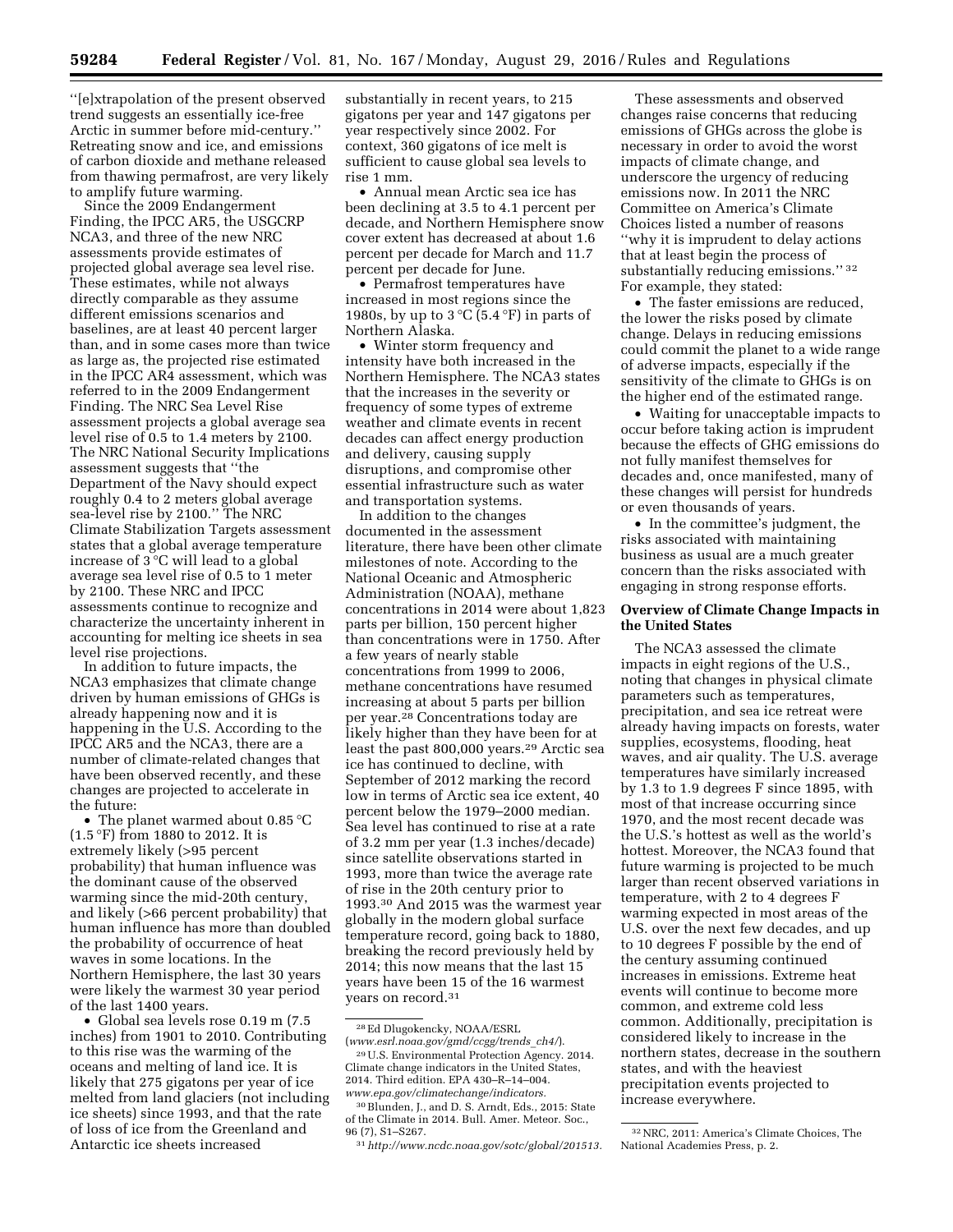"[e]xtrapolation of the present observed trend suggests an essentially ice-free Arctic in summer before mid-century." Retreating snow and ice, and emissions of carbon dioxide and methane released from thawing permafrost, are very likely to amplify future warming.

Since the 2009 Endangerment Finding, the IPCC AR5, the USGCRP NCA3, and three of the new NRC assessments provide estimates of projected global average sea level rise. These estimates, while not always directly comparable as they assume different emissions scenarios and baselines, are at least 40 percent larger than, and in some cases more than twice as large as, the projected rise estimated in the IPCC AR4 assessment, which was referred to in the 2009 Endangerment Finding. The NRC Sea Level Rise assessment projects a global average sea level rise of 0.5 to 1.4 meters by 2100. The NRC National Security Implications assessment suggests that "the Department of the Navy should expect roughly 0.4 to 2 meters global average sea-level rise by 2100." The NRC Climate Stabilization Targets assessment states that a global average temperature increase of 3 °C will lead to a global average sea level rise of 0.5 to 1 meter by 2100. These NRC and IPCC assessments continue to recognize and characterize the uncertainty inherent in accounting for melting ice sheets in sea level rise projections.

In addition to future impacts, the NCA3 emphasizes that climate change driven by human emissions of GHGs is already happening now and it is happening in the U.S. According to the IPCC AR5 and the NCA3, there are a number of climate-related changes that have been observed recently, and these changes are projected to accelerate in the future:

- The planet warmed about 0.85 °C (1.5 °F) from 1880 to 2012. It is extremely likely (>95 percent probability) that human influence was the dominant cause of the observed warming since the mid-20th century, and likely (>66 percent probability) that human influence has more than doubled the probability of occurrence of heat waves in some locations. In the Northern Hemisphere, the last 30 years were likely the warmest 30 year period of the last 1400 years.
- Global sea levels rose 0.19 m (7.5 inches) from 1901 to 2010. Contributing to this rise was the warming of the oceans and melting of land ice. It is likely that 275 gigatons per year of ice melted from land glaciers (not including ice sheets) since 1993, and that the rate of loss of ice from the Greenland and Antarctic ice sheets increased substantially in recent years, to 215 gigatons per year and 147 gigatons per year respectively since 2002. For context, 360 gigatons of ice melt is sufficient to cause global sea levels to rise 1 mm.
- Annual mean Arctic sea ice has been declining at 3.5 to 4.1 percent per decade, and Northern Hemisphere snow cover extent has decreased at about 1.6 percent per decade for March and 11.7 percent per decade for June.
- Permafrost temperatures have increased in most regions since the 1980s, by up to 3 °C (5.4 °F) in parts of Northern Alaska.
- Winter storm frequency and intensity have both increased in the Northern Hemisphere. The NCA3 states that the increases in the severity or frequency of some types of extreme weather and climate events in recent decades can affect energy production and delivery, causing supply disruptions, and compromise other essential infrastructure such as water and transportation systems.

In addition to the changes documented in the assessment literature, there have been other climate milestones of note. According to the National Oceanic and Atmospheric Administration (NOAA), methane concentrations in 2014 were about 1,823 parts per billion, 150 percent higher than concentrations were in 1750. After a few years of nearly stable concentrations from 1999 to 2006, methane concentrations have resumed increasing at about 5 parts per billion per year.[28] Concentrations today are likely higher than they have been for at least the past 800,000 years.[29] Arctic sea ice has continued to decline, with September of 2012 marking the record low in terms of Arctic sea ice extent, 40 percent below the 1979–2000 median. Sea level has continued to rise at a rate of 3.2 mm per year (1.3 inches/decade) since satellite observations started in 1993, more than twice the average rate of rise in the 20th century prior to 1993.[30] And 2015 was the warmest year globally in the modern global surface temperature record, going back to 1880, breaking the record previously held by 2014; this now means that the last 15 years have been 15 of the 16 warmest years on record.[31]

These assessments and observed changes raise concerns that reducing emissions of GHGs across the globe is necessary in order to avoid the worst impacts of climate change, and underscore the urgency of reducing emissions now. In 2011 the NRC Committee on America's Climate Choices listed a number of reasons "why it is imprudent to delay actions that at least begin the process of substantially reducing emissions."[32] For example, they stated:

- The faster emissions are reduced, the lower the risks posed by climate change. Delays in reducing emissions could commit the planet to a wide range of adverse impacts, especially if the sensitivity of the climate to GHGs is on the higher end of the estimated range.
- Waiting for unacceptable impacts to occur before taking action is imprudent because the effects of GHG emissions do not fully manifest themselves for decades and, once manifested, many of these changes will persist for hundreds or even thousands of years.
- In the committee's judgment, the risks associated with maintaining business as usual are a much greater concern than the risks associated with engaging in strong response efforts.

**Overview of Climate Change Impacts in the United States**

The NCA3 assessed the climate impacts in eight regions of the U.S., noting that changes in physical climate parameters such as temperatures, precipitation, and sea ice retreat were already having impacts on forests, water supplies, ecosystems, flooding, heat waves, and air quality. The U.S. average temperatures have similarly increased by 1.3 to 1.9 degrees F since 1895, with most of that increase occurring since 1970, and the most recent decade was the U.S.'s hottest as well as the world's hottest. Moreover, the NCA3 found that future warming is projected to be much larger than recent observed variations in temperature, with 2 to 4 degrees F warming expected in most areas of the U.S. over the next few decades, and up to 10 degrees F possible by the end of the century assuming continued increases in emissions. Extreme heat events will continue to become more common, and extreme cold less common. Additionally, precipitation is considered likely to increase in the northern states, decrease in the southern states, and with the heaviest precipitation events projected to increase everywhere.

---

[28] Ed Dlugokencky, NOAA/ESRL (*www.esrl.noaa.gov/gmd/ccgg/trends_ch4/*).

[29] U.S. Environmental Protection Agency. 2014. Climate change indicators in the United States, 2014. Third edition. EPA 430–R–14–004. *www.epa.gov/climatechange/indicators*.

[30] Blunden, J., and D. S. Arndt, Eds., 2015: State of the Climate in 2014. Bull. Amer. Meteor. Soc., 96 (7), S1–S267.

[31] *http://www.ncdc.noaa.gov/sotc/global/201513*.

[32] NRC, 2011: America's Climate Choices, The National Academies Press, p. 2.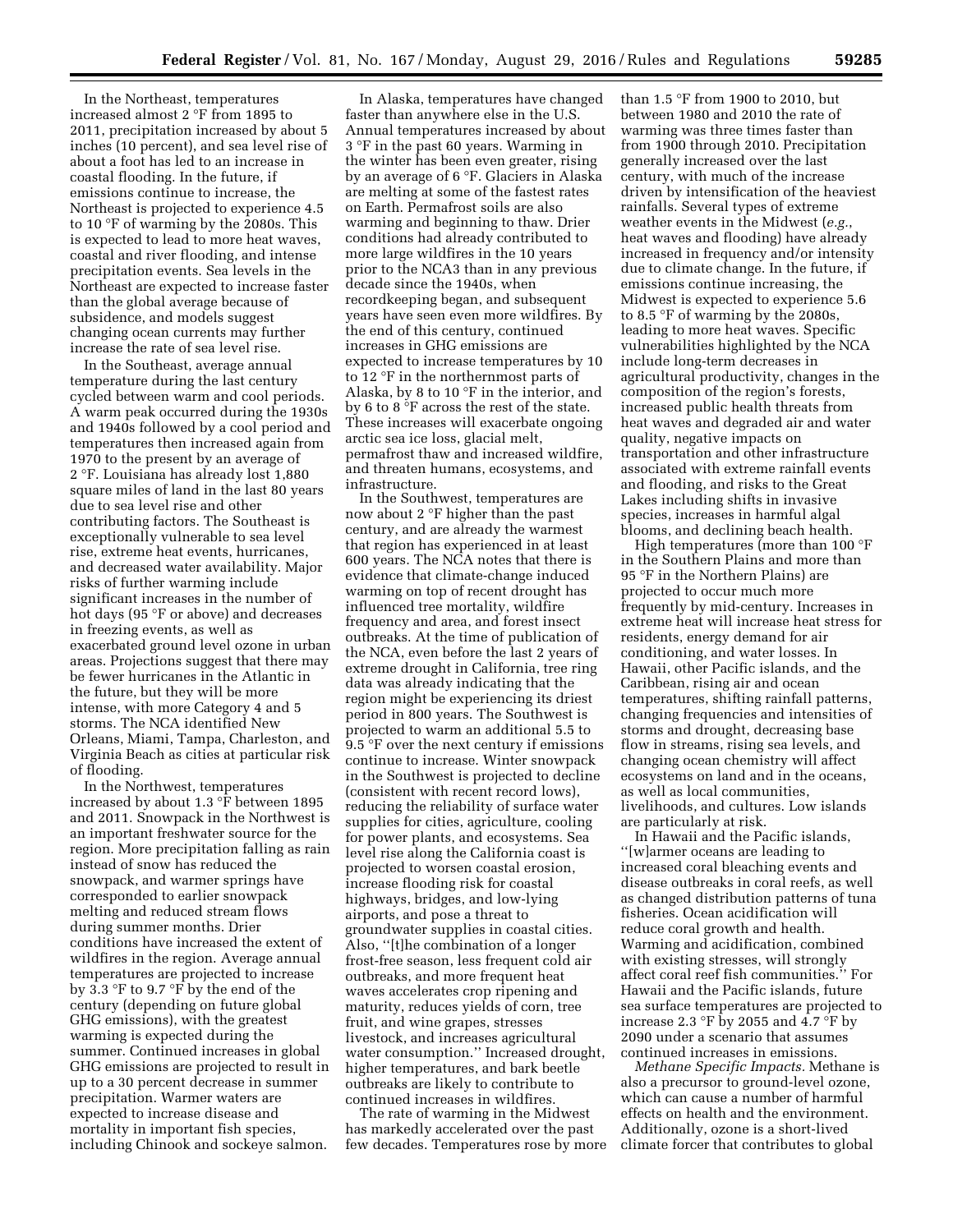In the Northeast, temperatures increased almost 2 °F from 1895 to 2011, precipitation increased by about 5 inches (10 percent), and sea level rise of about a foot has led to an increase in coastal flooding. In the future, if emissions continue to increase, the Northeast is projected to experience 4.5 to 10 °F of warming by the 2080s. This is expected to lead to more heat waves, coastal and river flooding, and intense precipitation events. Sea levels in the Northeast are expected to increase faster than the global average because of subsidence, and models suggest changing ocean currents may further increase the rate of sea level rise.

In the Southeast, average annual temperature during the last century cycled between warm and cool periods. A warm peak occurred during the 1930s and 1940s followed by a cool period and temperatures then increased again from 1970 to the present by an average of 2 °F. Louisiana has already lost 1,880 square miles of land in the last 80 years due to sea level rise and other contributing factors. The Southeast is exceptionally vulnerable to sea level rise, extreme heat events, hurricanes, and decreased water availability. Major risks of further warming include significant increases in the number of hot days (95 °F or above) and decreases in freezing events, as well as exacerbated ground level ozone in urban areas. Projections suggest that there may be fewer hurricanes in the Atlantic in the future, but they will be more intense, with more Category 4 and 5 storms. The NCA identified New Orleans, Miami, Tampa, Charleston, and Virginia Beach as cities at particular risk of flooding.

In the Northwest, temperatures increased by about 1.3 °F between 1895 and 2011. Snowpack in the Northwest is an important freshwater source for the region. More precipitation falling as rain instead of snow has reduced the snowpack, and warmer springs have corresponded to earlier snowpack melting and reduced stream flows during summer months. Drier conditions have increased the extent of wildfires in the region. Average annual temperatures are projected to increase by 3.3 °F to 9.7 °F by the end of the century (depending on future global GHG emissions), with the greatest warming is expected during the summer. Continued increases in global GHG emissions are projected to result in up to a 30 percent decrease in summer precipitation. Warmer waters are expected to increase disease and mortality in important fish species, including Chinook and sockeye salmon.

In Alaska, temperatures have changed faster than anywhere else in the U.S. Annual temperatures increased by about 3 °F in the past 60 years. Warming in the winter has been even greater, rising by an average of 6 °F. Glaciers in Alaska are melting at some of the fastest rates on Earth. Permafrost soils are also warming and beginning to thaw. Drier conditions had already contributed to more large wildfires in the 10 years prior to the NCA3 than in any previous decade since the 1940s, when recordkeeping began, and subsequent years have seen even more wildfires. By the end of this century, continued increases in GHG emissions are expected to increase temperatures by 10 to 12 °F in the northernmost parts of Alaska, by 8 to 10 °F in the interior, and by 6 to 8 °F across the rest of the state. These increases will exacerbate ongoing arctic sea ice loss, glacial melt, permafrost thaw and increased wildfire, and threaten humans, ecosystems, and infrastructure.

In the Southwest, temperatures are now about 2 °F higher than the past century, and are already the warmest that region has experienced in at least 600 years. The NCA notes that there is evidence that climate-change induced warming on top of recent drought has influenced tree mortality, wildfire frequency and area, and forest insect outbreaks. At the time of publication of the NCA, even before the last 2 years of extreme drought in California, tree ring data was already indicating that the region might be experiencing its driest period in 800 years. The Southwest is projected to warm an additional 5.5 to 9.5 °F over the next century if emissions continue to increase. Winter snowpack in the Southwest is projected to decline (consistent with recent record lows), reducing the reliability of surface water supplies for cities, agriculture, cooling for power plants, and ecosystems. Sea level rise along the California coast is projected to worsen coastal erosion, increase flooding risk for coastal highways, bridges, and low-lying airports, and pose a threat to groundwater supplies in coastal cities. Also, ''[t]he combination of a longer frost-free season, less frequent cold air outbreaks, and more frequent heat waves accelerates crop ripening and maturity, reduces yields of corn, tree fruit, and wine grapes, stresses livestock, and increases agricultural water consumption.'' Increased drought, higher temperatures, and bark beetle outbreaks are likely to contribute to continued increases in wildfires.

The rate of warming in the Midwest has markedly accelerated over the past few decades. Temperatures rose by more than 1.5 °F from 1900 to 2010, but between 1980 and 2010 the rate of warming was three times faster than from 1900 through 2010. Precipitation generally increased over the last century, with much of the increase driven by intensification of the heaviest rainfalls. Several types of extreme weather events in the Midwest (*e.g.*, heat waves and flooding) have already increased in frequency and/or intensity due to climate change. In the future, if emissions continue increasing, the Midwest is expected to experience 5.6 to 8.5 °F of warming by the 2080s, leading to more heat waves. Specific vulnerabilities highlighted by the NCA include long-term decreases in agricultural productivity, changes in the composition of the region's forests, increased public health threats from heat waves and degraded air and water quality, negative impacts on transportation and other infrastructure associated with extreme rainfall events and flooding, and risks to the Great Lakes including shifts in invasive species, increases in harmful algal blooms, and declining beach health.

High temperatures (more than 100 °F in the Southern Plains and more than 95 °F in the Northern Plains) are projected to occur much more frequently by mid-century. Increases in extreme heat will increase heat stress for residents, energy demand for air conditioning, and water losses. In Hawaii, other Pacific islands, and the Caribbean, rising air and ocean temperatures, shifting rainfall patterns, changing frequencies and intensities of storms and drought, decreasing base flow in streams, rising sea levels, and changing ocean chemistry will affect ecosystems on land and in the oceans, as well as local communities, livelihoods, and cultures. Low islands are particularly at risk.

In Hawaii and the Pacific islands, ''[w]armer oceans are leading to increased coral bleaching events and disease outbreaks in coral reefs, as well as changed distribution patterns of tuna fisheries. Ocean acidification will reduce coral growth and health. Warming and acidification, combined with existing stresses, will strongly affect coral reef fish communities.'' For Hawaii and the Pacific islands, future sea surface temperatures are projected to increase 2.3 °F by 2055 and 4.7 °F by 2090 under a scenario that assumes continued increases in emissions.

*Methane Specific Impacts.* Methane is also a precursor to ground-level ozone, which can cause a number of harmful effects on health and the environment. Additionally, ozone is a short-lived climate forcer that contributes to global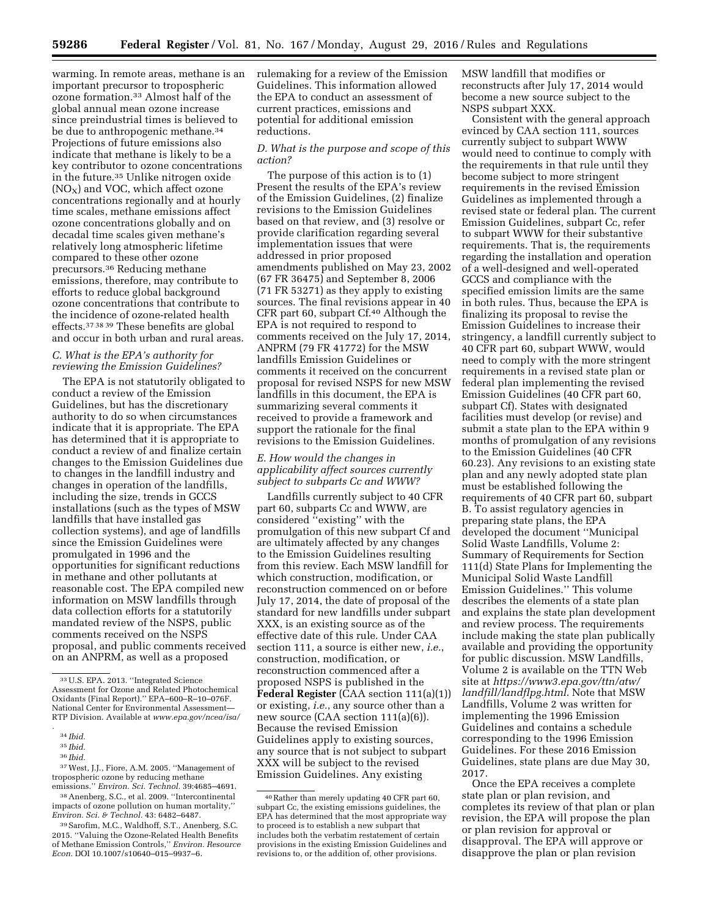warming. In remote areas, methane is an important precursor to tropospheric ozone formation.[33] Almost half of the global annual mean ozone increase since preindustrial times is believed to be due to anthropogenic methane.[34] Projections of future emissions also indicate that methane is likely to be a key contributor to ozone concentrations in the future.[35] Unlike nitrogen oxide ($NO_X$) and VOC, which affect ozone concentrations regionally and at hourly time scales, methane emissions affect ozone concentrations globally and on decadal time scales given methane's relatively long atmospheric lifetime compared to these other ozone precursors.[36] Reducing methane emissions, therefore, may contribute to efforts to reduce global background ozone concentrations that contribute to the incidence of ozone-related health effects.[37 38 39] These benefits are global and occur in both urban and rural areas.

### C. What is the EPA's authority for reviewing the Emission Guidelines?

The EPA is not statutorily obligated to conduct a review of the Emission Guidelines, but has the discretionary authority to do so when circumstances indicate that it is appropriate. The EPA has determined that it is appropriate to conduct a review of and finalize certain changes to the Emission Guidelines due to changes in the landfill industry and changes in operation of the landfills, including the size, trends in GCCS installations (such as the types of MSW landfills that have installed gas collection systems), and age of landfills since the Emission Guidelines were promulgated in 1996 and the opportunities for significant reductions in methane and other pollutants at reasonable cost. The EPA compiled new information on MSW landfills through data collection efforts for a statutorily mandated review of the NSPS, public comments received on the NSPS proposal, and public comments received on an ANPRM, as well as a proposed rulemaking for a review of the Emission Guidelines. This information allowed the EPA to conduct an assessment of current practices, emissions and potential for additional emission reductions.

### D. What is the purpose and scope of this action?

The purpose of this action is to (1) Present the results of the EPA's review of the Emission Guidelines, (2) finalize revisions to the Emission Guidelines based on that review, and (3) resolve or provide clarification regarding several implementation issues that were addressed in prior proposed amendments published on May 23, 2002 (67 FR 36475) and September 8, 2006 (71 FR 53271) as they apply to existing sources. The final revisions appear in 40 CFR part 60, subpart Cf.[40] Although the EPA is not required to respond to comments received on the July 17, 2014, ANPRM (79 FR 41772) for the MSW landfills Emission Guidelines or comments it received on the concurrent proposal for revised NSPS for new MSW landfills in this document, the EPA is summarizing several comments it received to provide a framework and support the rationale for the final revisions to the Emission Guidelines.

### E. How would the changes in applicability affect sources currently subject to subparts Cc and WWW?

Landfills currently subject to 40 CFR part 60, subparts Cc and WWW, are considered "existing" with the promulgation of this new subpart Cf and are ultimately affected by any changes to the Emission Guidelines resulting from this review. Each MSW landfill for which construction, modification, or reconstruction commenced on or before July 17, 2014, the date of proposal of the standard for new landfills under subpart XXX, is an existing source as of the effective date of this rule. Under CAA section 111, a source is either new, *i.e.*, construction, modification, or reconstruction commenced after a proposed NSPS is published in the **Federal Register** (CAA section 111(a)(1)) or existing, *i.e.*, any source other than a new source (CAA section 111(a)(6)). Because the revised Emission Guidelines apply to existing sources, any source that is not subject to subpart XXX will be subject to the revised Emission Guidelines. Any existing MSW landfill that modifies or reconstructs after July 17, 2014 would become a new source subject to the NSPS subpart XXX.

Consistent with the general approach evinced by CAA section 111, sources currently subject to subpart WWW would need to continue to comply with the requirements in that rule until they become subject to more stringent requirements in the revised Emission Guidelines as implemented through a revised state or federal plan. The current Emission Guidelines, subpart Cc, refer to subpart WWW for their substantive requirements. That is, the requirements regarding the installation and operation of a well-designed and well-operated GCCS and compliance with the specified emission limits are the same in both rules. Thus, because the EPA is finalizing its proposal to revise the Emission Guidelines to increase their stringency, a landfill currently subject to 40 CFR part 60, subpart WWW, would need to comply with the more stringent requirements in a revised state plan or federal plan implementing the revised Emission Guidelines (40 CFR part 60, subpart Cf). States with designated facilities must develop (or revise) and submit a state plan to the EPA within 9 months of promulgation of any revisions to the Emission Guidelines (40 CFR 60.23). Any revisions to an existing state plan and any newly adopted state plan must be established following the requirements of 40 CFR part 60, subpart B. To assist regulatory agencies in preparing state plans, the EPA developed the document "Municipal Solid Waste Landfills, Volume 2: Summary of Requirements for Section 111(d) State Plans for Implementing the Municipal Solid Waste Landfill Emission Guidelines." This volume describes the elements of a state plan and explains the state plan development and review process. The requirements include making the state plan publically available and providing the opportunity for public discussion. MSW Landfills, Volume 2 is available on the TTN Web site at *https://www3.epa.gov/ttn/atw/landfill/landflpg.html*. Note that MSW Landfills, Volume 2 was written for implementing the 1996 Emission Guidelines and contains a schedule corresponding to the 1996 Emission Guidelines. For these 2016 Emission Guidelines, state plans are due May 30, 2017.

Once the EPA receives a complete state plan or plan revision, and completes its review of that plan or plan revision, the EPA will propose the plan or plan revision for approval or disapproval. The EPA will approve or disapprove the plan or plan revision

---

[33] U.S. EPA. 2013. "Integrated Science Assessment for Ozone and Related Photochemical Oxidants (Final Report)." EPA–600–R–10–076F. National Center for Environmental Assessment—RTP Division. Available at *www.epa.gov/ncea/isa/*.

[34] *Ibid.*

[35] *Ibid.*

[36] *Ibid.*

[37] West, J.J., Fiore, A.M. 2005. "Management of tropospheric ozone by reducing methane emissions." *Environ. Sci. Technol.* 39:4685–4691.

[38] Anenberg, S.C., et al. 2009. "Intercontinental impacts of ozone pollution on human mortality," *Environ. Sci. & Technol.* 43: 6482–6487.

[39] Sarofim, M.C., Waldhoff, S.T., Anenberg, S.C. 2015. "Valuing the Ozone-Related Health Benefits of Methane Emission Controls," *Environ. Resource Econ.* DOI 10.1007/s10640–015–9937–6.

[40] Rather than merely updating 40 CFR part 60, subpart Cc, the existing emissions guidelines, the EPA has determined that the most appropriate way to proceed is to establish a new subpart that includes both the verbatim restatement of certain provisions in the existing Emission Guidelines and revisions to, or the addition of, other provisions.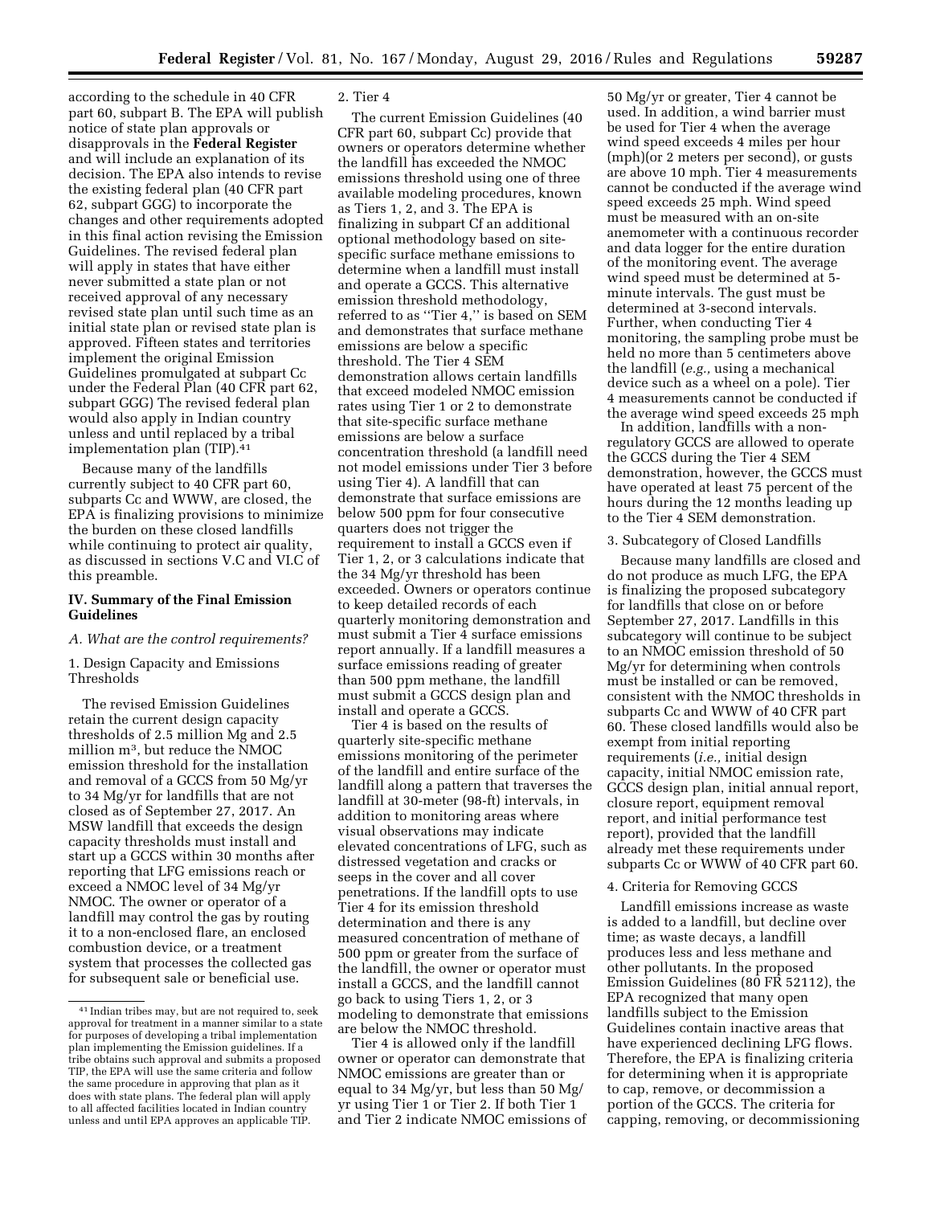according to the schedule in 40 CFR part 60, subpart B. The EPA will publish notice of state plan approvals or disapprovals in the **Federal Register** and will include an explanation of its decision. The EPA also intends to revise the existing federal plan (40 CFR part 62, subpart GGG) to incorporate the changes and other requirements adopted in this final action revising the Emission Guidelines. The revised federal plan will apply in states that have either never submitted a state plan or not received approval of any necessary revised state plan until such time as an initial state plan or revised state plan is approved. Fifteen states and territories implement the original Emission Guidelines promulgated at subpart Cc under the Federal Plan (40 CFR part 62, subpart GGG) The revised federal plan would also apply in Indian country unless and until replaced by a tribal implementation plan (TIP).[41]

Because many of the landfills currently subject to 40 CFR part 60, subparts Cc and WWW, are closed, the EPA is finalizing provisions to minimize the burden on these closed landfills while continuing to protect air quality, as discussed in sections V.C and VI.C of this preamble.

## IV. Summary of the Final Emission Guidelines

### *A. What are the control requirements?*

#### 1. Design Capacity and Emissions Thresholds

The revised Emission Guidelines retain the current design capacity thresholds of 2.5 million Mg and 2.5 million m$^3$, but reduce the NMOC emission threshold for the installation and removal of a GCCS from 50 Mg/yr to 34 Mg/yr for landfills that are not closed as of September 27, 2017. An MSW landfill that exceeds the design capacity thresholds must install and start up a GCCS within 30 months after reporting that LFG emissions reach or exceed a NMOC level of 34 Mg/yr NMOC. The owner or operator of a landfill may control the gas by routing it to a non-enclosed flare, an enclosed combustion device, or a treatment system that processes the collected gas for subsequent sale or beneficial use.

#### 2. Tier 4

The current Emission Guidelines (40 CFR part 60, subpart Cc) provide that owners or operators determine whether the landfill has exceeded the NMOC emissions threshold using one of three available modeling procedures, known as Tiers 1, 2, and 3. The EPA is finalizing in subpart Cf an additional optional methodology based on site-specific surface methane emissions to determine when a landfill must install and operate a GCCS. This alternative emission threshold methodology, referred to as "Tier 4," is based on SEM and demonstrates that surface methane emissions are below a specific threshold. The Tier 4 SEM demonstration allows certain landfills that exceed modeled NMOC emission rates using Tier 1 or 2 to demonstrate that site-specific surface methane emissions are below a surface concentration threshold (a landfill need not model emissions under Tier 3 before using Tier 4). A landfill that can demonstrate that surface emissions are below 500 ppm for four consecutive quarters does not trigger the requirement to install a GCCS even if Tier 1, 2, or 3 calculations indicate that the 34 Mg/yr threshold has been exceeded. Owners or operators continue to keep detailed records of each quarterly monitoring demonstration and must submit a Tier 4 surface emissions report annually. If a landfill measures a surface emissions reading of greater than 500 ppm methane, the landfill must submit a GCCS design plan and install and operate a GCCS.

Tier 4 is based on the results of quarterly site-specific methane emissions monitoring of the perimeter of the landfill and entire surface of the landfill along a pattern that traverses the landfill at 30-meter (98-ft) intervals, in addition to monitoring areas where visual observations may indicate elevated concentrations of LFG, such as distressed vegetation and cracks or seeps in the cover and all cover penetrations. If the landfill opts to use Tier 4 for its emission threshold determination and there is any measured concentration of methane of 500 ppm or greater from the surface of the landfill, the owner or operator must install a GCCS, and the landfill cannot go back to using Tiers 1, 2, or 3 modeling to demonstrate that emissions are below the NMOC threshold.

Tier 4 is allowed only if the landfill owner or operator can demonstrate that NMOC emissions are greater than or equal to 34 Mg/yr, but less than 50 Mg/yr using Tier 1 or Tier 2. If both Tier 1 and Tier 2 indicate NMOC emissions of 50 Mg/yr or greater, Tier 4 cannot be used. In addition, a wind barrier must be used for Tier 4 when the average wind speed exceeds 4 miles per hour (mph)(or 2 meters per second), or gusts are above 10 mph. Tier 4 measurements cannot be conducted if the average wind speed exceeds 25 mph. Wind speed must be measured with an on-site anemometer with a continuous recorder and data logger for the entire duration of the monitoring event. The average wind speed must be determined at 5-minute intervals. The gust must be determined at 3-second intervals. Further, when conducting Tier 4 monitoring, the sampling probe must be held no more than 5 centimeters above the landfill (*e.g.,* using a mechanical device such as a wheel on a pole). Tier 4 measurements cannot be conducted if the average wind speed exceeds 25 mph

In addition, landfills with a non-regulatory GCCS are allowed to operate the GCCS during the Tier 4 SEM demonstration, however, the GCCS must have operated at least 75 percent of the hours during the 12 months leading up to the Tier 4 SEM demonstration.

#### 3. Subcategory of Closed Landfills

Because many landfills are closed and do not produce as much LFG, the EPA is finalizing the proposed subcategory for landfills that close on or before September 27, 2017. Landfills in this subcategory will continue to be subject to an NMOC emission threshold of 50 Mg/yr for determining when controls must be installed or can be removed, consistent with the NMOC thresholds in subparts Cc and WWW of 40 CFR part 60. These closed landfills would also be exempt from initial reporting requirements (*i.e.,* initial design capacity, initial NMOC emission rate, GCCS design plan, initial annual report, closure report, equipment removal report, and initial performance test report), provided that the landfill already met these requirements under subparts Cc or WWW of 40 CFR part 60.

#### 4. Criteria for Removing GCCS

Landfill emissions increase as waste is added to a landfill, but decline over time; as waste decays, a landfill produces less and less methane and other pollutants. In the proposed Emission Guidelines (80 FR 52112), the EPA recognized that many open landfills subject to the Emission Guidelines contain inactive areas that have experienced declining LFG flows. Therefore, the EPA is finalizing criteria for determining when it is appropriate to cap, remove, or decommission a portion of the GCCS. The criteria for capping, removing, or decommissioning

---

[41] Indian tribes may, but are not required to, seek approval for treatment in a manner similar to a state for purposes of developing a tribal implementation plan implementing the Emission guidelines. If a tribe obtains such approval and submits a proposed TIP, the EPA will use the same criteria and follow the same procedure in approving that plan as it does with state plans. The federal plan will apply to all affected facilities located in Indian country unless and until EPA approves an applicable TIP.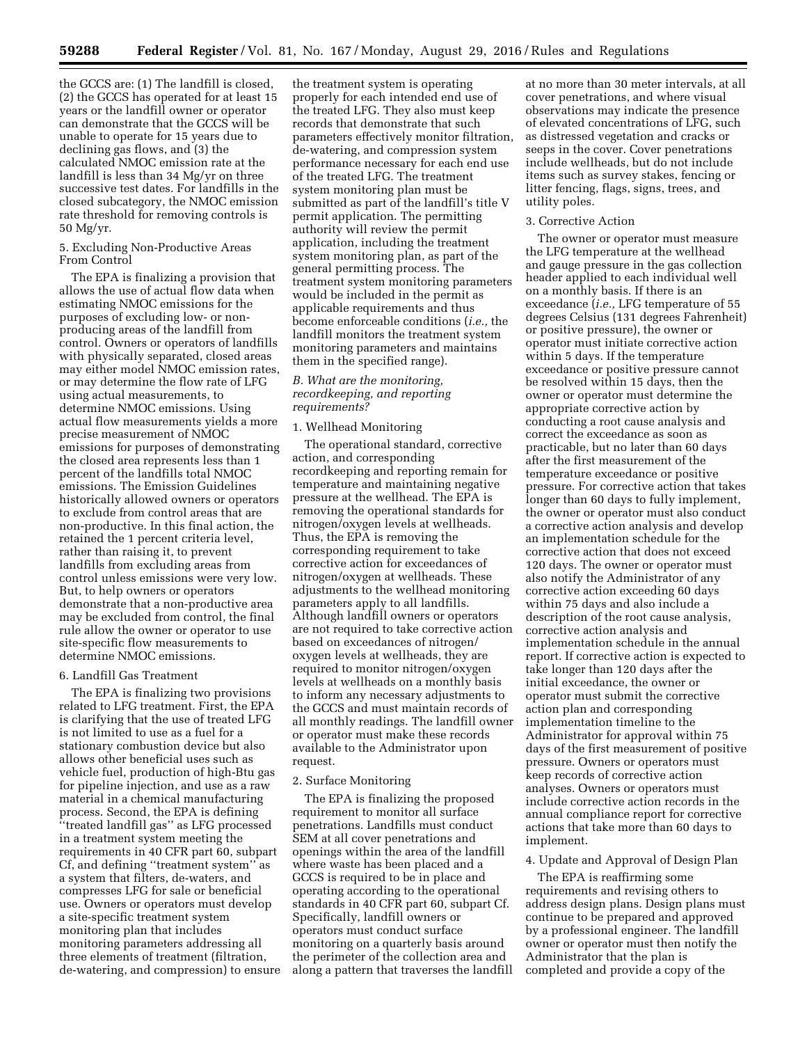the GCCS are: (1) The landfill is closed, (2) the GCCS has operated for at least 15 years or the landfill owner or operator can demonstrate that the GCCS will be unable to operate for 15 years due to declining gas flows, and (3) the calculated NMOC emission rate at the landfill is less than 34 Mg/yr on three successive test dates. For landfills in the closed subcategory, the NMOC emission rate threshold for removing controls is 50 Mg/yr.

#### 5. Excluding Non-Productive Areas From Control

The EPA is finalizing a provision that allows the use of actual flow data when estimating NMOC emissions for the purposes of excluding low- or non-producing areas of the landfill from control. Owners or operators of landfills with physically separated, closed areas may either model NMOC emission rates, or may determine the flow rate of LFG using actual measurements, to determine NMOC emissions. Using actual flow measurements yields a more precise measurement of NMOC emissions for purposes of demonstrating the closed area represents less than 1 percent of the landfills total NMOC emissions. The Emission Guidelines historically allowed owners or operators to exclude from control areas that are non-productive. In this final action, the retained the 1 percent criteria level, rather than raising it, to prevent landfills from excluding areas from control unless emissions were very low. But, to help owners or operators demonstrate that a non-productive area may be excluded from control, the final rule allow the owner or operator to use site-specific flow measurements to determine NMOC emissions.

#### 6. Landfill Gas Treatment

The EPA is finalizing two provisions related to LFG treatment. First, the EPA is clarifying that the use of treated LFG is not limited to use as a fuel for a stationary combustion device but also allows other beneficial uses such as vehicle fuel, production of high-Btu gas for pipeline injection, and use as a raw material in a chemical manufacturing process. Second, the EPA is defining "treated landfill gas" as LFG processed in a treatment system meeting the requirements in 40 CFR part 60, subpart Cf, and defining "treatment system" as a system that filters, de-waters, and compresses LFG for sale or beneficial use. Owners or operators must develop a site-specific treatment system monitoring plan that includes monitoring parameters addressing all three elements of treatment (filtration, de-watering, and compression) to ensure the treatment system is operating properly for each intended end use of the treated LFG. They also must keep records that demonstrate that such parameters effectively monitor filtration, de-watering, and compression system performance necessary for each end use of the treated LFG. The treatment system monitoring plan must be submitted as part of the landfill's title V permit application. The permitting authority will review the permit application, including the treatment system monitoring plan, as part of the general permitting process. The treatment system monitoring parameters would be included in the permit as applicable requirements and thus become enforceable conditions (*i.e.,* the landfill monitors the treatment system monitoring parameters and maintains them in the specified range).

### *B. What are the monitoring, recordkeeping, and reporting requirements?*

#### 1. Wellhead Monitoring

The operational standard, corrective action, and corresponding recordkeeping and reporting remain for temperature and maintaining negative pressure at the wellhead. The EPA is removing the operational standards for nitrogen/oxygen levels at wellheads. Thus, the EPA is removing the corresponding requirement to take corrective action for exceedances of nitrogen/oxygen at wellheads. These adjustments to the wellhead monitoring parameters apply to all landfills. Although landfill owners or operators are not required to take corrective action based on exceedances of nitrogen/oxygen levels at wellheads, they are required to monitor nitrogen/oxygen levels at wellheads on a monthly basis to inform any necessary adjustments to the GCCS and must maintain records of all monthly readings. The landfill owner or operator must make these records available to the Administrator upon request.

#### 2. Surface Monitoring

The EPA is finalizing the proposed requirement to monitor all surface penetrations. Landfills must conduct SEM at all cover penetrations and openings within the area of the landfill where waste has been placed and a GCCS is required to be in place and operating according to the operational standards in 40 CFR part 60, subpart Cf. Specifically, landfill owners or operators must conduct surface monitoring on a quarterly basis around the perimeter of the collection area and along a pattern that traverses the landfill at no more than 30 meter intervals, at all cover penetrations, and where visual observations may indicate the presence of elevated concentrations of LFG, such as distressed vegetation and cracks or seeps in the cover. Cover penetrations include wellheads, but do not include items such as survey stakes, fencing or litter fencing, flags, signs, trees, and utility poles.

#### 3. Corrective Action

The owner or operator must measure the LFG temperature at the wellhead and gauge pressure in the gas collection header applied to each individual well on a monthly basis. If there is an exceedance (*i.e.,* LFG temperature of 55 degrees Celsius (131 degrees Fahrenheit) or positive pressure), the owner or operator must initiate corrective action within 5 days. If the temperature exceedance or positive pressure cannot be resolved within 15 days, then the owner or operator must determine the appropriate corrective action by conducting a root cause analysis and correct the exceedance as soon as practicable, but no later than 60 days after the first measurement of the temperature exceedance or positive pressure. For corrective action that takes longer than 60 days to fully implement, the owner or operator must also conduct a corrective action analysis and develop an implementation schedule for the corrective action that does not exceed 120 days. The owner or operator must also notify the Administrator of any corrective action exceeding 60 days within 75 days and also include a description of the root cause analysis, corrective action analysis and implementation schedule in the annual report. If corrective action is expected to take longer than 120 days after the initial exceedance, the owner or operator must submit the corrective action plan and corresponding implementation timeline to the Administrator for approval within 75 days of the first measurement of positive pressure. Owners or operators must keep records of corrective action analyses. Owners or operators must include corrective action records in the annual compliance report for corrective actions that take more than 60 days to implement.

#### 4. Update and Approval of Design Plan

The EPA is reaffirming some requirements and revising others to address design plans. Design plans must continue to be prepared and approved by a professional engineer. The landfill owner or operator must then notify the Administrator that the plan is completed and provide a copy of the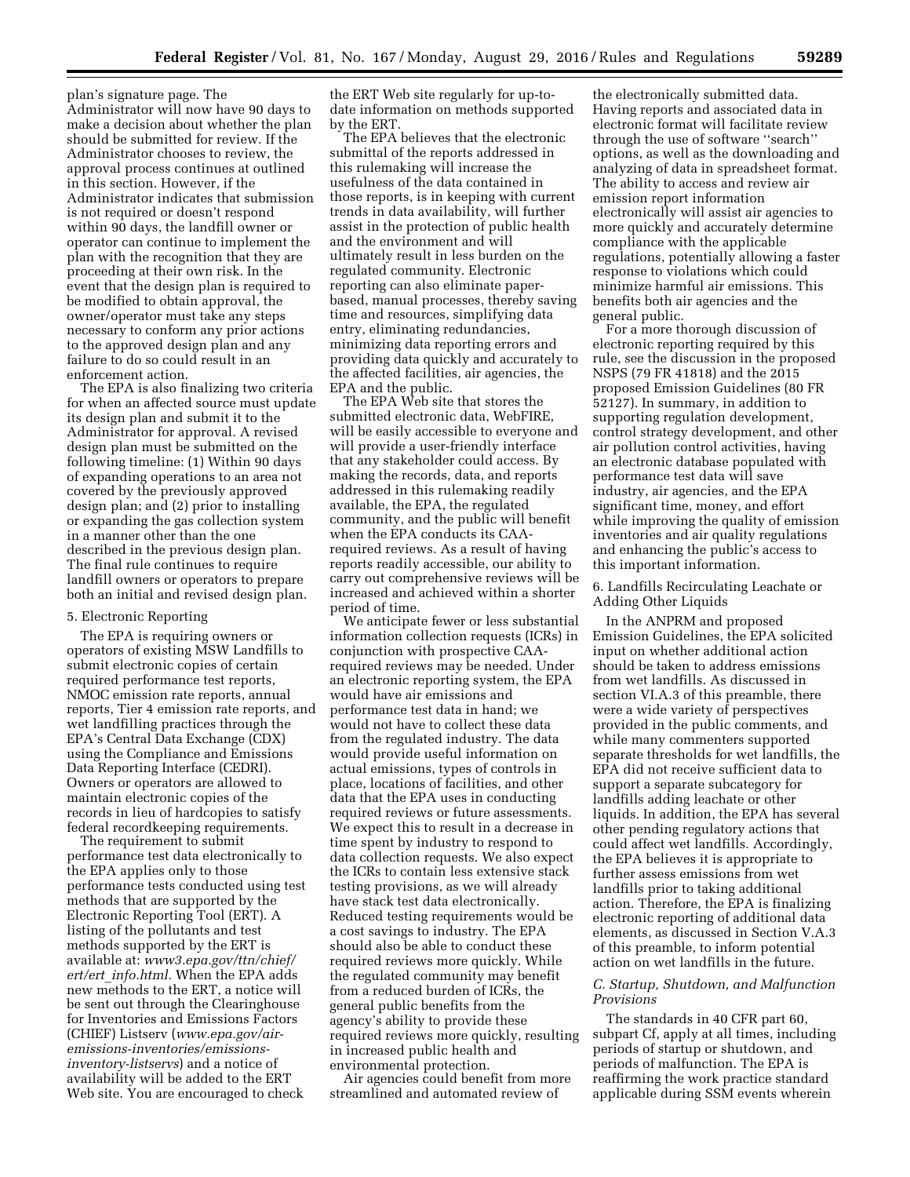plan's signature page. The Administrator will now have 90 days to make a decision about whether the plan should be submitted for review. If the Administrator chooses to review, the approval process continues at outlined in this section. However, if the Administrator indicates that submission is not required or doesn't respond within 90 days, the landfill owner or operator can continue to implement the plan with the recognition that they are proceeding at their own risk. In the event that the design plan is required to be modified to obtain approval, the owner/operator must take any steps necessary to conform any prior actions to the approved design plan and any failure to do so could result in an enforcement action.

The EPA is also finalizing two criteria for when an affected source must update its design plan and submit it to the Administrator for approval. A revised design plan must be submitted on the following timeline: (1) Within 90 days of expanding operations to an area not covered by the previously approved design plan; and (2) prior to installing or expanding the gas collection system in a manner other than the one described in the previous design plan. The final rule continues to require landfill owners or operators to prepare both an initial and revised design plan.

5. Electronic Reporting

The EPA is requiring owners or operators of existing MSW Landfills to submit electronic copies of certain required performance test reports, NMOC emission rate reports, annual reports, Tier 4 emission rate reports, and wet landfilling practices through the EPA's Central Data Exchange (CDX) using the Compliance and Emissions Data Reporting Interface (CEDRI). Owners or operators are allowed to maintain electronic copies of the records in lieu of hardcopies to satisfy federal recordkeeping requirements.

The requirement to submit performance test data electronically to the EPA applies only to those performance tests conducted using test methods that are supported by the Electronic Reporting Tool (ERT). A listing of the pollutants and test methods supported by the ERT is available at: *www3.epa.gov/ttn/chief/ert/ert_info.html.* When the EPA adds new methods to the ERT, a notice will be sent out through the Clearinghouse for Inventories and Emissions Factors (CHIEF) Listserv (*www.epa.gov/air-emissions-inventories/emissions-inventory-listservs*) and a notice of availability will be added to the ERT Web site. You are encouraged to check the ERT Web site regularly for up-to-date information on methods supported by the ERT.

The EPA believes that the electronic submittal of the reports addressed in this rulemaking will increase the usefulness of the data contained in those reports, is in keeping with current trends in data availability, will further assist in the protection of public health and the environment and will ultimately result in less burden on the regulated community. Electronic reporting can also eliminate paper-based, manual processes, thereby saving time and resources, simplifying data entry, eliminating redundancies, minimizing data reporting errors and providing data quickly and accurately to the affected facilities, air agencies, the EPA and the public.

The EPA Web site that stores the submitted electronic data, WebFIRE, will be easily accessible to everyone and will provide a user-friendly interface that any stakeholder could access. By making the records, data, and reports addressed in this rulemaking readily available, the EPA, the regulated community, and the public will benefit when the EPA conducts its CAA-required reviews. As a result of having reports readily accessible, our ability to carry out comprehensive reviews will be increased and achieved within a shorter period of time.

We anticipate fewer or less substantial information collection requests (ICRs) in conjunction with prospective CAA-required reviews may be needed. Under an electronic reporting system, the EPA would have air emissions and performance test data in hand; we would not have to collect these data from the regulated industry. The data would provide useful information on actual emissions, types of controls in place, locations of facilities, and other data that the EPA uses in conducting required reviews or future assessments. We expect this to result in a decrease in time spent by industry to respond to data collection requests. We also expect the ICRs to contain less extensive stack testing provisions, as we will already have stack test data electronically. Reduced testing requirements would be a cost savings to industry. The EPA should also be able to conduct these required reviews more quickly. While the regulated community may benefit from a reduced burden of ICRs, the general public benefits from the agency's ability to provide these required reviews more quickly, resulting in increased public health and environmental protection.

Air agencies could benefit from more streamlined and automated review of the electronically submitted data. Having reports and associated data in electronic format will facilitate review through the use of software "search" options, as well as the downloading and analyzing of data in spreadsheet format. The ability to access and review air emission report information electronically will assist air agencies to more quickly and accurately determine compliance with the applicable regulations, potentially allowing a faster response to violations which could minimize harmful air emissions. This benefits both air agencies and the general public.

For a more thorough discussion of electronic reporting required by this rule, see the discussion in the proposed NSPS (79 FR 41818) and the 2015 proposed Emission Guidelines (80 FR 52127). In summary, in addition to supporting regulation development, control strategy development, and other air pollution control activities, having an electronic database populated with performance test data will save industry, air agencies, and the EPA significant time, money, and effort while improving the quality of emission inventories and air quality regulations and enhancing the public's access to this important information.

6. Landfills Recirculating Leachate or Adding Other Liquids

In the ANPRM and proposed Emission Guidelines, the EPA solicited input on whether additional action should be taken to address emissions from wet landfills. As discussed in section VI.A.3 of this preamble, there were a wide variety of perspectives provided in the public comments, and while many commenters supported separate thresholds for wet landfills, the EPA did not receive sufficient data to support a separate subcategory for landfills adding leachate or other liquids. In addition, the EPA has several other pending regulatory actions that could affect wet landfills. Accordingly, the EPA believes it is appropriate to further assess emissions from wet landfills prior to taking additional action. Therefore, the EPA is finalizing electronic reporting of additional data elements, as discussed in Section V.A.3 of this preamble, to inform potential action on wet landfills in the future.

### *C. Startup, Shutdown, and Malfunction Provisions*

The standards in 40 CFR part 60, subpart Cf, apply at all times, including periods of startup or shutdown, and periods of malfunction. The EPA is reaffirming the work practice standard applicable during SSM events wherein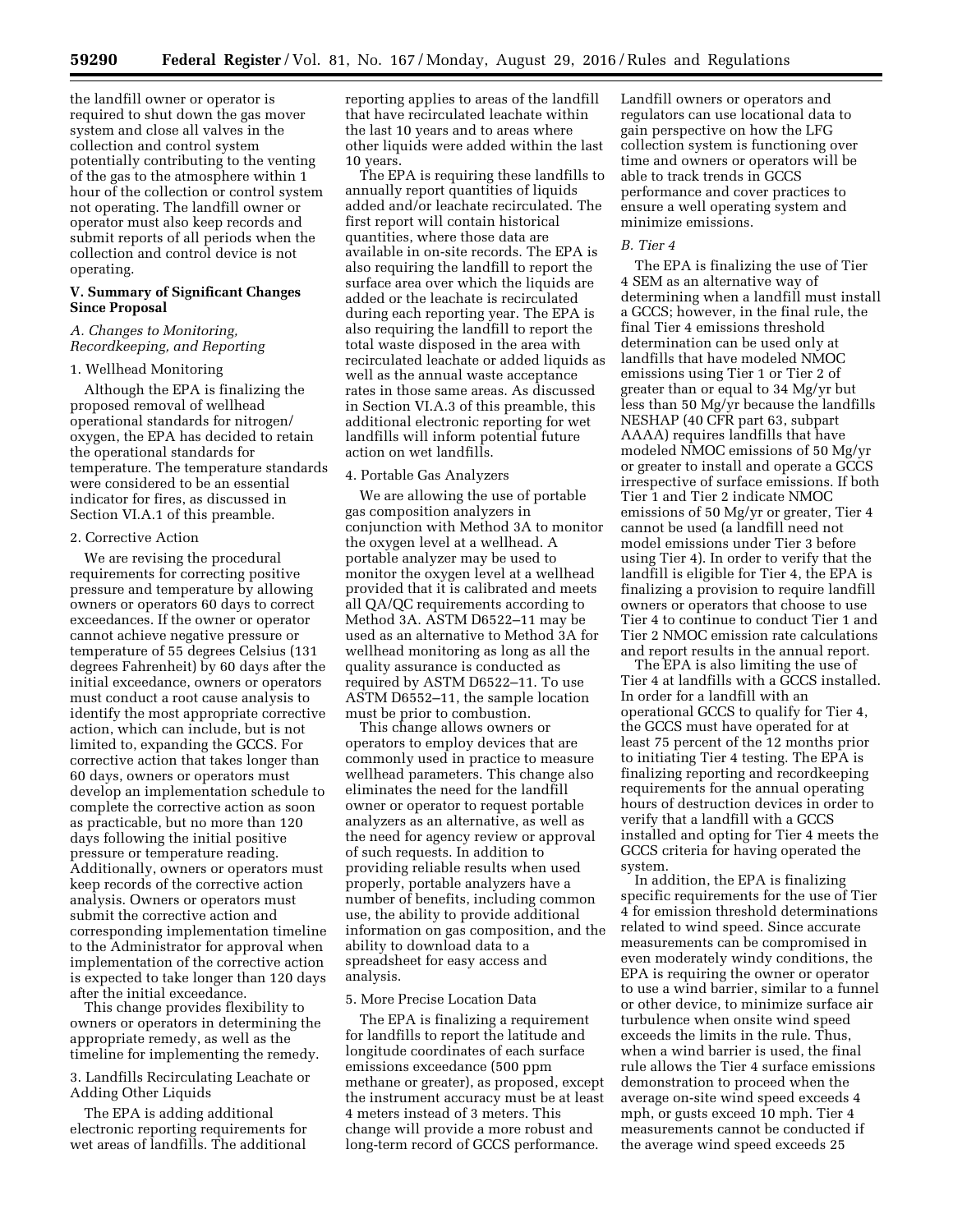the landfill owner or operator is required to shut down the gas mover system and close all valves in the collection and control system potentially contributing to the venting of the gas to the atmosphere within 1 hour of the collection or control system not operating. The landfill owner or operator must also keep records and submit reports of all periods when the collection and control device is not operating.

## V. Summary of Significant Changes Since Proposal

### *A. Changes to Monitoring, Recordkeeping, and Reporting*

#### 1. Wellhead Monitoring

Although the EPA is finalizing the proposed removal of wellhead operational standards for nitrogen/oxygen, the EPA has decided to retain the operational standards for temperature. The temperature standards were considered to be an essential indicator for fires, as discussed in Section VI.A.1 of this preamble.

#### 2. Corrective Action

We are revising the procedural requirements for correcting positive pressure and temperature by allowing owners or operators 60 days to correct exceedances. If the owner or operator cannot achieve negative pressure or temperature of 55 degrees Celsius (131 degrees Fahrenheit) by 60 days after the initial exceedance, owners or operators must conduct a root cause analysis to identify the most appropriate corrective action, which can include, but is not limited to, expanding the GCCS. For corrective action that takes longer than 60 days, owners or operators must develop an implementation schedule to complete the corrective action as soon as practicable, but no more than 120 days following the initial positive pressure or temperature reading. Additionally, owners or operators must keep records of the corrective action analysis. Owners or operators must submit the corrective action and corresponding implementation timeline to the Administrator for approval when implementation of the corrective action is expected to take longer than 120 days after the initial exceedance.

This change provides flexibility to owners or operators in determining the appropriate remedy, as well as the timeline for implementing the remedy.

#### 3. Landfills Recirculating Leachate or Adding Other Liquids

The EPA is adding additional electronic reporting requirements for wet areas of landfills. The additional reporting applies to areas of the landfill that have recirculated leachate within the last 10 years and to areas where other liquids were added within the last 10 years.

The EPA is requiring these landfills to annually report quantities of liquids added and/or leachate recirculated. The first report will contain historical quantities, where those data are available in on-site records. The EPA is also requiring the landfill to report the surface area over which the liquids are added or the leachate is recirculated during each reporting year. The EPA is also requiring the landfill to report the total waste disposed in the area with recirculated leachate or added liquids as well as the annual waste acceptance rates in those same areas. As discussed in Section VI.A.3 of this preamble, this additional electronic reporting for wet landfills will inform potential future action on wet landfills.

#### 4. Portable Gas Analyzers

We are allowing the use of portable gas composition analyzers in conjunction with Method 3A to monitor the oxygen level at a wellhead. A portable analyzer may be used to monitor the oxygen level at a wellhead provided that it is calibrated and meets all QA/QC requirements according to Method 3A. ASTM D6522–11 may be used as an alternative to Method 3A for wellhead monitoring as long as all the quality assurance is conducted as required by ASTM D6522–11. To use ASTM D6552–11, the sample location must be prior to combustion.

This change allows owners or operators to employ devices that are commonly used in practice to measure wellhead parameters. This change also eliminates the need for the landfill owner or operator to request portable analyzers as an alternative, as well as the need for agency review or approval of such requests. In addition to providing reliable results when used properly, portable analyzers have a number of benefits, including common use, the ability to provide additional information on gas composition, and the ability to download data to a spreadsheet for easy access and analysis.

#### 5. More Precise Location Data

The EPA is finalizing a requirement for landfills to report the latitude and longitude coordinates of each surface emissions exceedance (500 ppm methane or greater), as proposed, except the instrument accuracy must be at least 4 meters instead of 3 meters. This change will provide a more robust and long-term record of GCCS performance. Landfill owners or operators and regulators can use locational data to gain perspective on how the LFG collection system is functioning over time and owners or operators will be able to track trends in GCCS performance and cover practices to ensure a well operating system and minimize emissions.

### *B. Tier 4*

The EPA is finalizing the use of Tier 4 SEM as an alternative way of determining when a landfill must install a GCCS; however, in the final rule, the final Tier 4 emissions threshold determination can be used only at landfills that have modeled NMOC emissions using Tier 1 or Tier 2 of greater than or equal to 34 Mg/yr but less than 50 Mg/yr because the landfills NESHAP (40 CFR part 63, subpart AAAA) requires landfills that have modeled NMOC emissions of 50 Mg/yr or greater to install and operate a GCCS irrespective of surface emissions. If both Tier 1 and Tier 2 indicate NMOC emissions of 50 Mg/yr or greater, Tier 4 cannot be used (a landfill need not model emissions under Tier 3 before using Tier 4). In order to verify that the landfill is eligible for Tier 4, the EPA is finalizing a provision to require landfill owners or operators that choose to use Tier 4 to continue to conduct Tier 1 and Tier 2 NMOC emission rate calculations and report results in the annual report.

The EPA is also limiting the use of Tier 4 at landfills with a GCCS installed. In order for a landfill with an operational GCCS to qualify for Tier 4, the GCCS must have operated for at least 75 percent of the 12 months prior to initiating Tier 4 testing. The EPA is finalizing reporting and recordkeeping requirements for the annual operating hours of destruction devices in order to verify that a landfill with a GCCS installed and opting for Tier 4 meets the GCCS criteria for having operated the system.

In addition, the EPA is finalizing specific requirements for the use of Tier 4 for emission threshold determinations related to wind speed. Since accurate measurements can be compromised in even moderately windy conditions, the EPA is requiring the owner or operator to use a wind barrier, similar to a funnel or other device, to minimize surface air turbulence when onsite wind speed exceeds the limits in the rule. Thus, when a wind barrier is used, the final rule allows the Tier 4 surface emissions demonstration to proceed when the average on-site wind speed exceeds 4 mph, or gusts exceed 10 mph. Tier 4 measurements cannot be conducted if the average wind speed exceeds 25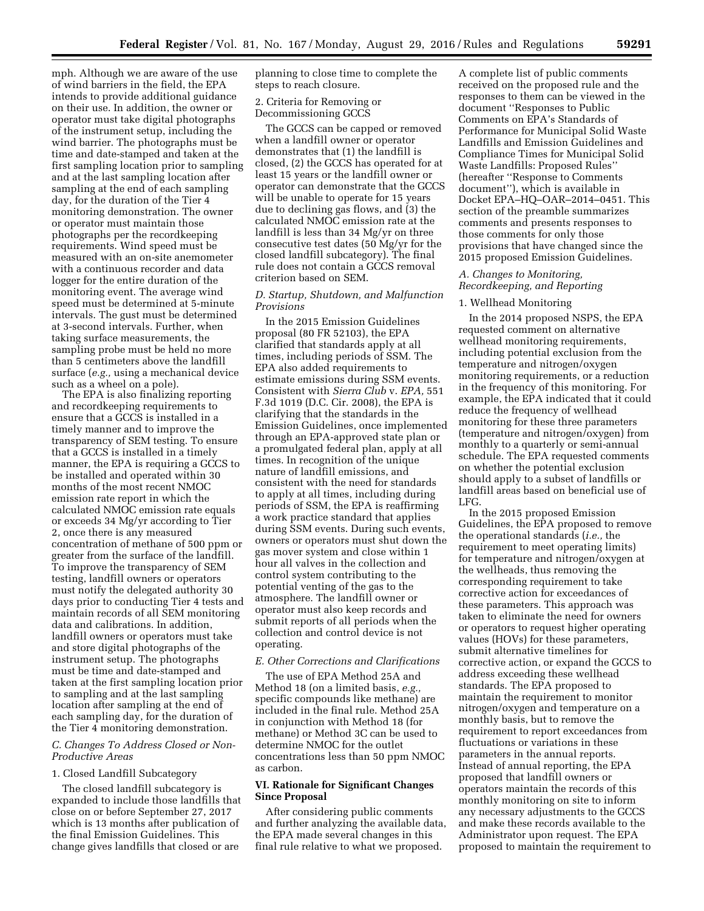mph. Although we are aware of the use of wind barriers in the field, the EPA intends to provide additional guidance on their use. In addition, the owner or operator must take digital photographs of the instrument setup, including the wind barrier. The photographs must be time and date-stamped and taken at the first sampling location prior to sampling and at the last sampling location after sampling at the end of each sampling day, for the duration of the Tier 4 monitoring demonstration. The owner or operator must maintain those photographs per the recordkeeping requirements. Wind speed must be measured with an on-site anemometer with a continuous recorder and data logger for the entire duration of the monitoring event. The average wind speed must be determined at 5-minute intervals. The gust must be determined at 3-second intervals. Further, when taking surface measurements, the sampling probe must be held no more than 5 centimeters above the landfill surface (*e.g.,* using a mechanical device such as a wheel on a pole).

The EPA is also finalizing reporting and recordkeeping requirements to ensure that a GCCS is installed in a timely manner and to improve the transparency of SEM testing. To ensure that a GCCS is installed in a timely manner, the EPA is requiring a GCCS to be installed and operated within 30 months of the most recent NMOC emission rate report in which the calculated NMOC emission rate equals or exceeds 34 Mg/yr according to Tier 2, once there is any measured concentration of methane of 500 ppm or greater from the surface of the landfill. To improve the transparency of SEM testing, landfill owners or operators must notify the delegated authority 30 days prior to conducting Tier 4 tests and maintain records of all SEM monitoring data and calibrations. In addition, landfill owners or operators must take and store digital photographs of the instrument setup. The photographs must be time and date-stamped and taken at the first sampling location prior to sampling and at the last sampling location after sampling at the end of each sampling day, for the duration of the Tier 4 monitoring demonstration.

### *C. Changes To Address Closed or Non-Productive Areas*

#### 1. Closed Landfill Subcategory

The closed landfill subcategory is expanded to include those landfills that close on or before September 27, 2017 which is 13 months after publication of the final Emission Guidelines. This change gives landfills that closed or are planning to close time to complete the steps to reach closure.

#### 2. Criteria for Removing or Decommissioning GCCS

The GCCS can be capped or removed when a landfill owner or operator demonstrates that (1) the landfill is closed, (2) the GCCS has operated for at least 15 years or the landfill owner or operator can demonstrate that the GCCS will be unable to operate for 15 years due to declining gas flows, and (3) the calculated NMOC emission rate at the landfill is less than 34 Mg/yr on three consecutive test dates (50 Mg/yr for the closed landfill subcategory). The final rule does not contain a GCCS removal criterion based on SEM.

### *D. Startup, Shutdown, and Malfunction Provisions*

In the 2015 Emission Guidelines proposal (80 FR 52103), the EPA clarified that standards apply at all times, including periods of SSM. The EPA also added requirements to estimate emissions during SSM events. Consistent with *Sierra Club* v. *EPA,* 551 F.3d 1019 (D.C. Cir. 2008), the EPA is clarifying that the standards in the Emission Guidelines, once implemented through an EPA-approved state plan or a promulgated federal plan, apply at all times. In recognition of the unique nature of landfill emissions, and consistent with the need for standards to apply at all times, including during periods of SSM, the EPA is reaffirming a work practice standard that applies during SSM events. During such events, owners or operators must shut down the gas mover system and close within 1 hour all valves in the collection and control system contributing to the potential venting of the gas to the atmosphere. The landfill owner or operator must also keep records and submit reports of all periods when the collection and control device is not operating.

### *E. Other Corrections and Clarifications*

The use of EPA Method 25A and Method 18 (on a limited basis, *e.g.,* specific compounds like methane) are included in the final rule. Method 25A in conjunction with Method 18 (for methane) or Method 3C can be used to determine NMOC for the outlet concentrations less than 50 ppm NMOC as carbon.

## VI. Rationale for Significant Changes Since Proposal

After considering public comments and further analyzing the available data, the EPA made several changes in this final rule relative to what we proposed. A complete list of public comments received on the proposed rule and the responses to them can be viewed in the document ''Responses to Public Comments on EPA's Standards of Performance for Municipal Solid Waste Landfills and Emission Guidelines and Compliance Times for Municipal Solid Waste Landfills: Proposed Rules'' (hereafter ''Response to Comments document''), which is available in Docket EPA–HQ–OAR–2014–0451. This section of the preamble summarizes comments and presents responses to those comments for only those provisions that have changed since the 2015 proposed Emission Guidelines.

### *A. Changes to Monitoring, Recordkeeping, and Reporting*

#### 1. Wellhead Monitoring

In the 2014 proposed NSPS, the EPA requested comment on alternative wellhead monitoring requirements, including potential exclusion from the temperature and nitrogen/oxygen monitoring requirements, or a reduction in the frequency of this monitoring. For example, the EPA indicated that it could reduce the frequency of wellhead monitoring for these three parameters (temperature and nitrogen/oxygen) from monthly to a quarterly or semi-annual schedule. The EPA requested comments on whether the potential exclusion should apply to a subset of landfills or landfill areas based on beneficial use of LFG.

In the 2015 proposed Emission Guidelines, the EPA proposed to remove the operational standards (*i.e.,* the requirement to meet operating limits) for temperature and nitrogen/oxygen at the wellheads, thus removing the corresponding requirement to take corrective action for exceedances of these parameters. This approach was taken to eliminate the need for owners or operators to request higher operating values (HOVs) for these parameters, submit alternative timelines for corrective action, or expand the GCCS to address exceeding these wellhead standards. The EPA proposed to maintain the requirement to monitor nitrogen/oxygen and temperature on a monthly basis, but to remove the requirement to report exceedances from fluctuations or variations in these parameters in the annual reports. Instead of annual reporting, the EPA proposed that landfill owners or operators maintain the records of this monthly monitoring on site to inform any necessary adjustments to the GCCS and make these records available to the Administrator upon request. The EPA proposed to maintain the requirement to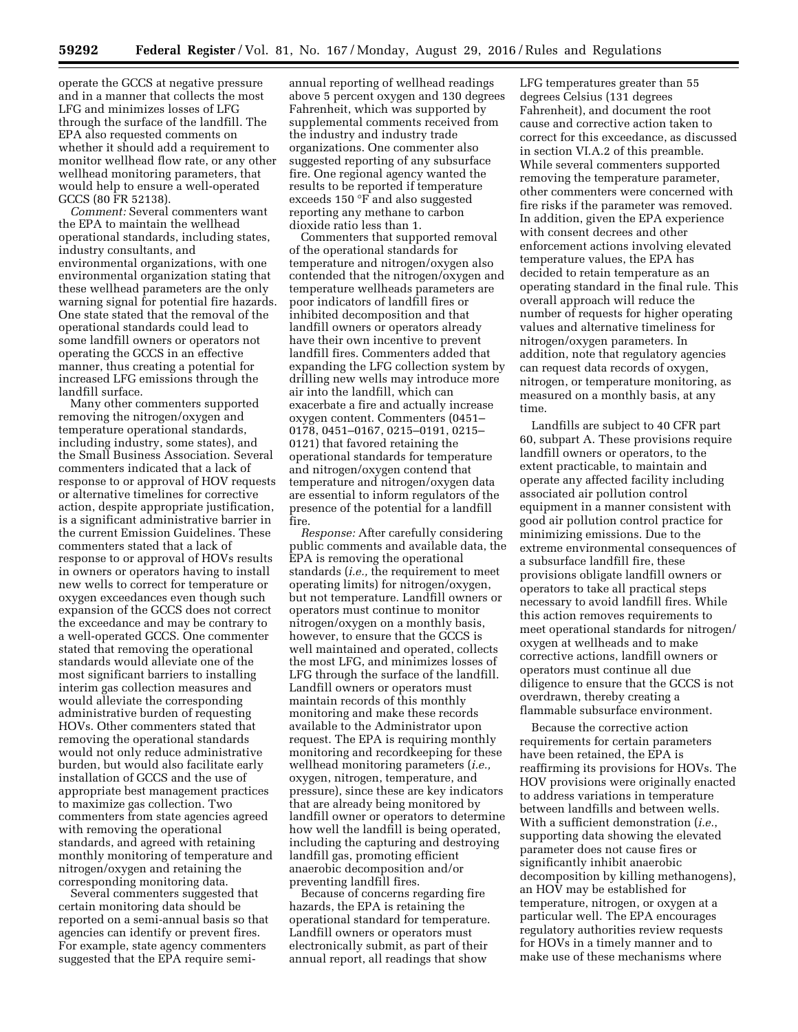operate the GCCS at negative pressure and in a manner that collects the most LFG and minimizes losses of LFG through the surface of the landfill. The EPA also requested comments on whether it should add a requirement to monitor wellhead flow rate, or any other wellhead monitoring parameters, that would help to ensure a well-operated GCCS (80 FR 52138).

*Comment:* Several commenters want the EPA to maintain the wellhead operational standards, including states, industry consultants, and environmental organizations, with one environmental organization stating that these wellhead parameters are the only warning signal for potential fire hazards. One state stated that the removal of the operational standards could lead to some landfill owners or operators not operating the GCCS in an effective manner, thus creating a potential for increased LFG emissions through the landfill surface.

Many other commenters supported removing the nitrogen/oxygen and temperature operational standards, including industry, some states), and the Small Business Association. Several commenters indicated that a lack of response to or approval of HOV requests or alternative timelines for corrective action, despite appropriate justification, is a significant administrative barrier in the current Emission Guidelines. These commenters stated that a lack of response to or approval of HOVs results in owners or operators having to install new wells to correct for temperature or oxygen exceedances even though such expansion of the GCCS does not correct the exceedance and may be contrary to a well-operated GCCS. One commenter stated that removing the operational standards would alleviate one of the most significant barriers to installing interim gas collection measures and would alleviate the corresponding administrative burden of requesting HOVs. Other commenters stated that removing the operational standards would not only reduce administrative burden, but would also facilitate early installation of GCCS and the use of appropriate best management practices to maximize gas collection. Two commenters from state agencies agreed with removing the operational standards, and agreed with retaining monthly monitoring of temperature and nitrogen/oxygen and retaining the corresponding monitoring data.

Several commenters suggested that certain monitoring data should be reported on a semi-annual basis so that agencies can identify or prevent fires. For example, state agency commenters suggested that the EPA require semi-annual reporting of wellhead readings above 5 percent oxygen and 130 degrees Fahrenheit, which was supported by supplemental comments received from the industry and industry trade organizations. One commenter also suggested reporting of any subsurface fire. One regional agency wanted the results to be reported if temperature exceeds 150 °F and also suggested reporting any methane to carbon dioxide ratio less than 1.

Commenters that supported removal of the operational standards for temperature and nitrogen/oxygen also contended that the nitrogen/oxygen and temperature wellheads parameters are poor indicators of landfill fires or inhibited decomposition and that landfill owners or operators already have their own incentive to prevent landfill fires. Commenters added that expanding the LFG collection system by drilling new wells may introduce more air into the landfill, which can exacerbate a fire and actually increase oxygen content. Commenters (0451–0178, 0451–0167, 0215–0191, 0215–0121) that favored retaining the operational standards for temperature and nitrogen/oxygen contend that temperature and nitrogen/oxygen data are essential to inform regulators of the presence of the potential for a landfill fire.

*Response:* After carefully considering public comments and available data, the EPA is removing the operational standards (*i.e.,* the requirement to meet operating limits) for nitrogen/oxygen, but not temperature. Landfill owners or operators must continue to monitor nitrogen/oxygen on a monthly basis, however, to ensure that the GCCS is well maintained and operated, collects the most LFG, and minimizes losses of LFG through the surface of the landfill. Landfill owners or operators must maintain records of this monthly monitoring and make these records available to the Administrator upon request. The EPA is requiring monthly monitoring and recordkeeping for these wellhead monitoring parameters (*i.e.,* oxygen, nitrogen, temperature, and pressure), since these are key indicators that are already being monitored by landfill owner or operators to determine how well the landfill is being operated, including the capturing and destroying landfill gas, promoting efficient anaerobic decomposition and/or preventing landfill fires.

Because of concerns regarding fire hazards, the EPA is retaining the operational standard for temperature. Landfill owners or operators must electronically submit, as part of their annual report, all readings that show LFG temperatures greater than 55 degrees Celsius (131 degrees Fahrenheit), and document the root cause and corrective action taken to correct for this exceedance, as discussed in section VI.A.2 of this preamble. While several commenters supported removing the temperature parameter, other commenters were concerned with fire risks if the parameter was removed. In addition, given the EPA experience with consent decrees and other enforcement actions involving elevated temperature values, the EPA has decided to retain temperature as an operating standard in the final rule. This overall approach will reduce the number of requests for higher operating values and alternative timeliness for nitrogen/oxygen parameters. In addition, note that regulatory agencies can request data records of oxygen, nitrogen, or temperature monitoring, as measured on a monthly basis, at any time.

Landfills are subject to 40 CFR part 60, subpart A. These provisions require landfill owners or operators, to the extent practicable, to maintain and operate any affected facility including associated air pollution control equipment in a manner consistent with good air pollution control practice for minimizing emissions. Due to the extreme environmental consequences of a subsurface landfill fire, these provisions obligate landfill owners or operators to take all practical steps necessary to avoid landfill fires. While this action removes requirements to meet operational standards for nitrogen/oxygen at wellheads and to make corrective actions, landfill owners or operators must continue all due diligence to ensure that the GCCS is not overdrawn, thereby creating a flammable subsurface environment.

Because the corrective action requirements for certain parameters have been retained, the EPA is reaffirming its provisions for HOVs. The HOV provisions were originally enacted to address variations in temperature between landfills and between wells. With a sufficient demonstration (*i.e.*, supporting data showing the elevated parameter does not cause fires or significantly inhibit anaerobic decomposition by killing methanogens), an HOV may be established for temperature, nitrogen, or oxygen at a particular well. The EPA encourages regulatory authorities review requests for HOVs in a timely manner and to make use of these mechanisms where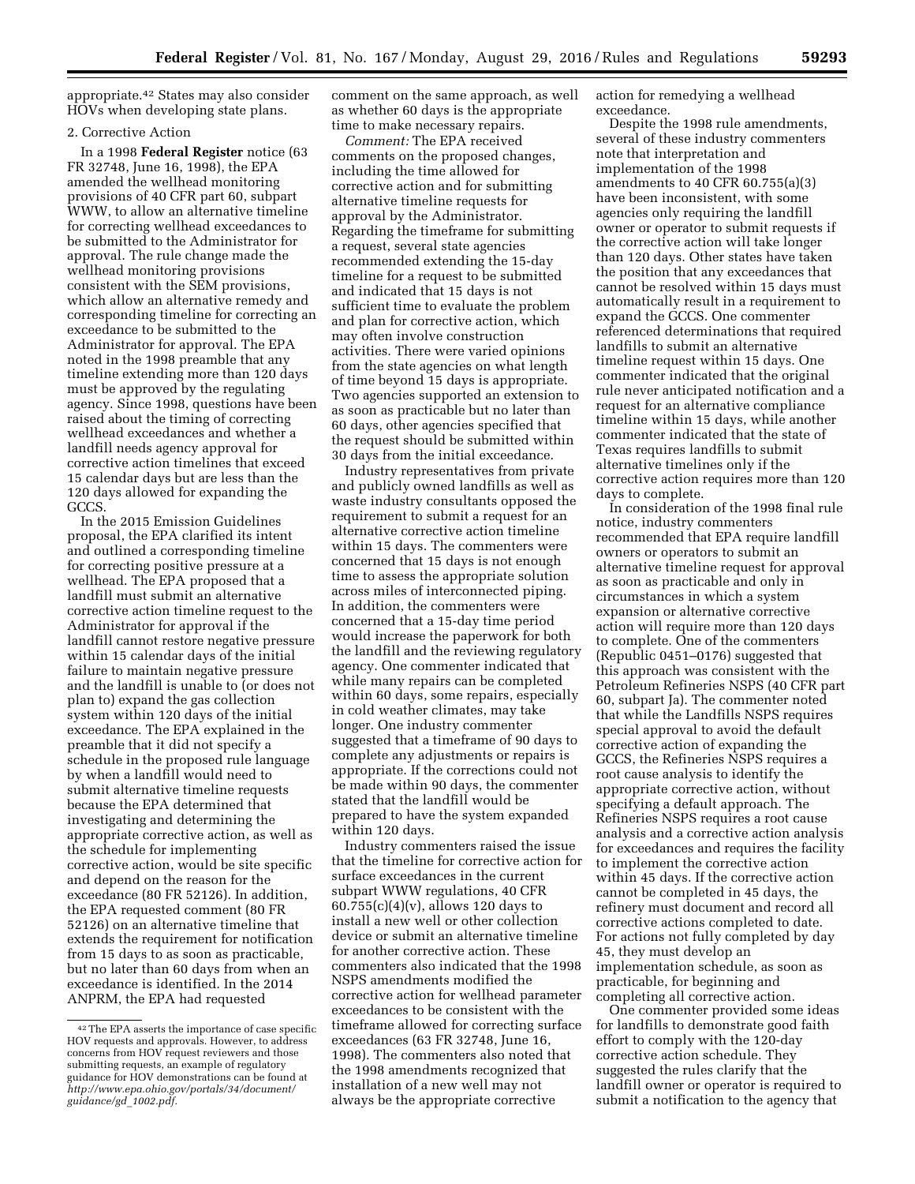appropriate.[42] States may also consider HOVs when developing state plans.

2. Corrective Action

In a 1998 **Federal Register** notice (63 FR 32748, June 16, 1998), the EPA amended the wellhead monitoring provisions of 40 CFR part 60, subpart WWW, to allow an alternative timeline for correcting wellhead exceedances to be submitted to the Administrator for approval. The rule change made the wellhead monitoring provisions consistent with the SEM provisions, which allow an alternative remedy and corresponding timeline for correcting an exceedance to be submitted to the Administrator for approval. The EPA noted in the 1998 preamble that any timeline extending more than 120 days must be approved by the regulating agency. Since 1998, questions have been raised about the timing of correcting wellhead exceedances and whether a landfill needs agency approval for corrective action timelines that exceed 15 calendar days but are less than the 120 days allowed for expanding the GCCS.

In the 2015 Emission Guidelines proposal, the EPA clarified its intent and outlined a corresponding timeline for correcting positive pressure at a wellhead. The EPA proposed that a landfill must submit an alternative corrective action timeline request to the Administrator for approval if the landfill cannot restore negative pressure within 15 calendar days of the initial failure to maintain negative pressure and the landfill is unable to (or does not plan to) expand the gas collection system within 120 days of the initial exceedance. The EPA explained in the preamble that it did not specify a schedule in the proposed rule language by when a landfill would need to submit alternative timeline requests because the EPA determined that investigating and determining the appropriate corrective action, as well as the schedule for implementing corrective action, would be site specific and depend on the reason for the exceedance (80 FR 52126). In addition, the EPA requested comment (80 FR 52126) on an alternative timeline that extends the requirement for notification from 15 days to as soon as practicable, but no later than 60 days from when an exceedance is identified. In the 2014 ANPRM, the EPA had requested comment on the same approach, as well as whether 60 days is the appropriate time to make necessary repairs.

*Comment:* The EPA received comments on the proposed changes, including the time allowed for corrective action and for submitting alternative timeline requests for approval by the Administrator. Regarding the timeframe for submitting a request, several state agencies recommended extending the 15-day timeline for a request to be submitted and indicated that 15 days is not sufficient time to evaluate the problem and plan for corrective action, which may often involve construction activities. There were varied opinions from the state agencies on what length of time beyond 15 days is appropriate. Two agencies supported an extension to as soon as practicable but no later than 60 days, other agencies specified that the request should be submitted within 30 days from the initial exceedance.

Industry representatives from private and publicly owned landfills as well as waste industry consultants opposed the requirement to submit a request for an alternative corrective action timeline within 15 days. The commenters were concerned that 15 days is not enough time to assess the appropriate solution across miles of interconnected piping. In addition, the commenters were concerned that a 15-day time period would increase the paperwork for both the landfill and the reviewing regulatory agency. One commenter indicated that while many repairs can be completed within 60 days, some repairs, especially in cold weather climates, may take longer. One industry commenter suggested that a timeframe of 90 days to complete any adjustments or repairs is appropriate. If the corrections could not be made within 90 days, the commenter stated that the landfill would be prepared to have the system expanded within 120 days.

Industry commenters raised the issue that the timeline for corrective action for surface exceedances in the current subpart WWW regulations, 40 CFR 60.755(c)(4)(v), allows 120 days to install a new well or other collection device or submit an alternative timeline for another corrective action. These commenters also indicated that the 1998 NSPS amendments modified the corrective action for wellhead parameter exceedances to be consistent with the timeframe allowed for correcting surface exceedances (63 FR 32748, June 16, 1998). The commenters also noted that the 1998 amendments recognized that installation of a new well may not always be the appropriate corrective action for remedying a wellhead exceedance.

Despite the 1998 rule amendments, several of these industry commenters note that interpretation and implementation of the 1998 amendments to 40 CFR 60.755(a)(3) have been inconsistent, with some agencies only requiring the landfill owner or operator to submit requests if the corrective action will take longer than 120 days. Other states have taken the position that any exceedances that cannot be resolved within 15 days must automatically result in a requirement to expand the GCCS. One commenter referenced determinations that required landfills to submit an alternative timeline request within 15 days. One commenter indicated that the original rule never anticipated notification and a request for an alternative compliance timeline within 15 days, while another commenter indicated that the state of Texas requires landfills to submit alternative timelines only if the corrective action requires more than 120 days to complete.

In consideration of the 1998 final rule notice, industry commenters recommended that EPA require landfill owners or operators to submit an alternative timeline request for approval as soon as practicable and only in circumstances in which a system expansion or alternative corrective action will require more than 120 days to complete. One of the commenters (Republic 0451–0176) suggested that this approach was consistent with the Petroleum Refineries NSPS (40 CFR part 60, subpart Ja). The commenter noted that while the Landfills NSPS requires special approval to avoid the default corrective action of expanding the GCCS, the Refineries NSPS requires a root cause analysis to identify the appropriate corrective action, without specifying a default approach. The Refineries NSPS requires a root cause analysis and a corrective action analysis for exceedances and requires the facility to implement the corrective action within 45 days. If the corrective action cannot be completed in 45 days, the refinery must document and record all corrective actions completed to date. For actions not fully completed by day 45, they must develop an implementation schedule, as soon as practicable, for beginning and completing all corrective action.

One commenter provided some ideas for landfills to demonstrate good faith effort to comply with the 120-day corrective action schedule. They suggested the rules clarify that the landfill owner or operator is required to submit a notification to the agency that

[42] The EPA asserts the importance of case specific HOV requests and approvals. However, to address concerns from HOV request reviewers and those submitting requests, an example of regulatory guidance for HOV demonstrations can be found at *http://www.epa.ohio.gov/portals/34/document/guidance/gd_1002.pdf.*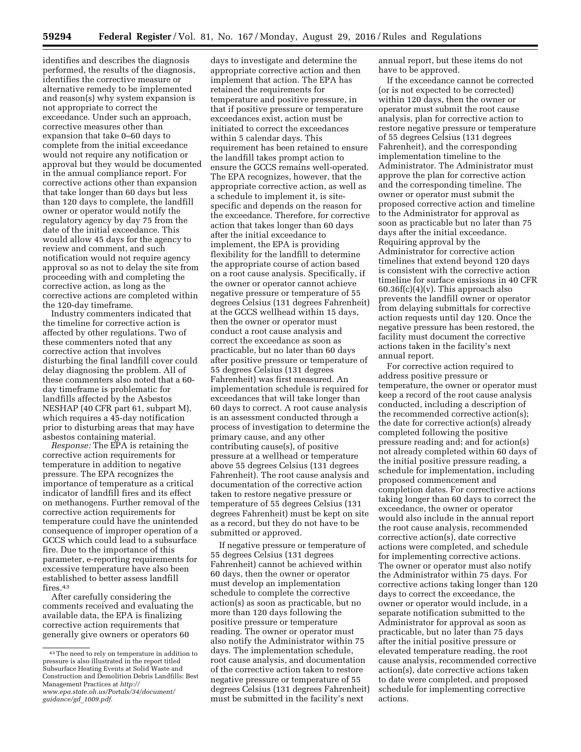identifies and describes the diagnosis performed, the results of the diagnosis, identifies the corrective measure or alternative remedy to be implemented and reason(s) why system expansion is not appropriate to correct the exceedance. Under such an approach, corrective measures other than expansion that take 0–60 days to complete from the initial exceedance would not require any notification or approval but they would be documented in the annual compliance report. For corrective actions other than expansion that take longer than 60 days but less than 120 days to complete, the landfill owner or operator would notify the regulatory agency by day 75 from the date of the initial exceedance. This would allow 45 days for the agency to review and comment, and such notification would not require agency approval so as not to delay the site from proceeding with and completing the corrective action, as long as the corrective actions are completed within the 120-day timeframe.

Industry commenters indicated that the timeline for corrective action is affected by other regulations. Two of these commenters noted that any corrective action that involves disturbing the final landfill cover could delay diagnosing the problem. All of these commenters also noted that a 60-day timeframe is problematic for landfills affected by the Asbestos NESHAP (40 CFR part 61, subpart M), which requires a 45-day notification prior to disturbing areas that may have asbestos containing material.

*Response:* The EPA is retaining the corrective action requirements for temperature in addition to negative pressure. The EPA recognizes the importance of temperature as a critical indicator of landfill fires and its effect on methanogens. Further removal of the corrective action requirements for temperature could have the unintended consequence of improper operation of a GCCS which could lead to a subsurface fire. Due to the importance of this parameter, e-reporting requirements for excessive temperature have also been established to better assess landfill fires.[43]

After carefully considering the comments received and evaluating the available data, the EPA is finalizing corrective action requirements that generally give owners or operators 60 days to investigate and determine the appropriate corrective action and then implement that action. The EPA has retained the requirements for temperature and positive pressure, in that if positive pressure or temperature exceedances exist, action must be initiated to correct the exceedances within 5 calendar days. This requirement has been retained to ensure the landfill takes prompt action to ensure the GCCS remains well-operated. The EPA recognizes, however, that the appropriate corrective action, as well as a schedule to implement it, is site-specific and depends on the reason for the exceedance. Therefore, for corrective action that takes longer than 60 days after the initial exceedance to implement, the EPA is providing flexibility for the landfill to determine the appropriate course of action based on a root cause analysis. Specifically, if the owner or operator cannot achieve negative pressure or temperature of 55 degrees Celsius (131 degrees Fahrenheit) at the GCCS wellhead within 15 days, then the owner or operator must conduct a root cause analysis and correct the exceedance as soon as practicable, but no later than 60 days after positive pressure or temperature of 55 degrees Celsius (131 degrees Fahrenheit) was first measured. An implementation schedule is required for exceedances that will take longer than 60 days to correct. A root cause analysis is an assessment conducted through a process of investigation to determine the primary cause, and any other contributing cause(s), of positive pressure at a wellhead or temperature above 55 degrees Celsius (131 degrees Fahrenheit). The root cause analysis and documentation of the corrective action taken to restore negative pressure or temperature of 55 degrees Celsius (131 degrees Fahrenheit) must be kept on site as a record, but they do not have to be submitted or approved.

If negative pressure or temperature of 55 degrees Celsius (131 degrees Fahrenheit) cannot be achieved within 60 days, then the owner or operator must develop an implementation schedule to complete the corrective action(s) as soon as practicable, but no more than 120 days following the positive pressure or temperature reading. The owner or operator must also notify the Administrator within 75 days. The implementation schedule, root cause analysis, and documentation of the corrective action taken to restore negative pressure or temperature of 55 degrees Celsius (131 degrees Fahrenheit) must be submitted in the facility's next annual report, but these items do not have to be approved.

If the exceedance cannot be corrected (or is not expected to be corrected) within 120 days, then the owner or operator must submit the root cause analysis, plan for corrective action to restore negative pressure or temperature of 55 degrees Celsius (131 degrees Fahrenheit), and the corresponding implementation timeline to the Administrator. The Administrator must approve the plan for corrective action and the corresponding timeline. The owner or operator must submit the proposed corrective action and timeline to the Administrator for approval as soon as practicable but no later than 75 days after the initial exceedance. Requiring approval by the Administrator for corrective action timelines that extend beyond 120 days is consistent with the corrective action timeline for surface emissions in 40 CFR 60.36f(c)(4)(v). This approach also prevents the landfill owner or operator from delaying submittals for corrective action requests until day 120. Once the negative pressure has been restored, the facility must document the corrective actions taken in the facility's next annual report.

For corrective action required to address positive pressure or temperature, the owner or operator must keep a record of the root cause analysis conducted, including a description of the recommended corrective action(s); the date for corrective action(s) already completed following the positive pressure reading and; and for action(s) not already completed within 60 days of the initial positive pressure reading, a schedule for implementation, including proposed commencement and completion dates. For corrective actions taking longer than 60 days to correct the exceedance, the owner or operator would also include in the annual report the root cause analysis, recommended corrective action(s), date corrective actions were completed, and schedule for implementing corrective actions. The owner or operator must also notify the Administrator within 75 days. For corrective actions taking longer than 120 days to correct the exceedance, the owner or operator would include, in a separate notification submitted to the Administrator for approval as soon as practicable, but no later than 75 days after the initial positive pressure or elevated temperature reading, the root cause analysis, recommended corrective action(s), date corrective actions taken to date were completed, and proposed schedule for implementing corrective actions.

---

[43] The need to rely on temperature in addition to pressure is also illustrated in the report titled Subsurface Heating Events at Solid Waste and Construction and Demolition Debris Landfills: Best Management Practices at *http://www.epa.state.oh.us/Portals/34/document/guidance/gd_1009.pdf*.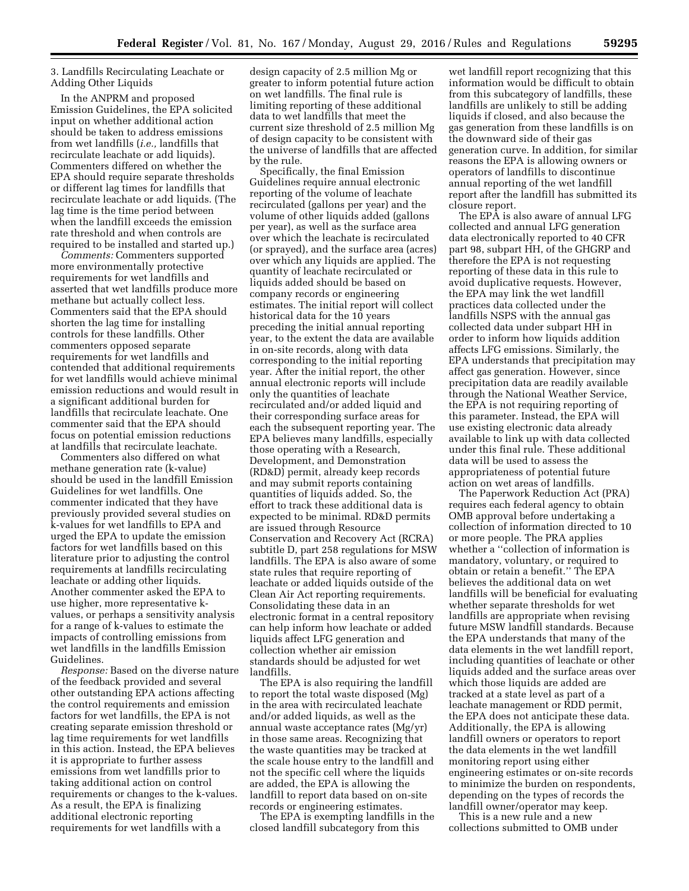3. Landfills Recirculating Leachate or Adding Other Liquids

In the ANPRM and proposed Emission Guidelines, the EPA solicited input on whether additional action should be taken to address emissions from wet landfills (*i.e.,* landfills that recirculate leachate or add liquids). Commenters differed on whether the EPA should require separate thresholds or different lag times for landfills that recirculate leachate or add liquids. (The lag time is the time period between when the landfill exceeds the emission rate threshold and when controls are required to be installed and started up.)

*Comments:* Commenters supported more environmentally protective requirements for wet landfills and asserted that wet landfills produce more methane but actually collect less. Commenters said that the EPA should shorten the lag time for installing controls for these landfills. Other commenters opposed separate requirements for wet landfills and contended that additional requirements for wet landfills would achieve minimal emission reductions and would result in a significant additional burden for landfills that recirculate leachate. One commenter said that the EPA should focus on potential emission reductions at landfills that recirculate leachate.

Commenters also differed on what methane generation rate (k-value) should be used in the landfill Emission Guidelines for wet landfills. One commenter indicated that they have previously provided several studies on k-values for wet landfills to EPA and urged the EPA to update the emission factors for wet landfills based on this literature prior to adjusting the control requirements at landfills recirculating leachate or adding other liquids. Another commenter asked the EPA to use higher, more representative k-values, or perhaps a sensitivity analysis for a range of k-values to estimate the impacts of controlling emissions from wet landfills in the landfills Emission Guidelines.

*Response:* Based on the diverse nature of the feedback provided and several other outstanding EPA actions affecting the control requirements and emission factors for wet landfills, the EPA is not creating separate emission threshold or lag time requirements for wet landfills in this action. Instead, the EPA believes it is appropriate to further assess emissions from wet landfills prior to taking additional action on control requirements or changes to the k-values. As a result, the EPA is finalizing additional electronic reporting requirements for wet landfills with a design capacity of 2.5 million Mg or greater to inform potential future action on wet landfills. The final rule is limiting reporting of these additional data to wet landfills that meet the current size threshold of 2.5 million Mg of design capacity to be consistent with the universe of landfills that are affected by the rule.

Specifically, the final Emission Guidelines require annual electronic reporting of the volume of leachate recirculated (gallons per year) and the volume of other liquids added (gallons per year), as well as the surface area over which the leachate is recirculated (or sprayed), and the surface area (acres) over which any liquids are applied. The quantity of leachate recirculated or liquids added should be based on company records or engineering estimates. The initial report will collect historical data for the 10 years preceding the initial annual reporting year, to the extent the data are available in on-site records, along with data corresponding to the initial reporting year. After the initial report, the other annual electronic reports will include only the quantities of leachate recirculated and/or added liquid and their corresponding surface areas for each the subsequent reporting year. The EPA believes many landfills, especially those operating with a Research, Development, and Demonstration (RD&D) permit, already keep records and may submit reports containing quantities of liquids added. So, the effort to track these additional data is expected to be minimal. RD&D permits are issued through Resource Conservation and Recovery Act (RCRA) subtitle D, part 258 regulations for MSW landfills. The EPA is also aware of some state rules that require reporting of leachate or added liquids outside of the Clean Air Act reporting requirements. Consolidating these data in an electronic format in a central repository can help inform how leachate or added liquids affect LFG generation and collection whether air emission standards should be adjusted for wet landfills.

The EPA is also requiring the landfill to report the total waste disposed (Mg) in the area with recirculated leachate and/or added liquids, as well as the annual waste acceptance rates (Mg/yr) in those same areas. Recognizing that the waste quantities may be tracked at the scale house entry to the landfill and not the specific cell where the liquids are added, the EPA is allowing the landfill to report data based on on-site records or engineering estimates.

The EPA is exempting landfills in the closed landfill subcategory from this wet landfill report recognizing that this information would be difficult to obtain from this subcategory of landfills, these landfills are unlikely to still be adding liquids if closed, and also because the gas generation from these landfills is on the downward side of their gas generation curve. In addition, for similar reasons the EPA is allowing owners or operators of landfills to discontinue annual reporting of the wet landfill report after the landfill has submitted its closure report.

The EPA is also aware of annual LFG collected and annual LFG generation data electronically reported to 40 CFR part 98, subpart HH, of the GHGRP and therefore the EPA is not requesting reporting of these data in this rule to avoid duplicative requests. However, the EPA may link the wet landfill practices data collected under the landfills NSPS with the annual gas collected data under subpart HH in order to inform how liquids addition affects LFG emissions. Similarly, the EPA understands that precipitation may affect gas generation. However, since precipitation data are readily available through the National Weather Service, the EPA is not requiring reporting of this parameter. Instead, the EPA will use existing electronic data already available to link up with data collected under this final rule. These additional data will be used to assess the appropriateness of potential future action on wet areas of landfills.

The Paperwork Reduction Act (PRA) requires each federal agency to obtain OMB approval before undertaking a collection of information directed to 10 or more people. The PRA applies whether a ''collection of information is mandatory, voluntary, or required to obtain or retain a benefit.'' The EPA believes the additional data on wet landfills will be beneficial for evaluating whether separate thresholds for wet landfills are appropriate when revising future MSW landfill standards. Because the EPA understands that many of the data elements in the wet landfill report, including quantities of leachate or other liquids added and the surface areas over which those liquids are added are tracked at a state level as part of a leachate management or RDD permit, the EPA does not anticipate these data. Additionally, the EPA is allowing landfill owners or operators to report the data elements in the wet landfill monitoring report using either engineering estimates or on-site records to minimize the burden on respondents, depending on the types of records the landfill owner/operator may keep.

This is a new rule and a new collections submitted to OMB under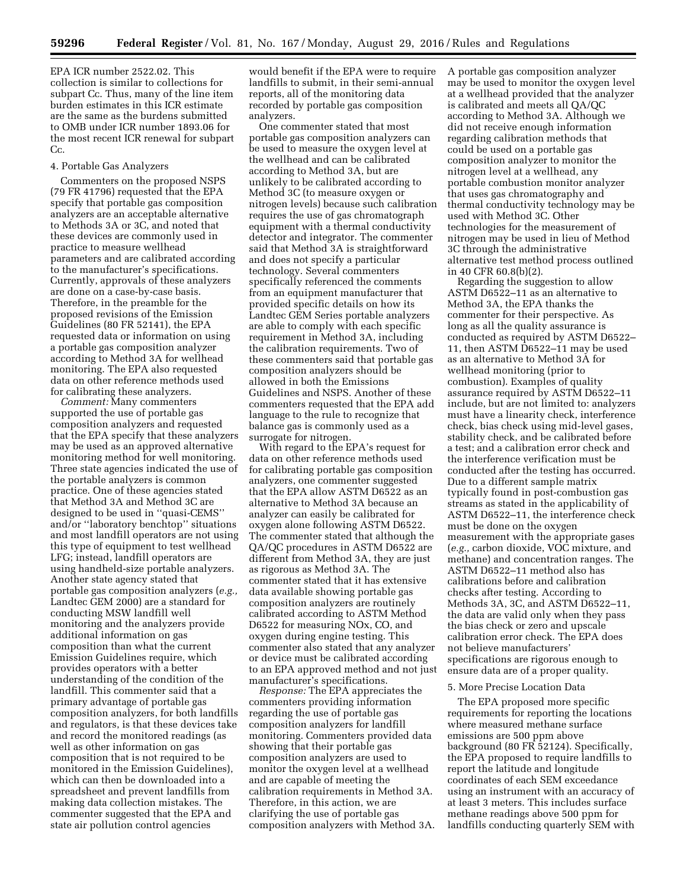EPA ICR number 2522.02. This collection is similar to collections for subpart Cc. Thus, many of the line item burden estimates in this ICR estimate are the same as the burdens submitted to OMB under ICR number 1893.06 for the most recent ICR renewal for subpart Cc.

4. Portable Gas Analyzers

Commenters on the proposed NSPS (79 FR 41796) requested that the EPA specify that portable gas composition analyzers are an acceptable alternative to Methods 3A or 3C, and noted that these devices are commonly used in practice to measure wellhead parameters and are calibrated according to the manufacturer's specifications. Currently, approvals of these analyzers are done on a case-by-case basis. Therefore, in the preamble for the proposed revisions of the Emission Guidelines (80 FR 52141), the EPA requested data or information on using a portable gas composition analyzer according to Method 3A for wellhead monitoring. The EPA also requested data on other reference methods used for calibrating these analyzers.

*Comment:* Many commenters supported the use of portable gas composition analyzers and requested that the EPA specify that these analyzers may be used as an approved alternative monitoring method for well monitoring. Three state agencies indicated the use of the portable analyzers is common practice. One of these agencies stated that Method 3A and Method 3C are designed to be used in ''quasi-CEMS'' and/or ''laboratory benchtop'' situations and most landfill operators are not using this type of equipment to test wellhead LFG; instead, landfill operators are using handheld-size portable analyzers. Another state agency stated that portable gas composition analyzers (*e.g.,* Landtec GEM 2000) are a standard for conducting MSW landfill well monitoring and the analyzers provide additional information on gas composition than what the current Emission Guidelines require, which provides operators with a better understanding of the condition of the landfill. This commenter said that a primary advantage of portable gas composition analyzers, for both landfills and regulators, is that these devices take and record the monitored readings (as well as other information on gas composition that is not required to be monitored in the Emission Guidelines), which can then be downloaded into a spreadsheet and prevent landfills from making data collection mistakes. The commenter suggested that the EPA and state air pollution control agencies would benefit if the EPA were to require landfills to submit, in their semi-annual reports, all of the monitoring data recorded by portable gas composition analyzers.

One commenter stated that most portable gas composition analyzers can be used to measure the oxygen level at the wellhead and can be calibrated according to Method 3A, but are unlikely to be calibrated according to Method 3C (to measure oxygen or nitrogen levels) because such calibration requires the use of gas chromatograph equipment with a thermal conductivity detector and integrator. The commenter said that Method 3A is straightforward and does not specify a particular technology. Several commenters specifically referenced the comments from an equipment manufacturer that provided specific details on how its Landtec GEM Series portable analyzers are able to comply with each specific requirement in Method 3A, including the calibration requirements. Two of these commenters said that portable gas composition analyzers should be allowed in both the Emissions Guidelines and NSPS. Another of these commenters requested that the EPA add language to the rule to recognize that balance gas is commonly used as a surrogate for nitrogen.

With regard to the EPA's request for data on other reference methods used for calibrating portable gas composition analyzers, one commenter suggested that the EPA allow ASTM D6522 as an alternative to Method 3A because an analyzer can easily be calibrated for oxygen alone following ASTM D6522. The commenter stated that although the QA/QC procedures in ASTM D6522 are different from Method 3A, they are just as rigorous as Method 3A. The commenter stated that it has extensive data available showing portable gas composition analyzers are routinely calibrated according to ASTM Method D6522 for measuring NOx, CO, and oxygen during engine testing. This commenter also stated that any analyzer or device must be calibrated according to an EPA approved method and not just manufacturer's specifications.

*Response:* The EPA appreciates the commenters providing information regarding the use of portable gas composition analyzers for landfill monitoring. Commenters provided data showing that their portable gas composition analyzers are used to monitor the oxygen level at a wellhead and are capable of meeting the calibration requirements in Method 3A. Therefore, in this action, we are clarifying the use of portable gas composition analyzers with Method 3A. A portable gas composition analyzer may be used to monitor the oxygen level at a wellhead provided that the analyzer is calibrated and meets all QA/QC according to Method 3A. Although we did not receive enough information regarding calibration methods that could be used on a portable gas composition analyzer to monitor the nitrogen level at a wellhead, any portable combustion monitor analyzer that uses gas chromatography and thermal conductivity technology may be used with Method 3C. Other technologies for the measurement of nitrogen may be used in lieu of Method 3C through the administrative alternative test method process outlined in 40 CFR 60.8(b)(2).

Regarding the suggestion to allow ASTM D6522–11 as an alternative to Method 3A, the EPA thanks the commenter for their perspective. As long as all the quality assurance is conducted as required by ASTM D6522–11, then ASTM D6522–11 may be used as an alternative to Method 3A for wellhead monitoring (prior to combustion). Examples of quality assurance required by ASTM D6522–11 include, but are not limited to: analyzers must have a linearity check, interference check, bias check using mid-level gases, stability check, and be calibrated before a test; and a calibration error check and the interference verification must be conducted after the testing has occurred. Due to a different sample matrix typically found in post-combustion gas streams as stated in the applicability of ASTM D6522–11, the interference check must be done on the oxygen measurement with the appropriate gases (*e.g.,* carbon dioxide, VOC mixture, and methane) and concentration ranges. The ASTM D6522–11 method also has calibrations before and calibration checks after testing. According to Methods 3A, 3C, and ASTM D6522–11, the data are valid only when they pass the bias check or zero and upscale calibration error check. The EPA does not believe manufacturers' specifications are rigorous enough to ensure data are of a proper quality.

5. More Precise Location Data

The EPA proposed more specific requirements for reporting the locations where measured methane surface emissions are 500 ppm above background (80 FR 52124). Specifically, the EPA proposed to require landfills to report the latitude and longitude coordinates of each SEM exceedance using an instrument with an accuracy of at least 3 meters. This includes surface methane readings above 500 ppm for landfills conducting quarterly SEM with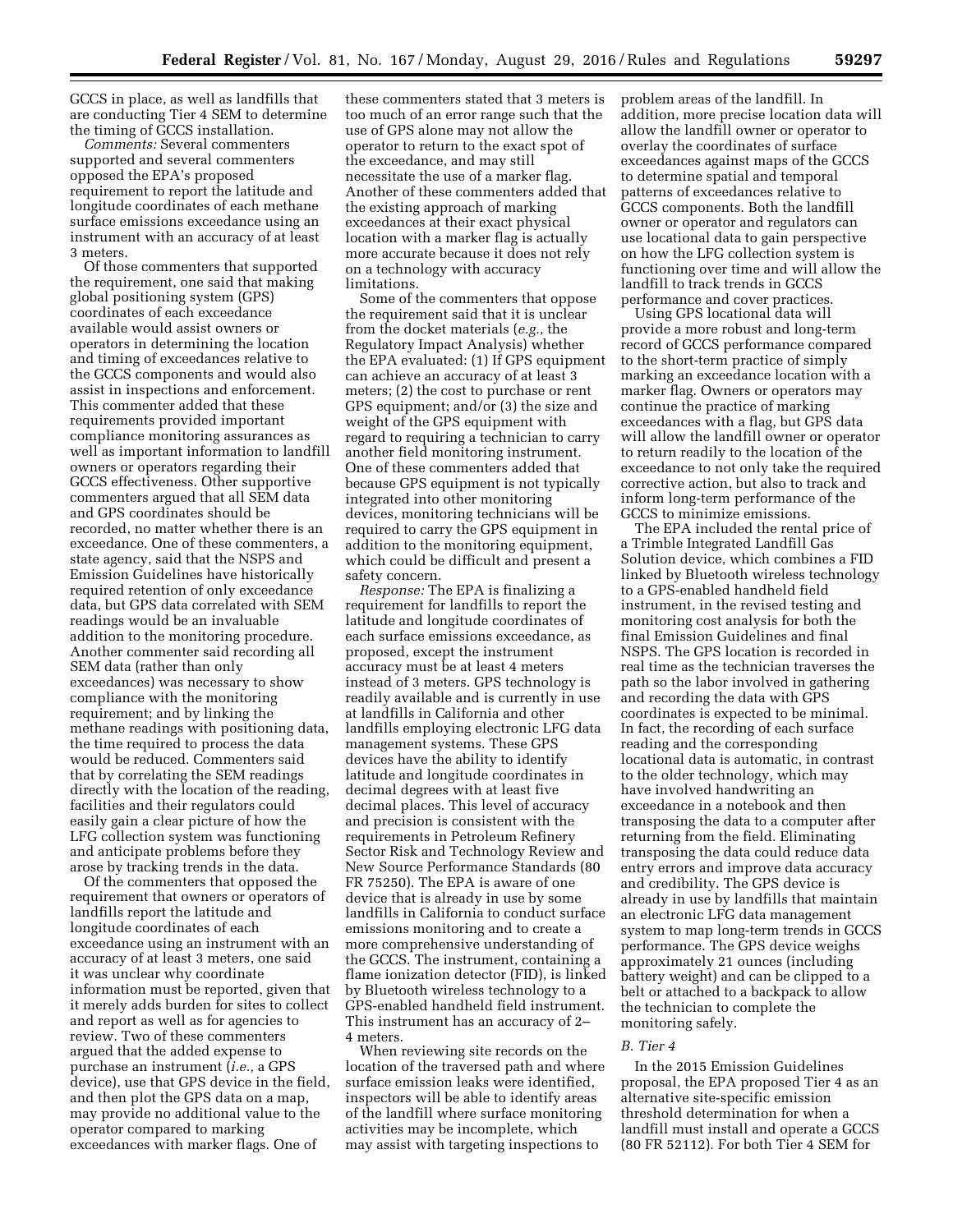GCCS in place, as well as landfills that are conducting Tier 4 SEM to determine the timing of GCCS installation.

*Comments:* Several commenters supported and several commenters opposed the EPA's proposed requirement to report the latitude and longitude coordinates of each methane surface emissions exceedance using an instrument with an accuracy of at least 3 meters.

Of those commenters that supported the requirement, one said that making global positioning system (GPS) coordinates of each exceedance available would assist owners or operators in determining the location and timing of exceedances relative to the GCCS components and would also assist in inspections and enforcement. This commenter added that these requirements provided important compliance monitoring assurances as well as important information to landfill owners or operators regarding their GCCS effectiveness. Other supportive commenters argued that all SEM data and GPS coordinates should be recorded, no matter whether there is an exceedance. One of these commenters, a state agency, said that the NSPS and Emission Guidelines have historically required retention of only exceedance data, but GPS data correlated with SEM readings would be an invaluable addition to the monitoring procedure. Another commenter said recording all SEM data (rather than only exceedances) was necessary to show compliance with the monitoring requirement; and by linking the methane readings with positioning data, the time required to process the data would be reduced. Commenters said that by correlating the SEM readings directly with the location of the reading, facilities and their regulators could easily gain a clear picture of how the LFG collection system was functioning and anticipate problems before they arose by tracking trends in the data.

Of the commenters that opposed the requirement that owners or operators of landfills report the latitude and longitude coordinates of each exceedance using an instrument with an accuracy of at least 3 meters, one said it was unclear why coordinate information must be reported, given that it merely adds burden for sites to collect and report as well as for agencies to review. Two of these commenters argued that the added expense to purchase an instrument (*i.e.,* a GPS device), use that GPS device in the field, and then plot the GPS data on a map, may provide no additional value to the operator compared to marking exceedances with marker flags. One of these commenters stated that 3 meters is too much of an error range such that the use of GPS alone may not allow the operator to return to the exact spot of the exceedance, and may still necessitate the use of a marker flag. Another of these commenters added that the existing approach of marking exceedances at their exact physical location with a marker flag is actually more accurate because it does not rely on a technology with accuracy limitations.

Some of the commenters that oppose the requirement said that it is unclear from the docket materials (*e.g.,* the Regulatory Impact Analysis) whether the EPA evaluated: (1) If GPS equipment can achieve an accuracy of at least 3 meters; (2) the cost to purchase or rent GPS equipment; and/or (3) the size and weight of the GPS equipment with regard to requiring a technician to carry another field monitoring instrument. One of these commenters added that because GPS equipment is not typically integrated into other monitoring devices, monitoring technicians will be required to carry the GPS equipment in addition to the monitoring equipment, which could be difficult and present a safety concern.

*Response:* The EPA is finalizing a requirement for landfills to report the latitude and longitude coordinates of each surface emissions exceedance, as proposed, except the instrument accuracy must be at least 4 meters instead of 3 meters. GPS technology is readily available and is currently in use at landfills in California and other landfills employing electronic LFG data management systems. These GPS devices have the ability to identify latitude and longitude coordinates in decimal degrees with at least five decimal places. This level of accuracy and precision is consistent with the requirements in Petroleum Refinery Sector Risk and Technology Review and New Source Performance Standards (80 FR 75250). The EPA is aware of one device that is already in use by some landfills in California to conduct surface emissions monitoring and to create a more comprehensive understanding of the GCCS. The instrument, containing a flame ionization detector (FID), is linked by Bluetooth wireless technology to a GPS-enabled handheld field instrument. This instrument has an accuracy of 2–4 meters.

When reviewing site records on the location of the traversed path and where surface emission leaks were identified, inspectors will be able to identify areas of the landfill where surface monitoring activities may be incomplete, which may assist with targeting inspections to problem areas of the landfill. In addition, more precise location data will allow the landfill owner or operator to overlay the coordinates of surface exceedances against maps of the GCCS to determine spatial and temporal patterns of exceedances relative to GCCS components. Both the landfill owner or operator and regulators can use locational data to gain perspective on how the LFG collection system is functioning over time and will allow the landfill to track trends in GCCS performance and cover practices.

Using GPS locational data will provide a more robust and long-term record of GCCS performance compared to the short-term practice of simply marking an exceedance location with a marker flag. Owners or operators may continue the practice of marking exceedances with a flag, but GPS data will allow the landfill owner or operator to return readily to the location of the exceedance to not only take the required corrective action, but also to track and inform long-term performance of the GCCS to minimize emissions.

The EPA included the rental price of a Trimble Integrated Landfill Gas Solution device, which combines a FID linked by Bluetooth wireless technology to a GPS-enabled handheld field instrument, in the revised testing and monitoring cost analysis for both the final Emission Guidelines and final NSPS. The GPS location is recorded in real time as the technician traverses the path so the labor involved in gathering and recording the data with GPS coordinates is expected to be minimal. In fact, the recording of each surface reading and the corresponding locational data is automatic, in contrast to the older technology, which may have involved handwriting an exceedance in a notebook and then transposing the data to a computer after returning from the field. Eliminating transposing the data could reduce data entry errors and improve data accuracy and credibility. The GPS device is already in use by landfills that maintain an electronic LFG data management system to map long-term trends in GCCS performance. The GPS device weighs approximately 21 ounces (including battery weight) and can be clipped to a belt or attached to a backpack to allow the technician to complete the monitoring safely.

### *B. Tier 4*

In the 2015 Emission Guidelines proposal, the EPA proposed Tier 4 as an alternative site-specific emission threshold determination for when a landfill must install and operate a GCCS (80 FR 52112). For both Tier 4 SEM for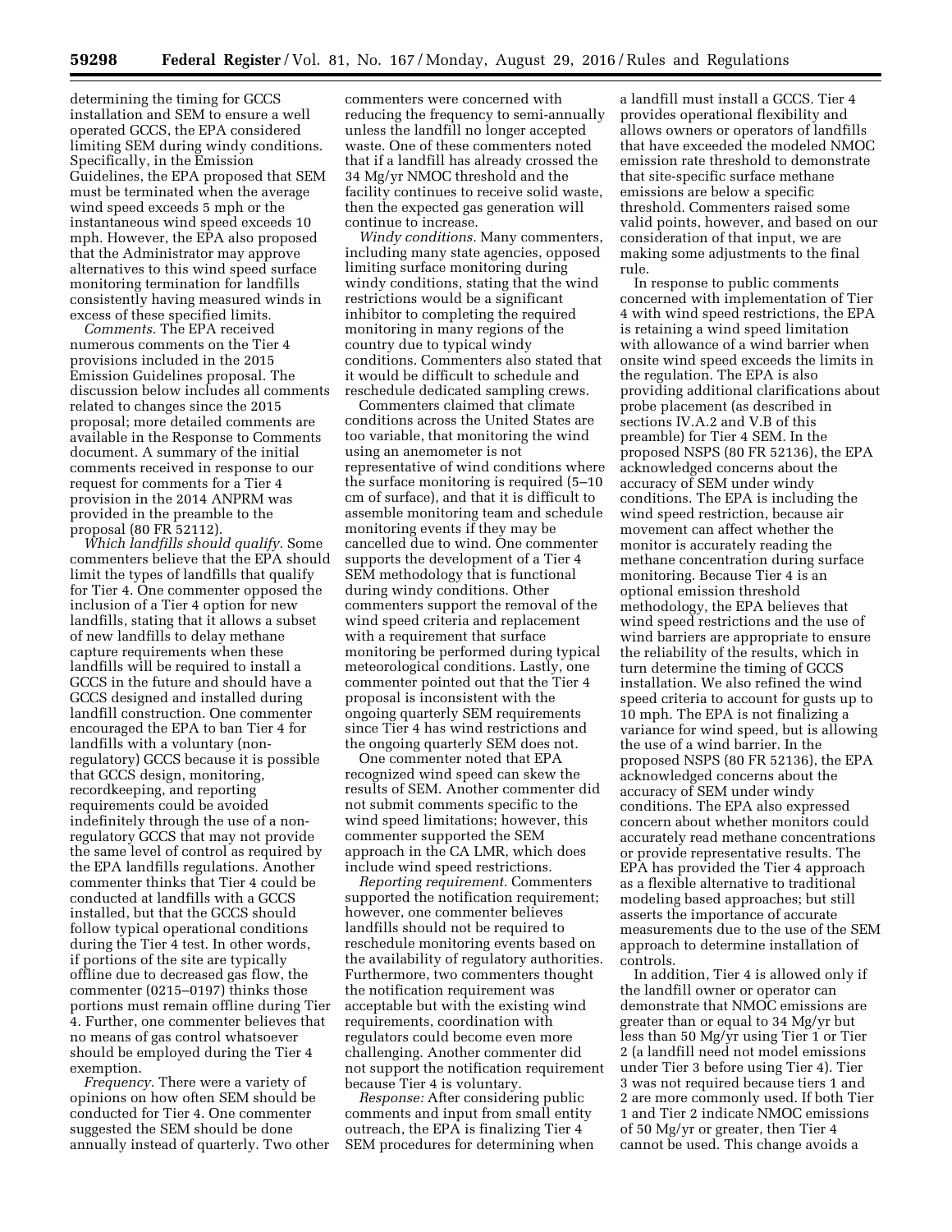determining the timing for GCCS installation and SEM to ensure a well operated GCCS, the EPA considered limiting SEM during windy conditions. Specifically, in the Emission Guidelines, the EPA proposed that SEM must be terminated when the average wind speed exceeds 5 mph or the instantaneous wind speed exceeds 10 mph. However, the EPA also proposed that the Administrator may approve alternatives to this wind speed surface monitoring termination for landfills consistently having measured winds in excess of these specified limits.

*Comments.* The EPA received numerous comments on the Tier 4 provisions included in the 2015 Emission Guidelines proposal. The discussion below includes all comments related to changes since the 2015 proposal; more detailed comments are available in the Response to Comments document. A summary of the initial comments received in response to our request for comments for a Tier 4 provision in the 2014 ANPRM was provided in the preamble to the proposal (80 FR 52112).

*Which landfills should qualify.* Some commenters believe that the EPA should limit the types of landfills that qualify for Tier 4. One commenter opposed the inclusion of a Tier 4 option for new landfills, stating that it allows a subset of new landfills to delay methane capture requirements when these landfills will be required to install a GCCS in the future and should have a GCCS designed and installed during landfill construction. One commenter encouraged the EPA to ban Tier 4 for landfills with a voluntary (non-regulatory) GCCS because it is possible that GCCS design, monitoring, recordkeeping, and reporting requirements could be avoided indefinitely through the use of a non-regulatory GCCS that may not provide the same level of control as required by the EPA landfills regulations. Another commenter thinks that Tier 4 could be conducted at landfills with a GCCS installed, but that the GCCS should follow typical operational conditions during the Tier 4 test. In other words, if portions of the site are typically offline due to decreased gas flow, the commenter (0215–0197) thinks those portions must remain offline during Tier 4. Further, one commenter believes that no means of gas control whatsoever should be employed during the Tier 4 exemption.

*Frequency.* There were a variety of opinions on how often SEM should be conducted for Tier 4. One commenter suggested the SEM should be done annually instead of quarterly. Two other commenters were concerned with reducing the frequency to semi-annually unless the landfill no longer accepted waste. One of these commenters noted that if a landfill has already crossed the 34 Mg/yr NMOC threshold and the facility continues to receive solid waste, then the expected gas generation will continue to increase.

*Windy conditions.* Many commenters, including many state agencies, opposed limiting surface monitoring during windy conditions, stating that the wind restrictions would be a significant inhibitor to completing the required monitoring in many regions of the country due to typical windy conditions. Commenters also stated that it would be difficult to schedule and reschedule dedicated sampling crews.

Commenters claimed that climate conditions across the United States are too variable, that monitoring the wind using an anemometer is not representative of wind conditions where the surface monitoring is required (5–10 cm of surface), and that it is difficult to assemble monitoring team and schedule monitoring events if they may be cancelled due to wind. One commenter supports the development of a Tier 4 SEM methodology that is functional during windy conditions. Other commenters support the removal of the wind speed criteria and replacement with a requirement that surface monitoring be performed during typical meteorological conditions. Lastly, one commenter pointed out that the Tier 4 proposal is inconsistent with the ongoing quarterly SEM requirements since Tier 4 has wind restrictions and the ongoing quarterly SEM does not.

One commenter noted that EPA recognized wind speed can skew the results of SEM. Another commenter did not submit comments specific to the wind speed limitations; however, this commenter supported the SEM approach in the CA LMR, which does include wind speed restrictions.

*Reporting requirement.* Commenters supported the notification requirement; however, one commenter believes landfills should not be required to reschedule monitoring events based on the availability of regulatory authorities. Furthermore, two commenters thought the notification requirement was acceptable but with the existing wind requirements, coordination with regulators could become even more challenging. Another commenter did not support the notification requirement because Tier 4 is voluntary.

*Response:* After considering public comments and input from small entity outreach, the EPA is finalizing Tier 4 SEM procedures for determining when a landfill must install a GCCS. Tier 4 provides operational flexibility and allows owners or operators of landfills that have exceeded the modeled NMOC emission rate threshold to demonstrate that site-specific surface methane emissions are below a specific threshold. Commenters raised some valid points, however, and based on our consideration of that input, we are making some adjustments to the final rule.

In response to public comments concerned with implementation of Tier 4 with wind speed restrictions, the EPA is retaining a wind speed limitation with allowance of a wind barrier when onsite wind speed exceeds the limits in the regulation. The EPA is also providing additional clarifications about probe placement (as described in sections IV.A.2 and V.B of this preamble) for Tier 4 SEM. In the proposed NSPS (80 FR 52136), the EPA acknowledged concerns about the accuracy of SEM under windy conditions. The EPA is including the wind speed restriction, because air movement can affect whether the monitor is accurately reading the methane concentration during surface monitoring. Because Tier 4 is an optional emission threshold methodology, the EPA believes that wind speed restrictions and the use of wind barriers are appropriate to ensure the reliability of the results, which in turn determine the timing of GCCS installation. We also refined the wind speed criteria to account for gusts up to 10 mph. The EPA is not finalizing a variance for wind speed, but is allowing the use of a wind barrier. In the proposed NSPS (80 FR 52136), the EPA acknowledged concerns about the accuracy of SEM under windy conditions. The EPA also expressed concern about whether monitors could accurately read methane concentrations or provide representative results. The EPA has provided the Tier 4 approach as a flexible alternative to traditional modeling based approaches; but still asserts the importance of accurate measurements due to the use of the SEM approach to determine installation of controls.

In addition, Tier 4 is allowed only if the landfill owner or operator can demonstrate that NMOC emissions are greater than or equal to 34 Mg/yr but less than 50 Mg/yr using Tier 1 or Tier 2 (a landfill need not model emissions under Tier 3 before using Tier 4). Tier 3 was not required because tiers 1 and 2 are more commonly used. If both Tier 1 and Tier 2 indicate NMOC emissions of 50 Mg/yr or greater, then Tier 4 cannot be used. This change avoids a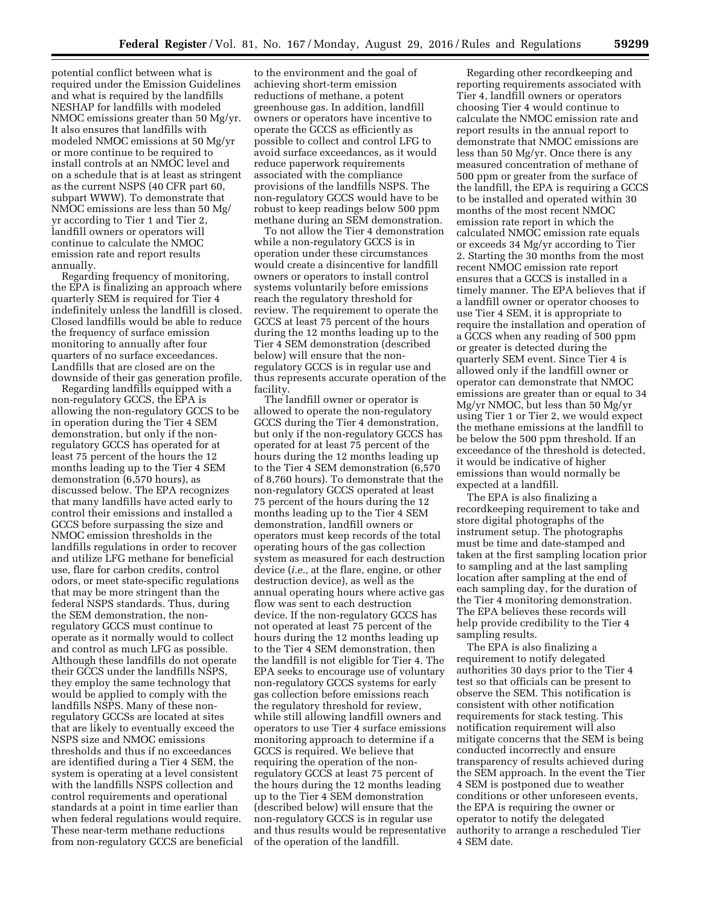potential conflict between what is required under the Emission Guidelines and what is required by the landfills NESHAP for landfills with modeled NMOC emissions greater than 50 Mg/yr. It also ensures that landfills with modeled NMOC emissions at 50 Mg/yr or more continue to be required to install controls at an NMOC level and on a schedule that is at least as stringent as the current NSPS (40 CFR part 60, subpart WWW). To demonstrate that NMOC emissions are less than 50 Mg/yr according to Tier 1 and Tier 2, landfill owners or operators will continue to calculate the NMOC emission rate and report results annually.

Regarding frequency of monitoring, the EPA is finalizing an approach where quarterly SEM is required for Tier 4 indefinitely unless the landfill is closed. Closed landfills would be able to reduce the frequency of surface emission monitoring to annually after four quarters of no surface exceedances. Landfills that are closed are on the downside of their gas generation profile.

Regarding landfills equipped with a non-regulatory GCCS, the EPA is allowing the non-regulatory GCCS to be in operation during the Tier 4 SEM demonstration, but only if the non-regulatory GCCS has operated for at least 75 percent of the hours the 12 months leading up to the Tier 4 SEM demonstration (6,570 hours), as discussed below. The EPA recognizes that many landfills have acted early to control their emissions and installed a GCCS before surpassing the size and NMOC emission thresholds in the landfills regulations in order to recover and utilize LFG methane for beneficial use, flare for carbon credits, control odors, or meet state-specific regulations that may be more stringent than the federal NSPS standards. Thus, during the SEM demonstration, the non-regulatory GCCS must continue to operate as it normally would to collect and control as much LFG as possible. Although these landfills do not operate their GCCS under the landfills NSPS, they employ the same technology that would be applied to comply with the landfills NSPS. Many of these non-regulatory GCCSs are located at sites that are likely to eventually exceed the NSPS size and NMOC emissions thresholds and thus if no exceedances are identified during a Tier 4 SEM, the system is operating at a level consistent with the landfills NSPS collection and control requirements and operational standards at a point in time earlier than when federal regulations would require. These near-term methane reductions from non-regulatory GCCS are beneficial to the environment and the goal of achieving short-term emission reductions of methane, a potent greenhouse gas. In addition, landfill owners or operators have incentive to operate the GCCS as efficiently as possible to collect and control LFG to avoid surface exceedances, as it would reduce paperwork requirements associated with the compliance provisions of the landfills NSPS. The non-regulatory GCCS would have to be robust to keep readings below 500 ppm methane during an SEM demonstration.

To not allow the Tier 4 demonstration while a non-regulatory GCCS is in operation under these circumstances would create a disincentive for landfill owners or operators to install control systems voluntarily before emissions reach the regulatory threshold for review. The requirement to operate the GCCS at least 75 percent of the hours during the 12 months leading up to the Tier 4 SEM demonstration (described below) will ensure that the non-regulatory GCCS is in regular use and thus represents accurate operation of the facility.

The landfill owner or operator is allowed to operate the non-regulatory GCCS during the Tier 4 demonstration, but only if the non-regulatory GCCS has operated for at least 75 percent of the hours during the 12 months leading up to the Tier 4 SEM demonstration (6,570 of 8,760 hours). To demonstrate that the non-regulatory GCCS operated at least 75 percent of the hours during the 12 months leading up to the Tier 4 SEM demonstration, landfill owners or operators must keep records of the total operating hours of the gas collection system as measured for each destruction device (*i.e.,* at the flare, engine, or other destruction device), as well as the annual operating hours where active gas flow was sent to each destruction device. If the non-regulatory GCCS has not operated at least 75 percent of the hours during the 12 months leading up to the Tier 4 SEM demonstration, then the landfill is not eligible for Tier 4. The EPA seeks to encourage use of voluntary non-regulatory GCCS systems for early gas collection before emissions reach the regulatory threshold for review, while still allowing landfill owners and operators to use Tier 4 surface emissions monitoring approach to determine if a GCCS is required. We believe that requiring the operation of the non-regulatory GCCS at least 75 percent of the hours during the 12 months leading up to the Tier 4 SEM demonstration (described below) will ensure that the non-regulatory GCCS is in regular use and thus results would be representative of the operation of the landfill.

Regarding other recordkeeping and reporting requirements associated with Tier 4, landfill owners or operators choosing Tier 4 would continue to calculate the NMOC emission rate and report results in the annual report to demonstrate that NMOC emissions are less than 50 Mg/yr. Once there is any measured concentration of methane of 500 ppm or greater from the surface of the landfill, the EPA is requiring a GCCS to be installed and operated within 30 months of the most recent NMOC emission rate report in which the calculated NMOC emission rate equals or exceeds 34 Mg/yr according to Tier 2. Starting the 30 months from the most recent NMOC emission rate report ensures that a GCCS is installed in a timely manner. The EPA believes that if a landfill owner or operator chooses to use Tier 4 SEM, it is appropriate to require the installation and operation of a GCCS when any reading of 500 ppm or greater is detected during the quarterly SEM event. Since Tier 4 is allowed only if the landfill owner or operator can demonstrate that NMOC emissions are greater than or equal to 34 Mg/yr NMOC, but less than 50 Mg/yr using Tier 1 or Tier 2, we would expect the methane emissions at the landfill to be below the 500 ppm threshold. If an exceedance of the threshold is detected, it would be indicative of higher emissions than would normally be expected at a landfill.

The EPA is also finalizing a recordkeeping requirement to take and store digital photographs of the instrument setup. The photographs must be time and date-stamped and taken at the first sampling location prior to sampling and at the last sampling location after sampling at the end of each sampling day, for the duration of the Tier 4 monitoring demonstration. The EPA believes these records will help provide credibility to the Tier 4 sampling results.

The EPA is also finalizing a requirement to notify delegated authorities 30 days prior to the Tier 4 test so that officials can be present to observe the SEM. This notification is consistent with other notification requirements for stack testing. This notification requirement will also mitigate concerns that the SEM is being conducted incorrectly and ensure transparency of results achieved during the SEM approach. In the event the Tier 4 SEM is postponed due to weather conditions or other unforeseen events, the EPA is requiring the owner or operator to notify the delegated authority to arrange a rescheduled Tier 4 SEM date.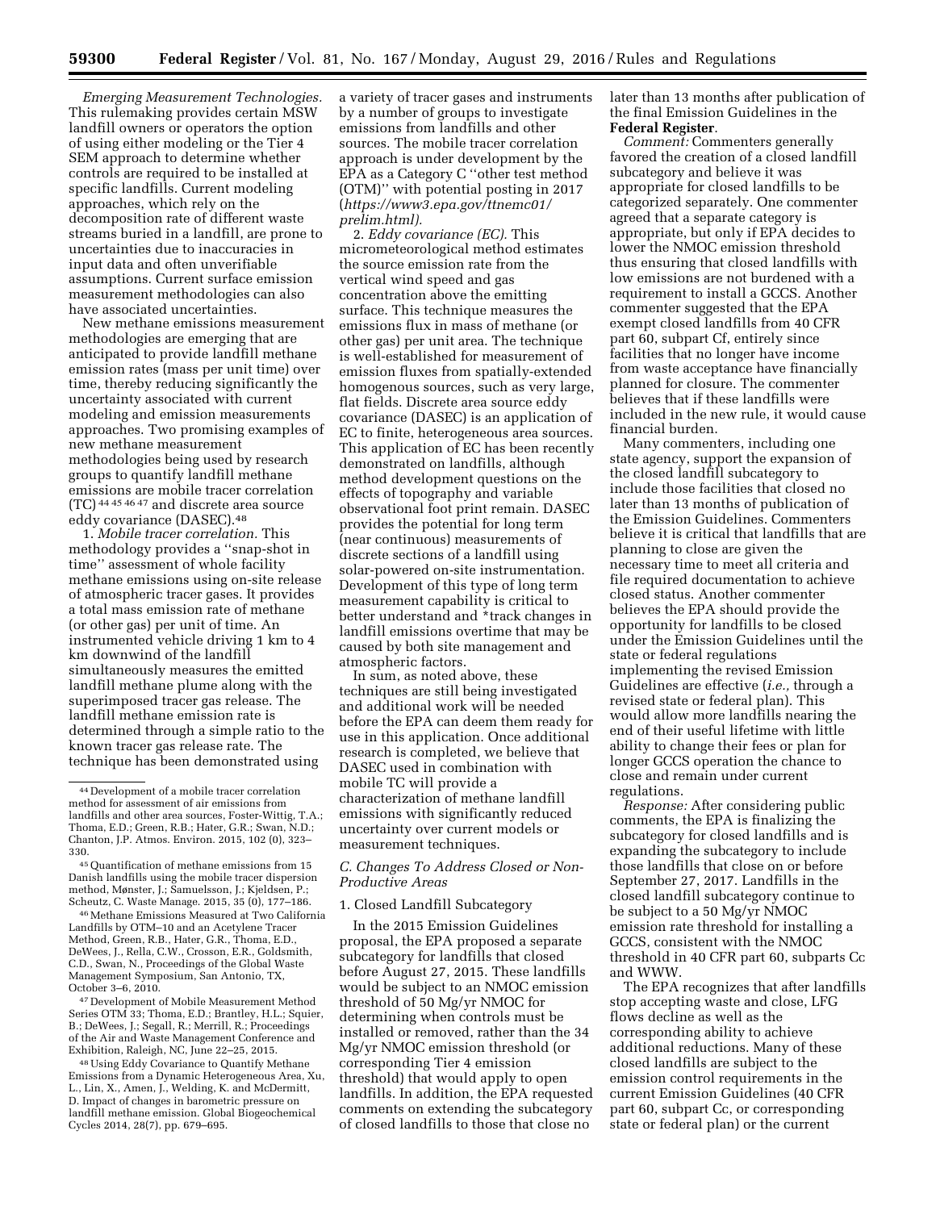*Emerging Measurement Technologies*. This rulemaking provides certain MSW landfill owners or operators the option of using either modeling or the Tier 4 SEM approach to determine whether controls are required to be installed at specific landfills. Current modeling approaches, which rely on the decomposition rate of different waste streams buried in a landfill, are prone to uncertainties due to inaccuracies in input data and often unverifiable assumptions. Current surface emission measurement methodologies can also have associated uncertainties.

New methane emissions measurement methodologies are emerging that are anticipated to provide landfill methane emission rates (mass per unit time) over time, thereby reducing significantly the uncertainty associated with current modeling and emission measurements approaches. Two promising examples of new methane measurement methodologies being used by research groups to quantify landfill methane emissions are mobile tracer correlation (TC) [44 45 46 47] and discrete area source eddy covariance (DASEC).[48]

1. *Mobile tracer correlation.* This methodology provides a ''snap-shot in time'' assessment of whole facility methane emissions using on-site release of atmospheric tracer gases. It provides a total mass emission rate of methane (or other gas) per unit of time. An instrumented vehicle driving 1 km to 4 km downwind of the landfill simultaneously measures the emitted landfill methane plume along with the superimposed tracer gas release. The landfill methane emission rate is determined through a simple ratio to the known tracer gas release rate. The technique has been demonstrated using a variety of tracer gases and instruments by a number of groups to investigate emissions from landfills and other sources. The mobile tracer correlation approach is under development by the EPA as a Category C ''other test method (OTM)'' with potential posting in 2017 (*https://www3.epa.gov/ttnemc01/prelim.html).*

2. *Eddy covariance (EC).* This micrometeorological method estimates the source emission rate from the vertical wind speed and gas concentration above the emitting surface. This technique measures the emissions flux in mass of methane (or other gas) per unit area. The technique is well-established for measurement of emission fluxes from spatially-extended homogenous sources, such as very large, flat fields. Discrete area source eddy covariance (DASEC) is an application of EC to finite, heterogeneous area sources. This application of EC has been recently demonstrated on landfills, although method development questions on the effects of topography and variable observational foot print remain. DASEC provides the potential for long term (near continuous) measurements of discrete sections of a landfill using solar-powered on-site instrumentation. Development of this type of long term measurement capability is critical to better understand and *track changes in landfill emissions overtime that may be caused by both site management and atmospheric factors.

In sum, as noted above, these techniques are still being investigated and additional work will be needed before the EPA can deem them ready for use in this application. Once additional research is completed, we believe that DASEC used in combination with mobile TC will provide a characterization of methane landfill emissions with significantly reduced uncertainty over current models or measurement techniques.

### C. Changes To Address Closed or Non-Productive Areas

#### 1. Closed Landfill Subcategory

In the 2015 Emission Guidelines proposal, the EPA proposed a separate subcategory for landfills that closed before August 27, 2015. These landfills would be subject to an NMOC emission threshold of 50 Mg/yr NMOC for determining when controls must be installed or removed, rather than the 34 Mg/yr NMOC emission threshold (or corresponding Tier 4 emission threshold) that would apply to open landfills. In addition, the EPA requested comments on extending the subcategory of closed landfills to those that close no later than 13 months after publication of the final Emission Guidelines in the **Federal Register**.

*Comment:* Commenters generally favored the creation of a closed landfill subcategory and believe it was appropriate for closed landfills to be categorized separately. One commenter agreed that a separate category is appropriate, but only if EPA decides to lower the NMOC emission threshold thus ensuring that closed landfills with low emissions are not burdened with a requirement to install a GCCS. Another commenter suggested that the EPA exempt closed landfills from 40 CFR part 60, subpart Cf, entirely since facilities that no longer have income from waste acceptance have financially planned for closure. The commenter believes that if these landfills were included in the new rule, it would cause financial burden.

Many commenters, including one state agency, support the expansion of the closed landfill subcategory to include those facilities that closed no later than 13 months of publication of the Emission Guidelines. Commenters believe it is critical that landfills that are planning to close are given the necessary time to meet all criteria and file required documentation to achieve closed status. Another commenter believes the EPA should provide the opportunity for landfills to be closed under the Emission Guidelines until the state or federal regulations implementing the revised Emission Guidelines are effective (*i.e.,* through a revised state or federal plan). This would allow more landfills nearing the end of their useful lifetime with little ability to change their fees or plan for longer GCCS operation the chance to close and remain under current regulations.

*Response:* After considering public comments, the EPA is finalizing the subcategory for closed landfills and is expanding the subcategory to include those landfills that close on or before September 27, 2017. Landfills in the closed landfill subcategory continue to be subject to a 50 Mg/yr NMOC emission rate threshold for installing a GCCS, consistent with the NMOC threshold in 40 CFR part 60, subparts Cc and WWW.

The EPA recognizes that after landfills stop accepting waste and close, LFG flows decline as well as the corresponding ability to achieve additional reductions. Many of these closed landfills are subject to the emission control requirements in the current Emission Guidelines (40 CFR part 60, subpart Cc, or corresponding state or federal plan) or the current

---

[44] Development of a mobile tracer correlation method for assessment of air emissions from landfills and other area sources, Foster-Wittig, T.A.; Thoma, E.D.; Green, R.B.; Hater, G.R.; Swan, N.D.; Chanton, J.P. Atmos. Environ. 2015, 102 (0), 323–330.

[45] Quantification of methane emissions from 15 Danish landfills using the mobile tracer dispersion method, Mønster, J.; Samuelsson, J.; Kjeldsen, P.; Scheutz, C. Waste Manage. 2015, 35 (0), 177–186.

[46] Methane Emissions Measured at Two California Landfills by OTM–10 and an Acetylene Tracer Method, Green, R.B., Hater, G.R., Thoma, E.D., DeWees, J., Rella, C.W., Crosson, E.R., Goldsmith, C.D., Swan, N., Proceedings of the Global Waste Management Symposium, San Antonio, TX, October 3–6, 2010.

[47] Development of Mobile Measurement Method Series OTM 33; Thoma, E.D.; Brantley, H.L.; Squier, B.; DeWees, J.; Segall, R.; Merrill, R.; Proceedings of the Air and Waste Management Conference and Exhibition, Raleigh, NC, June 22–25, 2015.

[48] Using Eddy Covariance to Quantify Methane Emissions from a Dynamic Heterogeneous Area, Xu, L., Lin, X., Amen, J., Welding, K. and McDermitt, D. Impact of changes in barometric pressure on landfill methane emission. Global Biogeochemical Cycles 2014, 28(7), pp. 679–695.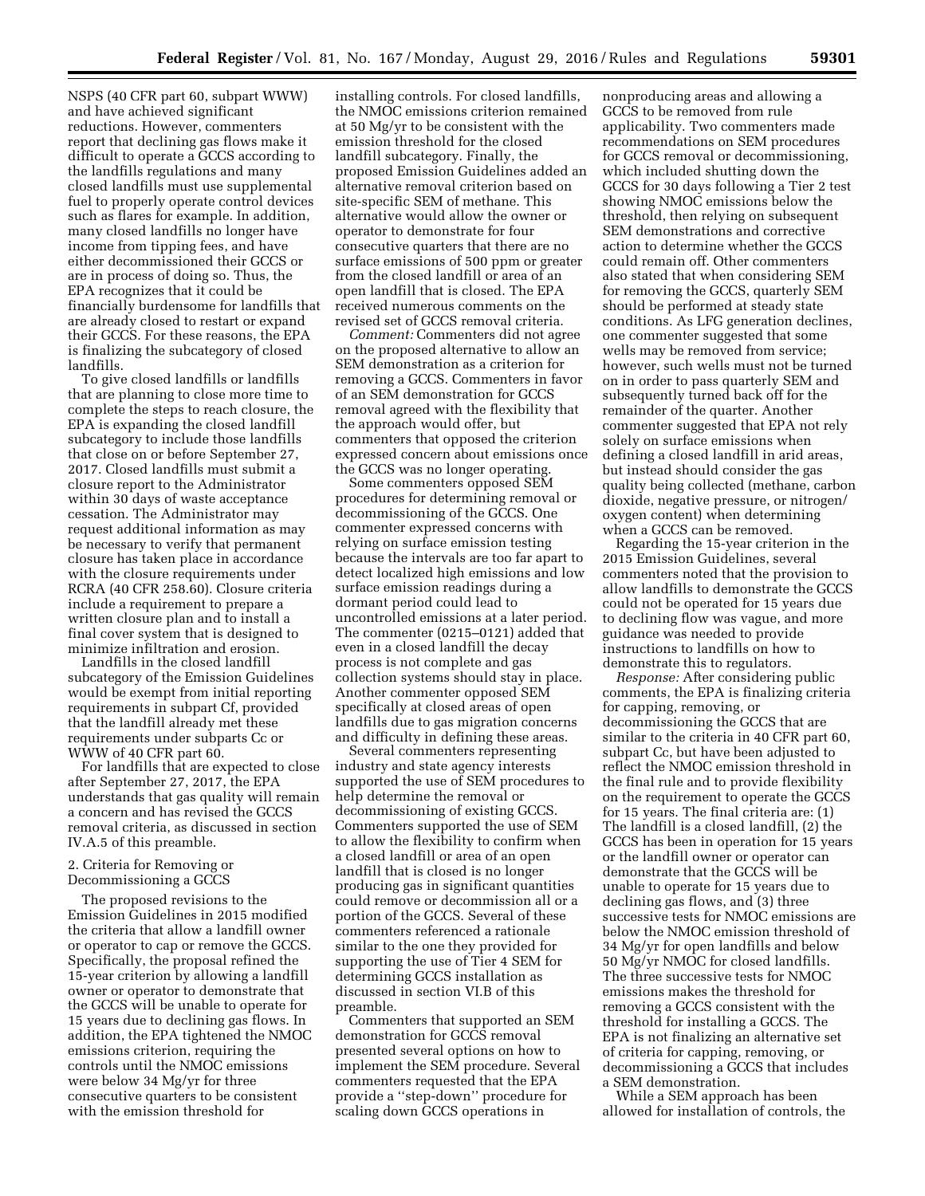NSPS (40 CFR part 60, subpart WWW) and have achieved significant reductions. However, commenters report that declining gas flows make it difficult to operate a GCCS according to the landfills regulations and many closed landfills must use supplemental fuel to properly operate control devices such as flares for example. In addition, many closed landfills no longer have income from tipping fees, and have either decommissioned their GCCS or are in process of doing so. Thus, the EPA recognizes that it could be financially burdensome for landfills that are already closed to restart or expand their GCCS. For these reasons, the EPA is finalizing the subcategory of closed landfills.

To give closed landfills or landfills that are planning to close more time to complete the steps to reach closure, the EPA is expanding the closed landfill subcategory to include those landfills that close on or before September 27, 2017. Closed landfills must submit a closure report to the Administrator within 30 days of waste acceptance cessation. The Administrator may request additional information as may be necessary to verify that permanent closure has taken place in accordance with the closure requirements under RCRA (40 CFR 258.60). Closure criteria include a requirement to prepare a written closure plan and to install a final cover system that is designed to minimize infiltration and erosion.

Landfills in the closed landfill subcategory of the Emission Guidelines would be exempt from initial reporting requirements in subpart Cf, provided that the landfill already met these requirements under subparts Cc or WWW of 40 CFR part 60.

For landfills that are expected to close after September 27, 2017, the EPA understands that gas quality will remain a concern and has revised the GCCS removal criteria, as discussed in section IV.A.5 of this preamble.

### 2. Criteria for Removing or Decommissioning a GCCS

The proposed revisions to the Emission Guidelines in 2015 modified the criteria that allow a landfill owner or operator to cap or remove the GCCS. Specifically, the proposal refined the 15-year criterion by allowing a landfill owner or operator to demonstrate that the GCCS will be unable to operate for 15 years due to declining gas flows. In addition, the EPA tightened the NMOC emissions criterion, requiring the controls until the NMOC emissions were below 34 Mg/yr for three consecutive quarters to be consistent with the emission threshold for installing controls. For closed landfills, the NMOC emissions criterion remained at 50 Mg/yr to be consistent with the emission threshold for the closed landfill subcategory. Finally, the proposed Emission Guidelines added an alternative removal criterion based on site-specific SEM of methane. This alternative would allow the owner or operator to demonstrate for four consecutive quarters that there are no surface emissions of 500 ppm or greater from the closed landfill or area of an open landfill that is closed. The EPA received numerous comments on the revised set of GCCS removal criteria.

*Comment:* Commenters did not agree on the proposed alternative to allow an SEM demonstration as a criterion for removing a GCCS. Commenters in favor of an SEM demonstration for GCCS removal agreed with the flexibility that the approach would offer, but commenters that opposed the criterion expressed concern about emissions once the GCCS was no longer operating.

Some commenters opposed SEM procedures for determining removal or decommissioning of the GCCS. One commenter expressed concerns with relying on surface emission testing because the intervals are too far apart to detect localized high emissions and low surface emission readings during a dormant period could lead to uncontrolled emissions at a later period. The commenter (0215–0121) added that even in a closed landfill the decay process is not complete and gas collection systems should stay in place. Another commenter opposed SEM specifically at closed areas of open landfills due to gas migration concerns and difficulty in defining these areas.

Several commenters representing industry and state agency interests supported the use of SEM procedures to help determine the removal or decommissioning of existing GCCS. Commenters supported the use of SEM to allow the flexibility to confirm when a closed landfill or area of an open landfill that is closed is no longer producing gas in significant quantities could remove or decommission all or a portion of the GCCS. Several of these commenters referenced a rationale similar to the one they provided for supporting the use of Tier 4 SEM for determining GCCS installation as discussed in section VI.B of this preamble.

Commenters that supported an SEM demonstration for GCCS removal presented several options on how to implement the SEM procedure. Several commenters requested that the EPA provide a ''step-down'' procedure for scaling down GCCS operations in nonproducing areas and allowing a GCCS to be removed from rule applicability. Two commenters made recommendations on SEM procedures for GCCS removal or decommissioning, which included shutting down the GCCS for 30 days following a Tier 2 test showing NMOC emissions below the threshold, then relying on subsequent SEM demonstrations and corrective action to determine whether the GCCS could remain off. Other commenters also stated that when considering SEM for removing the GCCS, quarterly SEM should be performed at steady state conditions. As LFG generation declines, one commenter suggested that some wells may be removed from service; however, such wells must not be turned on in order to pass quarterly SEM and subsequently turned back off for the remainder of the quarter. Another commenter suggested that EPA not rely solely on surface emissions when defining a closed landfill in arid areas, but instead should consider the gas quality being collected (methane, carbon dioxide, negative pressure, or nitrogen/oxygen content) when determining when a GCCS can be removed.

Regarding the 15-year criterion in the 2015 Emission Guidelines, several commenters noted that the provision to allow landfills to demonstrate the GCCS could not be operated for 15 years due to declining flow was vague, and more guidance was needed to provide instructions to landfills on how to demonstrate this to regulators.

*Response:* After considering public comments, the EPA is finalizing criteria for capping, removing, or decommissioning the GCCS that are similar to the criteria in 40 CFR part 60, subpart Cc, but have been adjusted to reflect the NMOC emission threshold in the final rule and to provide flexibility on the requirement to operate the GCCS for 15 years. The final criteria are: (1) The landfill is a closed landfill, (2) the GCCS has been in operation for 15 years or the landfill owner or operator can demonstrate that the GCCS will be unable to operate for 15 years due to declining gas flows, and (3) three successive tests for NMOC emissions are below the NMOC emission threshold of 34 Mg/yr for open landfills and below 50 Mg/yr NMOC for closed landfills. The three successive tests for NMOC emissions makes the threshold for removing a GCCS consistent with the threshold for installing a GCCS. The EPA is not finalizing an alternative set of criteria for capping, removing, or decommissioning a GCCS that includes a SEM demonstration.

While a SEM approach has been allowed for installation of controls, the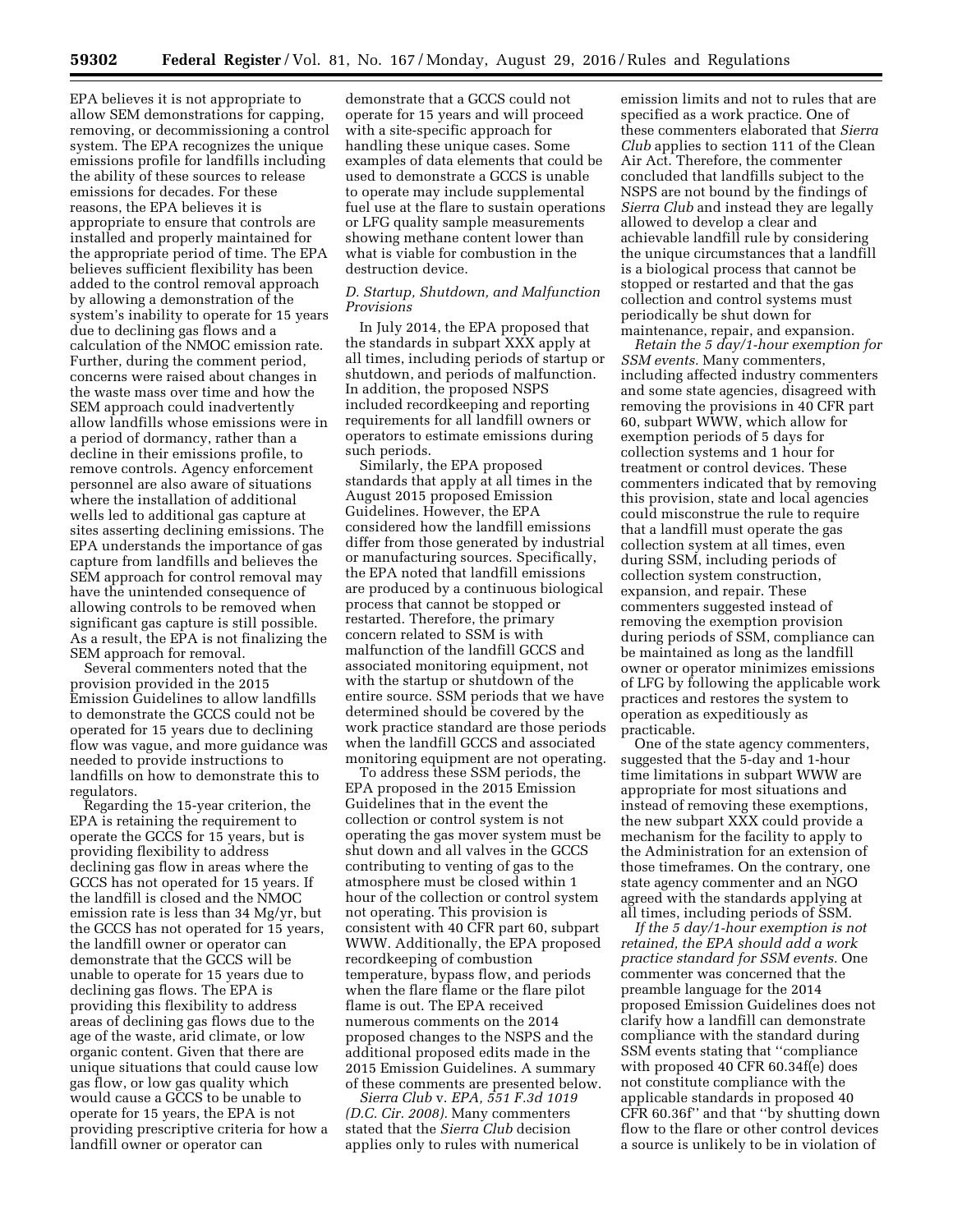EPA believes it is not appropriate to allow SEM demonstrations for capping, removing, or decommissioning a control system. The EPA recognizes the unique emissions profile for landfills including the ability of these sources to release emissions for decades. For these reasons, the EPA believes it is appropriate to ensure that controls are installed and properly maintained for the appropriate period of time. The EPA believes sufficient flexibility has been added to the control removal approach by allowing a demonstration of the system's inability to operate for 15 years due to declining gas flows and a calculation of the NMOC emission rate. Further, during the comment period, concerns were raised about changes in the waste mass over time and how the SEM approach could inadvertently allow landfills whose emissions were in a period of dormancy, rather than a decline in their emissions profile, to remove controls. Agency enforcement personnel are also aware of situations where the installation of additional wells led to additional gas capture at sites asserting declining emissions. The EPA understands the importance of gas capture from landfills and believes the SEM approach for control removal may have the unintended consequence of allowing controls to be removed when significant gas capture is still possible. As a result, the EPA is not finalizing the SEM approach for removal.

Several commenters noted that the provision provided in the 2015 Emission Guidelines to allow landfills to demonstrate the GCCS could not be operated for 15 years due to declining flow was vague, and more guidance was needed to provide instructions to landfills on how to demonstrate this to regulators.

Regarding the 15-year criterion, the EPA is retaining the requirement to operate the GCCS for 15 years, but is providing flexibility to address declining gas flow in areas where the GCCS has not operated for 15 years. If the landfill is closed and the NMOC emission rate is less than 34 Mg/yr, but the GCCS has not operated for 15 years, the landfill owner or operator can demonstrate that the GCCS will be unable to operate for 15 years due to declining gas flows. The EPA is providing this flexibility to address areas of declining gas flows due to the age of the waste, arid climate, or low organic content. Given that there are unique situations that could cause low gas flow, or low gas quality which would cause a GCCS to be unable to operate for 15 years, the EPA is not providing prescriptive criteria for how a landfill owner or operator can demonstrate that a GCCS could not operate for 15 years and will proceed with a site-specific approach for handling these unique cases. Some examples of data elements that could be used to demonstrate a GCCS is unable to operate may include supplemental fuel use at the flare to sustain operations or LFG quality sample measurements showing methane content lower than what is viable for combustion in the destruction device.

### D. Startup, Shutdown, and Malfunction Provisions

In July 2014, the EPA proposed that the standards in subpart XXX apply at all times, including periods of startup or shutdown, and periods of malfunction. In addition, the proposed NSPS included recordkeeping and reporting requirements for all landfill owners or operators to estimate emissions during such periods.

Similarly, the EPA proposed standards that apply at all times in the August 2015 proposed Emission Guidelines. However, the EPA considered how the landfill emissions differ from those generated by industrial or manufacturing sources. Specifically, the EPA noted that landfill emissions are produced by a continuous biological process that cannot be stopped or restarted. Therefore, the primary concern related to SSM is with malfunction of the landfill GCCS and associated monitoring equipment, not with the startup or shutdown of the entire source. SSM periods that we have determined should be covered by the work practice standard are those periods when the landfill GCCS and associated monitoring equipment are not operating.

To address these SSM periods, the EPA proposed in the 2015 Emission Guidelines that in the event the collection or control system is not operating the gas mover system must be shut down and all valves in the GCCS contributing to venting of gas to the atmosphere must be closed within 1 hour of the collection or control system not operating. This provision is consistent with 40 CFR part 60, subpart WWW. Additionally, the EPA proposed recordkeeping of combustion temperature, bypass flow, and periods when the flare flame or the flare pilot flame is out. The EPA received numerous comments on the 2014 proposed changes to the NSPS and the additional proposed edits made in the 2015 Emission Guidelines. A summary of these comments are presented below.

*Sierra Club* v. *EPA, 551 F.3d 1019 (D.C. Cir. 2008).* Many commenters stated that the *Sierra Club* decision applies only to rules with numerical emission limits and not to rules that are specified as a work practice. One of these commenters elaborated that *Sierra Club* applies to section 111 of the Clean Air Act. Therefore, the commenter concluded that landfills subject to the NSPS are not bound by the findings of *Sierra Club* and instead they are legally allowed to develop a clear and achievable landfill rule by considering the unique circumstances that a landfill is a biological process that cannot be stopped or restarted and that the gas collection and control systems must periodically be shut down for maintenance, repair, and expansion.

*Retain the 5 day/1-hour exemption for SSM events.* Many commenters, including affected industry commenters and some state agencies, disagreed with removing the provisions in 40 CFR part 60, subpart WWW, which allow for exemption periods of 5 days for collection systems and 1 hour for treatment or control devices. These commenters indicated that by removing this provision, state and local agencies could misconstrue the rule to require that a landfill must operate the gas collection system at all times, even during SSM, including periods of collection system construction, expansion, and repair. These commenters suggested instead of removing the exemption provision during periods of SSM, compliance can be maintained as long as the landfill owner or operator minimizes emissions of LFG by following the applicable work practices and restores the system to operation as expeditiously as practicable.

One of the state agency commenters, suggested that the 5-day and 1-hour time limitations in subpart WWW are appropriate for most situations and instead of removing these exemptions, the new subpart XXX could provide a mechanism for the facility to apply to the Administration for an extension of those timeframes. On the contrary, one state agency commenter and an NGO agreed with the standards applying at all times, including periods of SSM.

*If the 5 day/1-hour exemption is not retained, the EPA should add a work practice standard for SSM events.* One commenter was concerned that the preamble language for the 2014 proposed Emission Guidelines does not clarify how a landfill can demonstrate compliance with the standard during SSM events stating that ''compliance with proposed 40 CFR 60.34f(e) does not constitute compliance with the applicable standards in proposed 40 CFR 60.36f'' and that ''by shutting down flow to the flare or other control devices a source is unlikely to be in violation of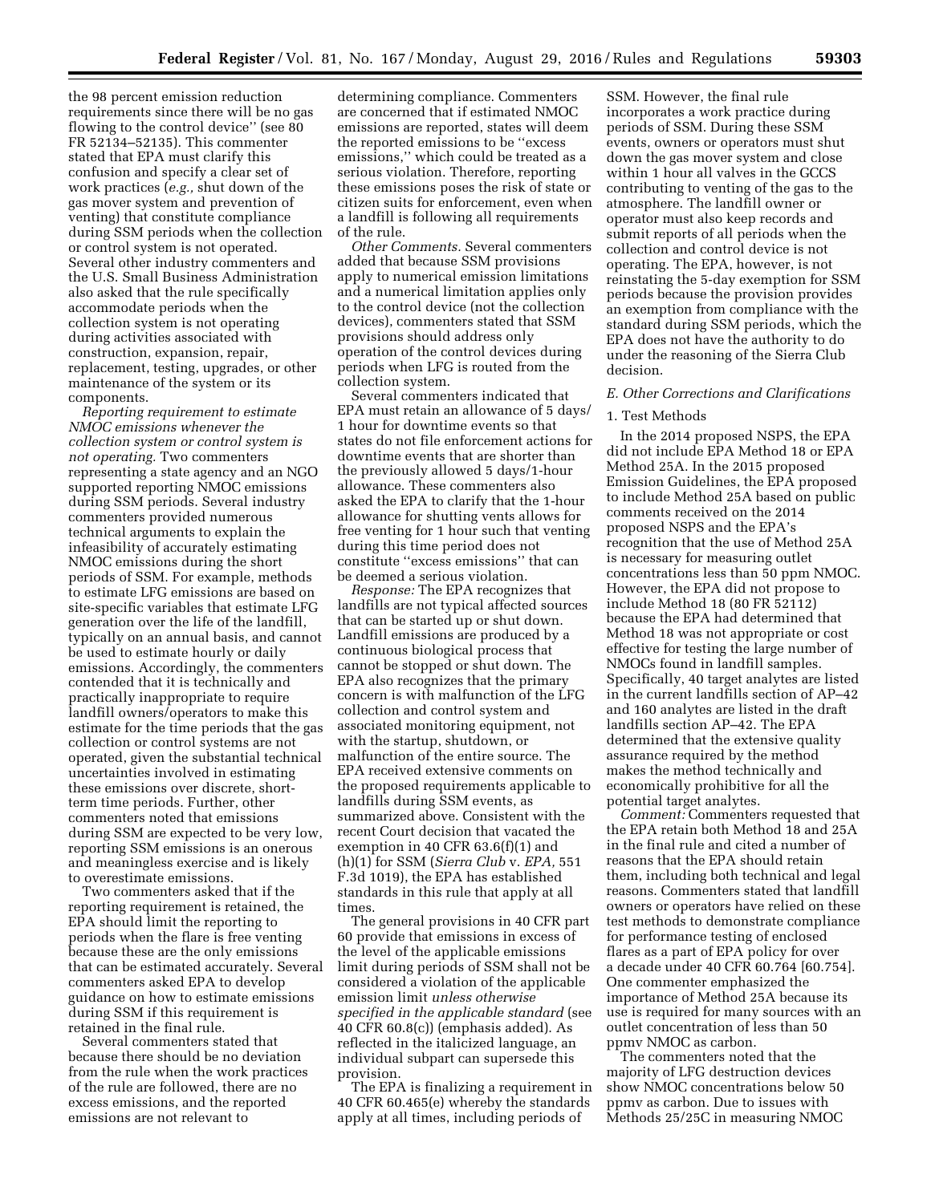the 98 percent emission reduction requirements since there will be no gas flowing to the control device'' (see 80 FR 52134–52135). This commenter stated that EPA must clarify this confusion and specify a clear set of work practices (*e.g.,* shut down of the gas mover system and prevention of venting) that constitute compliance during SSM periods when the collection or control system is not operated. Several other industry commenters and the U.S. Small Business Administration also asked that the rule specifically accommodate periods when the collection system is not operating during activities associated with construction, expansion, repair, replacement, testing, upgrades, or other maintenance of the system or its components.

*Reporting requirement to estimate NMOC emissions whenever the collection system or control system is not operating.* Two commenters representing a state agency and an NGO supported reporting NMOC emissions during SSM periods. Several industry commenters provided numerous technical arguments to explain the infeasibility of accurately estimating NMOC emissions during the short periods of SSM. For example, methods to estimate LFG emissions are based on site-specific variables that estimate LFG generation over the life of the landfill, typically on an annual basis, and cannot be used to estimate hourly or daily emissions. Accordingly, the commenters contended that it is technically and practically inappropriate to require landfill owners/operators to make this estimate for the time periods that the gas collection or control systems are not operated, given the substantial technical uncertainties involved in estimating these emissions over discrete, short-term time periods. Further, other commenters noted that emissions during SSM are expected to be very low, reporting SSM emissions is an onerous and meaningless exercise and is likely to overestimate emissions.

Two commenters asked that if the reporting requirement is retained, the EPA should limit the reporting to periods when the flare is free venting because these are the only emissions that can be estimated accurately. Several commenters asked EPA to develop guidance on how to estimate emissions during SSM if this requirement is retained in the final rule.

Several commenters stated that because there should be no deviation from the rule when the work practices of the rule are followed, there are no excess emissions, and the reported emissions are not relevant to determining compliance. Commenters are concerned that if estimated NMOC emissions are reported, states will deem the reported emissions to be ''excess emissions,'' which could be treated as a serious violation. Therefore, reporting these emissions poses the risk of state or citizen suits for enforcement, even when a landfill is following all requirements of the rule.

*Other Comments.* Several commenters added that because SSM provisions apply to numerical emission limitations and a numerical limitation applies only to the control device (not the collection devices), commenters stated that SSM provisions should address only operation of the control devices during periods when LFG is routed from the collection system.

Several commenters indicated that EPA must retain an allowance of 5 days/1 hour for downtime events so that states do not file enforcement actions for downtime events that are shorter than the previously allowed 5 days/1-hour allowance. These commenters also asked the EPA to clarify that the 1-hour allowance for shutting vents allows for free venting for 1 hour such that venting during this time period does not constitute ''excess emissions'' that can be deemed a serious violation.

*Response:* The EPA recognizes that landfills are not typical affected sources that can be started up or shut down. Landfill emissions are produced by a continuous biological process that cannot be stopped or shut down. The EPA also recognizes that the primary concern is with malfunction of the LFG collection and control system and associated monitoring equipment, not with the startup, shutdown, or malfunction of the entire source. The EPA received extensive comments on the proposed requirements applicable to landfills during SSM events, as summarized above. Consistent with the recent Court decision that vacated the exemption in 40 CFR 63.6(f)(1) and (h)(1) for SSM (*Sierra Club* v. *EPA,* 551 F.3d 1019), the EPA has established standards in this rule that apply at all times.

The general provisions in 40 CFR part 60 provide that emissions in excess of the level of the applicable emissions limit during periods of SSM shall not be considered a violation of the applicable emission limit *unless otherwise specified in the applicable standard* (see 40 CFR 60.8(c)) (emphasis added). As reflected in the italicized language, an individual subpart can supersede this provision.

The EPA is finalizing a requirement in 40 CFR 60.465(e) whereby the standards apply at all times, including periods of SSM. However, the final rule incorporates a work practice during periods of SSM. During these SSM events, owners or operators must shut down the gas mover system and close within 1 hour all valves in the GCCS contributing to venting of the gas to the atmosphere. The landfill owner or operator must also keep records and submit reports of all periods when the collection and control device is not operating. The EPA, however, is not reinstating the 5-day exemption for SSM periods because the provision provides an exemption from compliance with the standard during SSM periods, which the EPA does not have the authority to do under the reasoning of the Sierra Club decision.

### E. Other Corrections and Clarifications

#### 1. Test Methods

In the 2014 proposed NSPS, the EPA did not include EPA Method 18 or EPA Method 25A. In the 2015 proposed Emission Guidelines, the EPA proposed to include Method 25A based on public comments received on the 2014 proposed NSPS and the EPA's recognition that the use of Method 25A is necessary for measuring outlet concentrations less than 50 ppm NMOC. However, the EPA did not propose to include Method 18 (80 FR 52112) because the EPA had determined that Method 18 was not appropriate or cost effective for testing the large number of NMOCs found in landfill samples. Specifically, 40 target analytes are listed in the current landfills section of AP–42 and 160 analytes are listed in the draft landfills section AP–42. The EPA determined that the extensive quality assurance required by the method makes the method technically and economically prohibitive for all the potential target analytes.

*Comment:* Commenters requested that the EPA retain both Method 18 and 25A in the final rule and cited a number of reasons that the EPA should retain them, including both technical and legal reasons. Commenters stated that landfill owners or operators have relied on these test methods to demonstrate compliance for performance testing of enclosed flares as a part of EPA policy for over a decade under 40 CFR 60.764 [60.754]. One commenter emphasized the importance of Method 25A because its use is required for many sources with an outlet concentration of less than 50 ppmv NMOC as carbon.

The commenters noted that the majority of LFG destruction devices show NMOC concentrations below 50 ppmv as carbon. Due to issues with Methods 25/25C in measuring NMOC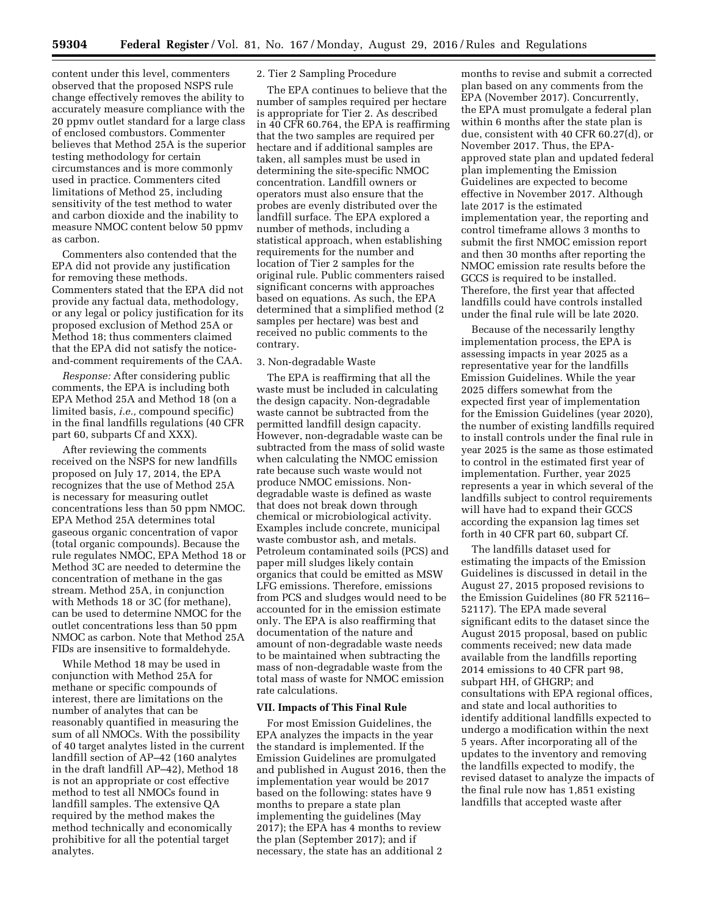content under this level, commenters observed that the proposed NSPS rule change effectively removes the ability to accurately measure compliance with the 20 ppmv outlet standard for a large class of enclosed combustors. Commenter believes that Method 25A is the superior testing methodology for certain circumstances and is more commonly used in practice. Commenters cited limitations of Method 25, including sensitivity of the test method to water and carbon dioxide and the inability to measure NMOC content below 50 ppmv as carbon.

Commenters also contended that the EPA did not provide any justification for removing these methods. Commenters stated that the EPA did not provide any factual data, methodology, or any legal or policy justification for its proposed exclusion of Method 25A or Method 18; thus commenters claimed that the EPA did not satisfy the notice-and-comment requirements of the CAA.

*Response:* After considering public comments, the EPA is including both EPA Method 25A and Method 18 (on a limited basis, *i.e.,* compound specific) in the final landfills regulations (40 CFR part 60, subparts Cf and XXX).

After reviewing the comments received on the NSPS for new landfills proposed on July 17, 2014, the EPA recognizes that the use of Method 25A is necessary for measuring outlet concentrations less than 50 ppm NMOC. EPA Method 25A determines total gaseous organic concentration of vapor (total organic compounds). Because the rule regulates NMOC, EPA Method 18 or Method 3C are needed to determine the concentration of methane in the gas stream. Method 25A, in conjunction with Methods 18 or 3C (for methane), can be used to determine NMOC for the outlet concentrations less than 50 ppm NMOC as carbon. Note that Method 25A FIDs are insensitive to formaldehyde.

While Method 18 may be used in conjunction with Method 25A for methane or specific compounds of interest, there are limitations on the number of analytes that can be reasonably quantified in measuring the sum of all NMOCs. With the possibility of 40 target analytes listed in the current landfill section of AP–42 (160 analytes in the draft landfill AP–42), Method 18 is not an appropriate or cost effective method to test all NMOCs found in landfill samples. The extensive QA required by the method makes the method technically and economically prohibitive for all the potential target analytes.

2. Tier 2 Sampling Procedure

The EPA continues to believe that the number of samples required per hectare is appropriate for Tier 2. As described in 40 CFR 60.764, the EPA is reaffirming that the two samples are required per hectare and if additional samples are taken, all samples must be used in determining the site-specific NMOC concentration. Landfill owners or operators must also ensure that the probes are evenly distributed over the landfill surface. The EPA explored a number of methods, including a statistical approach, when establishing requirements for the number and location of Tier 2 samples for the original rule. Public commenters raised significant concerns with approaches based on equations. As such, the EPA determined that a simplified method (2 samples per hectare) was best and received no public comments to the contrary.

3. Non-degradable Waste

The EPA is reaffirming that all the waste must be included in calculating the design capacity. Non-degradable waste cannot be subtracted from the permitted landfill design capacity. However, non-degradable waste can be subtracted from the mass of solid waste when calculating the NMOC emission rate because such waste would not produce NMOC emissions. Non-degradable waste is defined as waste that does not break down through chemical or microbiological activity. Examples include concrete, municipal waste combustor ash, and metals. Petroleum contaminated soils (PCS) and paper mill sludges likely contain organics that could be emitted as MSW LFG emissions. Therefore, emissions from PCS and sludges would need to be accounted for in the emission estimate only. The EPA is also reaffirming that documentation of the nature and amount of non-degradable waste needs to be maintained when subtracting the mass of non-degradable waste from the total mass of waste for NMOC emission rate calculations.

## VII. Impacts of This Final Rule

For most Emission Guidelines, the EPA analyzes the impacts in the year the standard is implemented. If the Emission Guidelines are promulgated and published in August 2016, then the implementation year would be 2017 based on the following: states have 9 months to prepare a state plan implementing the guidelines (May 2017); the EPA has 4 months to review the plan (September 2017); and if necessary, the state has an additional 2 months to revise and submit a corrected plan based on any comments from the EPA (November 2017). Concurrently, the EPA must promulgate a federal plan within 6 months after the state plan is due, consistent with 40 CFR 60.27(d), or November 2017. Thus, the EPA-approved state plan and updated federal plan implementing the Emission Guidelines are expected to become effective in November 2017. Although late 2017 is the estimated implementation year, the reporting and control timeframe allows 3 months to submit the first NMOC emission report and then 30 months after reporting the NMOC emission rate results before the GCCS is required to be installed. Therefore, the first year that affected landfills could have controls installed under the final rule will be late 2020.

Because of the necessarily lengthy implementation process, the EPA is assessing impacts in year 2025 as a representative year for the landfills Emission Guidelines. While the year 2025 differs somewhat from the expected first year of implementation for the Emission Guidelines (year 2020), the number of existing landfills required to install controls under the final rule in year 2025 is the same as those estimated to control in the estimated first year of implementation. Further, year 2025 represents a year in which several of the landfills subject to control requirements will have had to expand their GCCS according the expansion lag times set forth in 40 CFR part 60, subpart Cf.

The landfills dataset used for estimating the impacts of the Emission Guidelines is discussed in detail in the August 27, 2015 proposed revisions to the Emission Guidelines (80 FR 52116–52117). The EPA made several significant edits to the dataset since the August 2015 proposal, based on public comments received; new data made available from the landfills reporting 2014 emissions to 40 CFR part 98, subpart HH, of GHGRP; and consultations with EPA regional offices, and state and local authorities to identify additional landfills expected to undergo a modification within the next 5 years. After incorporating all of the updates to the inventory and removing the landfills expected to modify, the revised dataset to analyze the impacts of the final rule now has 1,851 existing landfills that accepted waste after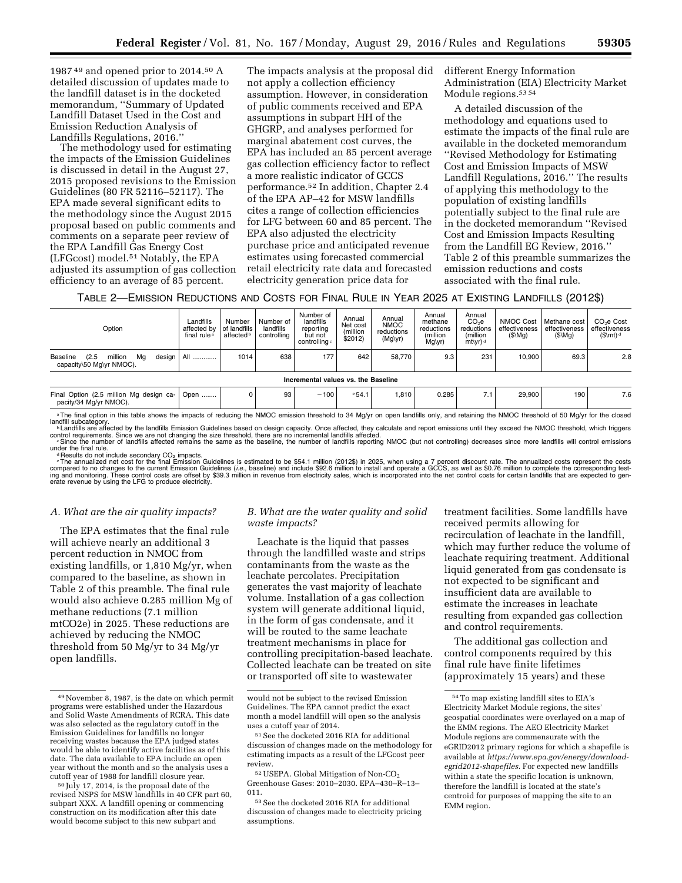1987 [49] and opened prior to 2014.[50] A detailed discussion of updates made to the landfill dataset is in the docketed memorandum, ''Summary of Updated Landfill Dataset Used in the Cost and Emission Reduction Analysis of Landfills Regulations, 2016.''

The methodology used for estimating the impacts of the Emission Guidelines is discussed in detail in the August 27, 2015 proposed revisions to the Emission Guidelines (80 FR 52116–52117). The EPA made several significant edits to the methodology since the August 2015 proposal based on public comments and comments on a separate peer review of the EPA Landfill Gas Energy Cost (LFGcost) model.[51] Notably, the EPA adjusted its assumption of gas collection efficiency to an average of 85 percent. The impacts analysis at the proposal did not apply a collection efficiency assumption. However, in consideration of public comments received and EPA assumptions in subpart HH of the GHGRP, and analyses performed for marginal abatement cost curves, the EPA has included an 85 percent average gas collection efficiency factor to reflect a more realistic indicator of GCCS performance.[52] In addition, Chapter 2.4 of the EPA AP–42 for MSW landfills cites a range of collection efficiencies for LFG between 60 and 85 percent. The EPA also adjusted the electricity purchase price and anticipated revenue estimates using forecasted commercial retail electricity rate data and forecasted electricity generation price data for different Energy Information Administration (EIA) Electricity Market Module regions.[53] [54]

A detailed discussion of the methodology and equations used to estimate the impacts of the final rule are available in the docketed memorandum ''Revised Methodology for Estimating Cost and Emission Impacts of MSW Landfill Regulations, 2016.'' The results of applying this methodology to the population of existing landfills potentially subject to the final rule are in the docketed memorandum ''Revised Cost and Emission Impacts Resulting from the Landfill EG Review, 2016.'' Table 2 of this preamble summarizes the emission reductions and costs associated with the final rule.

TABLE 2—EMISSION REDUCTIONS AND COSTS FOR FINAL RULE IN YEAR 2025 AT EXISTING LANDFILLS (2012$)

| Option | Landfills affected by final rule [a] | Number of landfills affected [b] | Number of landfills controlling | Number of landfills reporting but not controlling [c] | Annual Net cost (million $2012) | Annual NMOC reductions (Mg\yr) | Annual methane reductions (million Mg\yr) | Annual $CO_2e$ reductions (million mt\yr) [d] | NMOC Cost effectiveness ($\Mg) | Methane cost effectiveness ($\Mg) | $CO_2e$ Cost effectiveness ($\mt) [d] |
|---|---|---|---|---|---|---|---|---|---|---|---|
| Baseline (2.5 million Mg design capacity\50 Mg\yr NMOC). | All ............ | 1014 | 638 | 177 | 642 | 58,770 | 9.3 | 231 | 10,900 | 69.3 | 2.8 |
| **Incremental values vs. the Baseline** | | | | | | | | | | | |
| Final Option (2.5 million Mg design capacity/34 Mg/yr NMOC). | Open ........ | 0 | 93 | −100 | [e] 54.1 | 1,810 | 0.285 | 7.1 | 29,900 | 190 | 7.6 |

[a] The final option in this table shows the impacts of reducing the NMOC emission threshold to 34 Mg/yr on open landfills only, and retaining the NMOC threshold of 50 Mg/yr for the closed landfill subcategory.
[b] Landfills are affected by the landfills Emission Guidelines based on design capacity. Once affected, they calculate and report emissions until they exceed the NMOC threshold, which triggers control requirements. Since we are not changing the size threshold, there are no incremental landfills affected.
[c] Since the number of landfills affected remains the same as the baseline, the number of landfills reporting NMOC (but not controlling) decreases since more landfills will control emissions under the final rule.
[d] Results do not include secondary $CO_2$ impacts.
[e] The annualized net cost for the final Emission Guidelines is estimated to be $54.1 million (2012$) in 2025, when using a 7 percent discount rate. The annualized costs represent the costs compared to no changes to the current Emission Guidelines (*i.e.*, baseline) and include $92.6 million to install and operate a GCCS, as well as $0.76 million to complete the corresponding testing and monitoring. These control costs are offset by $39.3 million in revenue from electricity sales, which is incorporated into the net control costs for certain landfills that are expected to generate revenue by using the LFG to produce electricity.

### *A. What are the air quality impacts?*

The EPA estimates that the final rule will achieve nearly an additional 3 percent reduction in NMOC from existing landfills, or 1,810 Mg/yr, when compared to the baseline, as shown in Table 2 of this preamble. The final rule would also achieve 0.285 million Mg of methane reductions (7.1 million mtCO2e) in 2025. These reductions are achieved by reducing the NMOC threshold from 50 Mg/yr to 34 Mg/yr open landfills.

### *B. What are the water quality and solid waste impacts?*

Leachate is the liquid that passes through the landfilled waste and strips contaminants from the waste as the leachate percolates. Precipitation generates the vast majority of leachate volume. Installation of a gas collection system will generate additional liquid, in the form of gas condensate, and it will be routed to the same leachate treatment mechanisms in place for controlling precipitation-based leachate. Collected leachate can be treated on site or transported off site to wastewater treatment facilities. Some landfills have received permits allowing for recirculation of leachate in the landfill, which may further reduce the volume of leachate requiring treatment. Additional liquid generated from gas condensate is not expected to be significant and insufficient data are available to estimate the increases in leachate resulting from expanded gas collection and control requirements.

The additional gas collection and control components required by this final rule have finite lifetimes (approximately 15 years) and these

---

[49] November 8, 1987, is the date on which permit programs were established under the Hazardous and Solid Waste Amendments of RCRA. This date was also selected as the regulatory cutoff in the Emission Guidelines for landfills no longer receiving wastes because the EPA judged states would be able to identify active facilities as of this date. The data available to EPA include an open year without the month and so the analysis uses a cutoff year of 1988 for landfill closure year.

[50] July 17, 2014, is the proposal date of the revised NSPS for MSW landfills in 40 CFR part 60, subpart XXX. A landfill opening or commencing construction on its modification after this date would become subject to this new subpart and would not be subject to the revised Emission Guidelines. The EPA cannot predict the exact month a model landfill will open so the analysis uses a cutoff year of 2014.

[51] See the docketed 2016 RIA for additional discussion of changes made on the methodology for estimating impacts as a result of the LFGcost peer review.

[52] USEPA. Global Mitigation of Non-$CO_2$ Greenhouse Gases: 2010–2030. EPA–430–R–13–011.

[53] See the docketed 2016 RIA for additional discussion of changes made to electricity pricing assumptions.

[54] To map existing landfill sites to EIA's Electricity Market Module regions, the sites' geospatial coordinates were overlayed on a map of the EMM regions. The AEO Electricity Market Module regions are commensurate with the eGRID2012 primary regions for which a shapefile is available at *https://www.epa.gov/energy/download-egrid2012-shapefiles*. For expected new landfills within a state the specific location is unknown, therefore the landfill is located at the state's centroid for purposes of mapping the site to an EMM region.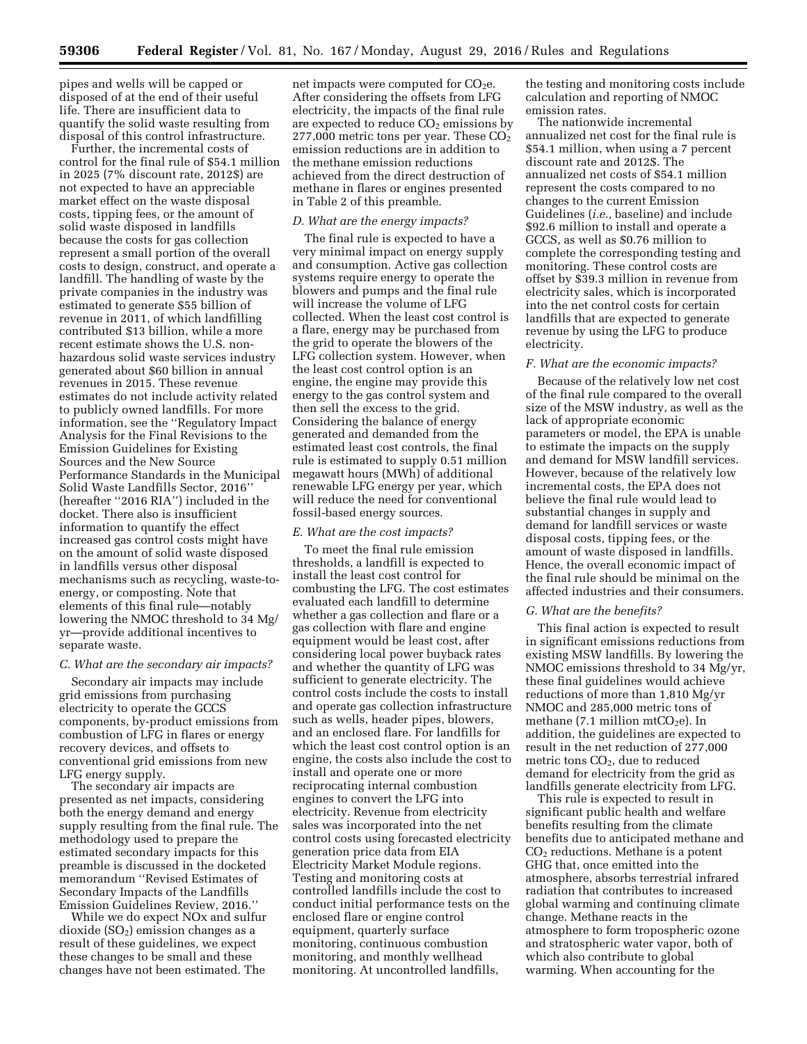pipes and wells will be capped or disposed of at the end of their useful life. There are insufficient data to quantify the solid waste resulting from disposal of this control infrastructure.

Further, the incremental costs of control for the final rule of $54.1 million in 2025 (7% discount rate, 2012$) are not expected to have an appreciable market effect on the waste disposal costs, tipping fees, or the amount of solid waste disposed in landfills because the costs for gas collection represent a small portion of the overall costs to design, construct, and operate a landfill. The handling of waste by the private companies in the industry was estimated to generate $55 billion of revenue in 2011, of which landfilling contributed $13 billion, while a more recent estimate shows the U.S. non-hazardous solid waste services industry generated about $60 billion in annual revenues in 2015. These revenue estimates do not include activity related to publicly owned landfills. For more information, see the "Regulatory Impact Analysis for the Final Revisions to the Emission Guidelines for Existing Sources and the New Source Performance Standards in the Municipal Solid Waste Landfills Sector, 2016" (hereafter "2016 RIA") included in the docket. There also is insufficient information to quantify the effect increased gas control costs might have on the amount of solid waste disposed in landfills versus other disposal mechanisms such as recycling, waste-to-energy, or composting. Note that elements of this final rule—notably lowering the NMOC threshold to 34 Mg/yr—provide additional incentives to separate waste.

### C. What are the secondary air impacts?

Secondary air impacts may include grid emissions from purchasing electricity to operate the GCCS components, by-product emissions from combustion of LFG in flares or energy recovery devices, and offsets to conventional grid emissions from new LFG energy supply.

The secondary air impacts are presented as net impacts, considering both the energy demand and energy supply resulting from the final rule. The methodology used to prepare the estimated secondary impacts for this preamble is discussed in the docketed memorandum "Revised Estimates of Secondary Impacts of the Landfills Emission Guidelines Review, 2016."

While we do expect NOx and sulfur dioxide ($SO_2$) emission changes as a result of these guidelines, we expect these changes to be small and these changes have not been estimated. The net impacts were computed for $CO_2e$. After considering the offsets from LFG electricity, the impacts of the final rule are expected to reduce $CO_2$ emissions by 277,000 metric tons per year. These $CO_2$ emission reductions are in addition to the methane emission reductions achieved from the direct destruction of methane in flares or engines presented in Table 2 of this preamble.

### D. What are the energy impacts?

The final rule is expected to have a very minimal impact on energy supply and consumption. Active gas collection systems require energy to operate the blowers and pumps and the final rule will increase the volume of LFG collected. When the least cost control is a flare, energy may be purchased from the grid to operate the blowers of the LFG collection system. However, when the least cost control option is an engine, the engine may provide this energy to the gas control system and then sell the excess to the grid. Considering the balance of energy generated and demanded from the estimated least cost controls, the final rule is estimated to supply 0.51 million megawatt hours (MWh) of additional renewable LFG energy per year, which will reduce the need for conventional fossil-based energy sources.

### E. What are the cost impacts?

To meet the final rule emission thresholds, a landfill is expected to install the least cost control for combusting the LFG. The cost estimates evaluated each landfill to determine whether a gas collection and flare or a gas collection with flare and engine equipment would be least cost, after considering local power buyback rates and whether the quantity of LFG was sufficient to generate electricity. The control costs include the costs to install and operate gas collection infrastructure such as wells, header pipes, blowers, and an enclosed flare. For landfills for which the least cost control option is an engine, the costs also include the cost to install and operate one or more reciprocating internal combustion engines to convert the LFG into electricity. Revenue from electricity sales was incorporated into the net control costs using forecasted electricity generation price data from EIA Electricity Market Module regions. Testing and monitoring costs at controlled landfills include the cost to conduct initial performance tests on the enclosed flare or engine control equipment, quarterly surface monitoring, continuous combustion monitoring, and monthly wellhead monitoring. At uncontrolled landfills, the testing and monitoring costs include calculation and reporting of NMOC emission rates.

The nationwide incremental annualized net cost for the final rule is $54.1 million, when using a 7 percent discount rate and 2012$. The annualized net costs of $54.1 million represent the costs compared to no changes to the current Emission Guidelines (*i.e.,* baseline) and include $92.6 million to install and operate a GCCS, as well as $0.76 million to complete the corresponding testing and monitoring. These control costs are offset by $39.3 million in revenue from electricity sales, which is incorporated into the net control costs for certain landfills that are expected to generate revenue by using the LFG to produce electricity.

### F. What are the economic impacts?

Because of the relatively low net cost of the final rule compared to the overall size of the MSW industry, as well as the lack of appropriate economic parameters or model, the EPA is unable to estimate the impacts on the supply and demand for MSW landfill services. However, because of the relatively low incremental costs, the EPA does not believe the final rule would lead to substantial changes in supply and demand for landfill services or waste disposal costs, tipping fees, or the amount of waste disposed in landfills. Hence, the overall economic impact of the final rule should be minimal on the affected industries and their consumers.

### G. What are the benefits?

This final action is expected to result in significant emissions reductions from existing MSW landfills. By lowering the NMOC emissions threshold to 34 Mg/yr, these final guidelines would achieve reductions of more than 1,810 Mg/yr NMOC and 285,000 metric tons of methane (7.1 million $mtCO_2e$). In addition, the guidelines are expected to result in the net reduction of 277,000 metric tons $CO_2$, due to reduced demand for electricity from the grid as landfills generate electricity from LFG.

This rule is expected to result in significant public health and welfare benefits resulting from the climate benefits due to anticipated methane and $CO_2$ reductions. Methane is a potent GHG that, once emitted into the atmosphere, absorbs terrestrial infrared radiation that contributes to increased global warming and continuing climate change. Methane reacts in the atmosphere to form tropospheric ozone and stratospheric water vapor, both of which also contribute to global warming. When accounting for the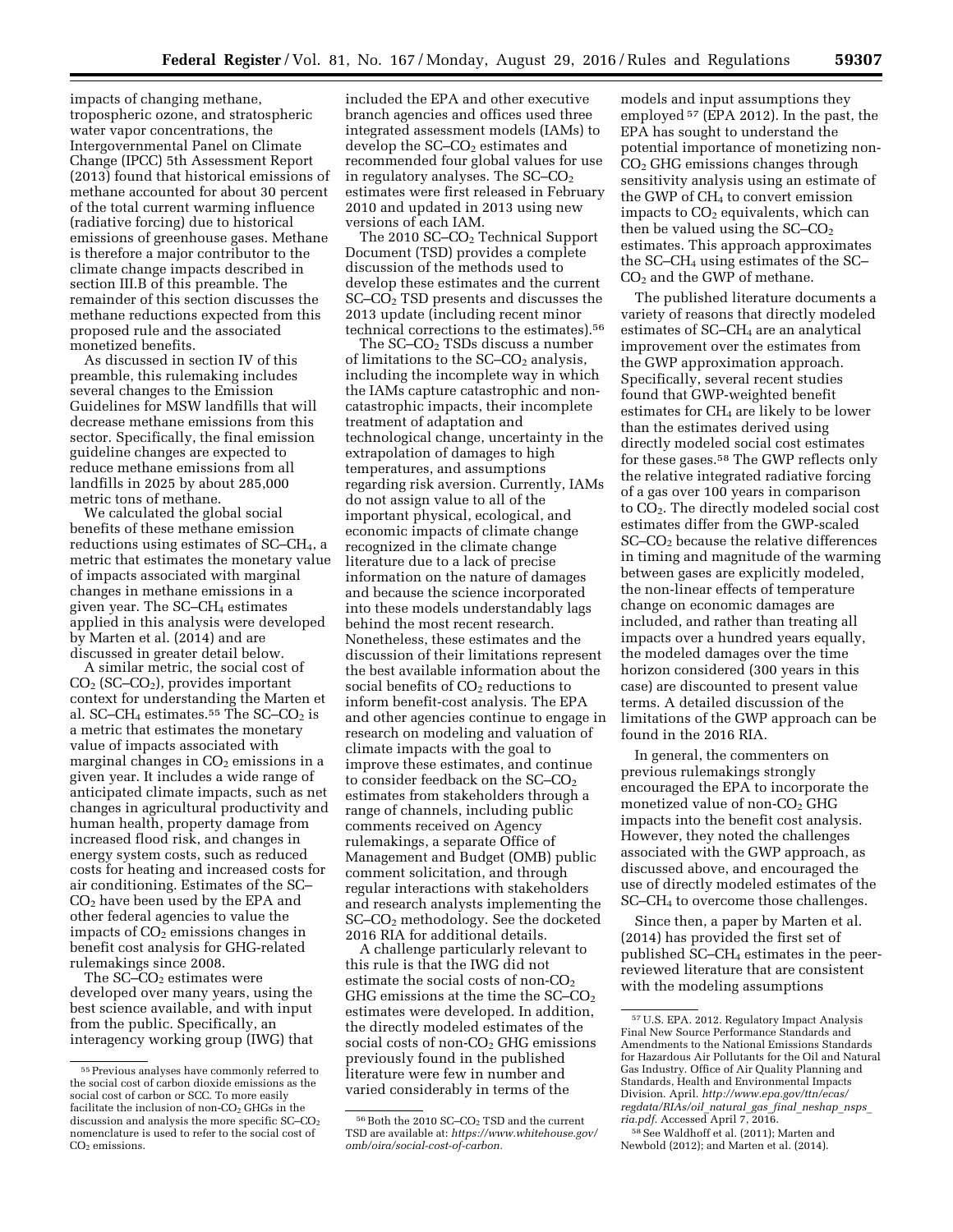impacts of changing methane, tropospheric ozone, and stratospheric water vapor concentrations, the Intergovernmental Panel on Climate Change (IPCC) 5th Assessment Report (2013) found that historical emissions of methane accounted for about 30 percent of the total current warming influence (radiative forcing) due to historical emissions of greenhouse gases. Methane is therefore a major contributor to the climate change impacts described in section III.B of this preamble. The remainder of this section discusses the methane reductions expected from this proposed rule and the associated monetized benefits.

As discussed in section IV of this preamble, this rulemaking includes several changes to the Emission Guidelines for MSW landfills that will decrease methane emissions from this sector. Specifically, the final emission guideline changes are expected to reduce methane emissions from all landfills in 2025 by about 285,000 metric tons of methane.

We calculated the global social benefits of these methane emission reductions using estimates of SC–$CH_4$, a metric that estimates the monetary value of impacts associated with marginal changes in methane emissions in a given year. The SC–$CH_4$ estimates applied in this analysis were developed by Marten et al. (2014) and are discussed in greater detail below.

A similar metric, the social cost of $CO_2$ (SC–$CO_2$), provides important context for understanding the Marten et al. SC–$CH_4$ estimates.[55] The SC–$CO_2$ is a metric that estimates the monetary value of impacts associated with marginal changes in $CO_2$ emissions in a given year. It includes a wide range of anticipated climate impacts, such as net changes in agricultural productivity and human health, property damage from increased flood risk, and changes in energy system costs, such as reduced costs for heating and increased costs for air conditioning. Estimates of the SC–$CO_2$ have been used by the EPA and other federal agencies to value the impacts of $CO_2$ emissions changes in benefit cost analysis for GHG-related rulemakings since 2008.

The SC–$CO_2$ estimates were developed over many years, using the best science available, and with input from the public. Specifically, an interagency working group (IWG) that included the EPA and other executive branch agencies and offices used three integrated assessment models (IAMs) to develop the SC–$CO_2$ estimates and recommended four global values for use in regulatory analyses. The SC–$CO_2$ estimates were first released in February 2010 and updated in 2013 using new versions of each IAM.

The 2010 SC–$CO_2$ Technical Support Document (TSD) provides a complete discussion of the methods used to develop these estimates and the current SC–$CO_2$ TSD presents and discusses the 2013 update (including recent minor technical corrections to the estimates).[56]

The SC–$CO_2$ TSDs discuss a number of limitations to the SC–$CO_2$ analysis, including the incomplete way in which the IAMs capture catastrophic and non-catastrophic impacts, their incomplete treatment of adaptation and technological change, uncertainty in the extrapolation of damages to high temperatures, and assumptions regarding risk aversion. Currently, IAMs do not assign value to all of the important physical, ecological, and economic impacts of climate change recognized in the climate change literature due to a lack of precise information on the nature of damages and because the science incorporated into these models understandably lags behind the most recent research. Nonetheless, these estimates and the discussion of their limitations represent the best available information about the social benefits of $CO_2$ reductions to inform benefit-cost analysis. The EPA and other agencies continue to engage in research on modeling and valuation of climate impacts with the goal to improve these estimates, and continue to consider feedback on the SC–$CO_2$ estimates from stakeholders through a range of channels, including public comments received on Agency rulemakings, a separate Office of Management and Budget (OMB) public comment solicitation, and through regular interactions with stakeholders and research analysts implementing the SC–$CO_2$ methodology. See the docketed 2016 RIA for additional details.

A challenge particularly relevant to this rule is that the IWG did not estimate the social costs of non-$CO_2$ GHG emissions at the time the SC–$CO_2$ estimates were developed. In addition, the directly modeled estimates of the social costs of non-$CO_2$ GHG emissions previously found in the published literature were few in number and varied considerably in terms of the models and input assumptions they employed[57] (EPA 2012). In the past, the EPA has sought to understand the potential importance of monetizing non-$CO_2$ GHG emissions changes through sensitivity analysis using an estimate of the GWP of $CH_4$ to convert emission impacts to $CO_2$ equivalents, which can then be valued using the SC–$CO_2$ estimates. This approach approximates the SC–$CH_4$ using estimates of the SC–$CO_2$ and the GWP of methane.

The published literature documents a variety of reasons that directly modeled estimates of SC–$CH_4$ are an analytical improvement over the estimates from the GWP approximation approach. Specifically, several recent studies found that GWP-weighted benefit estimates for $CH_4$ are likely to be lower than the estimates derived using directly modeled social cost estimates for these gases.[58] The GWP reflects only the relative integrated radiative forcing of a gas over 100 years in comparison to $CO_2$. The directly modeled social cost estimates differ from the GWP-scaled SC–$CO_2$ because the relative differences in timing and magnitude of the warming between gases are explicitly modeled, the non-linear effects of temperature change on economic damages are included, and rather than treating all impacts over a hundred years equally, the modeled damages over the time horizon considered (300 years in this case) are discounted to present value terms. A detailed discussion of the limitations of the GWP approach can be found in the 2016 RIA.

In general, the commenters on previous rulemakings strongly encouraged the EPA to incorporate the monetized value of non-$CO_2$ GHG impacts into the benefit cost analysis. However, they noted the challenges associated with the GWP approach, as discussed above, and encouraged the use of directly modeled estimates of the SC–$CH_4$ to overcome those challenges.

Since then, a paper by Marten et al. (2014) has provided the first set of published SC–$CH_4$ estimates in the peer-reviewed literature that are consistent with the modeling assumptions

---

[55] Previous analyses have commonly referred to the social cost of carbon dioxide emissions as the social cost of carbon or SCC. To more easily facilitate the inclusion of non-$CO_2$ GHGs in the discussion and analysis the more specific SC–$CO_2$ nomenclature is used to refer to the social cost of $CO_2$ emissions.

[56] Both the 2010 SC–$CO_2$ TSD and the current TSD are available at: *https://www.whitehouse.gov/omb/oira/social-cost-of-carbon.*

[57] U.S. EPA. 2012. Regulatory Impact Analysis Final New Source Performance Standards and Amendments to the National Emissions Standards for Hazardous Air Pollutants for the Oil and Natural Gas Industry. Office of Air Quality Planning and Standards, Health and Environmental Impacts Division. April. *http://www.epa.gov/ttn/ecas/regdata/RIAs/oil_natural_gas_final_neshap_nsps_ria.pdf.* Accessed April 7, 2016.

[58] See Waldhoff et al. (2011); Marten and Newbold (2012); and Marten et al. (2014).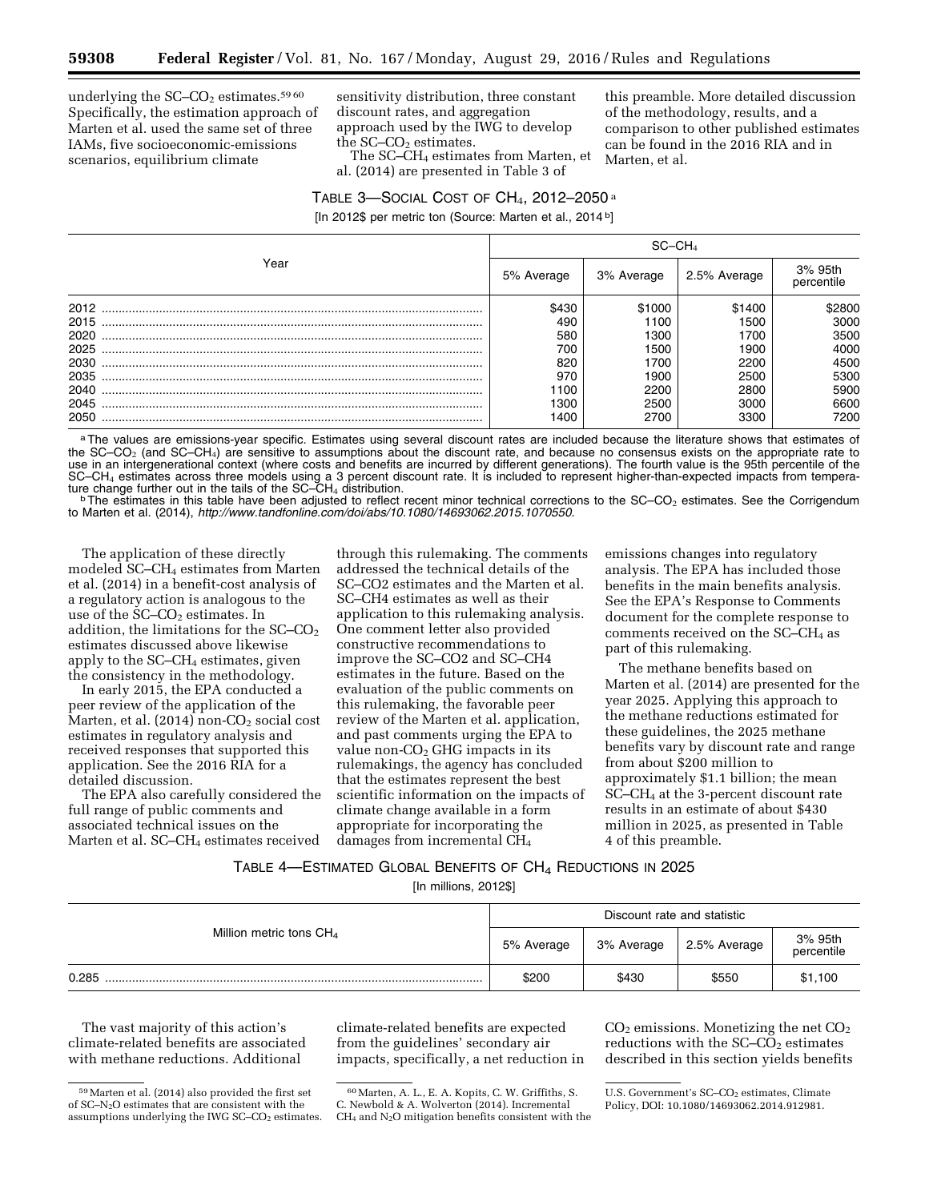underlying the $SC–CO_2$ estimates.[59] [60] Specifically, the estimation approach of Marten et al. used the same set of three IAMs, five socioeconomic-emissions scenarios, equilibrium climate sensitivity distribution, three constant discount rates, and aggregation approach used by the IWG to develop the $SC–CO_2$ estimates.

The $SC–CH_4$ estimates from Marten, et al. (2014) are presented in Table 3 of this preamble. More detailed discussion of the methodology, results, and a comparison to other published estimates can be found in the 2016 RIA and in Marten, et al.

TABLE 3—SOCIAL COST OF $CH_4$, 2012–2050 [a]

[In 2012$ per metric ton (Source: Marten et al., 2014 [b])]

| Year | $SC–CH_4$ | | | |
|---|---|---|---|---|
| | 5% Average | 3% Average | 2.5% Average | 3% 95th percentile |
| 2012 | $430 | $1000 | $1400 | $2800 |
| 2015 | 490 | 1100 | 1500 | 3000 |
| 2020 | 580 | 1300 | 1700 | 3500 |
| 2025 | 700 | 1500 | 1900 | 4000 |
| 2030 | 820 | 1700 | 2200 | 4500 |
| 2035 | 970 | 1900 | 2500 | 5300 |
| 2040 | 1100 | 2200 | 2800 | 5900 |
| 2045 | 1300 | 2500 | 3000 | 6600 |
| 2050 | 1400 | 2700 | 3300 | 7200 |

[a] The values are emissions-year specific. Estimates using several discount rates are included because the literature shows that estimates of the $SC–CO_2$ (and $SC–CH_4$) are sensitive to assumptions about the discount rate, and because no consensus exists on the appropriate rate to use in an intergenerational context (where costs and benefits are incurred by different generations). The fourth value is the 95th percentile of the $SC–CH_4$ estimates across three models using a 3 percent discount rate. It is included to represent higher-than-expected impacts from temperature change further out in the tails of the $SC–CH_4$ distribution.

[b] The estimates in this table have been adjusted to reflect recent minor technical corrections to the $SC–CO_2$ estimates. See the Corrigendum to Marten et al. (2014), *http://www.tandfonline.com/doi/abs/10.1080/14693062.2015.1070550.*

The application of these directly modeled $SC–CH_4$ estimates from Marten et al. (2014) in a benefit-cost analysis of a regulatory action is analogous to the use of the $SC–CO_2$ estimates. In addition, the limitations for the $SC–CO_2$ estimates discussed above likewise apply to the $SC–CH_4$ estimates, given the consistency in the methodology.

In early 2015, the EPA conducted a peer review of the application of the Marten, et al. (2014) non-$CO_2$ social cost estimates in regulatory analysis and received responses that supported this application. See the 2016 RIA for a detailed discussion.

The EPA also carefully considered the full range of public comments and associated technical issues on the Marten et al. $SC–CH_4$ estimates received through this rulemaking. The comments addressed the technical details of the SC–CO2 estimates and the Marten et al. SC–CH4 estimates as well as their application to this rulemaking analysis. One comment letter also provided constructive recommendations to improve the SC–CO2 and SC–CH4 estimates in the future. Based on the evaluation of the public comments on this rulemaking, the favorable peer review of the Marten et al. application, and past comments urging the EPA to value non-$CO_2$ GHG impacts in its rulemakings, the agency has concluded that the estimates represent the best scientific information on the impacts of climate change available in a form appropriate for incorporating the damages from incremental $CH_4$ emissions changes into regulatory analysis. The EPA has included those benefits in the main benefits analysis. See the EPA's Response to Comments document for the complete response to comments received on the $SC–CH_4$ as part of this rulemaking.

The methane benefits based on Marten et al. (2014) are presented for the year 2025. Applying this approach to the methane reductions estimated for these guidelines, the 2025 methane benefits vary by discount rate and range from about $200 million to approximately $1.1 billion; the mean $SC–CH_4$ at the 3-percent discount rate results in an estimate of about $430 million in 2025, as presented in Table 4 of this preamble.

TABLE 4—ESTIMATED GLOBAL BENEFITS OF $CH_4$ REDUCTIONS IN 2025

[In millions, 2012$]

| Million metric tons $CH_4$ | Discount rate and statistic | | | |
|---|---|---|---|---|
| | 5% Average | 3% Average | 2.5% Average | 3% 95th percentile |
| 0.285 | $200 | $430 | $550 | $1,100 |

The vast majority of this action's climate-related benefits are associated with methane reductions. Additional climate-related benefits are expected from the guidelines' secondary air impacts, specifically, a net reduction in $CO_2$ emissions. Monetizing the net $CO_2$ reductions with the $SC–CO_2$ estimates described in this section yields benefits

[59] Marten et al. (2014) also provided the first set of $SC–N_2O$ estimates that are consistent with the assumptions underlying the IWG $SC–CO_2$ estimates.

[60] Marten, A. L., E. A. Kopits, C. W. Griffiths, S. C. Newbold & A. Wolverton (2014). Incremental $CH_4$ and $N_2O$ mitigation benefits consistent with the U.S. Government's $SC–CO_2$ estimates, Climate Policy, DOI: 10.1080/14693062.2014.912981.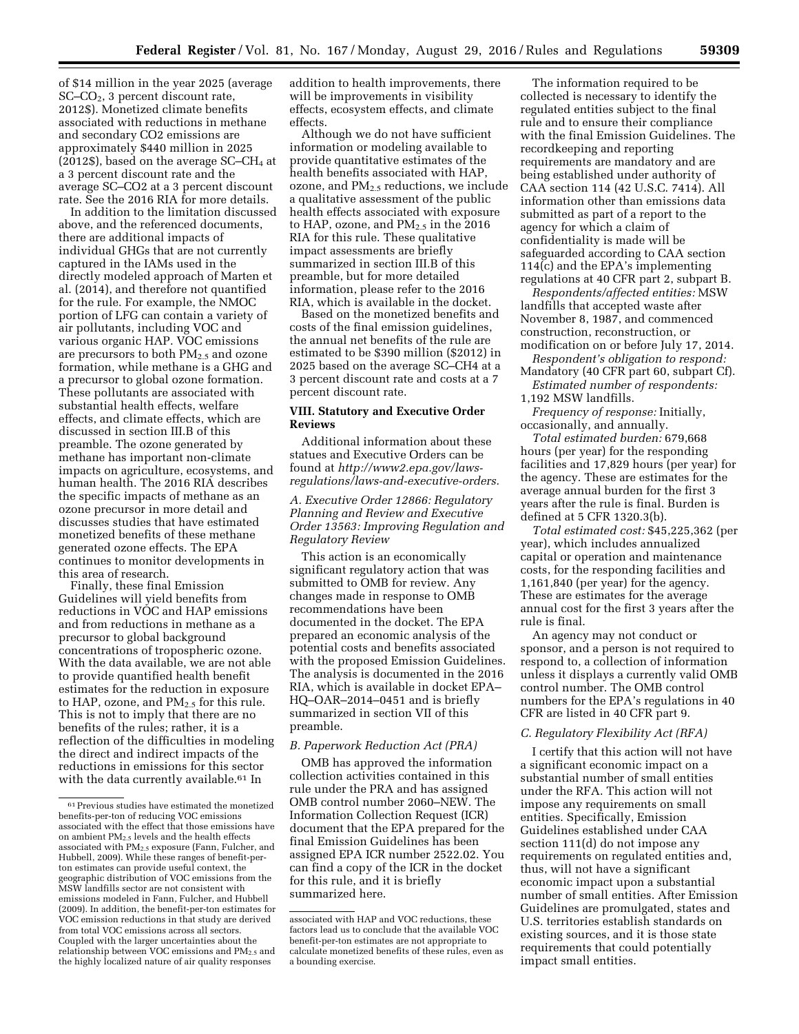of $14 million in the year 2025 (average SC–$CO_2$, 3 percent discount rate, 2012$). Monetized climate benefits associated with reductions in methane and secondary CO2 emissions are approximately $440 million in 2025 (2012$), based on the average SC–$CH_4$ at a 3 percent discount rate and the average SC–CO2 at a 3 percent discount rate. See the 2016 RIA for more details.

In addition to the limitation discussed above, and the referenced documents, there are additional impacts of individual GHGs that are not currently captured in the IAMs used in the directly modeled approach of Marten et al. (2014), and therefore not quantified for the rule. For example, the NMOC portion of LFG can contain a variety of air pollutants, including VOC and various organic HAP. VOC emissions are precursors to both $PM_{2.5}$ and ozone formation, while methane is a GHG and a precursor to global ozone formation. These pollutants are associated with substantial health effects, welfare effects, and climate effects, which are discussed in section III.B of this preamble. The ozone generated by methane has important non-climate impacts on agriculture, ecosystems, and human health. The 2016 RIA describes the specific impacts of methane as an ozone precursor in more detail and discusses studies that have estimated monetized benefits of these methane generated ozone effects. The EPA continues to monitor developments in this area of research.

Finally, these final Emission Guidelines will yield benefits from reductions in VOC and HAP emissions and from reductions in methane as a precursor to global background concentrations of tropospheric ozone. With the data available, we are not able to provide quantified health benefit estimates for the reduction in exposure to HAP, ozone, and $PM_{2.5}$ for this rule. This is not to imply that there are no benefits of the rules; rather, it is a reflection of the difficulties in modeling the direct and indirect impacts of the reductions in emissions for this sector with the data currently available.[61] In addition to health improvements, there will be improvements in visibility effects, ecosystem effects, and climate effects.

Although we do not have sufficient information or modeling available to provide quantitative estimates of the health benefits associated with HAP, ozone, and $PM_{2.5}$ reductions, we include a qualitative assessment of the public health effects associated with exposure to HAP, ozone, and $PM_{2.5}$ in the 2016 RIA for this rule. These qualitative impact assessments are briefly summarized in section III.B of this preamble, but for more detailed information, please refer to the 2016 RIA, which is available in the docket.

Based on the monetized benefits and costs of the final emission guidelines, the annual net benefits of the rule are estimated to be $390 million ($2012) in 2025 based on the average SC–CH4 at a 3 percent discount rate and costs at a 7 percent discount rate.

## VIII. Statutory and Executive Order Reviews

Additional information about these statues and Executive Orders can be found at *http://www2.epa.gov/laws-regulations/laws-and-executive-orders.*

### *A. Executive Order 12866: Regulatory Planning and Review and Executive Order 13563: Improving Regulation and Regulatory Review*

This action is an economically significant regulatory action that was submitted to OMB for review. Any changes made in response to OMB recommendations have been documented in the docket. The EPA prepared an economic analysis of the potential costs and benefits associated with the proposed Emission Guidelines. The analysis is documented in the 2016 RIA, which is available in docket EPA–HQ–OAR–2014–0451 and is briefly summarized in section VII of this preamble.

### *B. Paperwork Reduction Act (PRA)*

OMB has approved the information collection activities contained in this rule under the PRA and has assigned OMB control number 2060–NEW. The Information Collection Request (ICR) document that the EPA prepared for the final Emission Guidelines has been assigned EPA ICR number 2522.02. You can find a copy of the ICR in the docket for this rule, and it is briefly summarized here.

The information required to be collected is necessary to identify the regulated entities subject to the final rule and to ensure their compliance with the final Emission Guidelines. The recordkeeping and reporting requirements are mandatory and are being established under authority of CAA section 114 (42 U.S.C. 7414). All information other than emissions data submitted as part of a report to the agency for which a claim of confidentiality is made will be safeguarded according to CAA section 114(c) and the EPA's implementing regulations at 40 CFR part 2, subpart B.

*Respondents/affected entities:* MSW landfills that accepted waste after November 8, 1987, and commenced construction, reconstruction, or modification on or before July 17, 2014.

*Respondent's obligation to respond:* Mandatory (40 CFR part 60, subpart Cf).

*Estimated number of respondents:* 1,192 MSW landfills.

*Frequency of response:* Initially, occasionally, and annually.

*Total estimated burden:* 679,668 hours (per year) for the responding facilities and 17,829 hours (per year) for the agency. These are estimates for the average annual burden for the first 3 years after the rule is final. Burden is defined at 5 CFR 1320.3(b).

*Total estimated cost:* $45,225,362 (per year), which includes annualized capital or operation and maintenance costs, for the responding facilities and 1,161,840 (per year) for the agency. These are estimates for the average annual cost for the first 3 years after the rule is final.

An agency may not conduct or sponsor, and a person is not required to respond to, a collection of information unless it displays a currently valid OMB control number. The OMB control numbers for the EPA's regulations in 40 CFR are listed in 40 CFR part 9.

### *C. Regulatory Flexibility Act (RFA)*

I certify that this action will not have a significant economic impact on a substantial number of small entities under the RFA. This action will not impose any requirements on small entities. Specifically, Emission Guidelines established under CAA section 111(d) do not impose any requirements on regulated entities and, thus, will not have a significant economic impact upon a substantial number of small entities. After Emission Guidelines are promulgated, states and U.S. territories establish standards on existing sources, and it is those state requirements that could potentially impact small entities.

---

[61] Previous studies have estimated the monetized benefits-per-ton of reducing VOC emissions associated with the effect that those emissions have on ambient $PM_{2.5}$ levels and the health effects associated with $PM_{2.5}$ exposure (Fann, Fulcher, and Hubbell, 2009). While these ranges of benefit-per-ton estimates can provide useful context, the geographic distribution of VOC emissions from the MSW landfills sector are not consistent with emissions modeled in Fann, Fulcher, and Hubbell (2009). In addition, the benefit-per-ton estimates for VOC emission reductions in that study are derived from total VOC emissions across all sectors. Coupled with the larger uncertainties about the relationship between VOC emissions and $PM_{2.5}$ and the highly localized nature of air quality responses associated with HAP and VOC reductions, these factors lead us to conclude that the available VOC benefit-per-ton estimates are not appropriate to calculate monetized benefits of these rules, even as a bounding exercise.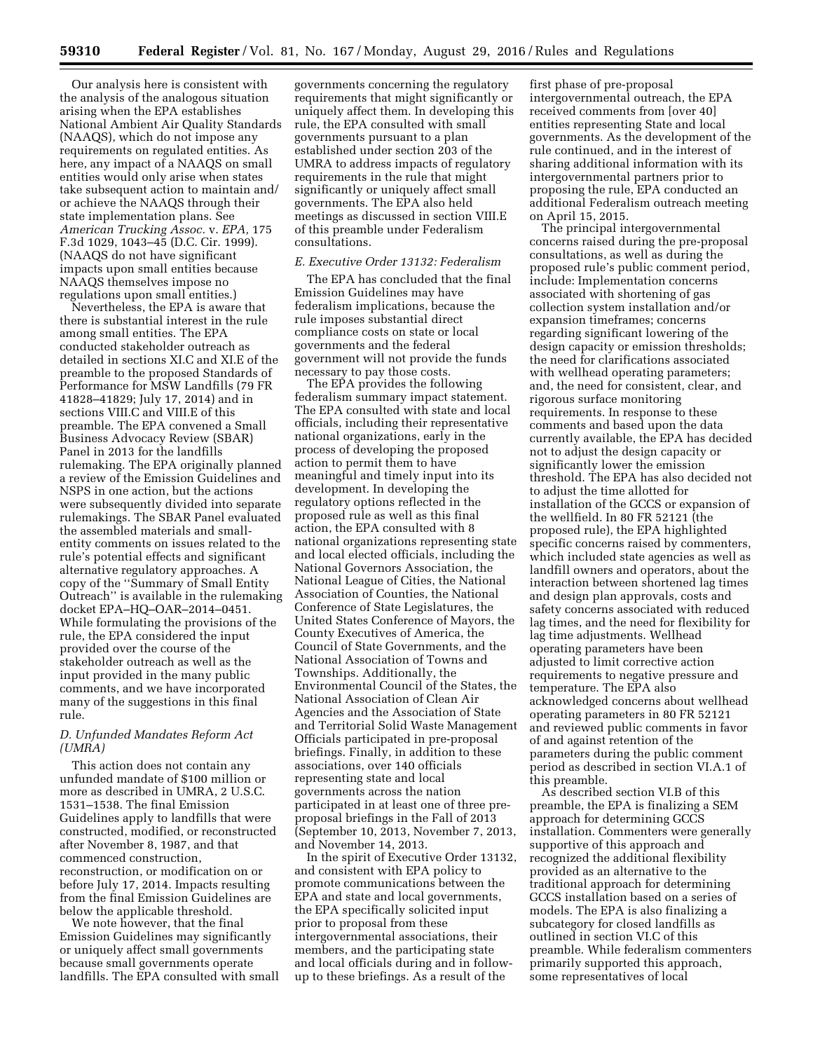Our analysis here is consistent with the analysis of the analogous situation arising when the EPA establishes National Ambient Air Quality Standards (NAAQS), which do not impose any requirements on regulated entities. As here, any impact of a NAAQS on small entities would only arise when states take subsequent action to maintain and/or achieve the NAAQS through their state implementation plans. See *American Trucking Assoc.* v. *EPA,* 175 F.3d 1029, 1043–45 (D.C. Cir. 1999). (NAAQS do not have significant impacts upon small entities because NAAQS themselves impose no regulations upon small entities.)

Nevertheless, the EPA is aware that there is substantial interest in the rule among small entities. The EPA conducted stakeholder outreach as detailed in sections XI.C and XI.E of the preamble to the proposed Standards of Performance for MSW Landfills (79 FR 41828–41829; July 17, 2014) and in sections VIII.C and VIII.E of this preamble. The EPA convened a Small Business Advocacy Review (SBAR) Panel in 2013 for the landfills rulemaking. The EPA originally planned a review of the Emission Guidelines and NSPS in one action, but the actions were subsequently divided into separate rulemakings. The SBAR Panel evaluated the assembled materials and small-entity comments on issues related to the rule's potential effects and significant alternative regulatory approaches. A copy of the ''Summary of Small Entity Outreach'' is available in the rulemaking docket EPA–HQ–OAR–2014–0451. While formulating the provisions of the rule, the EPA considered the input provided over the course of the stakeholder outreach as well as the input provided in the many public comments, and we have incorporated many of the suggestions in this final rule.

### *D. Unfunded Mandates Reform Act (UMRA)*

This action does not contain any unfunded mandate of $100 million or more as described in UMRA, 2 U.S.C. 1531–1538. The final Emission Guidelines apply to landfills that were constructed, modified, or reconstructed after November 8, 1987, and that commenced construction, reconstruction, or modification on or before July 17, 2014. Impacts resulting from the final Emission Guidelines are below the applicable threshold.

We note however, that the final Emission Guidelines may significantly or uniquely affect small governments because small governments operate landfills. The EPA consulted with small governments concerning the regulatory requirements that might significantly or uniquely affect them. In developing this rule, the EPA consulted with small governments pursuant to a plan established under section 203 of the UMRA to address impacts of regulatory requirements in the rule that might significantly or uniquely affect small governments. The EPA also held meetings as discussed in section VIII.E of this preamble under Federalism consultations.

### *E. Executive Order 13132: Federalism*

The EPA has concluded that the final Emission Guidelines may have federalism implications, because the rule imposes substantial direct compliance costs on state or local governments and the federal government will not provide the funds necessary to pay those costs.

The EPA provides the following federalism summary impact statement. The EPA consulted with state and local officials, including their representative national organizations, early in the process of developing the proposed action to permit them to have meaningful and timely input into its development. In developing the regulatory options reflected in the proposed rule as well as this final action, the EPA consulted with 8 national organizations representing state and local elected officials, including the National Governors Association, the National League of Cities, the National Association of Counties, the National Conference of State Legislatures, the United States Conference of Mayors, the County Executives of America, the Council of State Governments, and the National Association of Towns and Townships. Additionally, the Environmental Council of the States, the National Association of Clean Air Agencies and the Association of State and Territorial Solid Waste Management Officials participated in pre-proposal briefings. Finally, in addition to these associations, over 140 officials representing state and local governments across the nation participated in at least one of three pre-proposal briefings in the Fall of 2013 (September 10, 2013, November 7, 2013, and November 14, 2013.

In the spirit of Executive Order 13132, and consistent with EPA policy to promote communications between the EPA and state and local governments, the EPA specifically solicited input prior to proposal from these intergovernmental associations, their members, and the participating state and local officials during and in follow-up to these briefings. As a result of the first phase of pre-proposal intergovernmental outreach, the EPA received comments from [over 40] entities representing State and local governments. As the development of the rule continued, and in the interest of sharing additional information with its intergovernmental partners prior to proposing the rule, EPA conducted an additional Federalism outreach meeting on April 15, 2015.

The principal intergovernmental concerns raised during the pre-proposal consultations, as well as during the proposed rule's public comment period, include: Implementation concerns associated with shortening of gas collection system installation and/or expansion timeframes; concerns regarding significant lowering of the design capacity or emission thresholds; the need for clarifications associated with wellhead operating parameters; and, the need for consistent, clear, and rigorous surface monitoring requirements. In response to these comments and based upon the data currently available, the EPA has decided not to adjust the design capacity or significantly lower the emission threshold. The EPA has also decided not to adjust the time allotted for installation of the GCCS or expansion of the wellfield. In 80 FR 52121 (the proposed rule), the EPA highlighted specific concerns raised by commenters, which included state agencies as well as landfill owners and operators, about the interaction between shortened lag times and design plan approvals, costs and safety concerns associated with reduced lag times, and the need for flexibility for lag time adjustments. Wellhead operating parameters have been adjusted to limit corrective action requirements to negative pressure and temperature. The EPA also acknowledged concerns about wellhead operating parameters in 80 FR 52121 and reviewed public comments in favor of and against retention of the parameters during the public comment period as described in section VI.A.1 of this preamble.

As described section VI.B of this preamble, the EPA is finalizing a SEM approach for determining GCCS installation. Commenters were generally supportive of this approach and recognized the additional flexibility provided as an alternative to the traditional approach for determining GCCS installation based on a series of models. The EPA is also finalizing a subcategory for closed landfills as outlined in section VI.C of this preamble. While federalism commenters primarily supported this approach, some representatives of local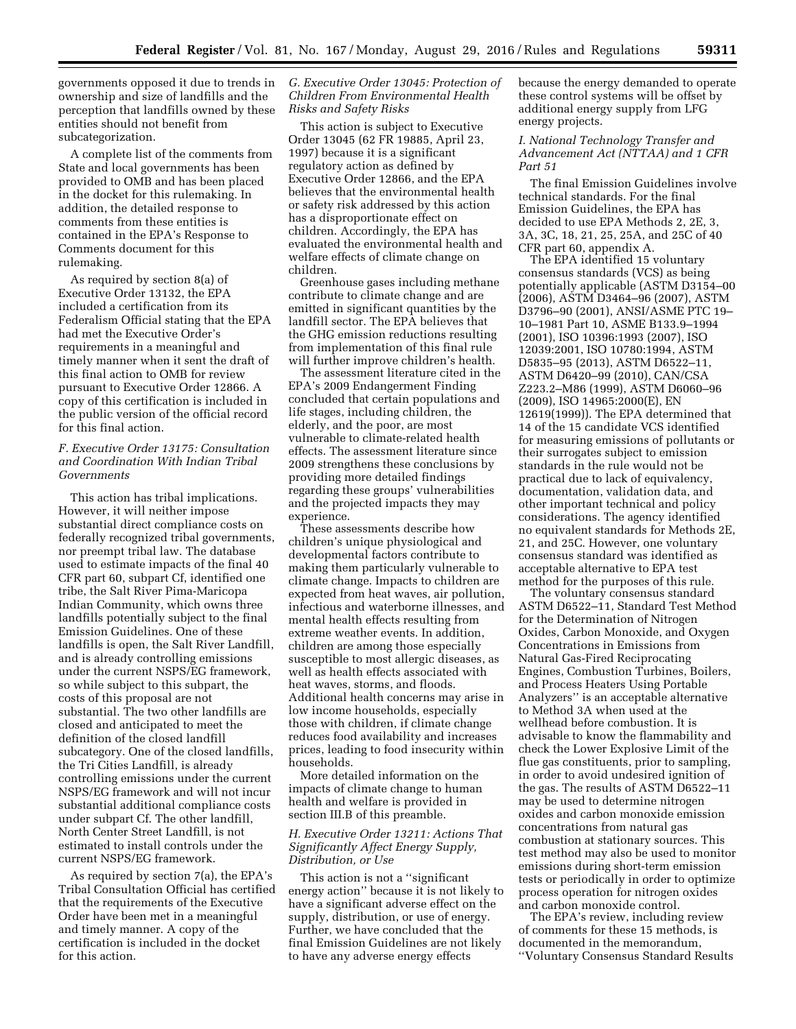governments opposed it due to trends in ownership and size of landfills and the perception that landfills owned by these entities should not benefit from subcategorization.

A complete list of the comments from State and local governments has been provided to OMB and has been placed in the docket for this rulemaking. In addition, the detailed response to comments from these entities is contained in the EPA's Response to Comments document for this rulemaking.

As required by section 8(a) of Executive Order 13132, the EPA included a certification from its Federalism Official stating that the EPA had met the Executive Order's requirements in a meaningful and timely manner when it sent the draft of this final action to OMB for review pursuant to Executive Order 12866. A copy of this certification is included in the public version of the official record for this final action.

### *F. Executive Order 13175: Consultation and Coordination With Indian Tribal Governments*

This action has tribal implications. However, it will neither impose substantial direct compliance costs on federally recognized tribal governments, nor preempt tribal law. The database used to estimate impacts of the final 40 CFR part 60, subpart Cf, identified one tribe, the Salt River Pima-Maricopa Indian Community, which owns three landfills potentially subject to the final Emission Guidelines. One of these landfills is open, the Salt River Landfill, and is already controlling emissions under the current NSPS/EG framework, so while subject to this subpart, the costs of this proposal are not substantial. The two other landfills are closed and anticipated to meet the definition of the closed landfill subcategory. One of the closed landfills, the Tri Cities Landfill, is already controlling emissions under the current NSPS/EG framework and will not incur substantial additional compliance costs under subpart Cf. The other landfill, North Center Street Landfill, is not estimated to install controls under the current NSPS/EG framework.

As required by section 7(a), the EPA's Tribal Consultation Official has certified that the requirements of the Executive Order have been met in a meaningful and timely manner. A copy of the certification is included in the docket for this action.

### *G. Executive Order 13045: Protection of Children From Environmental Health Risks and Safety Risks*

This action is subject to Executive Order 13045 (62 FR 19885, April 23, 1997) because it is a significant regulatory action as defined by Executive Order 12866, and the EPA believes that the environmental health or safety risk addressed by this action has a disproportionate effect on children. Accordingly, the EPA has evaluated the environmental health and welfare effects of climate change on children.

Greenhouse gases including methane contribute to climate change and are emitted in significant quantities by the landfill sector. The EPA believes that the GHG emission reductions resulting from implementation of this final rule will further improve children's health.

The assessment literature cited in the EPA's 2009 Endangerment Finding concluded that certain populations and life stages, including children, the elderly, and the poor, are most vulnerable to climate-related health effects. The assessment literature since 2009 strengthens these conclusions by providing more detailed findings regarding these groups' vulnerabilities and the projected impacts they may experience.

These assessments describe how children's unique physiological and developmental factors contribute to making them particularly vulnerable to climate change. Impacts to children are expected from heat waves, air pollution, infectious and waterborne illnesses, and mental health effects resulting from extreme weather events. In addition, children are among those especially susceptible to most allergic diseases, as well as health effects associated with heat waves, storms, and floods. Additional health concerns may arise in low income households, especially those with children, if climate change reduces food availability and increases prices, leading to food insecurity within households.

More detailed information on the impacts of climate change to human health and welfare is provided in section III.B of this preamble.

### *H. Executive Order 13211: Actions That Significantly Affect Energy Supply, Distribution, or Use*

This action is not a "significant energy action" because it is not likely to have a significant adverse effect on the supply, distribution, or use of energy. Further, we have concluded that the final Emission Guidelines are not likely to have any adverse energy effects because the energy demanded to operate these control systems will be offset by additional energy supply from LFG energy projects.

### *I. National Technology Transfer and Advancement Act (NTTAA) and 1 CFR Part 51*

The final Emission Guidelines involve technical standards. For the final Emission Guidelines, the EPA has decided to use EPA Methods 2, 2E, 3, 3A, 3C, 18, 21, 25, 25A, and 25C of 40 CFR part 60, appendix A.

The EPA identified 15 voluntary consensus standards (VCS) as being potentially applicable (ASTM D3154–00 (2006), ASTM D3464–96 (2007), ASTM D3796–90 (2001), ANSI/ASME PTC 19–10–1981 Part 10, ASME B133.9–1994 (2001), ISO 10396:1993 (2007), ISO 12039:2001, ISO 10780:1994, ASTM D5835–95 (2013), ASTM D6522–11, ASTM D6420–99 (2010), CAN/CSA Z223.2–M86 (1999), ASTM D6060–96 (2009), ISO 14965:2000(E), EN 12619(1999)). The EPA determined that 14 of the 15 candidate VCS identified for measuring emissions of pollutants or their surrogates subject to emission standards in the rule would not be practical due to lack of equivalency, documentation, validation data, and other important technical and policy considerations. The agency identified no equivalent standards for Methods 2E, 21, and 25C. However, one voluntary consensus standard was identified as acceptable alternative to EPA test method for the purposes of this rule.

The voluntary consensus standard ASTM D6522–11, Standard Test Method for the Determination of Nitrogen Oxides, Carbon Monoxide, and Oxygen Concentrations in Emissions from Natural Gas-Fired Reciprocating Engines, Combustion Turbines, Boilers, and Process Heaters Using Portable Analyzers" is an acceptable alternative to Method 3A when used at the wellhead before combustion. It is advisable to know the flammability and check the Lower Explosive Limit of the flue gas constituents, prior to sampling, in order to avoid undesired ignition of the gas. The results of ASTM D6522–11 may be used to determine nitrogen oxides and carbon monoxide emission concentrations from natural gas combustion at stationary sources. This test method may also be used to monitor emissions during short-term emission tests or periodically in order to optimize process operation for nitrogen oxides and carbon monoxide control.

The EPA's review, including review of comments for these 15 methods, is documented in the memorandum, "Voluntary Consensus Standard Results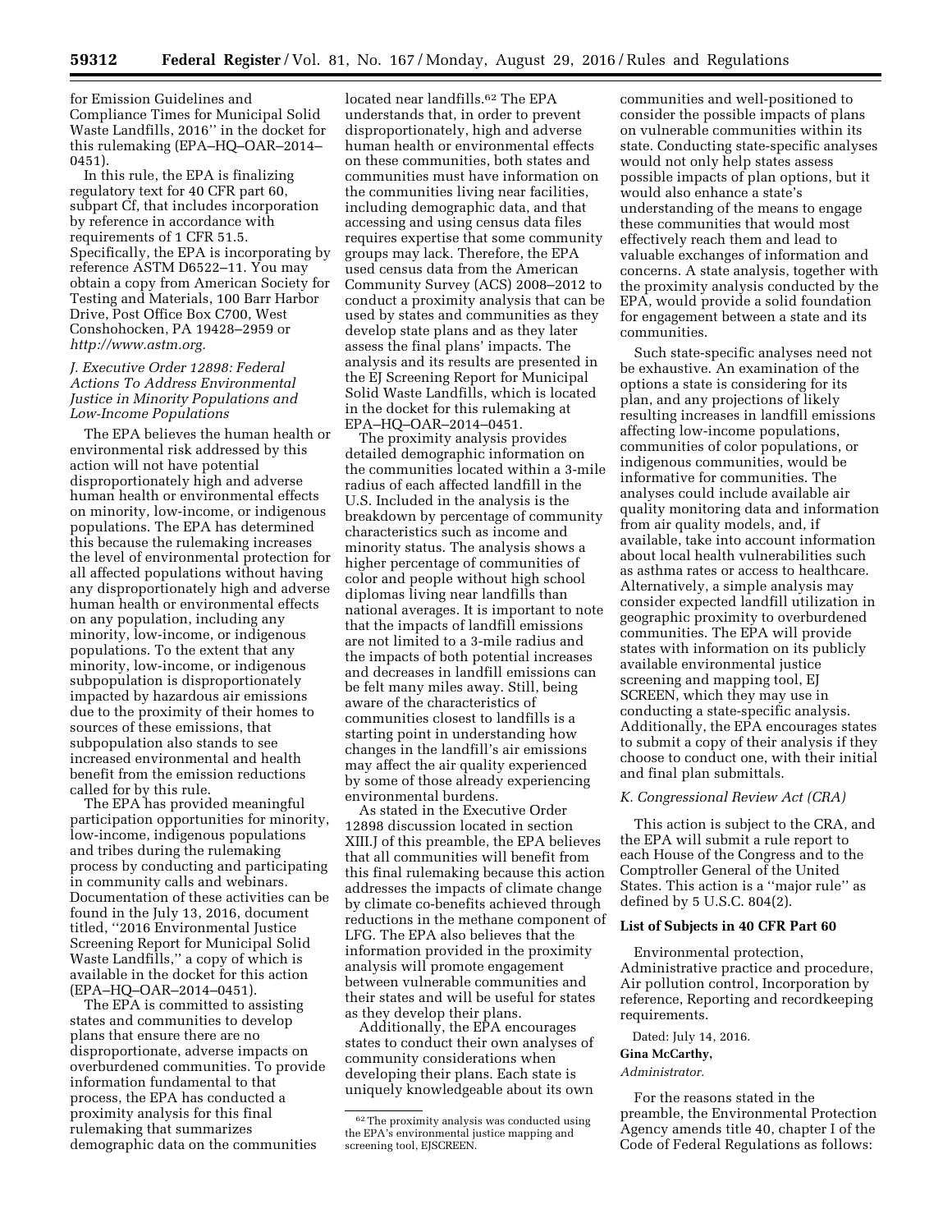for Emission Guidelines and Compliance Times for Municipal Solid Waste Landfills, 2016'' in the docket for this rulemaking (EPA–HQ–OAR–2014–0451).

In this rule, the EPA is finalizing regulatory text for 40 CFR part 60, subpart Cf, that includes incorporation by reference in accordance with requirements of 1 CFR 51.5. Specifically, the EPA is incorporating by reference ASTM D6522–11. You may obtain a copy from American Society for Testing and Materials, 100 Barr Harbor Drive, Post Office Box C700, West Conshohocken, PA 19428–2959 or *http://www.astm.org.*

### *J. Executive Order 12898: Federal Actions To Address Environmental Justice in Minority Populations and Low-Income Populations*

The EPA believes the human health or environmental risk addressed by this action will not have potential disproportionately high and adverse human health or environmental effects on minority, low-income, or indigenous populations. The EPA has determined this because the rulemaking increases the level of environmental protection for all affected populations without having any disproportionately high and adverse human health or environmental effects on any population, including any minority, low-income, or indigenous populations. To the extent that any minority, low-income, or indigenous subpopulation is disproportionately impacted by hazardous air emissions due to the proximity of their homes to sources of these emissions, that subpopulation also stands to see increased environmental and health benefit from the emission reductions called for by this rule.

The EPA has provided meaningful participation opportunities for minority, low-income, indigenous populations and tribes during the rulemaking process by conducting and participating in community calls and webinars. Documentation of these activities can be found in the July 13, 2016, document titled, ''2016 Environmental Justice Screening Report for Municipal Solid Waste Landfills,'' a copy of which is available in the docket for this action (EPA–HQ–OAR–2014–0451).

The EPA is committed to assisting states and communities to develop plans that ensure there are no disproportionate, adverse impacts on overburdened communities. To provide information fundamental to that process, the EPA has conducted a proximity analysis for this final rulemaking that summarizes demographic data on the communities located near landfills.[62] The EPA understands that, in order to prevent disproportionately, high and adverse human health or environmental effects on these communities, both states and communities must have information on the communities living near facilities, including demographic data, and that accessing and using census data files requires expertise that some community groups may lack. Therefore, the EPA used census data from the American Community Survey (ACS) 2008–2012 to conduct a proximity analysis that can be used by states and communities as they develop state plans and as they later assess the final plans' impacts. The analysis and its results are presented in the EJ Screening Report for Municipal Solid Waste Landfills, which is located in the docket for this rulemaking at EPA–HQ–OAR–2014–0451.

The proximity analysis provides detailed demographic information on the communities located within a 3-mile radius of each affected landfill in the U.S. Included in the analysis is the breakdown by percentage of community characteristics such as income and minority status. The analysis shows a higher percentage of communities of color and people without high school diplomas living near landfills than national averages. It is important to note that the impacts of landfill emissions are not limited to a 3-mile radius and the impacts of both potential increases and decreases in landfill emissions can be felt many miles away. Still, being aware of the characteristics of communities closest to landfills is a starting point in understanding how changes in the landfill's air emissions may affect the air quality experienced by some of those already experiencing environmental burdens.

As stated in the Executive Order 12898 discussion located in section XIII.J of this preamble, the EPA believes that all communities will benefit from this final rulemaking because this action addresses the impacts of climate change by climate co-benefits achieved through reductions in the methane component of LFG. The EPA also believes that the information provided in the proximity analysis will promote engagement between vulnerable communities and their states and will be useful for states as they develop their plans.

Additionally, the EPA encourages states to conduct their own analyses of community considerations when developing their plans. Each state is uniquely knowledgeable about its own communities and well-positioned to consider the possible impacts of plans on vulnerable communities within its state. Conducting state-specific analyses would not only help states assess possible impacts of plan options, but it would also enhance a state's understanding of the means to engage these communities that would most effectively reach them and lead to valuable exchanges of information and concerns. A state analysis, together with the proximity analysis conducted by the EPA, would provide a solid foundation for engagement between a state and its communities.

Such state-specific analyses need not be exhaustive. An examination of the options a state is considering for its plan, and any projections of likely resulting increases in landfill emissions affecting low-income populations, communities of color populations, or indigenous communities, would be informative for communities. The analyses could include available air quality monitoring data and information from air quality models, and, if available, take into account information about local health vulnerabilities such as asthma rates or access to healthcare. Alternatively, a simple analysis may consider expected landfill utilization in geographic proximity to overburdened communities. The EPA will provide states with information on its publicly available environmental justice screening and mapping tool, EJ SCREEN, which they may use in conducting a state-specific analysis. Additionally, the EPA encourages states to submit a copy of their analysis if they choose to conduct one, with their initial and final plan submittals.

### *K. Congressional Review Act (CRA)*

This action is subject to the CRA, and the EPA will submit a rule report to each House of the Congress and to the Comptroller General of the United States. This action is a ''major rule'' as defined by 5 U.S.C. 804(2).

## List of Subjects in 40 CFR Part 60

Environmental protection, Administrative practice and procedure, Air pollution control, Incorporation by reference, Reporting and recordkeeping requirements.

Dated: July 14, 2016.

**Gina McCarthy,**

*Administrator.*

For the reasons stated in the preamble, the Environmental Protection Agency amends title 40, chapter I of the Code of Federal Regulations as follows:

[62] The proximity analysis was conducted using the EPA's environmental justice mapping and screening tool, EJSCREEN.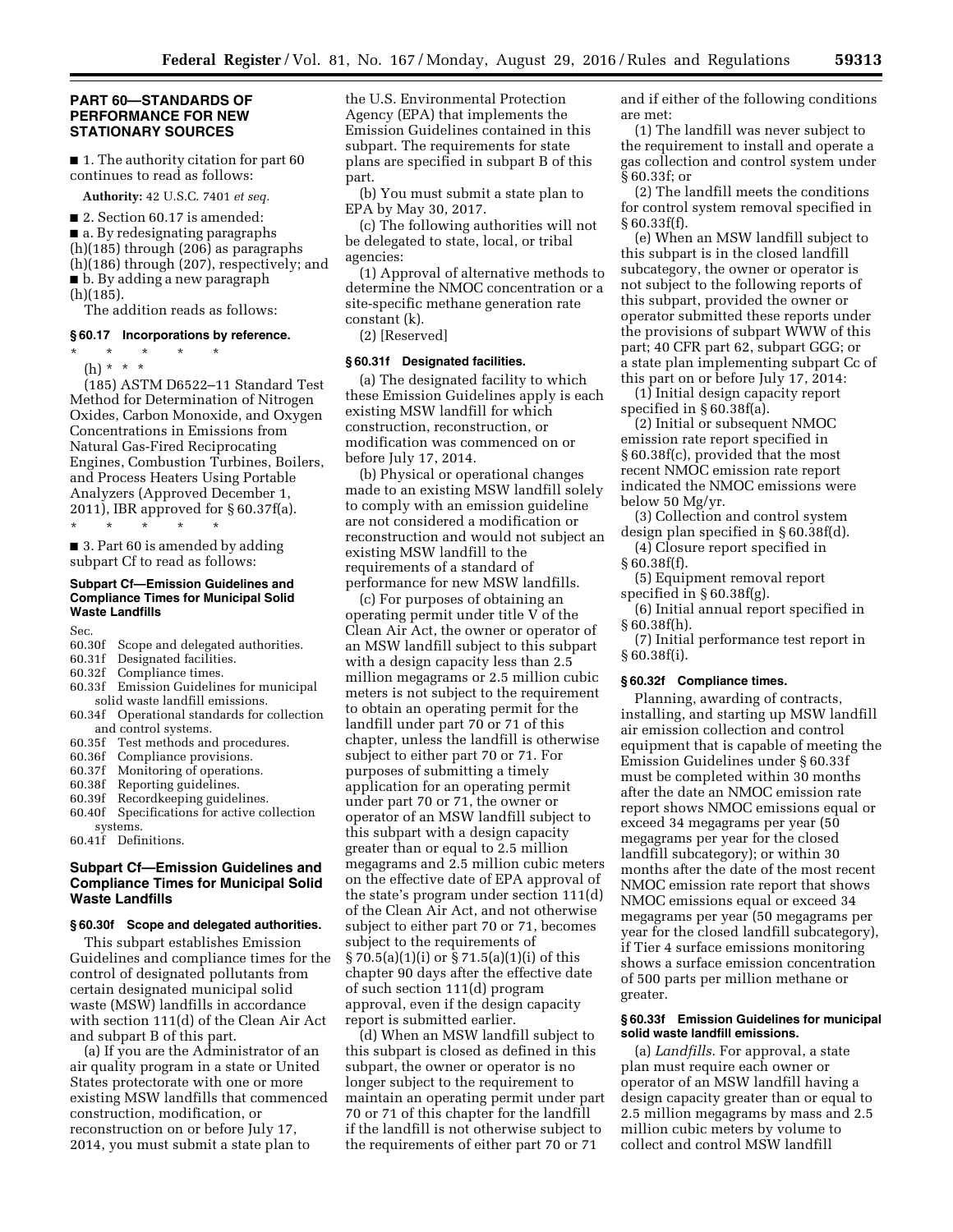## PART 60—STANDARDS OF PERFORMANCE FOR NEW STATIONARY SOURCES

■ 1. The authority citation for part 60 continues to read as follows:

**Authority:** 42 U.S.C. 7401 *et seq.*

■ 2. Section 60.17 is amended:

■ a. By redesignating paragraphs (h)(185) through (206) as paragraphs (h)(186) through (207), respectively; and

■ b. By adding a new paragraph (h)(185).

The addition reads as follows:

### § 60.17 Incorporations by reference.

\* \* \* \* \*

(h) \* \* \*

(185) ASTM D6522–11 Standard Test Method for Determination of Nitrogen Oxides, Carbon Monoxide, and Oxygen Concentrations in Emissions from Natural Gas-Fired Reciprocating Engines, Combustion Turbines, Boilers, and Process Heaters Using Portable Analyzers (Approved December 1, 2011), IBR approved for § 60.37f(a).

\* \* \* \* \*

■ 3. Part 60 is amended by adding subpart Cf to read as follows:

### Subpart Cf—Emission Guidelines and Compliance Times for Municipal Solid Waste Landfills

Sec.
60.30f Scope and delegated authorities.
60.31f Designated facilities.
60.32f Compliance times.
60.33f Emission Guidelines for municipal solid waste landfill emissions.
60.34f Operational standards for collection and control systems.
60.35f Test methods and procedures.
60.36f Compliance provisions.
60.37f Monitoring of operations.
60.38f Reporting guidelines.
60.39f Recordkeeping guidelines.
60.40f Specifications for active collection systems.
60.41f Definitions.

## Subpart Cf—Emission Guidelines and Compliance Times for Municipal Solid Waste Landfills

### § 60.30f Scope and delegated authorities.

This subpart establishes Emission Guidelines and compliance times for the control of designated pollutants from certain designated municipal solid waste (MSW) landfills in accordance with section 111(d) of the Clean Air Act and subpart B of this part.

(a) If you are the Administrator of an air quality program in a state or United States protectorate with one or more existing MSW landfills that commenced construction, modification, or reconstruction on or before July 17, 2014, you must submit a state plan to the U.S. Environmental Protection Agency (EPA) that implements the Emission Guidelines contained in this subpart. The requirements for state plans are specified in subpart B of this part.

(b) You must submit a state plan to EPA by May 30, 2017.

(c) The following authorities will not be delegated to state, local, or tribal agencies:

(1) Approval of alternative methods to determine the NMOC concentration or a site-specific methane generation rate constant (k).

(2) [Reserved]

### § 60.31f Designated facilities.

(a) The designated facility to which these Emission Guidelines apply is each existing MSW landfill for which construction, reconstruction, or modification was commenced on or before July 17, 2014.

(b) Physical or operational changes made to an existing MSW landfill solely to comply with an emission guideline are not considered a modification or reconstruction and would not subject an existing MSW landfill to the requirements of a standard of performance for new MSW landfills.

(c) For purposes of obtaining an operating permit under title V of the Clean Air Act, the owner or operator of an MSW landfill subject to this subpart with a design capacity less than 2.5 million megagrams or 2.5 million cubic meters is not subject to the requirement to obtain an operating permit for the landfill under part 70 or 71 of this chapter, unless the landfill is otherwise subject to either part 70 or 71. For purposes of submitting a timely application for an operating permit under part 70 or 71, the owner or operator of an MSW landfill subject to this subpart with a design capacity greater than or equal to 2.5 million megagrams and 2.5 million cubic meters on the effective date of EPA approval of the state's program under section 111(d) of the Clean Air Act, and not otherwise subject to either part 70 or 71, becomes subject to the requirements of § 70.5(a)(1)(i) or § 71.5(a)(1)(i) of this chapter 90 days after the effective date of such section 111(d) program approval, even if the design capacity report is submitted earlier.

(d) When an MSW landfill subject to this subpart is closed as defined in this subpart, the owner or operator is no longer subject to the requirement to maintain an operating permit under part 70 or 71 of this chapter for the landfill if the landfill is not otherwise subject to the requirements of either part 70 or 71 and if either of the following conditions are met:

(1) The landfill was never subject to the requirement to install and operate a gas collection and control system under § 60.33f; or

(2) The landfill meets the conditions for control system removal specified in § 60.33f(f).

(e) When an MSW landfill subject to this subpart is in the closed landfill subcategory, the owner or operator is not subject to the following reports of this subpart, provided the owner or operator submitted these reports under the provisions of subpart WWW of this part; 40 CFR part 62, subpart GGG; or a state plan implementing subpart Cc of this part on or before July 17, 2014:

(1) Initial design capacity report specified in § 60.38f(a).

(2) Initial or subsequent NMOC emission rate report specified in § 60.38f(c), provided that the most recent NMOC emission rate report indicated the NMOC emissions were below 50 Mg/yr.

(3) Collection and control system design plan specified in § 60.38f(d).

(4) Closure report specified in § 60.38f(f).

(5) Equipment removal report specified in § 60.38f(g).

(6) Initial annual report specified in § 60.38f(h).

(7) Initial performance test report in § 60.38f(i).

### § 60.32f Compliance times.

Planning, awarding of contracts, installing, and starting up MSW landfill air emission collection and control equipment that is capable of meeting the Emission Guidelines under § 60.33f must be completed within 30 months after the date an NMOC emission rate report shows NMOC emissions equal or exceed 34 megagrams per year (50 megagrams per year for the closed landfill subcategory); or within 30 months after the date of the most recent NMOC emission rate report that shows NMOC emissions equal or exceed 34 megagrams per year (50 megagrams per year for the closed landfill subcategory), if Tier 4 surface emissions monitoring shows a surface emission concentration of 500 parts per million methane or greater.

### § 60.33f Emission Guidelines for municipal solid waste landfill emissions.

(a) *Landfills.* For approval, a state plan must require each owner or operator of an MSW landfill having a design capacity greater than or equal to 2.5 million megagrams by mass and 2.5 million cubic meters by volume to collect and control MSW landfill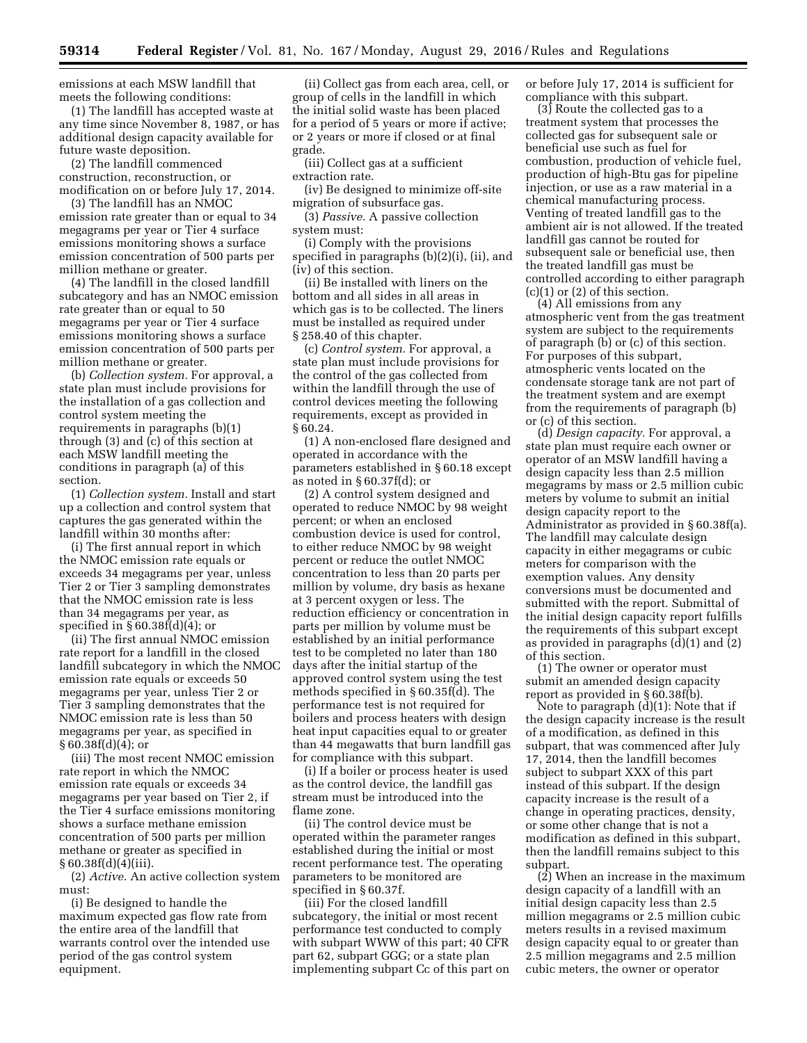emissions at each MSW landfill that meets the following conditions:

(1) The landfill has accepted waste at any time since November 8, 1987, or has additional design capacity available for future waste deposition.

(2) The landfill commenced construction, reconstruction, or modification on or before July 17, 2014.

(3) The landfill has an NMOC emission rate greater than or equal to 34 megagrams per year or Tier 4 surface emissions monitoring shows a surface emission concentration of 500 parts per million methane or greater.

(4) The landfill in the closed landfill subcategory and has an NMOC emission rate greater than or equal to 50 megagrams per year or Tier 4 surface emissions monitoring shows a surface emission concentration of 500 parts per million methane or greater.

(b) *Collection system.* For approval, a state plan must include provisions for the installation of a gas collection and control system meeting the requirements in paragraphs (b)(1) through (3) and (c) of this section at each MSW landfill meeting the conditions in paragraph (a) of this section.

(1) *Collection system.* Install and start up a collection and control system that captures the gas generated within the landfill within 30 months after:

(i) The first annual report in which the NMOC emission rate equals or exceeds 34 megagrams per year, unless Tier 2 or Tier 3 sampling demonstrates that the NMOC emission rate is less than 34 megagrams per year, as specified in § 60.38f(d)(4); or

(ii) The first annual NMOC emission rate report for a landfill in the closed landfill subcategory in which the NMOC emission rate equals or exceeds 50 megagrams per year, unless Tier 2 or Tier 3 sampling demonstrates that the NMOC emission rate is less than 50 megagrams per year, as specified in § 60.38f(d)(4); or

(iii) The most recent NMOC emission rate report in which the NMOC emission rate equals or exceeds 34 megagrams per year based on Tier 2, if the Tier 4 surface emissions monitoring shows a surface methane emission concentration of 500 parts per million methane or greater as specified in § 60.38f(d)(4)(iii).

(2) *Active.* An active collection system must:

(i) Be designed to handle the maximum expected gas flow rate from the entire area of the landfill that warrants control over the intended use period of the gas control system equipment.

(ii) Collect gas from each area, cell, or group of cells in the landfill in which the initial solid waste has been placed for a period of 5 years or more if active; or 2 years or more if closed or at final grade.

(iii) Collect gas at a sufficient extraction rate.

(iv) Be designed to minimize off-site migration of subsurface gas.

(3) *Passive.* A passive collection system must:

(i) Comply with the provisions specified in paragraphs (b)(2)(i), (ii), and (iv) of this section.

(ii) Be installed with liners on the bottom and all sides in all areas in which gas is to be collected. The liners must be installed as required under § 258.40 of this chapter.

(c) *Control system.* For approval, a state plan must include provisions for the control of the gas collected from within the landfill through the use of control devices meeting the following requirements, except as provided in § 60.24.

(1) A non-enclosed flare designed and operated in accordance with the parameters established in § 60.18 except as noted in § 60.37f(d); or

(2) A control system designed and operated to reduce NMOC by 98 weight percent; or when an enclosed combustion device is used for control, to either reduce NMOC by 98 weight percent or reduce the outlet NMOC concentration to less than 20 parts per million by volume, dry basis as hexane at 3 percent oxygen or less. The reduction efficiency or concentration in parts per million by volume must be established by an initial performance test to be completed no later than 180 days after the initial startup of the approved control system using the test methods specified in § 60.35f(d). The performance test is not required for boilers and process heaters with design heat input capacities equal to or greater than 44 megawatts that burn landfill gas for compliance with this subpart.

(i) If a boiler or process heater is used as the control device, the landfill gas stream must be introduced into the flame zone.

(ii) The control device must be operated within the parameter ranges established during the initial or most recent performance test. The operating parameters to be monitored are specified in § 60.37f.

(iii) For the closed landfill subcategory, the initial or most recent performance test conducted to comply with subpart WWW of this part; 40 CFR part 62, subpart GGG; or a state plan implementing subpart Cc of this part on or before July 17, 2014 is sufficient for compliance with this subpart.

(3) Route the collected gas to a treatment system that processes the collected gas for subsequent sale or beneficial use such as fuel for combustion, production of vehicle fuel, production of high-Btu gas for pipeline injection, or use as a raw material in a chemical manufacturing process. Venting of treated landfill gas to the ambient air is not allowed. If the treated landfill gas cannot be routed for subsequent sale or beneficial use, then the treated landfill gas must be controlled according to either paragraph (c)(1) or (2) of this section.

(4) All emissions from any atmospheric vent from the gas treatment system are subject to the requirements of paragraph (b) or (c) of this section. For purposes of this subpart, atmospheric vents located on the condensate storage tank are not part of the treatment system and are exempt from the requirements of paragraph (b) or (c) of this section.

(d) *Design capacity.* For approval, a state plan must require each owner or operator of an MSW landfill having a design capacity less than 2.5 million megagrams by mass or 2.5 million cubic meters by volume to submit an initial design capacity report to the Administrator as provided in § 60.38f(a). The landfill may calculate design capacity in either megagrams or cubic meters for comparison with the exemption values. Any density conversions must be documented and submitted with the report. Submittal of the initial design capacity report fulfills the requirements of this subpart except as provided in paragraphs (d)(1) and (2) of this section.

(1) The owner or operator must submit an amended design capacity report as provided in § 60.38f(b).

Note to paragraph (d)(1): Note that if the design capacity increase is the result of a modification, as defined in this subpart, that was commenced after July 17, 2014, then the landfill becomes subject to subpart XXX of this part instead of this subpart. If the design capacity increase is the result of a change in operating practices, density, or some other change that is not a modification as defined in this subpart, then the landfill remains subject to this subpart.

(2) When an increase in the maximum design capacity of a landfill with an initial design capacity less than 2.5 million megagrams or 2.5 million cubic meters results in a revised maximum design capacity equal to or greater than 2.5 million megagrams and 2.5 million cubic meters, the owner or operator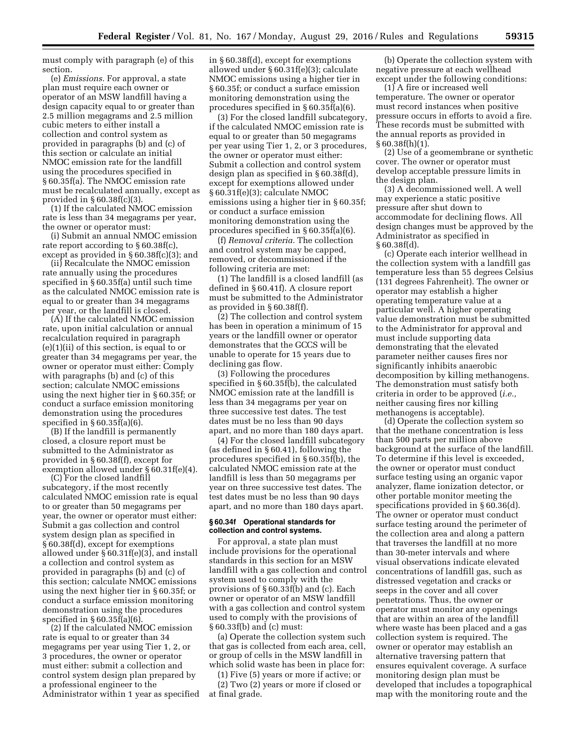must comply with paragraph (e) of this section.

(e) *Emissions.* For approval, a state plan must require each owner or operator of an MSW landfill having a design capacity equal to or greater than 2.5 million megagrams and 2.5 million cubic meters to either install a collection and control system as provided in paragraphs (b) and (c) of this section or calculate an initial NMOC emission rate for the landfill using the procedures specified in § 60.35f(a). The NMOC emission rate must be recalculated annually, except as provided in § 60.38f(c)(3).

(1) If the calculated NMOC emission rate is less than 34 megagrams per year, the owner or operator must:

(i) Submit an annual NMOC emission rate report according to § 60.38f(c), except as provided in § 60.38f(c)(3); and

(ii) Recalculate the NMOC emission rate annually using the procedures specified in § 60.35f(a) until such time as the calculated NMOC emission rate is equal to or greater than 34 megagrams per year, or the landfill is closed.

(A) If the calculated NMOC emission rate, upon initial calculation or annual recalculation required in paragraph (e)(1)(ii) of this section, is equal to or greater than 34 megagrams per year, the owner or operator must either: Comply with paragraphs (b) and (c) of this section; calculate NMOC emissions using the next higher tier in § 60.35f; or conduct a surface emission monitoring demonstration using the procedures specified in § 60.35f(a)(6).

(B) If the landfill is permanently closed, a closure report must be submitted to the Administrator as provided in § 60.38f(f), except for exemption allowed under § 60.31f(e)(4).

(C) For the closed landfill subcategory, if the most recently calculated NMOC emission rate is equal to or greater than 50 megagrams per year, the owner or operator must either: Submit a gas collection and control system design plan as specified in § 60.38f(d), except for exemptions allowed under § 60.31f(e)(3), and install a collection and control system as provided in paragraphs (b) and (c) of this section; calculate NMOC emissions using the next higher tier in § 60.35f; or conduct a surface emission monitoring demonstration using the procedures specified in § 60.35f(a)(6).

(2) If the calculated NMOC emission rate is equal to or greater than 34 megagrams per year using Tier 1, 2, or 3 procedures, the owner or operator must either: submit a collection and control system design plan prepared by a professional engineer to the Administrator within 1 year as specified in § 60.38f(d), except for exemptions allowed under § 60.31f(e)(3); calculate NMOC emissions using a higher tier in § 60.35f; or conduct a surface emission monitoring demonstration using the procedures specified in § 60.35f(a)(6).

(3) For the closed landfill subcategory, if the calculated NMOC emission rate is equal to or greater than 50 megagrams per year using Tier 1, 2, or 3 procedures, the owner or operator must either: Submit a collection and control system design plan as specified in § 60.38f(d), except for exemptions allowed under § 60.31f(e)(3); calculate NMOC emissions using a higher tier in § 60.35f; or conduct a surface emission monitoring demonstration using the procedures specified in § 60.35f(a)(6).

(f) *Removal criteria.* The collection and control system may be capped, removed, or decommissioned if the following criteria are met:

(1) The landfill is a closed landfill (as defined in § 60.41f). A closure report must be submitted to the Administrator as provided in § 60.38f(f).

(2) The collection and control system has been in operation a minimum of 15 years or the landfill owner or operator demonstrates that the GCCS will be unable to operate for 15 years due to declining gas flow.

(3) Following the procedures specified in § 60.35f(b), the calculated NMOC emission rate at the landfill is less than 34 megagrams per year on three successive test dates. The test dates must be no less than 90 days apart, and no more than 180 days apart.

(4) For the closed landfill subcategory (as defined in § 60.41), following the procedures specified in § 60.35f(b), the calculated NMOC emission rate at the landfill is less than 50 megagrams per year on three successive test dates. The test dates must be no less than 90 days apart, and no more than 180 days apart.

### § 60.34f Operational standards for collection and control systems.

For approval, a state plan must include provisions for the operational standards in this section for an MSW landfill with a gas collection and control system used to comply with the provisions of § 60.33f(b) and (c). Each owner or operator of an MSW landfill with a gas collection and control system used to comply with the provisions of § 60.33f(b) and (c) must:

(a) Operate the collection system such that gas is collected from each area, cell, or group of cells in the MSW landfill in which solid waste has been in place for:

(1) Five (5) years or more if active; or

(2) Two (2) years or more if closed or at final grade.

(b) Operate the collection system with negative pressure at each wellhead except under the following conditions:

(1) A fire or increased well temperature. The owner or operator must record instances when positive pressure occurs in efforts to avoid a fire. These records must be submitted with the annual reports as provided in § 60.38f(h)(1).

(2) Use of a geomembrane or synthetic cover. The owner or operator must develop acceptable pressure limits in the design plan.

(3) A decommissioned well. A well may experience a static positive pressure after shut down to accommodate for declining flows. All design changes must be approved by the Administrator as specified in § 60.38f(d).

(c) Operate each interior wellhead in the collection system with a landfill gas temperature less than 55 degrees Celsius (131 degrees Fahrenheit). The owner or operator may establish a higher operating temperature value at a particular well. A higher operating value demonstration must be submitted to the Administrator for approval and must include supporting data demonstrating that the elevated parameter neither causes fires nor significantly inhibits anaerobic decomposition by killing methanogens. The demonstration must satisfy both criteria in order to be approved (*i.e.,* neither causing fires nor killing methanogens is acceptable).

(d) Operate the collection system so that the methane concentration is less than 500 parts per million above background at the surface of the landfill. To determine if this level is exceeded, the owner or operator must conduct surface testing using an organic vapor analyzer, flame ionization detector, or other portable monitor meeting the specifications provided in § 60.36(d). The owner or operator must conduct surface testing around the perimeter of the collection area and along a pattern that traverses the landfill at no more than 30-meter intervals and where visual observations indicate elevated concentrations of landfill gas, such as distressed vegetation and cracks or seeps in the cover and all cover penetrations. Thus, the owner or operator must monitor any openings that are within an area of the landfill where waste has been placed and a gas collection system is required. The owner or operator may establish an alternative traversing pattern that ensures equivalent coverage. A surface monitoring design plan must be developed that includes a topographical map with the monitoring route and the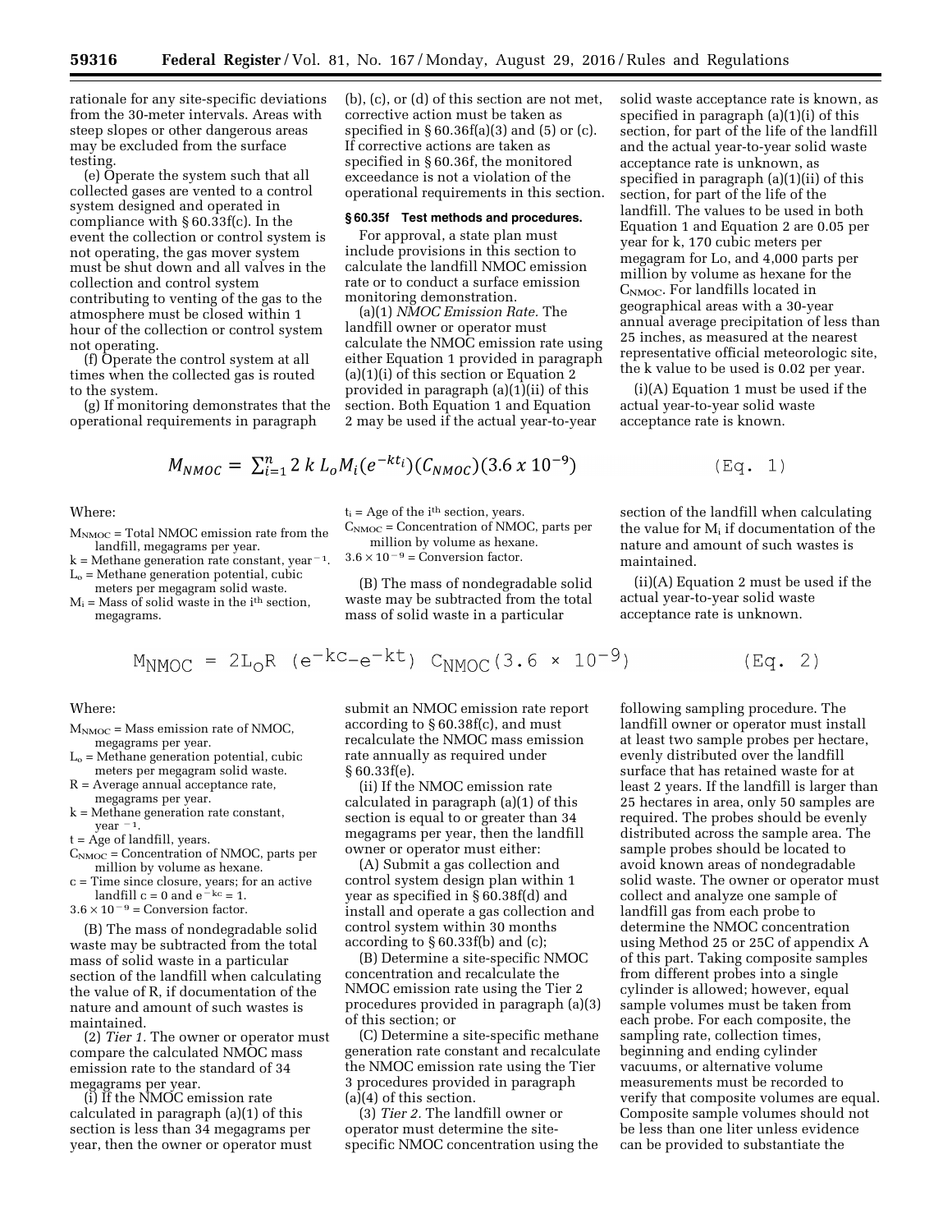rationale for any site-specific deviations from the 30-meter intervals. Areas with steep slopes or other dangerous areas may be excluded from the surface testing.

(e) Operate the system such that all collected gases are vented to a control system designed and operated in compliance with § 60.33f(c). In the event the collection or control system is not operating, the gas mover system must be shut down and all valves in the collection and control system contributing to venting of the gas to the atmosphere must be closed within 1 hour of the collection or control system not operating.

(f) Operate the control system at all times when the collected gas is routed to the system.

(g) If monitoring demonstrates that the operational requirements in paragraph (b), (c), or (d) of this section are not met, corrective action must be taken as specified in § 60.36f(a)(3) and (5) or (c). If corrective actions are taken as specified in § 60.36f, the monitored exceedance is not a violation of the operational requirements in this section.

### § 60.35f Test methods and procedures.

For approval, a state plan must include provisions in this section to calculate the landfill NMOC emission rate or to conduct a surface emission monitoring demonstration.

(a)(1) *NMOC Emission Rate.* The landfill owner or operator must calculate the NMOC emission rate using either Equation 1 provided in paragraph (a)(1)(i) of this section or Equation 2 provided in paragraph (a)(1)(ii) of this section. Both Equation 1 and Equation 2 may be used if the actual year-to-year solid waste acceptance rate is known, as specified in paragraph (a)(1)(i) of this section, for part of the life of the landfill and the actual year-to-year solid waste acceptance rate is unknown, as specified in paragraph (a)(1)(ii) of this section, for part of the life of the landfill. The values to be used in both Equation 1 and Equation 2 are 0.05 per year for k, 170 cubic meters per megagram for Lo, and 4,000 parts per million by volume as hexane for the $C_{NMOC}$. For landfills located in geographical areas with a 30-year annual average precipitation of less than 25 inches, as measured at the nearest representative official meteorologic site, the k value to be used is 0.02 per year.

(i)(A) Equation 1 must be used if the actual year-to-year solid waste acceptance rate is known.

$$M_{NMOC} = \sum_{i=1}^{n} 2\,k\,L_o M_i (e^{-kt_i})(C_{NMOC})(3.6 \times 10^{-9}) \qquad \text{(Eq. 1)}$$

Where:

$M_{NMOC}$ = Total NMOC emission rate from the landfill, megagrams per year.
k = Methane generation rate constant, year$^{-1}$.
$L_o$ = Methane generation potential, cubic meters per megagram solid waste.
$M_i$ = Mass of solid waste in the $i^{th}$ section, megagrams.
$t_i$ = Age of the $i^{th}$ section, years.
$C_{NMOC}$ = Concentration of NMOC, parts per million by volume as hexane.
$3.6 \times 10^{-9}$ = Conversion factor.

(B) The mass of nondegradable solid waste may be subtracted from the total mass of solid waste in a particular section of the landfill when calculating the value for $M_i$ if documentation of the nature and amount of such wastes is maintained.

(ii)(A) Equation 2 must be used if the actual year-to-year solid waste acceptance rate is unknown.

$$M_{NMOC} = 2L_o R\,(e^{-kc} - e^{-kt})\,C_{NMOC}(3.6 \times 10^{-9}) \qquad \text{(Eq. 2)}$$

Where:

$M_{NMOC}$ = Mass emission rate of NMOC, megagrams per year.
$L_o$ = Methane generation potential, cubic meters per megagram solid waste.
R = Average annual acceptance rate, megagrams per year.
k = Methane generation rate constant, year$^{-1}$.
t = Age of landfill, years.
$C_{NMOC}$ = Concentration of NMOC, parts per million by volume as hexane.
c = Time since closure, years; for an active landfill c = 0 and $e^{-kc} = 1$.
$3.6 \times 10^{-9}$ = Conversion factor.

(B) The mass of nondegradable solid waste may be subtracted from the total mass of solid waste in a particular section of the landfill when calculating the value of R, if documentation of the nature and amount of such wastes is maintained.

(2) *Tier 1.* The owner or operator must compare the calculated NMOC mass emission rate to the standard of 34 megagrams per year.

(i) If the NMOC emission rate calculated in paragraph (a)(1) of this section is less than 34 megagrams per year, then the owner or operator must submit an NMOC emission rate report according to § 60.38f(c), and must recalculate the NMOC mass emission rate annually as required under § 60.33f(e).

(ii) If the NMOC emission rate calculated in paragraph (a)(1) of this section is equal to or greater than 34 megagrams per year, then the landfill owner or operator must either:

(A) Submit a gas collection and control system design plan within 1 year as specified in § 60.38f(d) and install and operate a gas collection and control system within 30 months according to § 60.33f(b) and (c);

(B) Determine a site-specific NMOC concentration and recalculate the NMOC emission rate using the Tier 2 procedures provided in paragraph (a)(3) of this section; or

(C) Determine a site-specific methane generation rate constant and recalculate the NMOC emission rate using the Tier 3 procedures provided in paragraph (a)(4) of this section.

(3) *Tier 2.* The landfill owner or operator must determine the site-specific NMOC concentration using the following sampling procedure. The landfill owner or operator must install at least two sample probes per hectare, evenly distributed over the landfill surface that has retained waste for at least 2 years. If the landfill is larger than 25 hectares in area, only 50 samples are required. The probes should be evenly distributed across the sample area. The sample probes should be located to avoid known areas of nondegradable solid waste. The owner or operator must collect and analyze one sample of landfill gas from each probe to determine the NMOC concentration using Method 25 or 25C of appendix A of this part. Taking composite samples from different probes into a single cylinder is allowed; however, equal sample volumes must be taken from each probe. For each composite, the sampling rate, collection times, beginning and ending cylinder vacuums, or alternative volume measurements must be recorded to verify that composite volumes are equal. Composite sample volumes should not be less than one liter unless evidence can be provided to substantiate the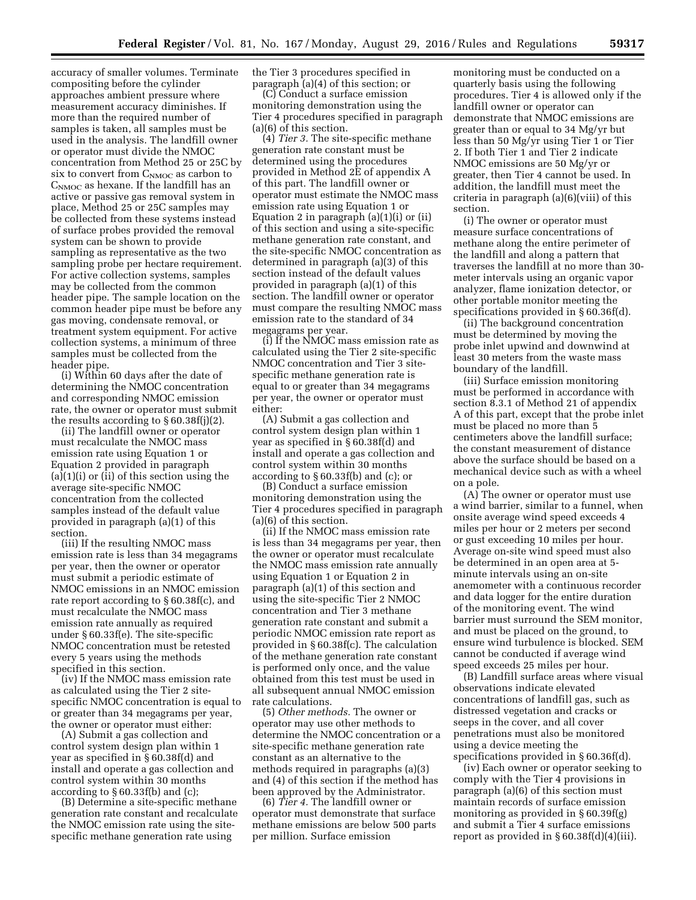accuracy of smaller volumes. Terminate compositing before the cylinder approaches ambient pressure where measurement accuracy diminishes. If more than the required number of samples is taken, all samples must be used in the analysis. The landfill owner or operator must divide the NMOC concentration from Method 25 or 25C by six to convert from $C_{NMOC}$ as carbon to $C_{NMOC}$ as hexane. If the landfill has an active or passive gas removal system in place, Method 25 or 25C samples may be collected from these systems instead of surface probes provided the removal system can be shown to provide sampling as representative as the two sampling probe per hectare requirement. For active collection systems, samples may be collected from the common header pipe. The sample location on the common header pipe must be before any gas moving, condensate removal, or treatment system equipment. For active collection systems, a minimum of three samples must be collected from the header pipe.

(i) Within 60 days after the date of determining the NMOC concentration and corresponding NMOC emission rate, the owner or operator must submit the results according to § 60.38f(j)(2).

(ii) The landfill owner or operator must recalculate the NMOC mass emission rate using Equation 1 or Equation 2 provided in paragraph (a)(1)(i) or (ii) of this section using the average site-specific NMOC concentration from the collected samples instead of the default value provided in paragraph (a)(1) of this section.

(iii) If the resulting NMOC mass emission rate is less than 34 megagrams per year, then the owner or operator must submit a periodic estimate of NMOC emissions in an NMOC emission rate report according to § 60.38f(c), and must recalculate the NMOC mass emission rate annually as required under § 60.33f(e). The site-specific NMOC concentration must be retested every 5 years using the methods specified in this section.

(iv) If the NMOC mass emission rate as calculated using the Tier 2 site-specific NMOC concentration is equal to or greater than 34 megagrams per year, the owner or operator must either:

(A) Submit a gas collection and control system design plan within 1 year as specified in § 60.38f(d) and install and operate a gas collection and control system within 30 months according to § 60.33f(b) and (c);

(B) Determine a site-specific methane generation rate constant and recalculate the NMOC emission rate using the site-specific methane generation rate using the Tier 3 procedures specified in paragraph (a)(4) of this section; or

(C) Conduct a surface emission monitoring demonstration using the Tier 4 procedures specified in paragraph (a)(6) of this section.

(4) *Tier 3.* The site-specific methane generation rate constant must be determined using the procedures provided in Method 2E of appendix A of this part. The landfill owner or operator must estimate the NMOC mass emission rate using Equation 1 or Equation 2 in paragraph (a)(1)(i) or (ii) of this section and using a site-specific methane generation rate constant, and the site-specific NMOC concentration as determined in paragraph (a)(3) of this section instead of the default values provided in paragraph (a)(1) of this section. The landfill owner or operator must compare the resulting NMOC mass emission rate to the standard of 34 megagrams per year.

(i) If the NMOC mass emission rate as calculated using the Tier 2 site-specific NMOC concentration and Tier 3 site-specific methane generation rate is equal to or greater than 34 megagrams per year, the owner or operator must either:

(A) Submit a gas collection and control system design plan within 1 year as specified in § 60.38f(d) and install and operate a gas collection and control system within 30 months according to § 60.33f(b) and (c); or

(B) Conduct a surface emission monitoring demonstration using the Tier 4 procedures specified in paragraph (a)(6) of this section.

(ii) If the NMOC mass emission rate is less than 34 megagrams per year, then the owner or operator must recalculate the NMOC mass emission rate annually using Equation 1 or Equation 2 in paragraph (a)(1) of this section and using the site-specific Tier 2 NMOC concentration and Tier 3 methane generation rate constant and submit a periodic NMOC emission rate report as provided in § 60.38f(c). The calculation of the methane generation rate constant is performed only once, and the value obtained from this test must be used in all subsequent annual NMOC emission rate calculations.

(5) *Other methods.* The owner or operator may use other methods to determine the NMOC concentration or a site-specific methane generation rate constant as an alternative to the methods required in paragraphs (a)(3) and (4) of this section if the method has been approved by the Administrator.

(6) *Tier 4.* The landfill owner or operator must demonstrate that surface methane emissions are below 500 parts per million. Surface emission monitoring must be conducted on a quarterly basis using the following procedures. Tier 4 is allowed only if the landfill owner or operator can demonstrate that NMOC emissions are greater than or equal to 34 Mg/yr but less than 50 Mg/yr using Tier 1 or Tier 2. If both Tier 1 and Tier 2 indicate NMOC emissions are 50 Mg/yr or greater, then Tier 4 cannot be used. In addition, the landfill must meet the criteria in paragraph (a)(6)(viii) of this section.

(i) The owner or operator must measure surface concentrations of methane along the entire perimeter of the landfill and along a pattern that traverses the landfill at no more than 30-meter intervals using an organic vapor analyzer, flame ionization detector, or other portable monitor meeting the specifications provided in § 60.36f(d).

(ii) The background concentration must be determined by moving the probe inlet upwind and downwind at least 30 meters from the waste mass boundary of the landfill.

(iii) Surface emission monitoring must be performed in accordance with section 8.3.1 of Method 21 of appendix A of this part, except that the probe inlet must be placed no more than 5 centimeters above the landfill surface; the constant measurement of distance above the surface should be based on a mechanical device such as with a wheel on a pole.

(A) The owner or operator must use a wind barrier, similar to a funnel, when onsite average wind speed exceeds 4 miles per hour or 2 meters per second or gust exceeding 10 miles per hour. Average on-site wind speed must also be determined in an open area at 5-minute intervals using an on-site anemometer with a continuous recorder and data logger for the entire duration of the monitoring event. The wind barrier must surround the SEM monitor, and must be placed on the ground, to ensure wind turbulence is blocked. SEM cannot be conducted if average wind speed exceeds 25 miles per hour.

(B) Landfill surface areas where visual observations indicate elevated concentrations of landfill gas, such as distressed vegetation and cracks or seeps in the cover, and all cover penetrations must also be monitored using a device meeting the specifications provided in § 60.36f(d).

(iv) Each owner or operator seeking to comply with the Tier 4 provisions in paragraph (a)(6) of this section must maintain records of surface emission monitoring as provided in § 60.39f(g) and submit a Tier 4 surface emissions report as provided in § 60.38f(d)(4)(iii).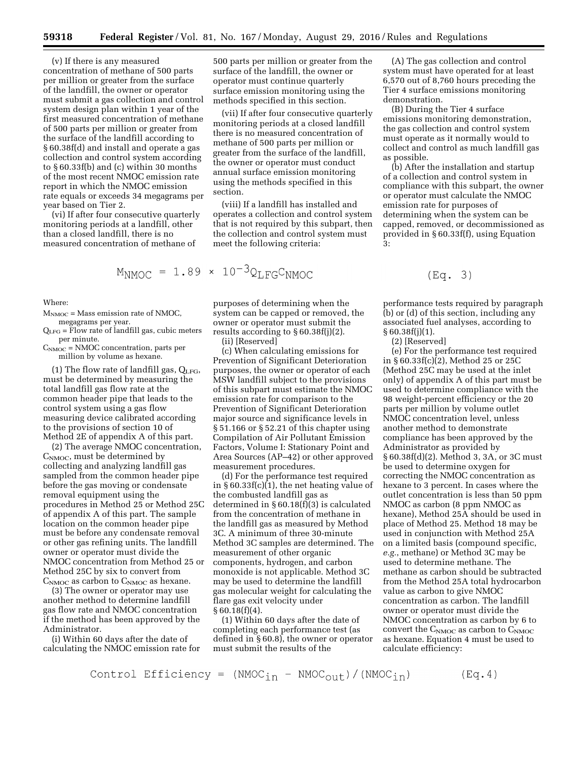(v) If there is any measured concentration of methane of 500 parts per million or greater from the surface of the landfill, the owner or operator must submit a gas collection and control system design plan within 1 year of the first measured concentration of methane of 500 parts per million or greater from the surface of the landfill according to § 60.38f(d) and install and operate a gas collection and control system according to § 60.33f(b) and (c) within 30 months of the most recent NMOC emission rate report in which the NMOC emission rate equals or exceeds 34 megagrams per year based on Tier 2.

(vi) If after four consecutive quarterly monitoring periods at a landfill, other than a closed landfill, there is no measured concentration of methane of 500 parts per million or greater from the surface of the landfill, the owner or operator must continue quarterly surface emission monitoring using the methods specified in this section.

(vii) If after four consecutive quarterly monitoring periods at a closed landfill there is no measured concentration of methane of 500 parts per million or greater from the surface of the landfill, the owner or operator must conduct annual surface emission monitoring using the methods specified in this section.

(viii) If a landfill has installed and operates a collection and control system that is not required by this subpart, then the collection and control system must meet the following criteria:

(A) The gas collection and control system must have operated for at least 6,570 out of 8,760 hours preceding the Tier 4 surface emissions monitoring demonstration.

(B) During the Tier 4 surface emissions monitoring demonstration, the gas collection and control system must operate as it normally would to collect and control as much landfill gas as possible.

(b) After the installation and startup of a collection and control system in compliance with this subpart, the owner or operator must calculate the NMOC emission rate for purposes of determining when the system can be capped, removed, or decommissioned as provided in § 60.33f(f), using Equation 3:

$$M_{NMOC} = 1.89 \times 10^{-3} Q_{LFG} C_{NMOC} \quad \text{(Eq. 3)}$$

Where:

$M_{NMOC}$ = Mass emission rate of NMOC, megagrams per year.

$Q_{LFG}$ = Flow rate of landfill gas, cubic meters per minute.

$C_{NMOC}$ = NMOC concentration, parts per million by volume as hexane.

(1) The flow rate of landfill gas, $Q_{LFG}$, must be determined by measuring the total landfill gas flow rate at the common header pipe that leads to the control system using a gas flow measuring device calibrated according to the provisions of section 10 of Method 2E of appendix A of this part.

(2) The average NMOC concentration, $C_{NMOC}$, must be determined by collecting and analyzing landfill gas sampled from the common header pipe before the gas moving or condensate removal equipment using the procedures in Method 25 or Method 25C of appendix A of this part. The sample location on the common header pipe must be before any condensate removal or other gas refining units. The landfill owner or operator must divide the NMOC concentration from Method 25 or Method 25C by six to convert from $C_{NMOC}$ as carbon to $C_{NMOC}$ as hexane.

(3) The owner or operator may use another method to determine landfill gas flow rate and NMOC concentration if the method has been approved by the Administrator.

(i) Within 60 days after the date of calculating the NMOC emission rate for purposes of determining when the system can be capped or removed, the owner or operator must submit the results according to § 60.38f(j)(2).

(ii) [Reserved]

(c) When calculating emissions for Prevention of Significant Deterioration purposes, the owner or operator of each MSW landfill subject to the provisions of this subpart must estimate the NMOC emission rate for comparison to the Prevention of Significant Deterioration major source and significance levels in § 51.166 or § 52.21 of this chapter using Compilation of Air Pollutant Emission Factors, Volume I: Stationary Point and Area Sources (AP–42) or other approved measurement procedures.

(d) For the performance test required in § 60.33f(c)(1), the net heating value of the combusted landfill gas as determined in § 60.18(f)(3) is calculated from the concentration of methane in the landfill gas as measured by Method 3C. A minimum of three 30-minute Method 3C samples are determined. The measurement of other organic components, hydrogen, and carbon monoxide is not applicable. Method 3C may be used to determine the landfill gas molecular weight for calculating the flare gas exit velocity under § 60.18(f)(4).

(1) Within 60 days after the date of completing each performance test (as defined in § 60.8), the owner or operator must submit the results of the performance tests required by paragraph (b) or (d) of this section, including any associated fuel analyses, according to § 60.38f(j)(1).

(2) [Reserved]

(e) For the performance test required in § 60.33f(c)(2), Method 25 or 25C (Method 25C may be used at the inlet only) of appendix A of this part must be used to determine compliance with the 98 weight-percent efficiency or the 20 parts per million by volume outlet NMOC concentration level, unless another method to demonstrate compliance has been approved by the Administrator as provided by § 60.38f(d)(2). Method 3, 3A, or 3C must be used to determine oxygen for correcting the NMOC concentration as hexane to 3 percent. In cases where the outlet concentration is less than 50 ppm NMOC as carbon (8 ppm NMOC as hexane), Method 25A should be used in place of Method 25. Method 18 may be used in conjunction with Method 25A on a limited basis (compound specific, *e.g.*, methane) or Method 3C may be used to determine methane. The methane as carbon should be subtracted from the Method 25A total hydrocarbon value as carbon to give NMOC concentration as carbon. The landfill owner or operator must divide the NMOC concentration as carbon by 6 to convert the $C_{NMOC}$ as carbon to $C_{NMOC}$ as hexane. Equation 4 must be used to calculate efficiency:

$$\text{Control Efficiency} = (NMOC_{in} - NMOC_{out}) / (NMOC_{in}) \quad \text{(Eq. 4)}$$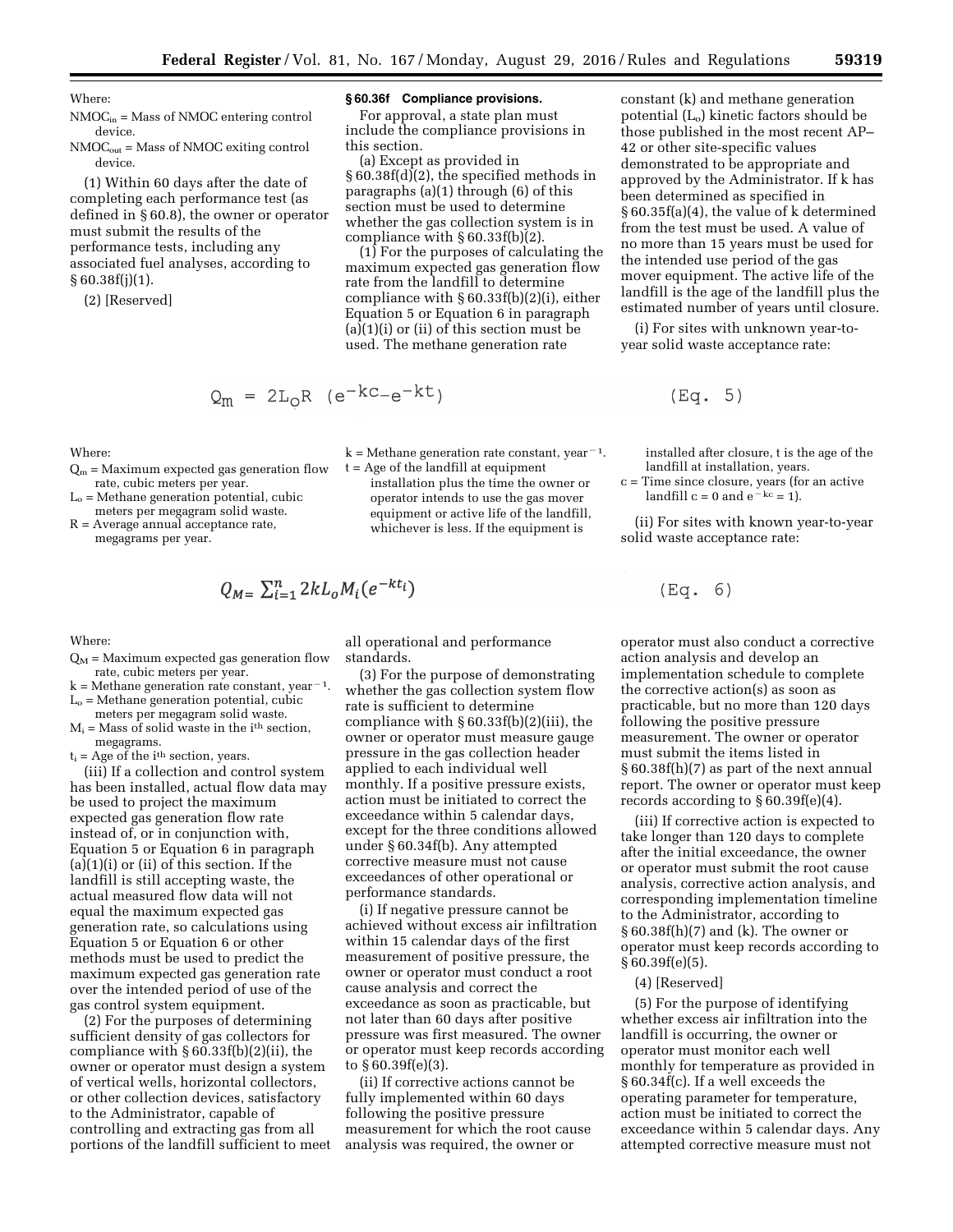Where:

$NMOC_{in}$ = Mass of NMOC entering control device.

$NMOC_{out}$ = Mass of NMOC exiting control device.

(1) Within 60 days after the date of completing each performance test (as defined in § 60.8), the owner or operator must submit the results of the performance tests, including any associated fuel analyses, according to § 60.38f(j)(1).

(2) [Reserved]

### § 60.36f Compliance provisions.

For approval, a state plan must include the compliance provisions in this section.

(a) Except as provided in § 60.38f(d)(2), the specified methods in paragraphs (a)(1) through (6) of this section must be used to determine whether the gas collection system is in compliance with § 60.33f(b)(2).

(1) For the purposes of calculating the maximum expected gas generation flow rate from the landfill to determine compliance with § 60.33f(b)(2)(i), either Equation 5 or Equation 6 in paragraph (a)(1)(i) or (ii) of this section must be used. The methane generation rate constant (k) and methane generation potential ($L_o$) kinetic factors should be those published in the most recent AP–42 or other site-specific values demonstrated to be appropriate and approved by the Administrator. If k has been determined as specified in § 60.35f(a)(4), the value of k determined from the test must be used. A value of no more than 15 years must be used for the intended use period of the gas mover equipment. The active life of the landfill is the age of the landfill plus the estimated number of years until closure.

(i) For sites with unknown year-to-year solid waste acceptance rate:

$$Q_m = 2L_oR\left(e^{-kc} - e^{-kt}\right) \quad \text{(Eq. 5)}$$

Where:

$Q_m$ = Maximum expected gas generation flow rate, cubic meters per year.

$L_o$ = Methane generation potential, cubic meters per megagram solid waste.

R = Average annual acceptance rate, megagrams per year.

k = Methane generation rate constant, year$^{-1}$.

t = Age of the landfill at equipment installation plus the time the owner or operator intends to use the gas mover equipment or active life of the landfill, whichever is less. If the equipment is installed after closure, t is the age of the landfill at installation, years.

c = Time since closure, years (for an active landfill c = 0 and $e^{-kc}$ = 1).

(ii) For sites with known year-to-year solid waste acceptance rate:

$$Q_M = \sum_{i=1}^{n} 2kL_oM_i\left(e^{-kt_i}\right) \quad \text{(Eq. 6)}$$

Where:

$Q_M$ = Maximum expected gas generation flow rate, cubic meters per year.

k = Methane generation rate constant, year$^{-1}$.

$L_o$ = Methane generation potential, cubic meters per megagram solid waste.

$M_i$ = Mass of solid waste in the i$^{th}$ section, megagrams.

$t_i$ = Age of the i$^{th}$ section, years.

(iii) If a collection and control system has been installed, actual flow data may be used to project the maximum expected gas generation flow rate instead of, or in conjunction with, Equation 5 or Equation 6 in paragraph (a)(1)(i) or (ii) of this section. If the landfill is still accepting waste, the actual measured flow data will not equal the maximum expected gas generation rate, so calculations using Equation 5 or Equation 6 or other methods must be used to predict the maximum expected gas generation rate over the intended period of use of the gas control system equipment.

(2) For the purposes of determining sufficient density of gas collectors for compliance with § 60.33f(b)(2)(ii), the owner or operator must design a system of vertical wells, horizontal collectors, or other collection devices, satisfactory to the Administrator, capable of controlling and extracting gas from all portions of the landfill sufficient to meet all operational and performance standards.

(3) For the purpose of demonstrating whether the gas collection system flow rate is sufficient to determine compliance with § 60.33f(b)(2)(iii), the owner or operator must measure gauge pressure in the gas collection header applied to each individual well monthly. If a positive pressure exists, action must be initiated to correct the exceedance within 5 calendar days, except for the three conditions allowed under § 60.34f(b). Any attempted corrective measure must not cause exceedances of other operational or performance standards.

(i) If negative pressure cannot be achieved without excess air infiltration within 15 calendar days of the first measurement of positive pressure, the owner or operator must conduct a root cause analysis and correct the exceedance as soon as practicable, but not later than 60 days after positive pressure was first measured. The owner or operator must keep records according to § 60.39f(e)(3).

(ii) If corrective actions cannot be fully implemented within 60 days following the positive pressure measurement for which the root cause analysis was required, the owner or operator must also conduct a corrective action analysis and develop an implementation schedule to complete the corrective action(s) as soon as practicable, but no more than 120 days following the positive pressure measurement. The owner or operator must submit the items listed in § 60.38f(h)(7) as part of the next annual report. The owner or operator must keep records according to § 60.39f(e)(4).

(iii) If corrective action is expected to take longer than 120 days to complete after the initial exceedance, the owner or operator must submit the root cause analysis, corrective action analysis, and corresponding implementation timeline to the Administrator, according to § 60.38f(h)(7) and (k). The owner or operator must keep records according to § 60.39f(e)(5).

(4) [Reserved]

(5) For the purpose of identifying whether excess air infiltration into the landfill is occurring, the owner or operator must monitor each well monthly for temperature as provided in § 60.34f(c). If a well exceeds the operating parameter for temperature, action must be initiated to correct the exceedance within 5 calendar days. Any attempted corrective measure must not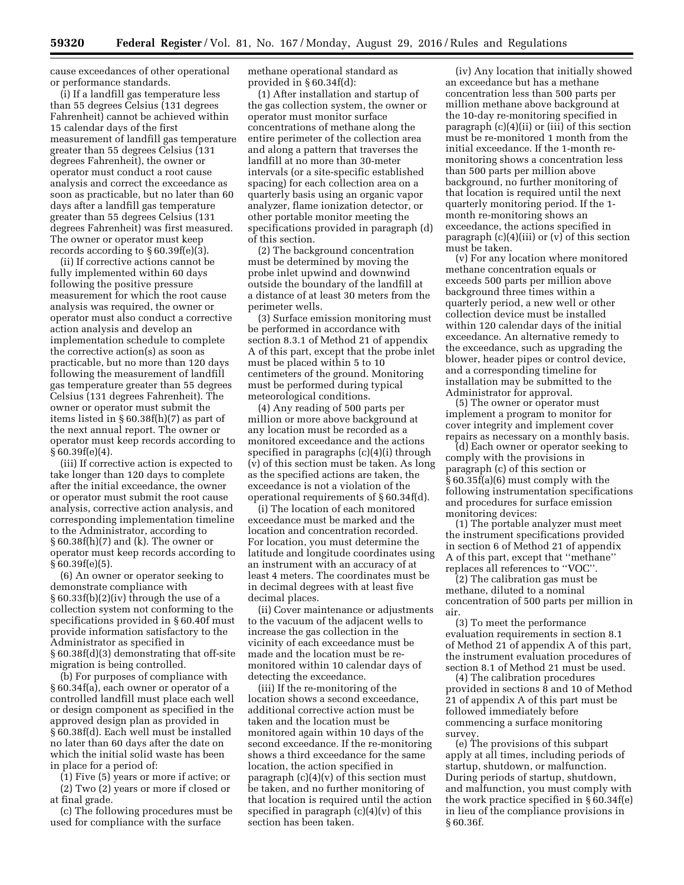cause exceedances of other operational or performance standards.

(i) If a landfill gas temperature less than 55 degrees Celsius (131 degrees Fahrenheit) cannot be achieved within 15 calendar days of the first measurement of landfill gas temperature greater than 55 degrees Celsius (131 degrees Fahrenheit), the owner or operator must conduct a root cause analysis and correct the exceedance as soon as practicable, but no later than 60 days after a landfill gas temperature greater than 55 degrees Celsius (131 degrees Fahrenheit) was first measured. The owner or operator must keep records according to § 60.39f(e)(3).

(ii) If corrective actions cannot be fully implemented within 60 days following the positive pressure measurement for which the root cause analysis was required, the owner or operator must also conduct a corrective action analysis and develop an implementation schedule to complete the corrective action(s) as soon as practicable, but no more than 120 days following the measurement of landfill gas temperature greater than 55 degrees Celsius (131 degrees Fahrenheit). The owner or operator must submit the items listed in § 60.38f(h)(7) as part of the next annual report. The owner or operator must keep records according to § 60.39f(e)(4).

(iii) If corrective action is expected to take longer than 120 days to complete after the initial exceedance, the owner or operator must submit the root cause analysis, corrective action analysis, and corresponding implementation timeline to the Administrator, according to § 60.38f(h)(7) and (k). The owner or operator must keep records according to § 60.39f(e)(5).

(6) An owner or operator seeking to demonstrate compliance with § 60.33f(b)(2)(iv) through the use of a collection system not conforming to the specifications provided in § 60.40f must provide information satisfactory to the Administrator as specified in § 60.38f(d)(3) demonstrating that off-site migration is being controlled.

(b) For purposes of compliance with § 60.34f(a), each owner or operator of a controlled landfill must place each well or design component as specified in the approved design plan as provided in § 60.38f(d). Each well must be installed no later than 60 days after the date on which the initial solid waste has been in place for a period of:

(1) Five (5) years or more if active; or

(2) Two (2) years or more if closed or at final grade.

(c) The following procedures must be used for compliance with the surface methane operational standard as provided in § 60.34f(d):

(1) After installation and startup of the gas collection system, the owner or operator must monitor surface concentrations of methane along the entire perimeter of the collection area and along a pattern that traverses the landfill at no more than 30-meter intervals (or a site-specific established spacing) for each collection area on a quarterly basis using an organic vapor analyzer, flame ionization detector, or other portable monitor meeting the specifications provided in paragraph (d) of this section.

(2) The background concentration must be determined by moving the probe inlet upwind and downwind outside the boundary of the landfill at a distance of at least 30 meters from the perimeter wells.

(3) Surface emission monitoring must be performed in accordance with section 8.3.1 of Method 21 of appendix A of this part, except that the probe inlet must be placed within 5 to 10 centimeters of the ground. Monitoring must be performed during typical meteorological conditions.

(4) Any reading of 500 parts per million or more above background at any location must be recorded as a monitored exceedance and the actions specified in paragraphs (c)(4)(i) through (v) of this section must be taken. As long as the specified actions are taken, the exceedance is not a violation of the operational requirements of § 60.34f(d).

(i) The location of each monitored exceedance must be marked and the location and concentration recorded. For location, you must determine the latitude and longitude coordinates using an instrument with an accuracy of at least 4 meters. The coordinates must be in decimal degrees with at least five decimal places.

(ii) Cover maintenance or adjustments to the vacuum of the adjacent wells to increase the gas collection in the vicinity of each exceedance must be made and the location must be re-monitored within 10 calendar days of detecting the exceedance.

(iii) If the re-monitoring of the location shows a second exceedance, additional corrective action must be taken and the location must be monitored again within 10 days of the second exceedance. If the re-monitoring shows a third exceedance for the same location, the action specified in paragraph (c)(4)(v) of this section must be taken, and no further monitoring of that location is required until the action specified in paragraph (c)(4)(v) of this section has been taken.

(iv) Any location that initially showed an exceedance but has a methane concentration less than 500 parts per million methane above background at the 10-day re-monitoring specified in paragraph (c)(4)(ii) or (iii) of this section must be re-monitored 1 month from the initial exceedance. If the 1-month re-monitoring shows a concentration less than 500 parts per million above background, no further monitoring of that location is required until the next quarterly monitoring period. If the 1-month re-monitoring shows an exceedance, the actions specified in paragraph (c)(4)(iii) or (v) of this section must be taken.

(v) For any location where monitored methane concentration equals or exceeds 500 parts per million above background three times within a quarterly period, a new well or other collection device must be installed within 120 calendar days of the initial exceedance. An alternative remedy to the exceedance, such as upgrading the blower, header pipes or control device, and a corresponding timeline for installation may be submitted to the Administrator for approval.

(5) The owner or operator must implement a program to monitor for cover integrity and implement cover repairs as necessary on a monthly basis.

(d) Each owner or operator seeking to comply with the provisions in paragraph (c) of this section or § 60.35f(a)(6) must comply with the following instrumentation specifications and procedures for surface emission monitoring devices:

(1) The portable analyzer must meet the instrument specifications provided in section 6 of Method 21 of appendix A of this part, except that "methane" replaces all references to "VOC".

(2) The calibration gas must be methane, diluted to a nominal concentration of 500 parts per million in air.

(3) To meet the performance evaluation requirements in section 8.1 of Method 21 of appendix A of this part, the instrument evaluation procedures of section 8.1 of Method 21 must be used.

(4) The calibration procedures provided in sections 8 and 10 of Method 21 of appendix A of this part must be followed immediately before commencing a surface monitoring survey.

(e) The provisions of this subpart apply at all times, including periods of startup, shutdown, or malfunction. During periods of startup, shutdown, and malfunction, you must comply with the work practice specified in § 60.34f(e) in lieu of the compliance provisions in § 60.36f.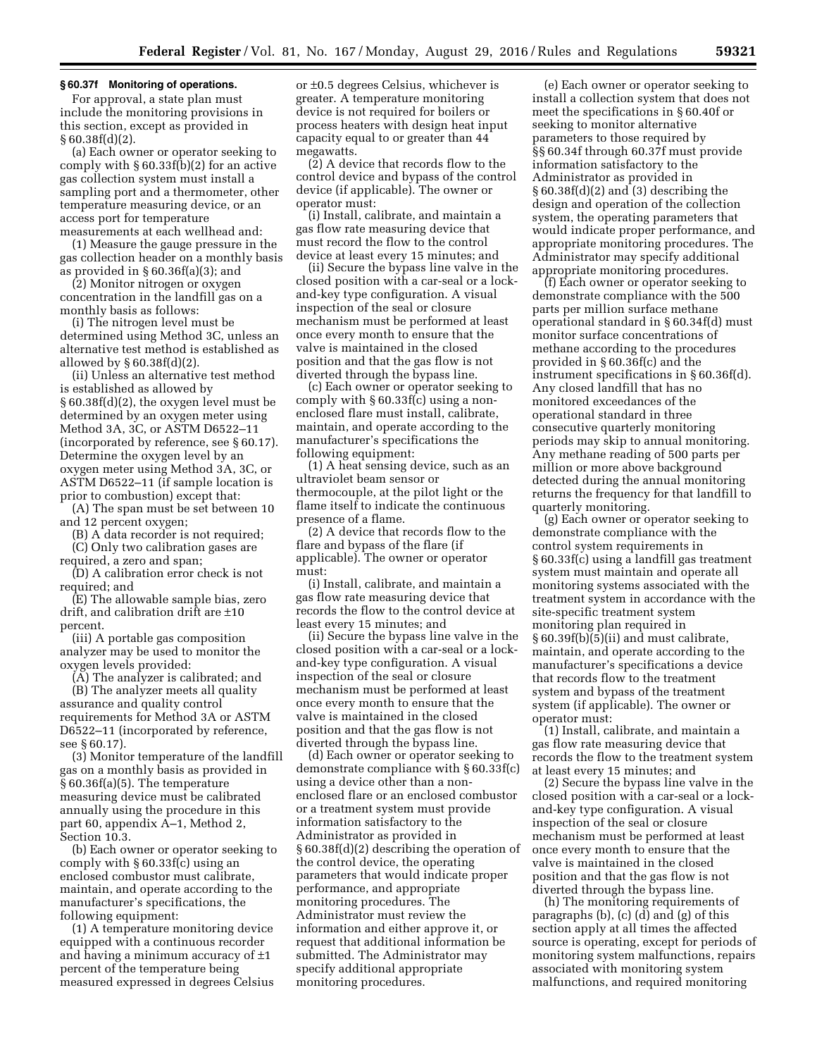**§ 60.37f Monitoring of operations.**

For approval, a state plan must include the monitoring provisions in this section, except as provided in § 60.38f(d)(2).

(a) Each owner or operator seeking to comply with § 60.33f(b)(2) for an active gas collection system must install a sampling port and a thermometer, other temperature measuring device, or an access port for temperature measurements at each wellhead and:

(1) Measure the gauge pressure in the gas collection header on a monthly basis as provided in § 60.36f(a)(3); and

(2) Monitor nitrogen or oxygen concentration in the landfill gas on a monthly basis as follows:

(i) The nitrogen level must be determined using Method 3C, unless an alternative test method is established as allowed by § 60.38f(d)(2).

(ii) Unless an alternative test method is established as allowed by § 60.38f(d)(2), the oxygen level must be determined by an oxygen meter using Method 3A, 3C, or ASTM D6522–11 (incorporated by reference, see § 60.17). Determine the oxygen level by an oxygen meter using Method 3A, 3C, or ASTM D6522–11 (if sample location is prior to combustion) except that:

(A) The span must be set between 10 and 12 percent oxygen;

(B) A data recorder is not required;

(C) Only two calibration gases are required, a zero and span;

(D) A calibration error check is not required; and

(E) The allowable sample bias, zero drift, and calibration drift are ±10 percent.

(iii) A portable gas composition analyzer may be used to monitor the oxygen levels provided:

(A) The analyzer is calibrated; and

(B) The analyzer meets all quality assurance and quality control requirements for Method 3A or ASTM D6522–11 (incorporated by reference, see § 60.17).

(3) Monitor temperature of the landfill gas on a monthly basis as provided in § 60.36f(a)(5). The temperature measuring device must be calibrated annually using the procedure in this part 60, appendix A–1, Method 2, Section 10.3.

(b) Each owner or operator seeking to comply with § 60.33f(c) using an enclosed combustor must calibrate, maintain, and operate according to the manufacturer's specifications, the following equipment:

(1) A temperature monitoring device equipped with a continuous recorder and having a minimum accuracy of ±1 percent of the temperature being measured expressed in degrees Celsius or ±0.5 degrees Celsius, whichever is greater. A temperature monitoring device is not required for boilers or process heaters with design heat input capacity equal to or greater than 44 megawatts.

(2) A device that records flow to the control device and bypass of the control device (if applicable). The owner or operator must:

(i) Install, calibrate, and maintain a gas flow rate measuring device that must record the flow to the control device at least every 15 minutes; and

(ii) Secure the bypass line valve in the closed position with a car-seal or a lock-and-key type configuration. A visual inspection of the seal or closure mechanism must be performed at least once every month to ensure that the valve is maintained in the closed position and that the gas flow is not diverted through the bypass line.

(c) Each owner or operator seeking to comply with § 60.33f(c) using a non-enclosed flare must install, calibrate, maintain, and operate according to the manufacturer's specifications the following equipment:

(1) A heat sensing device, such as an ultraviolet beam sensor or thermocouple, at the pilot light or the flame itself to indicate the continuous presence of a flame.

(2) A device that records flow to the flare and bypass of the flare (if applicable). The owner or operator must:

(i) Install, calibrate, and maintain a gas flow rate measuring device that records the flow to the control device at least every 15 minutes; and

(ii) Secure the bypass line valve in the closed position with a car-seal or a lock-and-key type configuration. A visual inspection of the seal or closure mechanism must be performed at least once every month to ensure that the valve is maintained in the closed position and that the gas flow is not diverted through the bypass line.

(d) Each owner or operator seeking to demonstrate compliance with § 60.33f(c) using a device other than a non-enclosed flare or an enclosed combustor or a treatment system must provide information satisfactory to the Administrator as provided in § 60.38f(d)(2) describing the operation of the control device, the operating parameters that would indicate proper performance, and appropriate monitoring procedures. The Administrator must review the information and either approve it, or request that additional information be submitted. The Administrator may specify additional appropriate monitoring procedures.

(e) Each owner or operator seeking to install a collection system that does not meet the specifications in § 60.40f or seeking to monitor alternative parameters to those required by §§ 60.34f through 60.37f must provide information satisfactory to the Administrator as provided in § 60.38f(d)(2) and (3) describing the design and operation of the collection system, the operating parameters that would indicate proper performance, and appropriate monitoring procedures. The Administrator may specify additional appropriate monitoring procedures.

(f) Each owner or operator seeking to demonstrate compliance with the 500 parts per million surface methane operational standard in § 60.34f(d) must monitor surface concentrations of methane according to the procedures provided in § 60.36f(c) and the instrument specifications in § 60.36f(d). Any closed landfill that has no monitored exceedances of the operational standard in three consecutive quarterly monitoring periods may skip to annual monitoring. Any methane reading of 500 parts per million or more above background detected during the annual monitoring returns the frequency for that landfill to quarterly monitoring.

(g) Each owner or operator seeking to demonstrate compliance with the control system requirements in § 60.33f(c) using a landfill gas treatment system must maintain and operate all monitoring systems associated with the treatment system in accordance with the site-specific treatment system monitoring plan required in § 60.39f(b)(5)(ii) and must calibrate, maintain, and operate according to the manufacturer's specifications a device that records flow to the treatment system and bypass of the treatment system (if applicable). The owner or operator must:

(1) Install, calibrate, and maintain a gas flow rate measuring device that records the flow to the treatment system at least every 15 minutes; and

(2) Secure the bypass line valve in the closed position with a car-seal or a lock-and-key type configuration. A visual inspection of the seal or closure mechanism must be performed at least once every month to ensure that the valve is maintained in the closed position and that the gas flow is not diverted through the bypass line.

(h) The monitoring requirements of paragraphs (b), (c) (d) and (g) of this section apply at all times the affected source is operating, except for periods of monitoring system malfunctions, repairs associated with monitoring system malfunctions, and required monitoring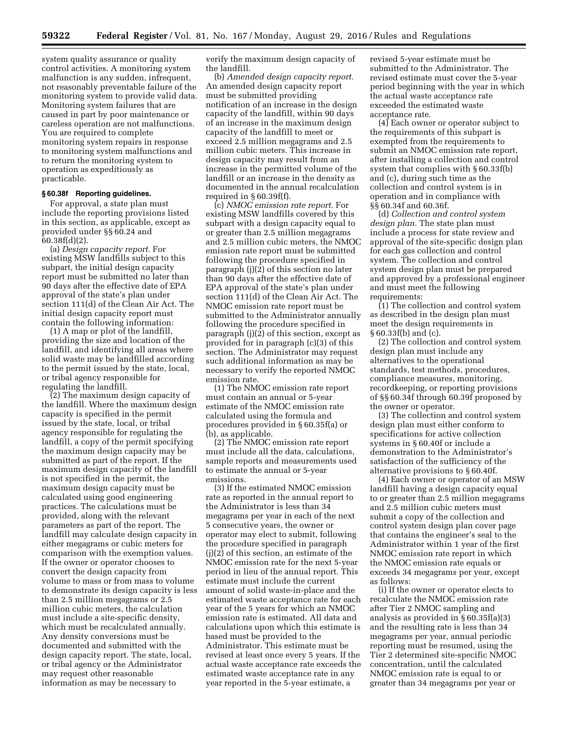system quality assurance or quality control activities. A monitoring system malfunction is any sudden, infrequent, not reasonably preventable failure of the monitoring system to provide valid data. Monitoring system failures that are caused in part by poor maintenance or careless operation are not malfunctions. You are required to complete monitoring system repairs in response to monitoring system malfunctions and to return the monitoring system to operation as expeditiously as practicable.

**§ 60.38f Reporting guidelines.**

For approval, a state plan must include the reporting provisions listed in this section, as applicable, except as provided under §§ 60.24 and 60.38f(d)(2).

(a) *Design capacity report.* For existing MSW landfills subject to this subpart, the initial design capacity report must be submitted no later than 90 days after the effective date of EPA approval of the state's plan under section 111(d) of the Clean Air Act. The initial design capacity report must contain the following information:

(1) A map or plot of the landfill, providing the size and location of the landfill, and identifying all areas where solid waste may be landfilled according to the permit issued by the state, local, or tribal agency responsible for regulating the landfill.

(2) The maximum design capacity of the landfill. Where the maximum design capacity is specified in the permit issued by the state, local, or tribal agency responsible for regulating the landfill, a copy of the permit specifying the maximum design capacity may be submitted as part of the report. If the maximum design capacity of the landfill is not specified in the permit, the maximum design capacity must be calculated using good engineering practices. The calculations must be provided, along with the relevant parameters as part of the report. The landfill may calculate design capacity in either megagrams or cubic meters for comparison with the exemption values. If the owner or operator chooses to convert the design capacity from volume to mass or from mass to volume to demonstrate its design capacity is less than 2.5 million megagrams or 2.5 million cubic meters, the calculation must include a site-specific density, which must be recalculated annually. Any density conversions must be documented and submitted with the design capacity report. The state, local, or tribal agency or the Administrator may request other reasonable information as may be necessary to verify the maximum design capacity of the landfill.

(b) *Amended design capacity report.* An amended design capacity report must be submitted providing notification of an increase in the design capacity of the landfill, within 90 days of an increase in the maximum design capacity of the landfill to meet or exceed 2.5 million megagrams and 2.5 million cubic meters. This increase in design capacity may result from an increase in the permitted volume of the landfill or an increase in the density as documented in the annual recalculation required in § 60.39f(f).

(c) *NMOC emission rate report.* For existing MSW landfills covered by this subpart with a design capacity equal to or greater than 2.5 million megagrams and 2.5 million cubic meters, the NMOC emission rate report must be submitted following the procedure specified in paragraph (j)(2) of this section no later than 90 days after the effective date of EPA approval of the state's plan under section 111(d) of the Clean Air Act. The NMOC emission rate report must be submitted to the Administrator annually following the procedure specified in paragraph (j)(2) of this section, except as provided for in paragraph (c)(3) of this section. The Administrator may request such additional information as may be necessary to verify the reported NMOC emission rate.

(1) The NMOC emission rate report must contain an annual or 5-year estimate of the NMOC emission rate calculated using the formula and procedures provided in § 60.35f(a) or (b), as applicable.

(2) The NMOC emission rate report must include all the data, calculations, sample reports and measurements used to estimate the annual or 5-year emissions.

(3) If the estimated NMOC emission rate as reported in the annual report to the Administrator is less than 34 megagrams per year in each of the next 5 consecutive years, the owner or operator may elect to submit, following the procedure specified in paragraph (j)(2) of this section, an estimate of the NMOC emission rate for the next 5-year period in lieu of the annual report. This estimate must include the current amount of solid waste-in-place and the estimated waste acceptance rate for each year of the 5 years for which an NMOC emission rate is estimated. All data and calculations upon which this estimate is based must be provided to the Administrator. This estimate must be revised at least once every 5 years. If the actual waste acceptance rate exceeds the estimated waste acceptance rate in any year reported in the 5-year estimate, a revised 5-year estimate must be submitted to the Administrator. The revised estimate must cover the 5-year period beginning with the year in which the actual waste acceptance rate exceeded the estimated waste acceptance rate.

(4) Each owner or operator subject to the requirements of this subpart is exempted from the requirements to submit an NMOC emission rate report, after installing a collection and control system that complies with § 60.33f(b) and (c), during such time as the collection and control system is in operation and in compliance with §§ 60.34f and 60.36f.

(d) *Collection and control system design plan.* The state plan must include a process for state review and approval of the site-specific design plan for each gas collection and control system. The collection and control system design plan must be prepared and approved by a professional engineer and must meet the following requirements:

(1) The collection and control system as described in the design plan must meet the design requirements in § 60.33f(b) and (c).

(2) The collection and control system design plan must include any alternatives to the operational standards, test methods, procedures, compliance measures, monitoring, recordkeeping, or reporting provisions of §§ 60.34f through 60.39f proposed by the owner or operator.

(3) The collection and control system design plan must either conform to specifications for active collection systems in § 60.40f or include a demonstration to the Administrator's satisfaction of the sufficiency of the alternative provisions to § 60.40f.

(4) Each owner or operator of an MSW landfill having a design capacity equal to or greater than 2.5 million megagrams and 2.5 million cubic meters must submit a copy of the collection and control system design plan cover page that contains the engineer's seal to the Administrator within 1 year of the first NMOC emission rate report in which the NMOC emission rate equals or exceeds 34 megagrams per year, except as follows:

(i) If the owner or operator elects to recalculate the NMOC emission rate after Tier 2 NMOC sampling and analysis as provided in § 60.35f(a)(3) and the resulting rate is less than 34 megagrams per year, annual periodic reporting must be resumed, using the Tier 2 determined site-specific NMOC concentration, until the calculated NMOC emission rate is equal to or greater than 34 megagrams per year or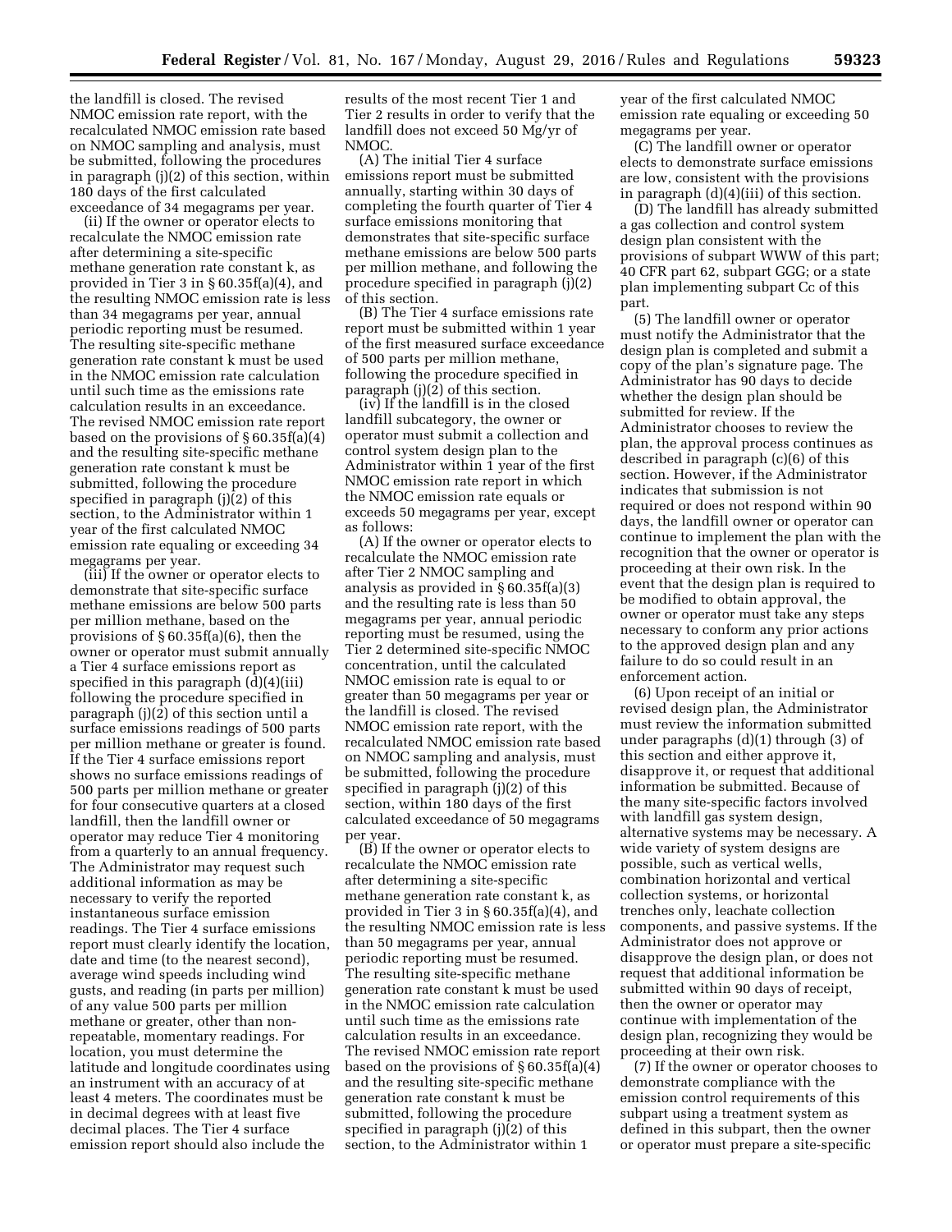the landfill is closed. The revised NMOC emission rate report, with the recalculated NMOC emission rate based on NMOC sampling and analysis, must be submitted, following the procedures in paragraph (j)(2) of this section, within 180 days of the first calculated exceedance of 34 megagrams per year.

(ii) If the owner or operator elects to recalculate the NMOC emission rate after determining a site-specific methane generation rate constant k, as provided in Tier 3 in § 60.35f(a)(4), and the resulting NMOC emission rate is less than 34 megagrams per year, annual periodic reporting must be resumed. The resulting site-specific methane generation rate constant k must be used in the NMOC emission rate calculation until such time as the emissions rate calculation results in an exceedance. The revised NMOC emission rate report based on the provisions of § 60.35f(a)(4) and the resulting site-specific methane generation rate constant k must be submitted, following the procedure specified in paragraph (j)(2) of this section, to the Administrator within 1 year of the first calculated NMOC emission rate equaling or exceeding 34 megagrams per year.

(iii) If the owner or operator elects to demonstrate that site-specific surface methane emissions are below 500 parts per million methane, based on the provisions of § 60.35f(a)(6), then the owner or operator must submit annually a Tier 4 surface emissions report as specified in this paragraph (d)(4)(iii) following the procedure specified in paragraph (j)(2) of this section until a surface emissions readings of 500 parts per million methane or greater is found. If the Tier 4 surface emissions report shows no surface emissions readings of 500 parts per million methane or greater for four consecutive quarters at a closed landfill, then the landfill owner or operator may reduce Tier 4 monitoring from a quarterly to an annual frequency. The Administrator may request such additional information as may be necessary to verify the reported instantaneous surface emission readings. The Tier 4 surface emissions report must clearly identify the location, date and time (to the nearest second), average wind speeds including wind gusts, and reading (in parts per million) of any value 500 parts per million methane or greater, other than non-repeatable, momentary readings. For location, you must determine the latitude and longitude coordinates using an instrument with an accuracy of at least 4 meters. The coordinates must be in decimal degrees with at least five decimal places. The Tier 4 surface emission report should also include the results of the most recent Tier 1 and Tier 2 results in order to verify that the landfill does not exceed 50 Mg/yr of NMOC.

(A) The initial Tier 4 surface emissions report must be submitted annually, starting within 30 days of completing the fourth quarter of Tier 4 surface emissions monitoring that demonstrates that site-specific surface methane emissions are below 500 parts per million methane, and following the procedure specified in paragraph (j)(2) of this section.

(B) The Tier 4 surface emissions rate report must be submitted within 1 year of the first measured surface exceedance of 500 parts per million methane, following the procedure specified in paragraph (j)(2) of this section.

(iv) If the landfill is in the closed landfill subcategory, the owner or operator must submit a collection and control system design plan to the Administrator within 1 year of the first NMOC emission rate report in which the NMOC emission rate equals or exceeds 50 megagrams per year, except as follows:

(A) If the owner or operator elects to recalculate the NMOC emission rate after Tier 2 NMOC sampling and analysis as provided in § 60.35f(a)(3) and the resulting rate is less than 50 megagrams per year, annual periodic reporting must be resumed, using the Tier 2 determined site-specific NMOC concentration, until the calculated NMOC emission rate is equal to or greater than 50 megagrams per year or the landfill is closed. The revised NMOC emission rate report, with the recalculated NMOC emission rate based on NMOC sampling and analysis, must be submitted, following the procedure specified in paragraph (j)(2) of this section, within 180 days of the first calculated exceedance of 50 megagrams per year.

(B) If the owner or operator elects to recalculate the NMOC emission rate after determining a site-specific methane generation rate constant k, as provided in Tier 3 in § 60.35f(a)(4), and the resulting NMOC emission rate is less than 50 megagrams per year, annual periodic reporting must be resumed. The resulting site-specific methane generation rate constant k must be used in the NMOC emission rate calculation until such time as the emissions rate calculation results in an exceedance. The revised NMOC emission rate report based on the provisions of § 60.35f(a)(4) and the resulting site-specific methane generation rate constant k must be submitted, following the procedure specified in paragraph (j)(2) of this section, to the Administrator within 1 year of the first calculated NMOC emission rate equaling or exceeding 50 megagrams per year.

(C) The landfill owner or operator elects to demonstrate surface emissions are low, consistent with the provisions in paragraph (d)(4)(iii) of this section.

(D) The landfill has already submitted a gas collection and control system design plan consistent with the provisions of subpart WWW of this part; 40 CFR part 62, subpart GGG; or a state plan implementing subpart Cc of this part.

(5) The landfill owner or operator must notify the Administrator that the design plan is completed and submit a copy of the plan's signature page. The Administrator has 90 days to decide whether the design plan should be submitted for review. If the Administrator chooses to review the plan, the approval process continues as described in paragraph (c)(6) of this section. However, if the Administrator indicates that submission is not required or does not respond within 90 days, the landfill owner or operator can continue to implement the plan with the recognition that the owner or operator is proceeding at their own risk. In the event that the design plan is required to be modified to obtain approval, the owner or operator must take any steps necessary to conform any prior actions to the approved design plan and any failure to do so could result in an enforcement action.

(6) Upon receipt of an initial or revised design plan, the Administrator must review the information submitted under paragraphs (d)(1) through (3) of this section and either approve it, disapprove it, or request that additional information be submitted. Because of the many site-specific factors involved with landfill gas system design, alternative systems may be necessary. A wide variety of system designs are possible, such as vertical wells, combination horizontal and vertical collection systems, or horizontal trenches only, leachate collection components, and passive systems. If the Administrator does not approve or disapprove the design plan, or does not request that additional information be submitted within 90 days of receipt, then the owner or operator may continue with implementation of the design plan, recognizing they would be proceeding at their own risk.

(7) If the owner or operator chooses to demonstrate compliance with the emission control requirements of this subpart using a treatment system as defined in this subpart, then the owner or operator must prepare a site-specific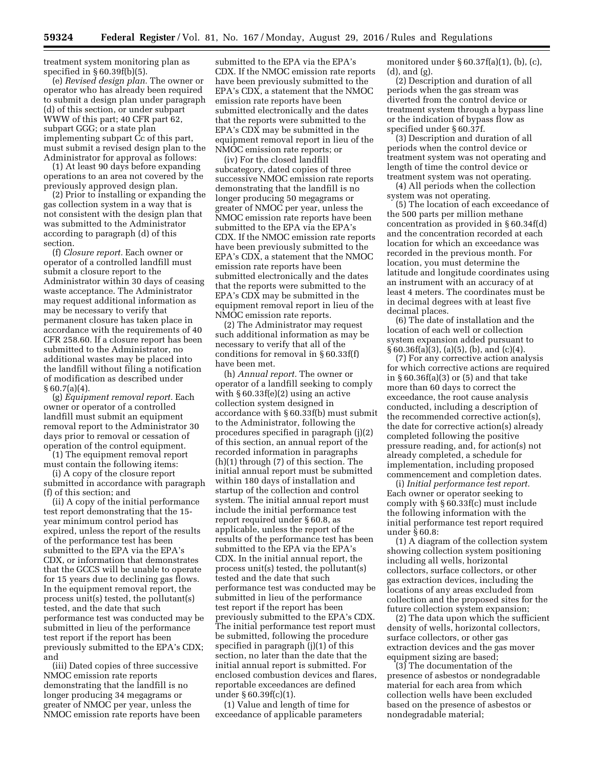treatment system monitoring plan as specified in § 60.39f(b)(5).

(e) *Revised design plan.* The owner or operator who has already been required to submit a design plan under paragraph (d) of this section, or under subpart WWW of this part; 40 CFR part 62, subpart GGG; or a state plan implementing subpart Cc of this part, must submit a revised design plan to the Administrator for approval as follows:

(1) At least 90 days before expanding operations to an area not covered by the previously approved design plan.

(2) Prior to installing or expanding the gas collection system in a way that is not consistent with the design plan that was submitted to the Administrator according to paragraph (d) of this section.

(f) *Closure report.* Each owner or operator of a controlled landfill must submit a closure report to the Administrator within 30 days of ceasing waste acceptance. The Administrator may request additional information as may be necessary to verify that permanent closure has taken place in accordance with the requirements of 40 CFR 258.60. If a closure report has been submitted to the Administrator, no additional wastes may be placed into the landfill without filing a notification of modification as described under § 60.7(a)(4).

(g) *Equipment removal report.* Each owner or operator of a controlled landfill must submit an equipment removal report to the Administrator 30 days prior to removal or cessation of operation of the control equipment.

(1) The equipment removal report must contain the following items:

(i) A copy of the closure report submitted in accordance with paragraph (f) of this section; and

(ii) A copy of the initial performance test report demonstrating that the 15-year minimum control period has expired, unless the report of the results of the performance test has been submitted to the EPA via the EPA's CDX, or information that demonstrates that the GCCS will be unable to operate for 15 years due to declining gas flows. In the equipment removal report, the process unit(s) tested, the pollutant(s) tested, and the date that such performance test was conducted may be submitted in lieu of the performance test report if the report has been previously submitted to the EPA's CDX; and

(iii) Dated copies of three successive NMOC emission rate reports demonstrating that the landfill is no longer producing 34 megagrams or greater of NMOC per year, unless the NMOC emission rate reports have been submitted to the EPA via the EPA's CDX. If the NMOC emission rate reports have been previously submitted to the EPA's CDX, a statement that the NMOC emission rate reports have been submitted electronically and the dates that the reports were submitted to the EPA's CDX may be submitted in the equipment removal report in lieu of the NMOC emission rate reports; or

(iv) For the closed landfill subcategory, dated copies of three successive NMOC emission rate reports demonstrating that the landfill is no longer producing 50 megagrams or greater of NMOC per year, unless the NMOC emission rate reports have been submitted to the EPA via the EPA's CDX. If the NMOC emission rate reports have been previously submitted to the EPA's CDX, a statement that the NMOC emission rate reports have been submitted electronically and the dates that the reports were submitted to the EPA's CDX may be submitted in the equipment removal report in lieu of the NMOC emission rate reports.

(2) The Administrator may request such additional information as may be necessary to verify that all of the conditions for removal in § 60.33f(f) have been met.

(h) *Annual report.* The owner or operator of a landfill seeking to comply with § 60.33f(e)(2) using an active collection system designed in accordance with § 60.33f(b) must submit to the Administrator, following the procedures specified in paragraph (j)(2) of this section, an annual report of the recorded information in paragraphs (h)(1) through (7) of this section. The initial annual report must be submitted within 180 days of installation and startup of the collection and control system. The initial annual report must include the initial performance test report required under § 60.8, as applicable, unless the report of the results of the performance test has been submitted to the EPA via the EPA's CDX. In the initial annual report, the process unit(s) tested, the pollutant(s) tested and the date that such performance test was conducted may be submitted in lieu of the performance test report if the report has been previously submitted to the EPA's CDX. The initial performance test report must be submitted, following the procedure specified in paragraph (j)(1) of this section, no later than the date that the initial annual report is submitted. For enclosed combustion devices and flares, reportable exceedances are defined under § 60.39f(c)(1).

(1) Value and length of time for exceedance of applicable parameters monitored under § 60.37f(a)(1), (b), (c), (d), and (g).

(2) Description and duration of all periods when the gas stream was diverted from the control device or treatment system through a bypass line or the indication of bypass flow as specified under § 60.37f.

(3) Description and duration of all periods when the control device or treatment system was not operating and length of time the control device or treatment system was not operating.

(4) All periods when the collection system was not operating.

(5) The location of each exceedance of the 500 parts per million methane concentration as provided in § 60.34f(d) and the concentration recorded at each location for which an exceedance was recorded in the previous month. For location, you must determine the latitude and longitude coordinates using an instrument with an accuracy of at least 4 meters. The coordinates must be in decimal degrees with at least five decimal places.

(6) The date of installation and the location of each well or collection system expansion added pursuant to § 60.36f(a)(3), (a)(5), (b), and (c)(4).

(7) For any corrective action analysis for which corrective actions are required in § 60.36f(a)(3) or (5) and that take more than 60 days to correct the exceedance, the root cause analysis conducted, including a description of the recommended corrective action(s), the date for corrective action(s) already completed following the positive pressure reading, and, for action(s) not already completed, a schedule for implementation, including proposed commencement and completion dates.

(i) *Initial performance test report.* Each owner or operator seeking to comply with § 60.33f(c) must include the following information with the initial performance test report required under § 60.8:

(1) A diagram of the collection system showing collection system positioning including all wells, horizontal collectors, surface collectors, or other gas extraction devices, including the locations of any areas excluded from collection and the proposed sites for the future collection system expansion;

(2) The data upon which the sufficient density of wells, horizontal collectors, surface collectors, or other gas extraction devices and the gas mover equipment sizing are based;

(3) The documentation of the presence of asbestos or nondegradable material for each area from which collection wells have been excluded based on the presence of asbestos or nondegradable material;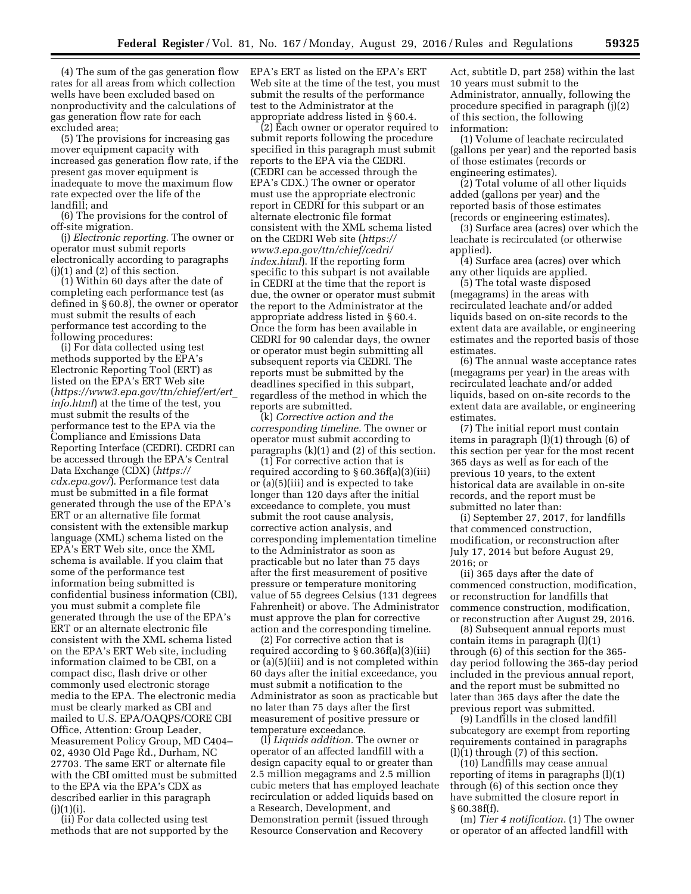(4) The sum of the gas generation flow rates for all areas from which collection wells have been excluded based on nonproductivity and the calculations of gas generation flow rate for each excluded area;

(5) The provisions for increasing gas mover equipment capacity with increased gas generation flow rate, if the present gas mover equipment is inadequate to move the maximum flow rate expected over the life of the landfill; and

(6) The provisions for the control of off-site migration.

(j) *Electronic reporting.* The owner or operator must submit reports electronically according to paragraphs (j)(1) and (2) of this section.

(1) Within 60 days after the date of completing each performance test (as defined in § 60.8), the owner or operator must submit the results of each performance test according to the following procedures:

(i) For data collected using test methods supported by the EPA's Electronic Reporting Tool (ERT) as listed on the EPA's ERT Web site (*https://www3.epa.gov/ttn/chief/ert/ert_info.html*) at the time of the test, you must submit the results of the performance test to the EPA via the Compliance and Emissions Data Reporting Interface (CEDRI). CEDRI can be accessed through the EPA's Central Data Exchange (CDX) (*https://cdx.epa.gov/*). Performance test data must be submitted in a file format generated through the use of the EPA's ERT or an alternative file format consistent with the extensible markup language (XML) schema listed on the EPA's ERT Web site, once the XML schema is available. If you claim that some of the performance test information being submitted is confidential business information (CBI), you must submit a complete file generated through the use of the EPA's ERT or an alternate electronic file consistent with the XML schema listed on the EPA's ERT Web site, including information claimed to be CBI, on a compact disc, flash drive or other commonly used electronic storage media to the EPA. The electronic media must be clearly marked as CBI and mailed to U.S. EPA/OAQPS/CORE CBI Office, Attention: Group Leader, Measurement Policy Group, MD C404–02, 4930 Old Page Rd., Durham, NC 27703. The same ERT or alternate file with the CBI omitted must be submitted to the EPA via the EPA's CDX as described earlier in this paragraph (j)(1)(i).

(ii) For data collected using test methods that are not supported by the EPA's ERT as listed on the EPA's ERT Web site at the time of the test, you must submit the results of the performance test to the Administrator at the appropriate address listed in § 60.4.

(2) Each owner or operator required to submit reports following the procedure specified in this paragraph must submit reports to the EPA via the CEDRI. (CEDRI can be accessed through the EPA's CDX.) The owner or operator must use the appropriate electronic report in CEDRI for this subpart or an alternate electronic file format consistent with the XML schema listed on the CEDRI Web site (*https://www3.epa.gov/ttn/chief/cedri/index.html*). If the reporting form specific to this subpart is not available in CEDRI at the time that the report is due, the owner or operator must submit the report to the Administrator at the appropriate address listed in § 60.4. Once the form has been available in CEDRI for 90 calendar days, the owner or operator must begin submitting all subsequent reports via CEDRI. The reports must be submitted by the deadlines specified in this subpart, regardless of the method in which the reports are submitted.

(k) *Corrective action and the corresponding timeline.* The owner or operator must submit according to paragraphs (k)(1) and (2) of this section.

(1) For corrective action that is required according to § 60.36f(a)(3)(iii) or (a)(5)(iii) and is expected to take longer than 120 days after the initial exceedance to complete, you must submit the root cause analysis, corrective action analysis, and corresponding implementation timeline to the Administrator as soon as practicable but no later than 75 days after the first measurement of positive pressure or temperature monitoring value of 55 degrees Celsius (131 degrees Fahrenheit) or above. The Administrator must approve the plan for corrective action and the corresponding timeline.

(2) For corrective action that is required according to § 60.36f(a)(3)(iii) or (a)(5)(iii) and is not completed within 60 days after the initial exceedance, you must submit a notification to the Administrator as soon as practicable but no later than 75 days after the first measurement of positive pressure or temperature exceedance.

(l) *Liquids addition.* The owner or operator of an affected landfill with a design capacity equal to or greater than 2.5 million megagrams and 2.5 million cubic meters that has employed leachate recirculation or added liquids based on a Research, Development, and Demonstration permit (issued through Resource Conservation and Recovery Act, subtitle D, part 258) within the last 10 years must submit to the Administrator, annually, following the procedure specified in paragraph (j)(2) of this section, the following information:

(1) Volume of leachate recirculated (gallons per year) and the reported basis of those estimates (records or engineering estimates).

(2) Total volume of all other liquids added (gallons per year) and the reported basis of those estimates (records or engineering estimates).

(3) Surface area (acres) over which the leachate is recirculated (or otherwise applied).

(4) Surface area (acres) over which any other liquids are applied.

(5) The total waste disposed (megagrams) in the areas with recirculated leachate and/or added liquids based on on-site records to the extent data are available, or engineering estimates and the reported basis of those estimates.

(6) The annual waste acceptance rates (megagrams per year) in the areas with recirculated leachate and/or added liquids, based on on-site records to the extent data are available, or engineering estimates.

(7) The initial report must contain items in paragraph (l)(1) through (6) of this section per year for the most recent 365 days as well as for each of the previous 10 years, to the extent historical data are available in on-site records, and the report must be submitted no later than:

(i) September 27, 2017, for landfills that commenced construction, modification, or reconstruction after July 17, 2014 but before August 29, 2016; or

(ii) 365 days after the date of commenced construction, modification, or reconstruction for landfills that commence construction, modification, or reconstruction after August 29, 2016.

(8) Subsequent annual reports must contain items in paragraph (l)(1) through (6) of this section for the 365-day period following the 365-day period included in the previous annual report, and the report must be submitted no later than 365 days after the date the previous report was submitted.

(9) Landfills in the closed landfill subcategory are exempt from reporting requirements contained in paragraphs (l)(1) through (7) of this section.

(10) Landfills may cease annual reporting of items in paragraphs (l)(1) through (6) of this section once they have submitted the closure report in § 60.38f(f).

(m) *Tier 4 notification.* (1) The owner or operator of an affected landfill with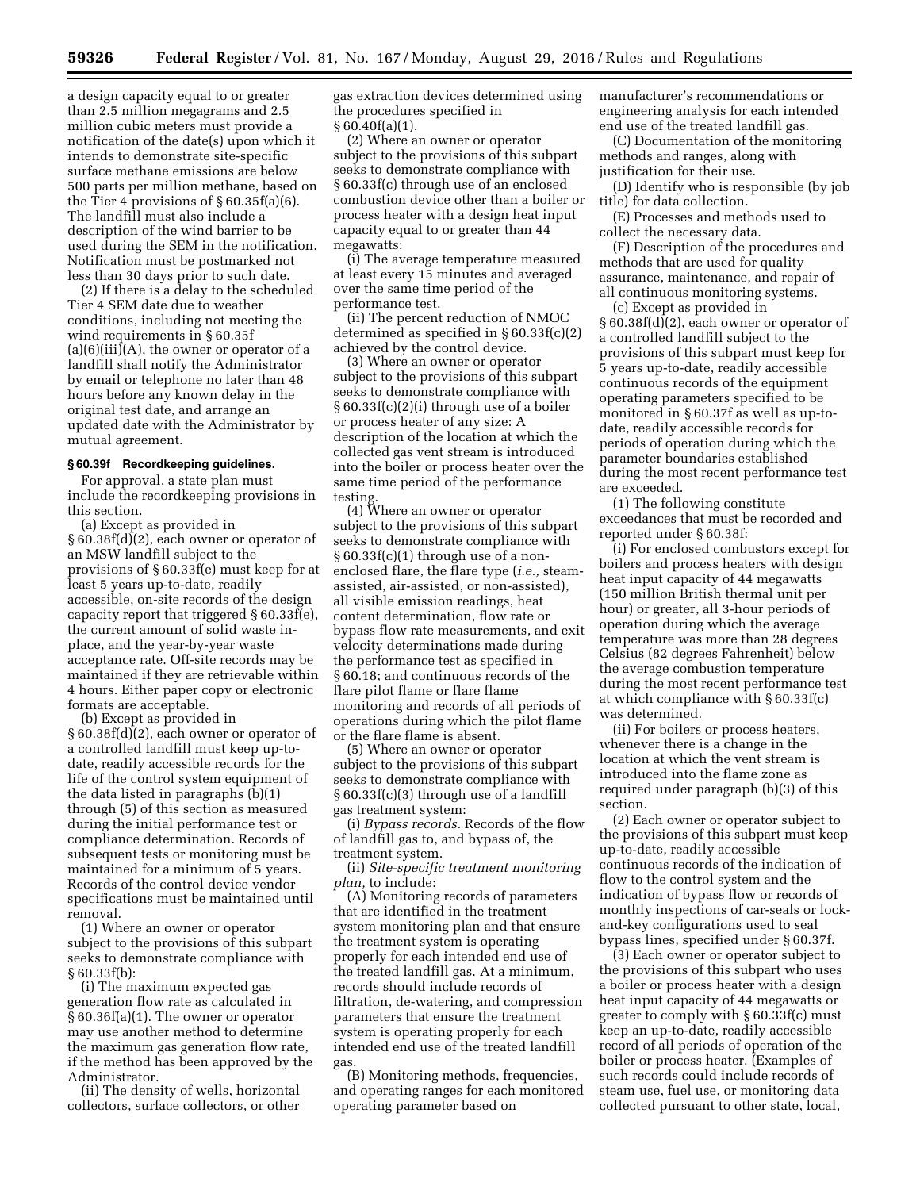a design capacity equal to or greater than 2.5 million megagrams and 2.5 million cubic meters must provide a notification of the date(s) upon which it intends to demonstrate site-specific surface methane emissions are below 500 parts per million methane, based on the Tier 4 provisions of § 60.35f(a)(6). The landfill must also include a description of the wind barrier to be used during the SEM in the notification. Notification must be postmarked not less than 30 days prior to such date.

(2) If there is a delay to the scheduled Tier 4 SEM date due to weather conditions, including not meeting the wind requirements in § 60.35f (a)(6)(iii)(A), the owner or operator of a landfill shall notify the Administrator by email or telephone no later than 48 hours before any known delay in the original test date, and arrange an updated date with the Administrator by mutual agreement.

### § 60.39f Recordkeeping guidelines.

For approval, a state plan must include the recordkeeping provisions in this section.

(a) Except as provided in § 60.38f(d)(2), each owner or operator of an MSW landfill subject to the provisions of § 60.33f(e) must keep for at least 5 years up-to-date, readily accessible, on-site records of the design capacity report that triggered § 60.33f(e), the current amount of solid waste in-place, and the year-by-year waste acceptance rate. Off-site records may be maintained if they are retrievable within 4 hours. Either paper copy or electronic formats are acceptable.

(b) Except as provided in § 60.38f(d)(2), each owner or operator of a controlled landfill must keep up-to-date, readily accessible records for the life of the control system equipment of the data listed in paragraphs (b)(1) through (5) of this section as measured during the initial performance test or compliance determination. Records of subsequent tests or monitoring must be maintained for a minimum of 5 years. Records of the control device vendor specifications must be maintained until removal.

(1) Where an owner or operator subject to the provisions of this subpart seeks to demonstrate compliance with § 60.33f(b):

(i) The maximum expected gas generation flow rate as calculated in § 60.36f(a)(1). The owner or operator may use another method to determine the maximum gas generation flow rate, if the method has been approved by the Administrator.

(ii) The density of wells, horizontal collectors, surface collectors, or other gas extraction devices determined using the procedures specified in § 60.40f(a)(1).

(2) Where an owner or operator subject to the provisions of this subpart seeks to demonstrate compliance with § 60.33f(c) through use of an enclosed combustion device other than a boiler or process heater with a design heat input capacity equal to or greater than 44 megawatts:

(i) The average temperature measured at least every 15 minutes and averaged over the same time period of the performance test.

(ii) The percent reduction of NMOC determined as specified in § 60.33f(c)(2) achieved by the control device.

(3) Where an owner or operator subject to the provisions of this subpart seeks to demonstrate compliance with § 60.33f(c)(2)(i) through use of a boiler or process heater of any size: A description of the location at which the collected gas vent stream is introduced into the boiler or process heater over the same time period of the performance testing.

(4) Where an owner or operator subject to the provisions of this subpart seeks to demonstrate compliance with § 60.33f(c)(1) through use of a non-enclosed flare, the flare type (*i.e.,* steam-assisted, air-assisted, or non-assisted), all visible emission readings, heat content determination, flow rate or bypass flow rate measurements, and exit velocity determinations made during the performance test as specified in § 60.18; and continuous records of the flare pilot flame or flare flame monitoring and records of all periods of operations during which the pilot flame or the flare flame is absent.

(5) Where an owner or operator subject to the provisions of this subpart seeks to demonstrate compliance with § 60.33f(c)(3) through use of a landfill gas treatment system:

(i) *Bypass records.* Records of the flow of landfill gas to, and bypass of, the treatment system.

(ii) *Site-specific treatment monitoring plan,* to include:

(A) Monitoring records of parameters that are identified in the treatment system monitoring plan and that ensure the treatment system is operating properly for each intended end use of the treated landfill gas. At a minimum, records should include records of filtration, de-watering, and compression parameters that ensure the treatment system is operating properly for each intended end use of the treated landfill gas.

(B) Monitoring methods, frequencies, and operating ranges for each monitored operating parameter based on manufacturer's recommendations or engineering analysis for each intended end use of the treated landfill gas.

(C) Documentation of the monitoring methods and ranges, along with justification for their use.

(D) Identify who is responsible (by job title) for data collection.

(E) Processes and methods used to collect the necessary data.

(F) Description of the procedures and methods that are used for quality assurance, maintenance, and repair of all continuous monitoring systems.

(c) Except as provided in § 60.38f(d)(2), each owner or operator of a controlled landfill subject to the provisions of this subpart must keep for 5 years up-to-date, readily accessible continuous records of the equipment operating parameters specified to be monitored in § 60.37f as well as up-to-date, readily accessible records for periods of operation during which the parameter boundaries established during the most recent performance test are exceeded.

(1) The following constitute exceedances that must be recorded and reported under § 60.38f:

(i) For enclosed combustors except for boilers and process heaters with design heat input capacity of 44 megawatts (150 million British thermal unit per hour) or greater, all 3-hour periods of operation during which the average temperature was more than 28 degrees Celsius (82 degrees Fahrenheit) below the average combustion temperature during the most recent performance test at which compliance with § 60.33f(c) was determined.

(ii) For boilers or process heaters, whenever there is a change in the location at which the vent stream is introduced into the flame zone as required under paragraph (b)(3) of this section.

(2) Each owner or operator subject to the provisions of this subpart must keep up-to-date, readily accessible continuous records of the indication of flow to the control system and the indication of bypass flow or records of monthly inspections of car-seals or lock-and-key configurations used to seal bypass lines, specified under § 60.37f.

(3) Each owner or operator subject to the provisions of this subpart who uses a boiler or process heater with a design heat input capacity of 44 megawatts or greater to comply with § 60.33f(c) must keep an up-to-date, readily accessible record of all periods of operation of the boiler or process heater. (Examples of such records could include records of steam use, fuel use, or monitoring data collected pursuant to other state, local,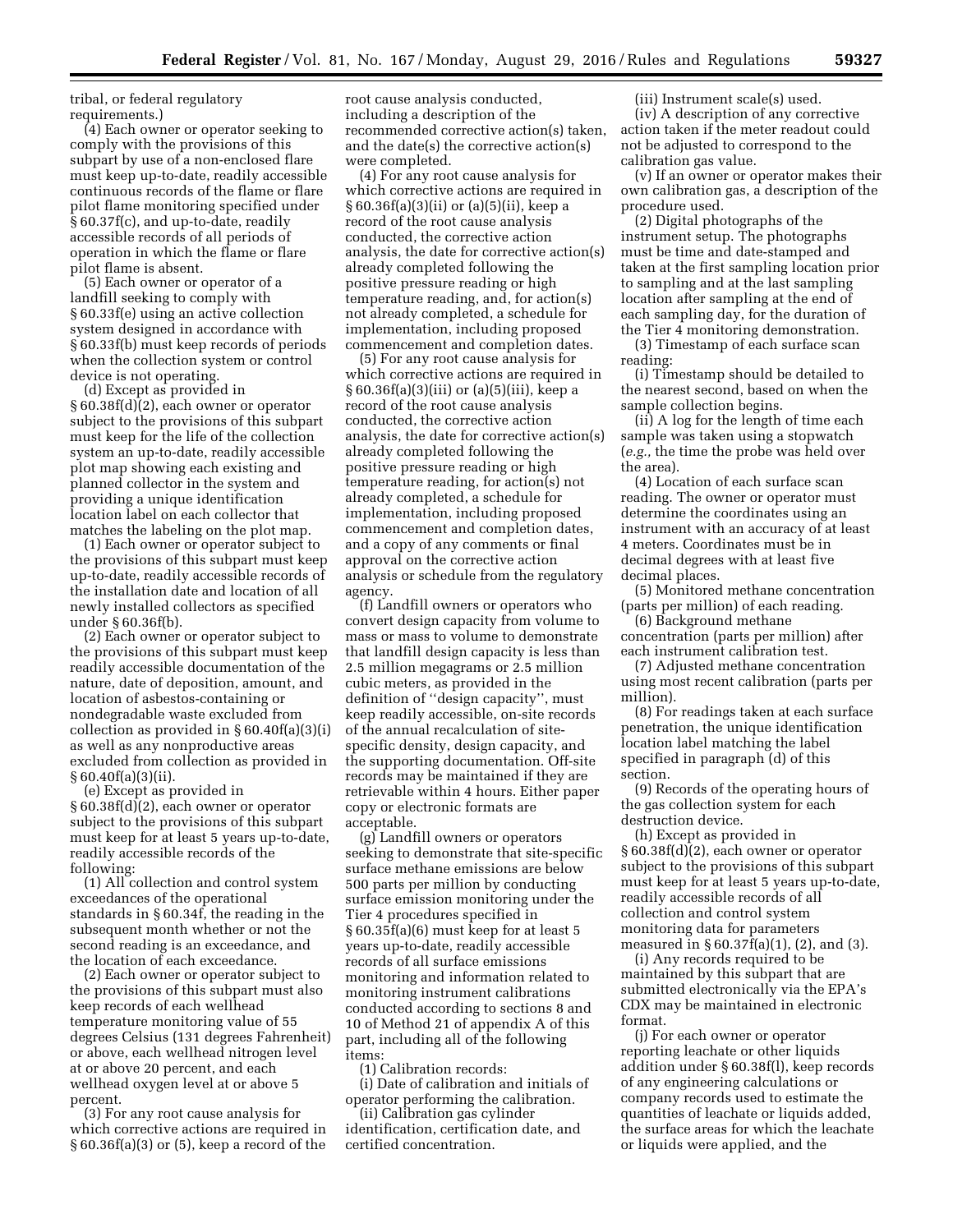tribal, or federal regulatory requirements.)

(4) Each owner or operator seeking to comply with the provisions of this subpart by use of a non-enclosed flare must keep up-to-date, readily accessible continuous records of the flame or flare pilot flame monitoring specified under § 60.37f(c), and up-to-date, readily accessible records of all periods of operation in which the flame or flare pilot flame is absent.

(5) Each owner or operator of a landfill seeking to comply with § 60.33f(e) using an active collection system designed in accordance with § 60.33f(b) must keep records of periods when the collection system or control device is not operating.

(d) Except as provided in § 60.38f(d)(2), each owner or operator subject to the provisions of this subpart must keep for the life of the collection system an up-to-date, readily accessible plot map showing each existing and planned collector in the system and providing a unique identification location label on each collector that matches the labeling on the plot map.

(1) Each owner or operator subject to the provisions of this subpart must keep up-to-date, readily accessible records of the installation date and location of all newly installed collectors as specified under § 60.36f(b).

(2) Each owner or operator subject to the provisions of this subpart must keep readily accessible documentation of the nature, date of deposition, amount, and location of asbestos-containing or nondegradable waste excluded from collection as provided in § 60.40f(a)(3)(i) as well as any nonproductive areas excluded from collection as provided in § 60.40f(a)(3)(ii).

(e) Except as provided in § 60.38f(d)(2), each owner or operator subject to the provisions of this subpart must keep for at least 5 years up-to-date, readily accessible records of the following:

(1) All collection and control system exceedances of the operational standards in § 60.34f, the reading in the subsequent month whether or not the second reading is an exceedance, and the location of each exceedance.

(2) Each owner or operator subject to the provisions of this subpart must also keep records of each wellhead temperature monitoring value of 55 degrees Celsius (131 degrees Fahrenheit) or above, each wellhead nitrogen level at or above 20 percent, and each wellhead oxygen level at or above 5 percent.

(3) For any root cause analysis for which corrective actions are required in § 60.36f(a)(3) or (5), keep a record of the root cause analysis conducted, including a description of the recommended corrective action(s) taken, and the date(s) the corrective action(s) were completed.

(4) For any root cause analysis for which corrective actions are required in § 60.36f(a)(3)(ii) or (a)(5)(ii), keep a record of the root cause analysis conducted, the corrective action analysis, the date for corrective action(s) already completed following the positive pressure reading or high temperature reading, and, for action(s) not already completed, a schedule for implementation, including proposed commencement and completion dates.

(5) For any root cause analysis for which corrective actions are required in § 60.36f(a)(3)(iii) or (a)(5)(iii), keep a record of the root cause analysis conducted, the corrective action analysis, the date for corrective action(s) already completed following the positive pressure reading or high temperature reading, for action(s) not already completed, a schedule for implementation, including proposed commencement and completion dates, and a copy of any comments or final approval on the corrective action analysis or schedule from the regulatory agency.

(f) Landfill owners or operators who convert design capacity from volume to mass or mass to volume to demonstrate that landfill design capacity is less than 2.5 million megagrams or 2.5 million cubic meters, as provided in the definition of "design capacity", must keep readily accessible, on-site records of the annual recalculation of site-specific density, design capacity, and the supporting documentation. Off-site records may be maintained if they are retrievable within 4 hours. Either paper copy or electronic formats are acceptable.

(g) Landfill owners or operators seeking to demonstrate that site-specific surface methane emissions are below 500 parts per million by conducting surface emission monitoring under the Tier 4 procedures specified in § 60.35f(a)(6) must keep for at least 5 years up-to-date, readily accessible records of all surface emissions monitoring and information related to monitoring instrument calibrations conducted according to sections 8 and 10 of Method 21 of appendix A of this part, including all of the following items:

(1) Calibration records:

(i) Date of calibration and initials of operator performing the calibration.

(ii) Calibration gas cylinder identification, certification date, and certified concentration.

(iii) Instrument scale(s) used.

(iv) A description of any corrective action taken if the meter readout could not be adjusted to correspond to the calibration gas value.

(v) If an owner or operator makes their own calibration gas, a description of the procedure used.

(2) Digital photographs of the instrument setup. The photographs must be time and date-stamped and taken at the first sampling location prior to sampling and at the last sampling location after sampling at the end of each sampling day, for the duration of the Tier 4 monitoring demonstration.

(3) Timestamp of each surface scan reading:

(i) Timestamp should be detailed to the nearest second, based on when the sample collection begins.

(ii) A log for the length of time each sample was taken using a stopwatch (*e.g.,* the time the probe was held over the area).

(4) Location of each surface scan reading. The owner or operator must determine the coordinates using an instrument with an accuracy of at least 4 meters. Coordinates must be in decimal degrees with at least five decimal places.

(5) Monitored methane concentration (parts per million) of each reading.

(6) Background methane concentration (parts per million) after each instrument calibration test.

(7) Adjusted methane concentration using most recent calibration (parts per million).

(8) For readings taken at each surface penetration, the unique identification location label matching the label specified in paragraph (d) of this section.

(9) Records of the operating hours of the gas collection system for each destruction device.

(h) Except as provided in § 60.38f(d)(2), each owner or operator subject to the provisions of this subpart must keep for at least 5 years up-to-date, readily accessible records of all collection and control system monitoring data for parameters measured in § 60.37f(a)(1), (2), and (3).

(i) Any records required to be maintained by this subpart that are submitted electronically via the EPA's CDX may be maintained in electronic format.

(j) For each owner or operator reporting leachate or other liquids addition under § 60.38f(l), keep records of any engineering calculations or company records used to estimate the quantities of leachate or liquids added, the surface areas for which the leachate or liquids were applied, and the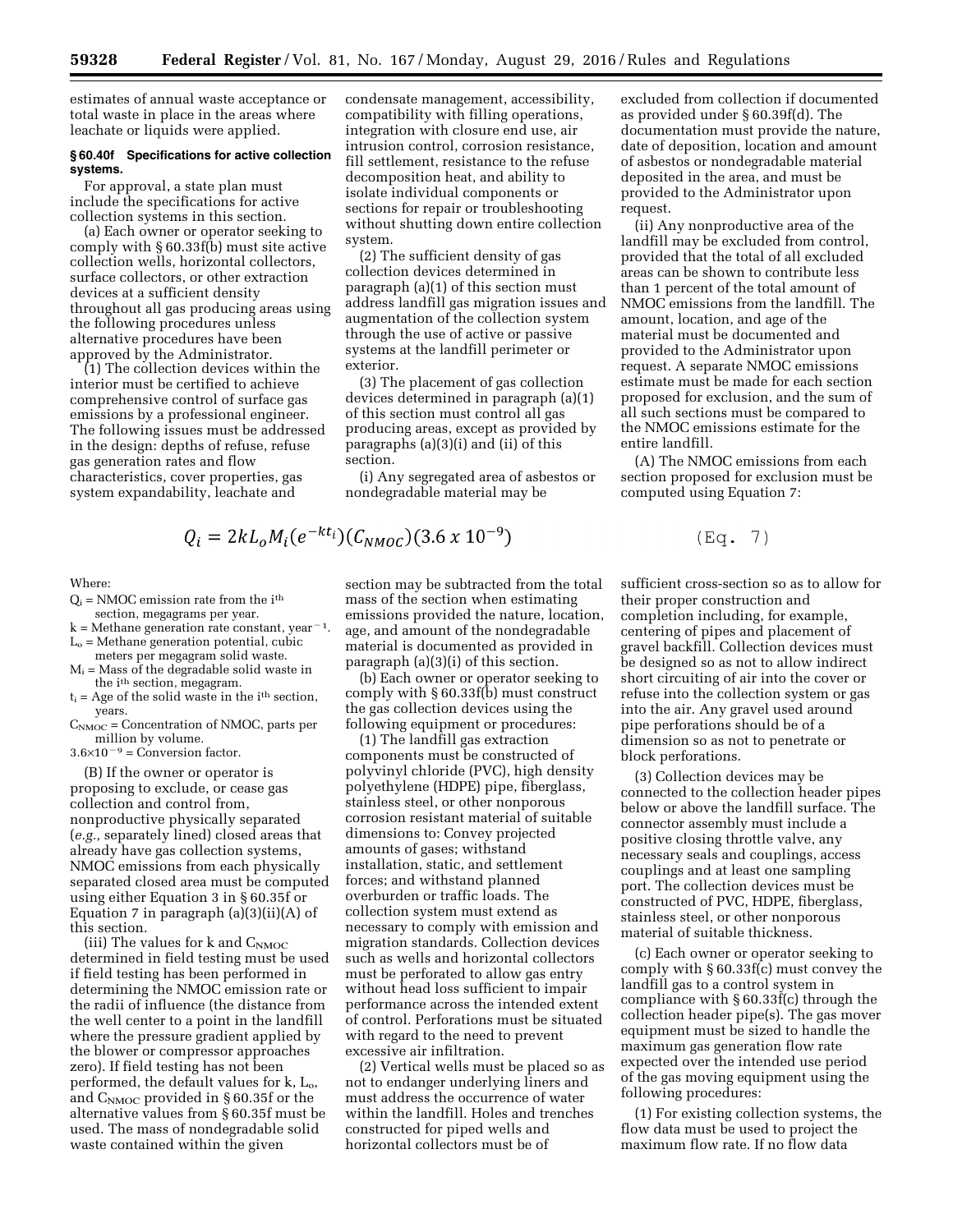estimates of annual waste acceptance or total waste in place in the areas where leachate or liquids were applied.

**§ 60.40f Specifications for active collection systems.**

For approval, a state plan must include the specifications for active collection systems in this section.

(a) Each owner or operator seeking to comply with § 60.33f(b) must site active collection wells, horizontal collectors, surface collectors, or other extraction devices at a sufficient density throughout all gas producing areas using the following procedures unless alternative procedures have been approved by the Administrator.

(1) The collection devices within the interior must be certified to achieve comprehensive control of surface gas emissions by a professional engineer. The following issues must be addressed in the design: depths of refuse, refuse gas generation rates and flow characteristics, cover properties, gas system expandability, leachate and condensate management, accessibility, compatibility with filling operations, integration with closure end use, air intrusion control, corrosion resistance, fill settlement, resistance to the refuse decomposition heat, and ability to isolate individual components or sections for repair or troubleshooting without shutting down entire collection system.

(2) The sufficient density of gas collection devices determined in paragraph (a)(1) of this section must address landfill gas migration issues and augmentation of the collection system through the use of active or passive systems at the landfill perimeter or exterior.

(3) The placement of gas collection devices determined in paragraph (a)(1) of this section must control all gas producing areas, except as provided by paragraphs (a)(3)(i) and (ii) of this section.

(i) Any segregated area of asbestos or nondegradable material may be excluded from collection if documented as provided under § 60.39f(d). The documentation must provide the nature, date of deposition, location and amount of asbestos or nondegradable material deposited in the area, and must be provided to the Administrator upon request.

(ii) Any nonproductive area of the landfill may be excluded from control, provided that the total of all excluded areas can be shown to contribute less than 1 percent of the total amount of NMOC emissions from the landfill. The amount, location, and age of the material must be documented and provided to the Administrator upon request. A separate NMOC emissions estimate must be made for each section proposed for exclusion, and the sum of all such sections must be compared to the NMOC emissions estimate for the entire landfill.

(A) The NMOC emissions from each section proposed for exclusion must be computed using Equation 7:

$$Q_i = 2kL_oM_i(e^{-kt_i})(C_{NMOC})(3.6 \times 10^{-9}) \quad \text{(Eq. 7)}$$

Where:

$Q_i$ = NMOC emission rate from the $i^{th}$ section, megagrams per year.

$k$ = Methane generation rate constant, year$^{-1}$.

$L_o$ = Methane generation potential, cubic meters per megagram solid waste.

$M_i$ = Mass of the degradable solid waste in the $i^{th}$ section, megagram.

$t_i$ = Age of the solid waste in the $i^{th}$ section, years.

$C_{NMOC}$ = Concentration of NMOC, parts per million by volume.

$3.6 \times 10^{-9}$ = Conversion factor.

(B) If the owner or operator is proposing to exclude, or cease gas collection and control from, nonproductive physically separated (*e.g.,* separately lined) closed areas that already have gas collection systems, NMOC emissions from each physically separated closed area must be computed using either Equation 3 in § 60.35f or Equation 7 in paragraph (a)(3)(ii)(A) of this section.

(iii) The values for k and $C_{NMOC}$ determined in field testing must be used if field testing has been performed in determining the NMOC emission rate or the radii of influence (the distance from the well center to a point in the landfill where the pressure gradient applied by the blower or compressor approaches zero). If field testing has not been performed, the default values for k, $L_o$, and $C_{NMOC}$ provided in § 60.35f or the alternative values from § 60.35f must be used. The mass of nondegradable solid waste contained within the given section may be subtracted from the total mass of the section when estimating emissions provided the nature, location, age, and amount of the nondegradable material is documented as provided in paragraph (a)(3)(i) of this section.

(b) Each owner or operator seeking to comply with § 60.33f(b) must construct the gas collection devices using the following equipment or procedures:

(1) The landfill gas extraction components must be constructed of polyvinyl chloride (PVC), high density polyethylene (HDPE) pipe, fiberglass, stainless steel, or other nonporous corrosion resistant material of suitable dimensions to: Convey projected amounts of gases; withstand installation, static, and settlement forces; and withstand planned overburden or traffic loads. The collection system must extend as necessary to comply with emission and migration standards. Collection devices such as wells and horizontal collectors must be perforated to allow gas entry without head loss sufficient to impair performance across the intended extent of control. Perforations must be situated with regard to the need to prevent excessive air infiltration.

(2) Vertical wells must be placed so as not to endanger underlying liners and must address the occurrence of water within the landfill. Holes and trenches constructed for piped wells and horizontal collectors must be of sufficient cross-section so as to allow for their proper construction and completion including, for example, centering of pipes and placement of gravel backfill. Collection devices must be designed so as not to allow indirect short circuiting of air into the cover or refuse into the collection system or gas into the air. Any gravel used around pipe perforations should be of a dimension so as not to penetrate or block perforations.

(3) Collection devices may be connected to the collection header pipes below or above the landfill surface. The connector assembly must include a positive closing throttle valve, any necessary seals and couplings, access couplings and at least one sampling port. The collection devices must be constructed of PVC, HDPE, fiberglass, stainless steel, or other nonporous material of suitable thickness.

(c) Each owner or operator seeking to comply with § 60.33f(c) must convey the landfill gas to a control system in compliance with § 60.33f(c) through the collection header pipe(s). The gas mover equipment must be sized to handle the maximum gas generation flow rate expected over the intended use period of the gas moving equipment using the following procedures:

(1) For existing collection systems, the flow data must be used to project the maximum flow rate. If no flow data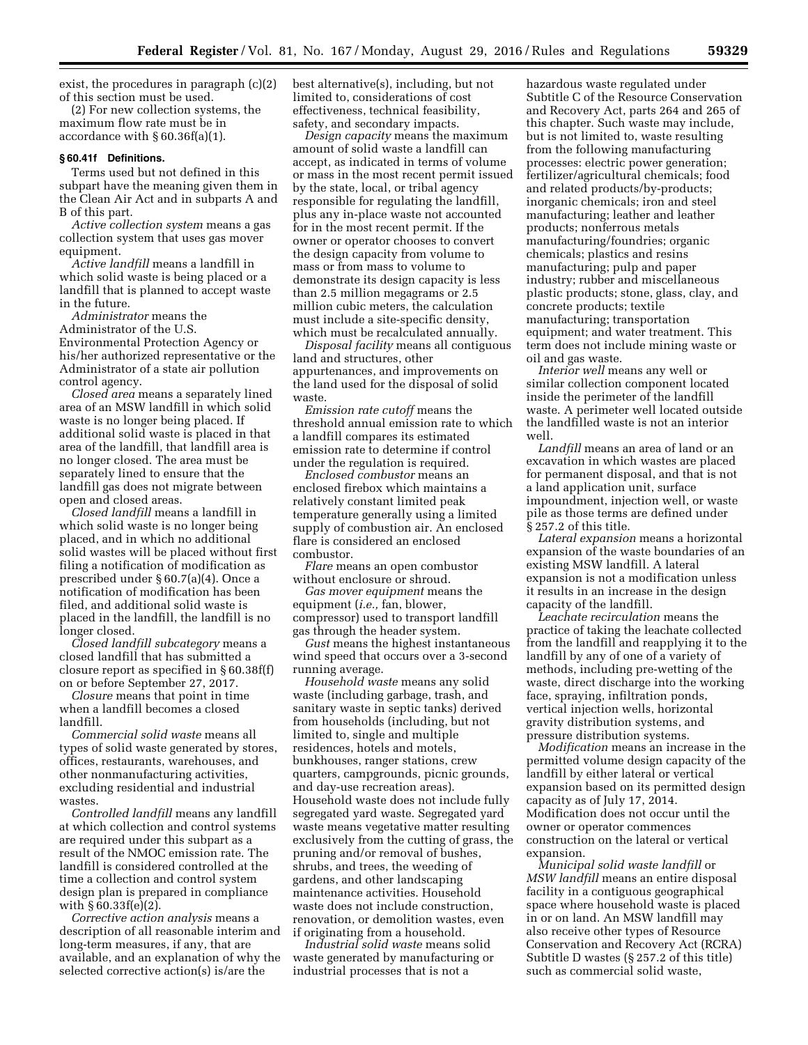exist, the procedures in paragraph (c)(2) of this section must be used.

(2) For new collection systems, the maximum flow rate must be in accordance with § 60.36f(a)(1).

### § 60.41f Definitions.

Terms used but not defined in this subpart have the meaning given them in the Clean Air Act and in subparts A and B of this part.

*Active collection system* means a gas collection system that uses gas mover equipment.

*Active landfill* means a landfill in which solid waste is being placed or a landfill that is planned to accept waste in the future.

*Administrator* means the Administrator of the U.S. Environmental Protection Agency or his/her authorized representative or the Administrator of a state air pollution control agency.

*Closed area* means a separately lined area of an MSW landfill in which solid waste is no longer being placed. If additional solid waste is placed in that area of the landfill, that landfill area is no longer closed. The area must be separately lined to ensure that the landfill gas does not migrate between open and closed areas.

*Closed landfill* means a landfill in which solid waste is no longer being placed, and in which no additional solid wastes will be placed without first filing a notification of modification as prescribed under § 60.7(a)(4). Once a notification of modification has been filed, and additional solid waste is placed in the landfill, the landfill is no longer closed.

*Closed landfill subcategory* means a closed landfill that has submitted a closure report as specified in § 60.38f(f) on or before September 27, 2017.

*Closure* means that point in time when a landfill becomes a closed landfill.

*Commercial solid waste* means all types of solid waste generated by stores, offices, restaurants, warehouses, and other nonmanufacturing activities, excluding residential and industrial wastes.

*Controlled landfill* means any landfill at which collection and control systems are required under this subpart as a result of the NMOC emission rate. The landfill is considered controlled at the time a collection and control system design plan is prepared in compliance with § 60.33f(e)(2).

*Corrective action analysis* means a description of all reasonable interim and long-term measures, if any, that are available, and an explanation of why the selected corrective action(s) is/are the best alternative(s), including, but not limited to, considerations of cost effectiveness, technical feasibility, safety, and secondary impacts.

*Design capacity* means the maximum amount of solid waste a landfill can accept, as indicated in terms of volume or mass in the most recent permit issued by the state, local, or tribal agency responsible for regulating the landfill, plus any in-place waste not accounted for in the most recent permit. If the owner or operator chooses to convert the design capacity from volume to mass or from mass to volume to demonstrate its design capacity is less than 2.5 million megagrams or 2.5 million cubic meters, the calculation must include a site-specific density, which must be recalculated annually.

*Disposal facility* means all contiguous land and structures, other appurtenances, and improvements on the land used for the disposal of solid waste.

*Emission rate cutoff* means the threshold annual emission rate to which a landfill compares its estimated emission rate to determine if control under the regulation is required.

*Enclosed combustor* means an enclosed firebox which maintains a relatively constant limited peak temperature generally using a limited supply of combustion air. An enclosed flare is considered an enclosed combustor.

*Flare* means an open combustor without enclosure or shroud.

*Gas mover equipment* means the equipment (*i.e.,* fan, blower, compressor) used to transport landfill gas through the header system.

*Gust* means the highest instantaneous wind speed that occurs over a 3-second running average.

*Household waste* means any solid waste (including garbage, trash, and sanitary waste in septic tanks) derived from households (including, but not limited to, single and multiple residences, hotels and motels, bunkhouses, ranger stations, crew quarters, campgrounds, picnic grounds, and day-use recreation areas). Household waste does not include fully segregated yard waste. Segregated yard waste means vegetative matter resulting exclusively from the cutting of grass, the pruning and/or removal of bushes, shrubs, and trees, the weeding of gardens, and other landscaping maintenance activities. Household waste does not include construction, renovation, or demolition wastes, even if originating from a household.

*Industrial solid waste* means solid waste generated by manufacturing or industrial processes that is not a hazardous waste regulated under Subtitle C of the Resource Conservation and Recovery Act, parts 264 and 265 of this chapter. Such waste may include, but is not limited to, waste resulting from the following manufacturing processes: electric power generation; fertilizer/agricultural chemicals; food and related products/by-products; inorganic chemicals; iron and steel manufacturing; leather and leather products; nonferrous metals manufacturing/foundries; organic chemicals; plastics and resins manufacturing; pulp and paper industry; rubber and miscellaneous plastic products; stone, glass, clay, and concrete products; textile manufacturing; transportation equipment; and water treatment. This term does not include mining waste or oil and gas waste.

*Interior well* means any well or similar collection component located inside the perimeter of the landfill waste. A perimeter well located outside the landfilled waste is not an interior well.

*Landfill* means an area of land or an excavation in which wastes are placed for permanent disposal, and that is not a land application unit, surface impoundment, injection well, or waste pile as those terms are defined under § 257.2 of this title.

*Lateral expansion* means a horizontal expansion of the waste boundaries of an existing MSW landfill. A lateral expansion is not a modification unless it results in an increase in the design capacity of the landfill.

*Leachate recirculation* means the practice of taking the leachate collected from the landfill and reapplying it to the landfill by any of one of a variety of methods, including pre-wetting of the waste, direct discharge into the working face, spraying, infiltration ponds, vertical injection wells, horizontal gravity distribution systems, and pressure distribution systems.

*Modification* means an increase in the permitted volume design capacity of the landfill by either lateral or vertical expansion based on its permitted design capacity as of July 17, 2014. Modification does not occur until the owner or operator commences construction on the lateral or vertical expansion.

*Municipal solid waste landfill* or *MSW landfill* means an entire disposal facility in a contiguous geographical space where household waste is placed in or on land. An MSW landfill may also receive other types of Resource Conservation and Recovery Act (RCRA) Subtitle D wastes (§ 257.2 of this title) such as commercial solid waste,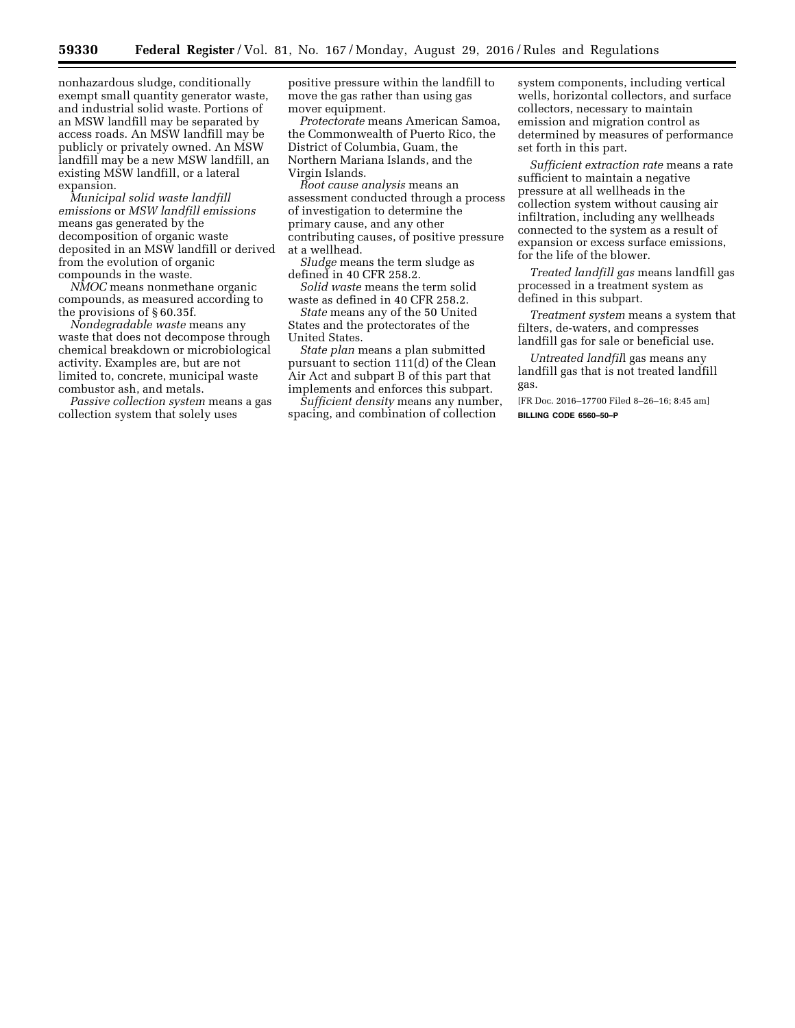nonhazardous sludge, conditionally exempt small quantity generator waste, and industrial solid waste. Portions of an MSW landfill may be separated by access roads. An MSW landfill may be publicly or privately owned. An MSW landfill may be a new MSW landfill, an existing MSW landfill, or a lateral expansion.

*Municipal solid waste landfill emissions* or *MSW landfill emissions* means gas generated by the decomposition of organic waste deposited in an MSW landfill or derived from the evolution of organic compounds in the waste.

*NMOC* means nonmethane organic compounds, as measured according to the provisions of § 60.35f.

*Nondegradable waste* means any waste that does not decompose through chemical breakdown or microbiological activity. Examples are, but are not limited to, concrete, municipal waste combustor ash, and metals.

*Passive collection system* means a gas collection system that solely uses positive pressure within the landfill to move the gas rather than using gas mover equipment.

*Protectorate* means American Samoa, the Commonwealth of Puerto Rico, the District of Columbia, Guam, the Northern Mariana Islands, and the Virgin Islands.

*Root cause analysis* means an assessment conducted through a process of investigation to determine the primary cause, and any other contributing causes, of positive pressure at a wellhead.

*Sludge* means the term sludge as defined in 40 CFR 258.2.

*Solid waste* means the term solid waste as defined in 40 CFR 258.2.

*State* means any of the 50 United States and the protectorates of the United States.

*State plan* means a plan submitted pursuant to section 111(d) of the Clean Air Act and subpart B of this part that implements and enforces this subpart.

*Sufficient density* means any number, spacing, and combination of collection system components, including vertical wells, horizontal collectors, and surface collectors, necessary to maintain emission and migration control as determined by measures of performance set forth in this part.

*Sufficient extraction rate* means a rate sufficient to maintain a negative pressure at all wellheads in the collection system without causing air infiltration, including any wellheads connected to the system as a result of expansion or excess surface emissions, for the life of the blower.

*Treated landfill gas* means landfill gas processed in a treatment system as defined in this subpart.

*Treatment system* means a system that filters, de-waters, and compresses landfill gas for sale or beneficial use.

*Untreated landfill gas* means any landfill gas that is not treated landfill gas.

[FR Doc. 2016–17700 Filed 8–26–16; 8:45 am]

**BILLING CODE 6560–50–P**